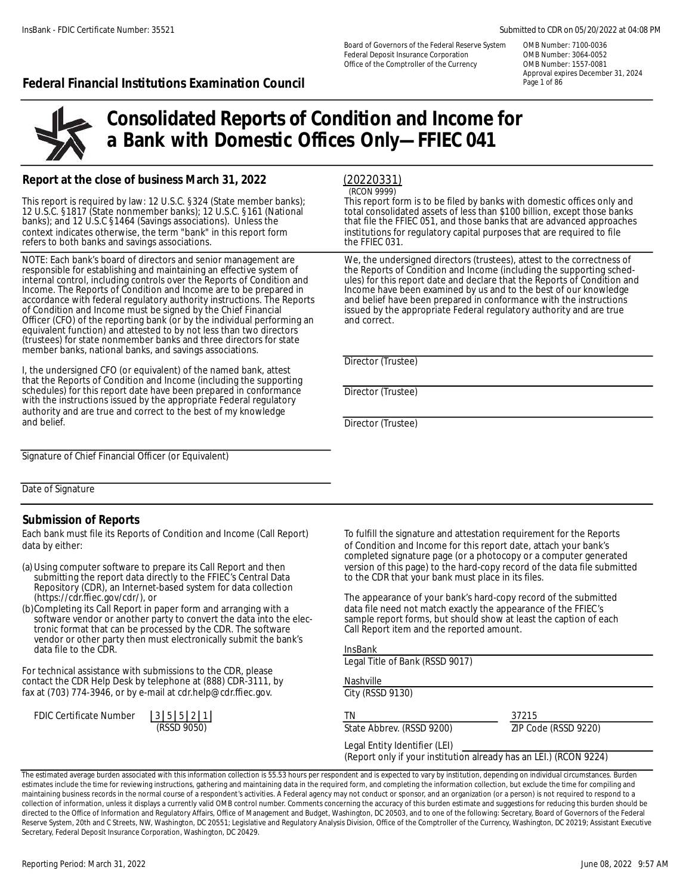Board of Governors of the Federal Reserve System
Federal Deposit Insurance Corporation
Office of the Comptroller of the Currency

OMB Number: 7100-0036
OMB Number: 3064-0052
OMB Number: 1557-0081
Approval expires December 31, 2024

**Federal Financial Institutions Examination Council**

# Consolidated Reports of Condition and Income for a Bank with Domestic Offices Only—FFIEC 041

## Report at the close of business March 31, 2022

(20220331)
(RCON 9999)

This report is required by law: 12 U.S.C. §324 (State member banks); 12 U.S.C. §1817 (State nonmember banks); 12 U.S.C. §161 (National banks); and 12 U.S.C §1464 (Savings associations). Unless the context indicates otherwise, the term "bank" in this report form refers to both banks and savings associations.

This report form is to be filed by banks with domestic offices only and total consolidated assets of less than $100 billion, except those banks that file the FFIEC 051, and those banks that are advanced approaches institutions for regulatory capital purposes that are required to file the FFIEC 031.

NOTE: Each bank's board of directors and senior management are responsible for establishing and maintaining an effective system of internal control, including controls over the Reports of Condition and Income. The Reports of Condition and Income are to be prepared in accordance with federal regulatory authority instructions. The Reports of Condition and Income must be signed by the Chief Financial Officer (CFO) of the reporting bank (or by the individual performing an equivalent function) and attested to by not less than two directors (trustees) for state nonmember banks and three directors for state member banks, national banks, and savings associations.

I, the undersigned CFO (or equivalent) of the named bank, attest that the Reports of Condition and Income (including the supporting schedules) for this report date have been prepared in conformance with the instructions issued by the appropriate Federal regulatory authority and are true and correct to the best of my knowledge and belief.

Signature of Chief Financial Officer (or Equivalent)

Date of Signature

We, the undersigned directors (trustees), attest to the correctness of the Reports of Condition and Income (including the supporting schedules) for this report date and declare that the Reports of Condition and Income have been examined by us and to the best of our knowledge and belief have been prepared in conformance with the instructions issued by the appropriate Federal regulatory authority and are true and correct.

Director (Trustee)

Director (Trustee)

Director (Trustee)

## Submission of Reports

Each bank must file its Reports of Condition and Income (Call Report) data by either:

(a) Using computer software to prepare its Call Report and then submitting the report data directly to the FFIEC's Central Data Repository (CDR), an Internet-based system for data collection (https://cdr.ffiec.gov/cdr/), or

(b) Completing its Call Report in paper form and arranging with a software vendor or another party to convert the data into the electronic format that can be processed by the CDR. The software vendor or other party then must electronically submit the bank's data file to the CDR.

For technical assistance with submissions to the CDR, please contact the CDR Help Desk by telephone at (888) CDR-3111, by fax at (703) 774-3946, or by e-mail at cdr.help@cdr.ffiec.gov.

FDIC Certificate Number 35521
(RSSD 9050)

To fulfill the signature and attestation requirement for the Reports of Condition and Income for this report date, attach your bank's completed signature page (or a photocopy or a computer generated version of this page) to the hard-copy record of the data file submitted to the CDR that your bank must place in its files.

The appearance of your bank's hard-copy record of the submitted data file need not match exactly the appearance of the FFIEC's sample report forms, but should show at least the caption of each Call Report item and the reported amount.

InsBank
Legal Title of Bank (RSSD 9017)

Nashville
City (RSSD 9130)

TN
State Abbrev. (RSSD 9200)

37215
ZIP Code (RSSD 9220)

Legal Entity Identifier (LEI)
(Report only if your institution already has an LEI.) (RCON 9224)

The estimated average burden associated with this information collection is 55.53 hours per respondent and is expected to vary by institution, depending on individual circumstances. Burden estimates include the time for reviewing instructions, gathering and maintaining data in the required form, and completing the information collection, but exclude the time for compiling and maintaining business records in the normal course of a respondent's activities. A Federal agency may not conduct or sponsor, and an organization (or a person) is not required to respond to a collection of information, unless it displays a currently valid OMB control number. Comments concerning the accuracy of this burden estimate and suggestions for reducing this burden should be directed to the Office of Information and Regulatory Affairs, Office of Management and Budget, Washington, DC 20503, and to one of the following: Secretary, Board of Governors of the Federal Reserve System, 20th and C Streets, NW, Washington, DC 20551; Legislative and Regulatory Analysis Division, Office of the Comptroller of the Currency, Washington, DC 20219; Assistant Executive Secretary, Federal Deposit Insurance Corporation, Washington, DC 20429.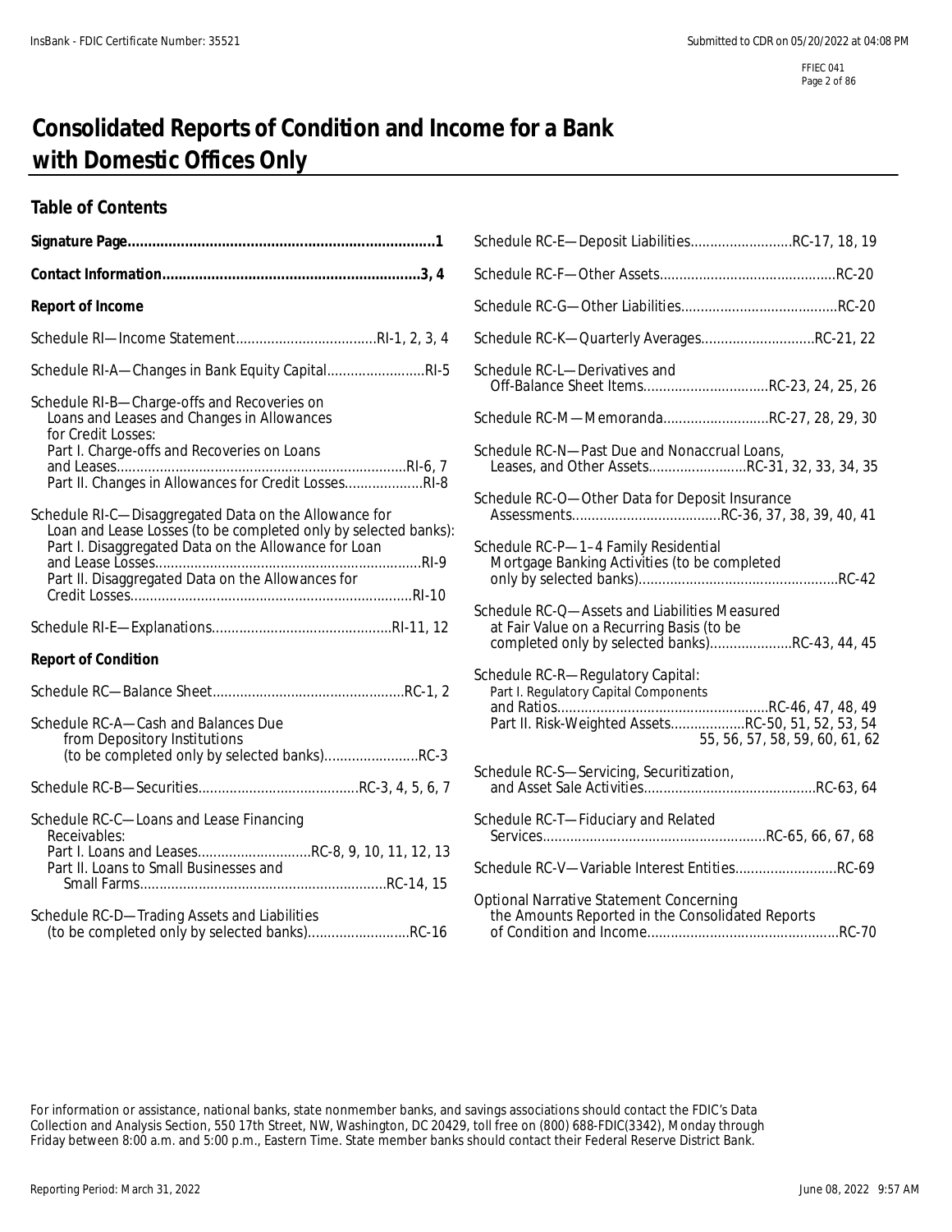# Consolidated Reports of Condition and Income for a Bank with Domestic Offices Only

## Table of Contents

**Signature Page**..........1

**Contact Information**..........3, 4

**Report of Income**

Schedule RI—Income Statement..........RI-1, 2, 3, 4

Schedule RI-A—Changes in Bank Equity Capital..........RI-5

Schedule RI-B—Charge-offs and Recoveries on Loans and Leases and Changes in Allowances for Credit Losses:
- Part I. Charge-offs and Recoveries on Loans and Leases..........RI-6, 7
- Part II. Changes in Allowances for Credit Losses..........RI-8

Schedule RI-C—Disaggregated Data on the Allowance for Loan and Lease Losses (to be completed only by selected banks):
- Part I. Disaggregated Data on the Allowance for Loan and Lease Losses..........RI-9
- Part II. Disaggregated Data on the Allowances for Credit Losses..........RI-10

Schedule RI-E—Explanations..........RI-11, 12

**Report of Condition**

Schedule RC—Balance Sheet..........RC-1, 2

Schedule RC-A—Cash and Balances Due from Depository Institutions (to be completed only by selected banks)..........RC-3

Schedule RC-B—Securities..........RC-3, 4, 5, 6, 7

Schedule RC-C—Loans and Lease Financing Receivables:
- Part I. Loans and Leases..........RC-8, 9, 10, 11, 12, 13
- Part II. Loans to Small Businesses and Small Farms..........RC-14, 15

Schedule RC-D—Trading Assets and Liabilities (to be completed only by selected banks)..........RC-16

Schedule RC-E—Deposit Liabilities..........RC-17, 18, 19

Schedule RC-F—Other Assets..........RC-20

Schedule RC-G—Other Liabilities..........RC-20

Schedule RC-K—Quarterly Averages..........RC-21, 22

Schedule RC-L—Derivatives and Off-Balance Sheet Items..........RC-23, 24, 25, 26

Schedule RC-M—Memoranda..........RC-27, 28, 29, 30

Schedule RC-N—Past Due and Nonaccrual Loans, Leases, and Other Assets..........RC-31, 32, 33, 34, 35

Schedule RC-O—Other Data for Deposit Insurance Assessments..........RC-36, 37, 38, 39, 40, 41

Schedule RC-P—1–4 Family Residential Mortgage Banking Activities (to be completed only by selected banks)..........RC-42

Schedule RC-Q—Assets and Liabilities Measured at Fair Value on a Recurring Basis (to be completed only by selected banks)..........RC-43, 44, 45

Schedule RC-R—Regulatory Capital:
- Part I. Regulatory Capital Components and Ratios..........RC-46, 47, 48, 49
- Part II. Risk-Weighted Assets..........RC-50, 51, 52, 53, 54, 55, 56, 57, 58, 59, 60, 61, 62

Schedule RC-S—Servicing, Securitization, and Asset Sale Activities..........RC-63, 64

Schedule RC-T—Fiduciary and Related Services..........RC-65, 66, 67, 68

Schedule RC-V—Variable Interest Entities..........RC-69

Optional Narrative Statement Concerning the Amounts Reported in the Consolidated Reports of Condition and Income..........RC-70

For information or assistance, national banks, state nonmember banks, and savings associations should contact the FDIC's Data Collection and Analysis Section, 550 17th Street, NW, Washington, DC 20429, toll free on (800) 688-FDIC(3342), Monday through Friday between 8:00 a.m. and 5:00 p.m., Eastern Time. State member banks should contact their Federal Reserve District Bank.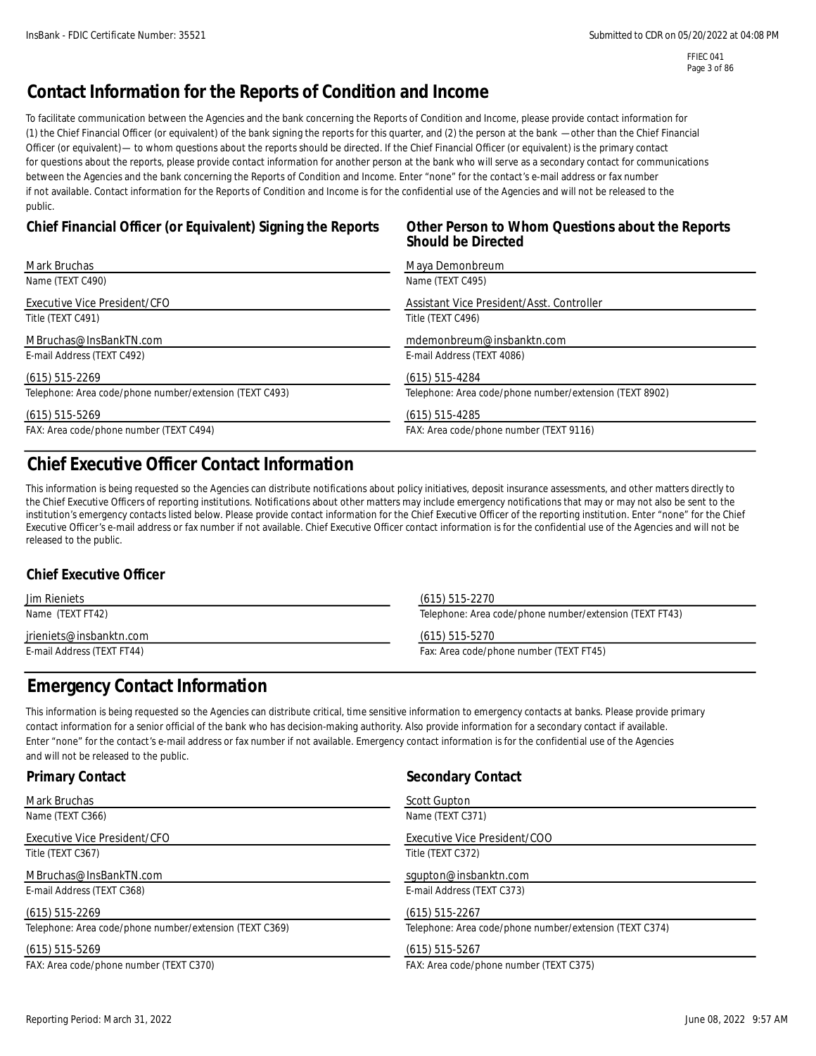# Contact Information for the Reports of Condition and Income

To facilitate communication between the Agencies and the bank concerning the Reports of Condition and Income, please provide contact information for (1) the Chief Financial Officer (or equivalent) of the bank signing the reports for this quarter, and (2) the person at the bank —other than the Chief Financial Officer (or equivalent)— to whom questions about the reports should be directed. If the Chief Financial Officer (or equivalent) is the primary contact for questions about the reports, please provide contact information for another person at the bank who will serve as a secondary contact for communications between the Agencies and the bank concerning the Reports of Condition and Income. Enter "none" for the contact's e-mail address or fax number if not available. Contact information for the Reports of Condition and Income is for the confidential use of the Agencies and will not be released to the public.

| Chief Financial Officer (or Equivalent) Signing the Reports | Other Person to Whom Questions about the Reports Should be Directed |
|---|---|
| Mark Bruchas | Maya Demonbreum |
| Name (TEXT C490) | Name (TEXT C495) |
| Executive Vice President/CFO | Assistant Vice President/Asst. Controller |
| Title (TEXT C491) | Title (TEXT C496) |
| MBruchas@InsBankTN.com | mdemonbreum@insbanktn.com |
| E-mail Address (TEXT C492) | E-mail Address (TEXT 4086) |
| (615) 515-2269 | (615) 515-4284 |
| Telephone: Area code/phone number/extension (TEXT C493) | Telephone: Area code/phone number/extension (TEXT 8902) |
| (615) 515-5269 | (615) 515-4285 |
| FAX: Area code/phone number (TEXT C494) | FAX: Area code/phone number (TEXT 9116) |

# Chief Executive Officer Contact Information

This information is being requested so the Agencies can distribute notifications about policy initiatives, deposit insurance assessments, and other matters directly to the Chief Executive Officers of reporting institutions. Notifications about other matters may include emergency notifications that may or may not also be sent to the institution's emergency contacts listed below. Please provide contact information for the Chief Executive Officer of the reporting institution. Enter "none" for the Chief Executive Officer's e-mail address or fax number if not available. Chief Executive Officer contact information is for the confidential use of the Agencies and will not be released to the public.

### Chief Executive Officer

| | |
|---|---|
| Jim Rieniets | (615) 515-2270 |
| Name (TEXT FT42) | Telephone: Area code/phone number/extension (TEXT FT43) |
| jrieniets@insbanktn.com | (615) 515-5270 |
| E-mail Address (TEXT FT44) | Fax: Area code/phone number (TEXT FT45) |

# Emergency Contact Information

This information is being requested so the Agencies can distribute critical, time sensitive information to emergency contacts at banks. Please provide primary contact information for a senior official of the bank who has decision-making authority. Also provide information for a secondary contact if available. Enter "none" for the contact's e-mail address or fax number if not available. Emergency contact information is for the confidential use of the Agencies and will not be released to the public.

| Primary Contact | Secondary Contact |
|---|---|
| Mark Bruchas | Scott Gupton |
| Name (TEXT C366) | Name (TEXT C371) |
| Executive Vice President/CFO | Executive Vice President/COO |
| Title (TEXT C367) | Title (TEXT C372) |
| MBruchas@InsBankTN.com | sgupton@insbanktn.com |
| E-mail Address (TEXT C368) | E-mail Address (TEXT C373) |
| (615) 515-2269 | (615) 515-2267 |
| Telephone: Area code/phone number/extension (TEXT C369) | Telephone: Area code/phone number/extension (TEXT C374) |
| (615) 515-5269 | (615) 515-5267 |
| FAX: Area code/phone number (TEXT C370) | FAX: Area code/phone number (TEXT C375) |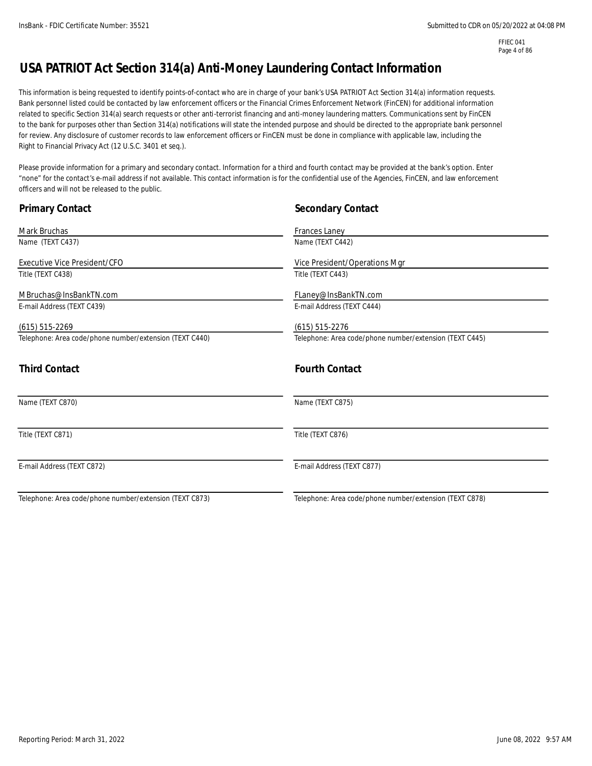FFIEC 041

# USA PATRIOT Act Section 314(a) Anti-Money Laundering Contact Information

This information is being requested to identify points-of-contact who are in charge of your bank's USA PATRIOT Act Section 314(a) information requests. Bank personnel listed could be contacted by law enforcement officers or the Financial Crimes Enforcement Network (FinCEN) for additional information related to specific Section 314(a) search requests or other anti-terrorist financing and anti-money laundering matters. Communications sent by FinCEN to the bank for purposes other than Section 314(a) notifications will state the intended purpose and should be directed to the appropriate bank personnel for review. Any disclosure of customer records to law enforcement officers or FinCEN must be done in compliance with applicable law, including the Right to Financial Privacy Act (12 U.S.C. 3401 et seq.).

Please provide information for a primary and secondary contact. Information for a third and fourth contact may be provided at the bank's option. Enter "none" for the contact's e-mail address if not available. This contact information is for the confidential use of the Agencies, FinCEN, and law enforcement officers and will not be released to the public.

## Primary Contact

Mark Bruchas
Name (TEXT C437)

Executive Vice President/CFO
Title (TEXT C438)

MBruchas@InsBankTN.com
E-mail Address (TEXT C439)

(615) 515-2269
Telephone: Area code/phone number/extension (TEXT C440)

## Secondary Contact

Frances Laney
Name (TEXT C442)

Vice President/Operations Mgr
Title (TEXT C443)

FLaney@InsBankTN.com
E-mail Address (TEXT C444)

(615) 515-2276
Telephone: Area code/phone number/extension (TEXT C445)

## Third Contact

Name (TEXT C870)

Title (TEXT C871)

E-mail Address (TEXT C872)

Telephone: Area code/phone number/extension (TEXT C873)

## Fourth Contact

Name (TEXT C875)

Title (TEXT C876)

E-mail Address (TEXT C877)

Telephone: Area code/phone number/extension (TEXT C878)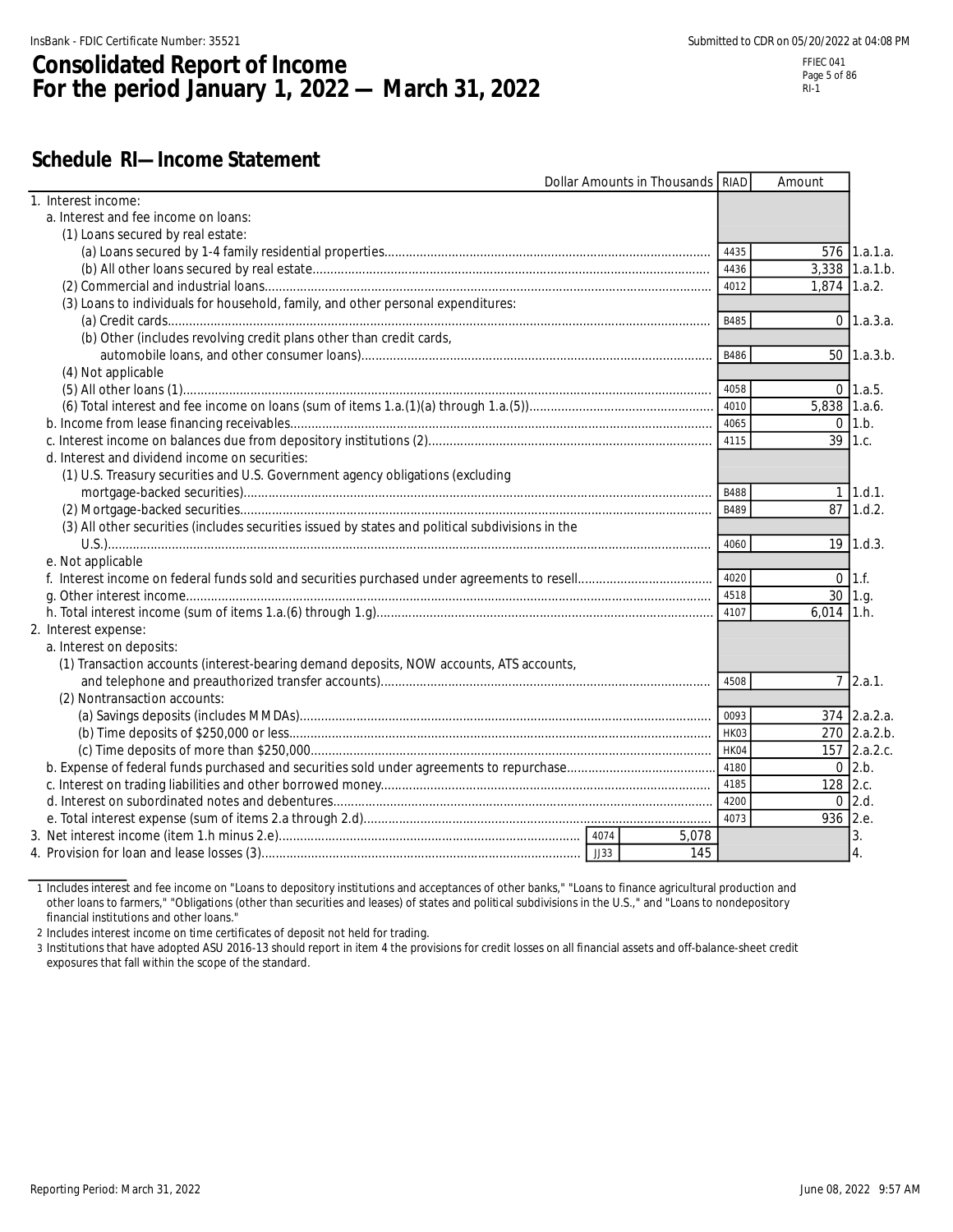# Consolidated Report of Income
# For the period January 1, 2022 — March 31, 2022

## Schedule RI—Income Statement

| Dollar Amounts in Thousands | RIAD | Amount | |
|---|---|---|---|
| 1. Interest income: | | | |
| a. Interest and fee income on loans: | | | |
| (1) Loans secured by real estate: | | | |
| (a) Loans secured by 1-4 family residential properties | 4435 | 576 | 1.a.1.a. |
| (b) All other loans secured by real estate | 4436 | 3,338 | 1.a.1.b. |
| (2) Commercial and industrial loans | 4012 | 1,874 | 1.a.2. |
| (3) Loans to individuals for household, family, and other personal expenditures: | | | |
| (a) Credit cards | B485 | 0 | 1.a.3.a. |
| (b) Other (includes revolving credit plans other than credit cards, automobile loans, and other consumer loans) | B486 | 50 | 1.a.3.b. |
| (4) Not applicable | | | |
| (5) All other loans (1) | 4058 | 0 | 1.a.5. |
| (6) Total interest and fee income on loans (sum of items 1.a.(1)(a) through 1.a.(5)) | 4010 | 5,838 | 1.a.6. |
| b. Income from lease financing receivables | 4065 | 0 | 1.b. |
| c. Interest income on balances due from depository institutions (2) | 4115 | 39 | 1.c. |
| d. Interest and dividend income on securities: | | | |
| (1) U.S. Treasury securities and U.S. Government agency obligations (excluding mortgage-backed securities) | B488 | 1 | 1.d.1. |
| (2) Mortgage-backed securities | B489 | 87 | 1.d.2. |
| (3) All other securities (includes securities issued by states and political subdivisions in the U.S.) | 4060 | 19 | 1.d.3. |
| e. Not applicable | | | |
| f. Interest income on federal funds sold and securities purchased under agreements to resell | 4020 | 0 | 1.f. |
| g. Other interest income | 4518 | 30 | 1.g. |
| h. Total interest income (sum of items 1.a.(6) through 1.g) | 4107 | 6,014 | 1.h. |
| 2. Interest expense: | | | |
| a. Interest on deposits: | | | |
| (1) Transaction accounts (interest-bearing demand deposits, NOW accounts, ATS accounts, and telephone and preauthorized transfer accounts) | 4508 | 7 | 2.a.1. |
| (2) Nontransaction accounts: | | | |
| (a) Savings deposits (includes MMDAs) | 0093 | 374 | 2.a.2.a. |
| (b) Time deposits of $250,000 or less | HK03 | 270 | 2.a.2.b. |
| (c) Time deposits of more than $250,000 | HK04 | 157 | 2.a.2.c. |
| b. Expense of federal funds purchased and securities sold under agreements to repurchase | 4180 | 0 | 2.b. |
| c. Interest on trading liabilities and other borrowed money | 4185 | 128 | 2.c. |
| d. Interest on subordinated notes and debentures | 4200 | 0 | 2.d. |
| e. Total interest expense (sum of items 2.a through 2.d) | 4073 | 936 | 2.e. |
| 3. Net interest income (item 1.h minus 2.e) | 4074 | 5,078 | 3. |
| 4. Provision for loan and lease losses (3) | JJ33 | 145 | 4. |

1 Includes interest and fee income on "Loans to depository institutions and acceptances of other banks," "Loans to finance agricultural production and other loans to farmers," "Obligations (other than securities and leases) of states and political subdivisions in the U.S.," and "Loans to nondepository financial institutions and other loans."

2 Includes interest income on time certificates of deposit not held for trading.

3 Institutions that have adopted ASU 2016-13 should report in item 4 the provisions for credit losses on all financial assets and off-balance-sheet credit exposures that fall within the scope of the standard.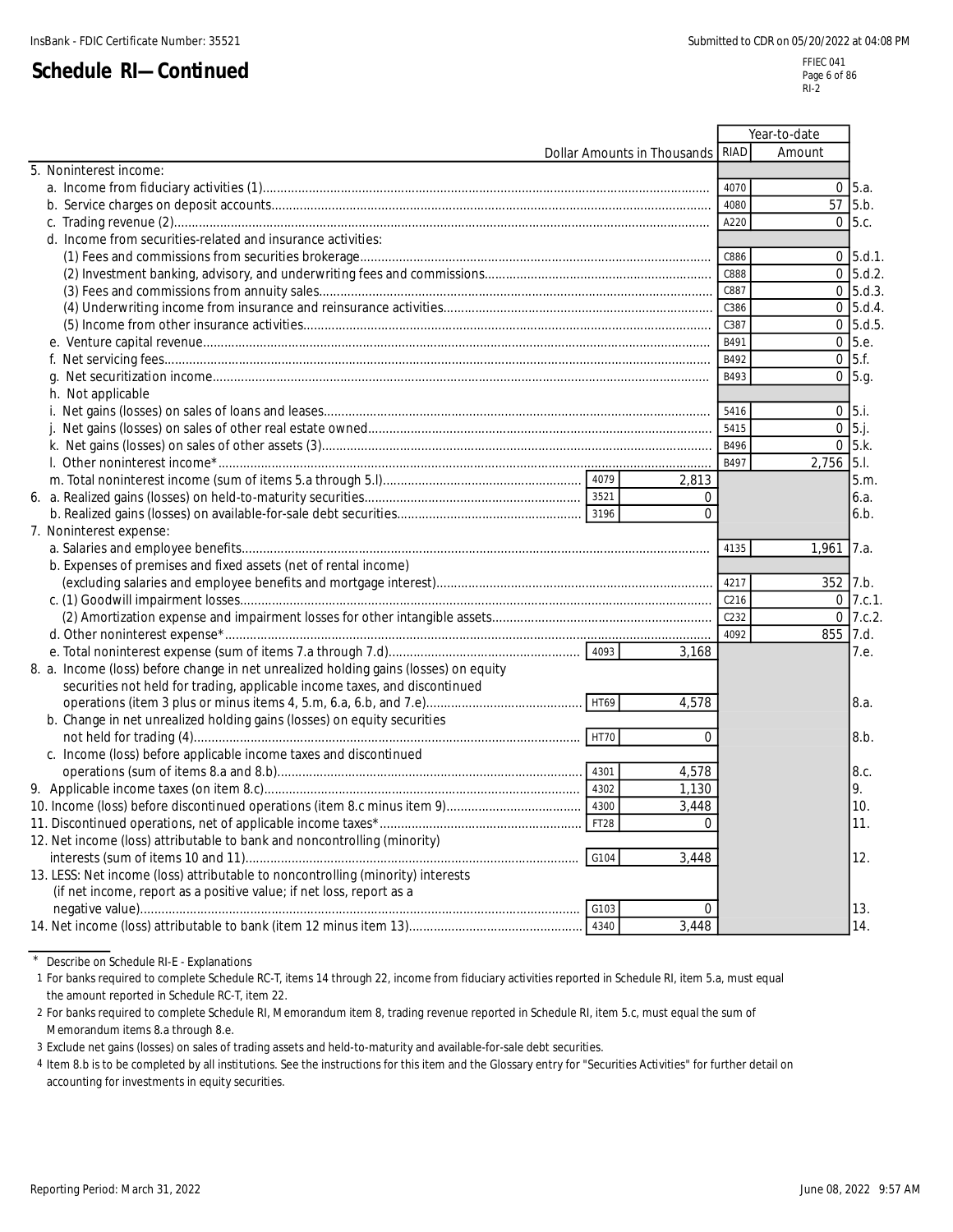## Schedule RI—Continued

| Dollar Amounts in Thousands | | | RIAD | Year-to-date Amount | |
|---|---|---|---|---|---|
| 5. Noninterest income: | | | | | |
| a. Income from fiduciary activities (1) | | | 4070 | 0 | 5.a. |
| b. Service charges on deposit accounts | | | 4080 | 57 | 5.b. |
| c. Trading revenue (2) | | | A220 | 0 | 5.c. |
| d. Income from securities-related and insurance activities: | | | | | |
| (1) Fees and commissions from securities brokerage | | | C886 | 0 | 5.d.1. |
| (2) Investment banking, advisory, and underwriting fees and commissions | | | C888 | 0 | 5.d.2. |
| (3) Fees and commissions from annuity sales | | | C887 | 0 | 5.d.3. |
| (4) Underwriting income from insurance and reinsurance activities | | | C386 | 0 | 5.d.4. |
| (5) Income from other insurance activities | | | C387 | 0 | 5.d.5. |
| e. Venture capital revenue | | | B491 | 0 | 5.e. |
| f. Net servicing fees | | | B492 | 0 | 5.f. |
| g. Net securitization income | | | B493 | 0 | 5.g. |
| h. Not applicable | | | | | |
| i. Net gains (losses) on sales of loans and leases | | | 5416 | 0 | 5.i. |
| j. Net gains (losses) on sales of other real estate owned | | | 5415 | 0 | 5.j. |
| k. Net gains (losses) on sales of other assets (3) | | | B496 | 0 | 5.k. |
| l. Other noninterest income* | | | B497 | 2,756 | 5.l. |
| m. Total noninterest income (sum of items 5.a through 5.l) | 4079 | 2,813 | | | 5.m. |
| 6. a. Realized gains (losses) on held-to-maturity securities | 3521 | 0 | | | 6.a. |
| b. Realized gains (losses) on available-for-sale debt securities | 3196 | 0 | | | 6.b. |
| 7. Noninterest expense: | | | | | |
| a. Salaries and employee benefits | | | 4135 | 1,961 | 7.a. |
| b. Expenses of premises and fixed assets (net of rental income) (excluding salaries and employee benefits and mortgage interest) | | | 4217 | 352 | 7.b. |
| c. (1) Goodwill impairment losses | | | C216 | 0 | 7.c.1. |
| (2) Amortization expense and impairment losses for other intangible assets | | | C232 | 0 | 7.c.2. |
| d. Other noninterest expense* | | | 4092 | 855 | 7.d. |
| e. Total noninterest expense (sum of items 7.a through 7.d) | 4093 | 3,168 | | | 7.e. |
| 8. a. Income (loss) before change in net unrealized holding gains (losses) on equity securities not held for trading, applicable income taxes, and discontinued operations (item 3 plus or minus items 4, 5.m, 6.a, 6.b, and 7.e) | HT69 | 4,578 | | | 8.a. |
| b. Change in net unrealized holding gains (losses) on equity securities not held for trading (4) | HT70 | 0 | | | 8.b. |
| c. Income (loss) before applicable income taxes and discontinued operations (sum of items 8.a and 8.b) | 4301 | 4,578 | | | 8.c. |
| 9. Applicable income taxes (on item 8.c) | 4302 | 1,130 | | | 9. |
| 10. Income (loss) before discontinued operations (item 8.c minus item 9) | 4300 | 3,448 | | | 10. |
| 11. Discontinued operations, net of applicable income taxes* | FT28 | 0 | | | 11. |
| 12. Net income (loss) attributable to bank and noncontrolling (minority) interests (sum of items 10 and 11) | G104 | 3,448 | | | 12. |
| 13. LESS: Net income (loss) attributable to noncontrolling (minority) interests (if net income, report as a positive value; if net loss, report as a negative value) | G103 | 0 | | | 13. |
| 14. Net income (loss) attributable to bank (item 12 minus item 13) | 4340 | 3,448 | | | 14. |

\* Describe on Schedule RI-E - Explanations

1 For banks required to complete Schedule RC-T, items 14 through 22, income from fiduciary activities reported in Schedule RI, item 5.a, must equal the amount reported in Schedule RC-T, item 22.

2 For banks required to complete Schedule RI, Memorandum item 8, trading revenue reported in Schedule RI, item 5.c, must equal the sum of Memorandum items 8.a through 8.e.

3 Exclude net gains (losses) on sales of trading assets and held-to-maturity and available-for-sale debt securities.

4 Item 8.b is to be completed by all institutions. See the instructions for this item and the Glossary entry for "Securities Activities" for further detail on accounting for investments in equity securities.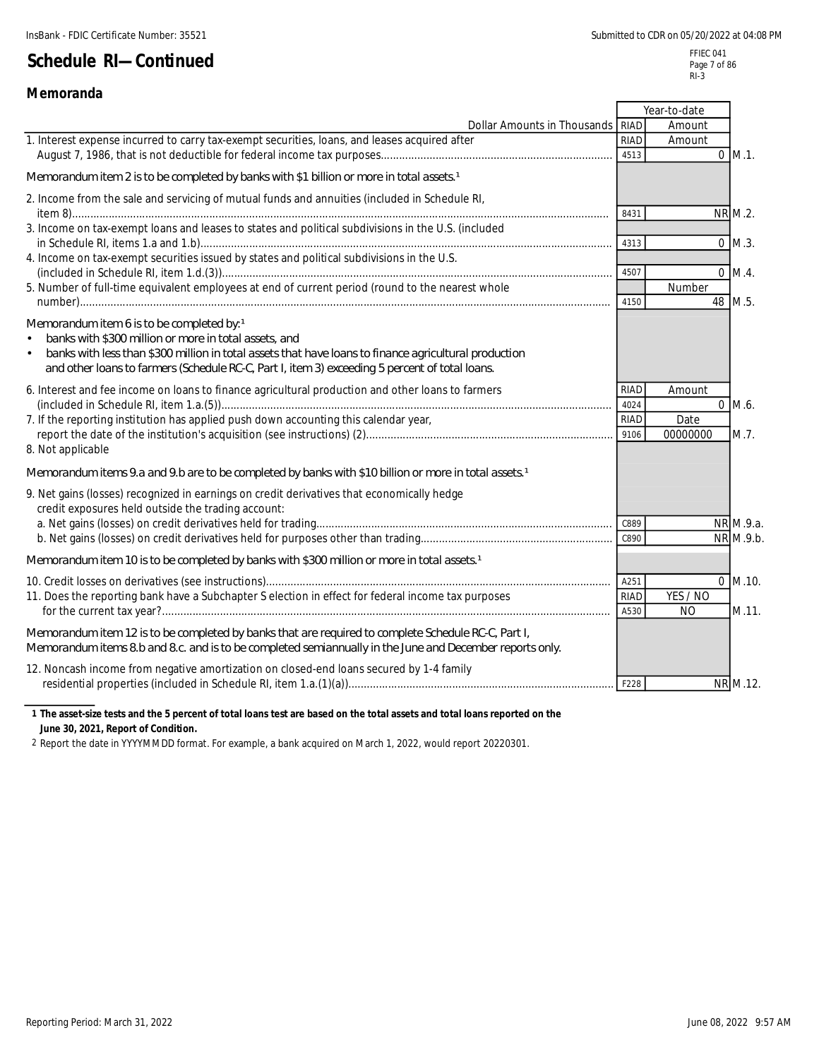## Schedule RI—Continued

### Memoranda

| Dollar Amounts in Thousands | RIAD | Year-to-date Amount | |
|---|---|---|---|
| 1. Interest expense incurred to carry tax-exempt securities, loans, and leases acquired after August 7, 1986, that is not deductible for federal income tax purposes | 4513 | 0 | M.1. |
| Memorandum item 2 is to be completed by banks with $1 billion or more in total assets.[1] | | | |
| 2. Income from the sale and servicing of mutual funds and annuities (included in Schedule RI, item 8) | 8431 | NR | M.2. |
| 3. Income on tax-exempt loans and leases to states and political subdivisions in the U.S. (included in Schedule RI, items 1.a and 1.b) | 4313 | 0 | M.3. |
| 4. Income on tax-exempt securities issued by states and political subdivisions in the U.S. (included in Schedule RI, item 1.d.(3)) | 4507 | 0 | M.4. |
| 5. Number of full-time equivalent employees at end of current period (round to the nearest whole number) | 4150 | Number 48 | M.5. |
| Memorandum item 6 is to be completed by:[1] • banks with $300 million or more in total assets, and • banks with less than $300 million in total assets that have loans to finance agricultural production and other loans to farmers (Schedule RC-C, Part I, item 3) exceeding 5 percent of total loans. | | | |
| 6. Interest and fee income on loans to finance agricultural production and other loans to farmers (included in Schedule RI, item 1.a.(5)) | 4024 | Amount 0 | M.6. |
| 7. If the reporting institution has applied push down accounting this calendar year, report the date of the institution's acquisition (see instructions) (2) | 9106 | Date 00000000 | M.7. |
| 8. Not applicable | | | |
| Memorandum items 9.a and 9.b are to be completed by banks with $10 billion or more in total assets.[1] | | | |
| 9. Net gains (losses) recognized in earnings on credit derivatives that economically hedge credit exposures held outside the trading account: | | | |
| a. Net gains (losses) on credit derivatives held for trading | C889 | NR | M.9.a. |
| b. Net gains (losses) on credit derivatives held for purposes other than trading | C890 | NR | M.9.b. |
| Memorandum item 10 is to be completed by banks with $300 million or more in total assets.[1] | | | |
| 10. Credit losses on derivatives (see instructions) | A251 | 0 | M.10. |
| 11. Does the reporting bank have a Subchapter S election in effect for federal income tax purposes for the current tax year? | A530 | YES / NO NO | M.11. |
| Memorandum item 12 is to be completed by banks that are required to complete Schedule RC-C, Part I, Memorandum items 8.b and 8.c. and is to be completed semiannually in the June and December reports only. | | | |
| 12. Noncash income from negative amortization on closed-end loans secured by 1-4 family residential properties (included in Schedule RI, item 1.a.(1)(a)) | F228 | NR | M.12. |

1 **The asset-size tests and the 5 percent of total loans test are based on the total assets and total loans reported on the June 30, 2021, Report of Condition.**

2 Report the date in YYYYMMDD format. For example, a bank acquired on March 1, 2022, would report 20220301.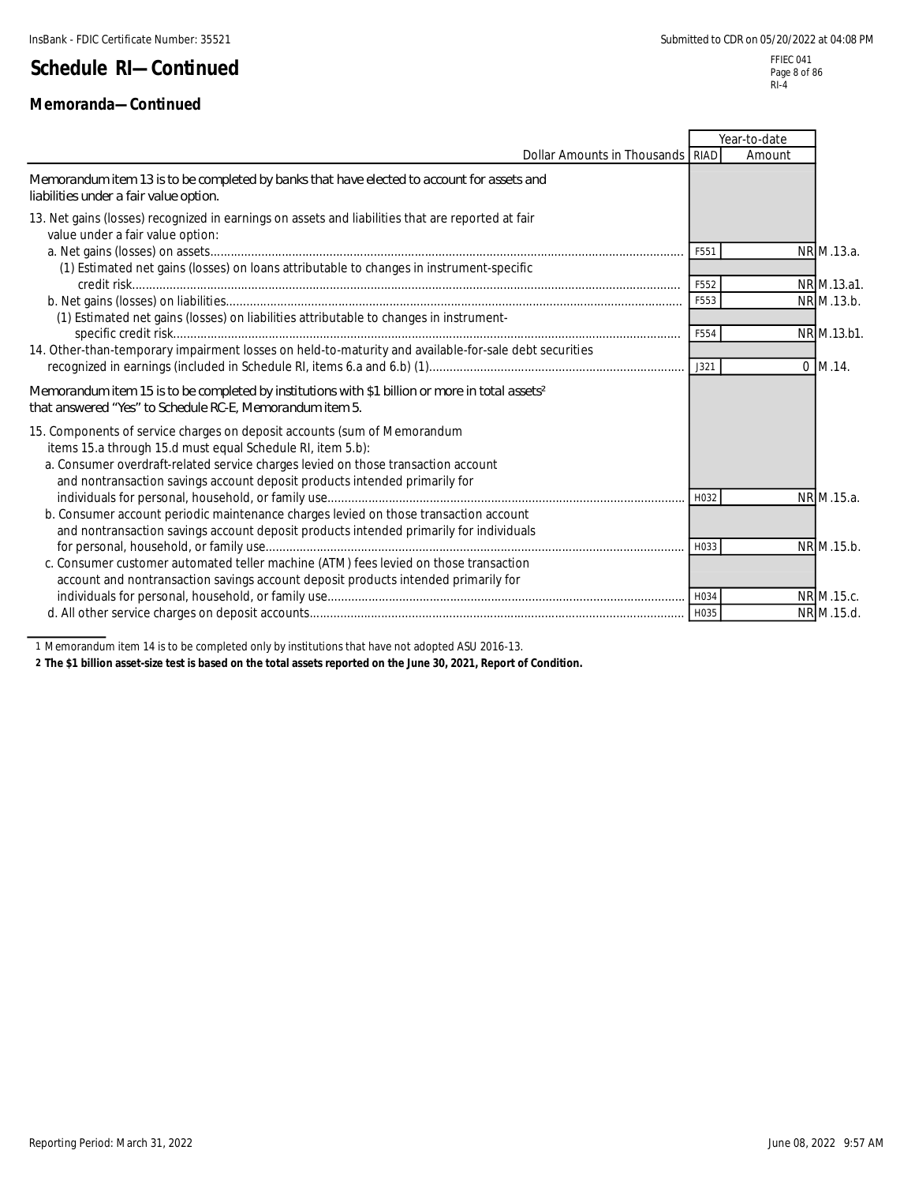## Schedule RI—Continued

### Memoranda—Continued

| Dollar Amounts in Thousands | RIAD | Year-to-date Amount | |
|---|---|---|---|
| Memorandum item 13 is to be completed by banks that have elected to account for assets and liabilities under a fair value option. | | | |
| 13. Net gains (losses) recognized in earnings on assets and liabilities that are reported at fair value under a fair value option: | | | |
| a. Net gains (losses) on assets | F551 | NR | M.13.a. |
| (1) Estimated net gains (losses) on loans attributable to changes in instrument-specific credit risk | F552 | NR | M.13.a1. |
| b. Net gains (losses) on liabilities | F553 | NR | M.13.b. |
| (1) Estimated net gains (losses) on liabilities attributable to changes in instrument-specific credit risk | F554 | NR | M.13.b1. |
| 14. Other-than-temporary impairment losses on held-to-maturity and available-for-sale debt securities recognized in earnings (included in Schedule RI, items 6.a and 6.b) (1) | J321 | 0 | M.14. |
| Memorandum item 15 is to be completed by institutions with $1 billion or more in total assets[2] that answered "Yes" to Schedule RC-E, Memorandum item 5. | | | |
| 15. Components of service charges on deposit accounts (sum of Memorandum items 15.a through 15.d must equal Schedule RI, item 5.b): | | | |
| a. Consumer overdraft-related service charges levied on those transaction account and nontransaction savings account deposit products intended primarily for individuals for personal, household, or family use | H032 | NR | M.15.a. |
| b. Consumer account periodic maintenance charges levied on those transaction account and nontransaction savings account deposit products intended primarily for individuals for personal, household, or family use | H033 | NR | M.15.b. |
| c. Consumer customer automated teller machine (ATM) fees levied on those transaction account and nontransaction savings account deposit products intended primarily for individuals for personal, household, or family use | H034 | NR | M.15.c. |
| d. All other service charges on deposit accounts | H035 | NR | M.15.d. |

1 Memorandum item 14 is to be completed only by institutions that have not adopted ASU 2016-13.

**2 The $1 billion asset-size test is based on the total assets reported on the June 30, 2021, Report of Condition.**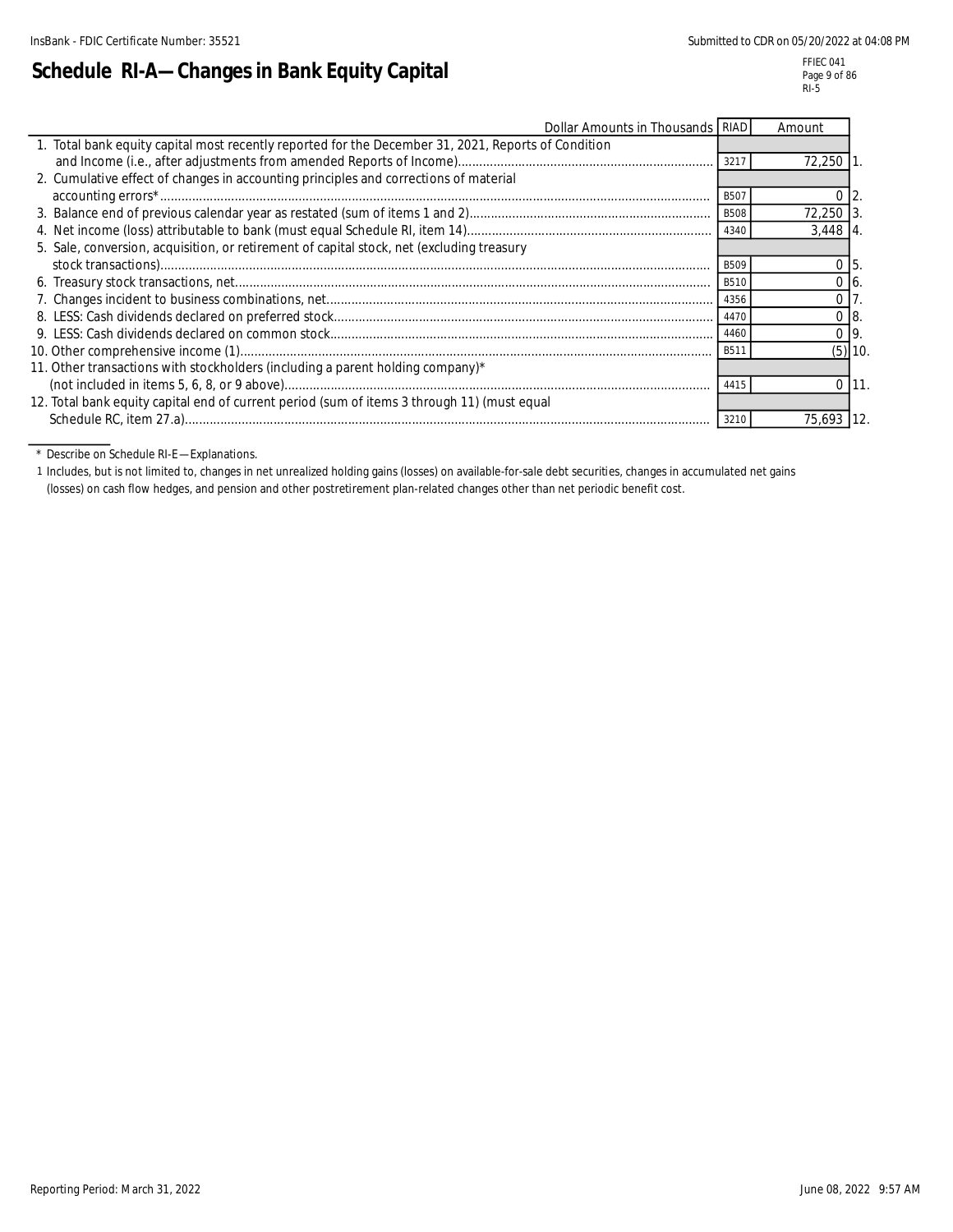# Schedule RI-A—Changes in Bank Equity Capital

| Dollar Amounts in Thousands | RIAD | Amount | |
|---|---|---|---|
| 1. Total bank equity capital most recently reported for the December 31, 2021, Reports of Condition and Income (i.e., after adjustments from amended Reports of Income) | 3217 | 72,250 | 1. |
| 2. Cumulative effect of changes in accounting principles and corrections of material accounting errors* | B507 | 0 | 2. |
| 3. Balance end of previous calendar year as restated (sum of items 1 and 2) | B508 | 72,250 | 3. |
| 4. Net income (loss) attributable to bank (must equal Schedule RI, item 14) | 4340 | 3,448 | 4. |
| 5. Sale, conversion, acquisition, or retirement of capital stock, net (excluding treasury stock transactions) | B509 | 0 | 5. |
| 6. Treasury stock transactions, net | B510 | 0 | 6. |
| 7. Changes incident to business combinations, net | 4356 | 0 | 7. |
| 8. LESS: Cash dividends declared on preferred stock | 4470 | 0 | 8. |
| 9. LESS: Cash dividends declared on common stock | 4460 | 0 | 9. |
| 10. Other comprehensive income (1) | B511 | (5) | 10. |
| 11. Other transactions with stockholders (including a parent holding company)* (not included in items 5, 6, 8, or 9 above) | 4415 | 0 | 11. |
| 12. Total bank equity capital end of current period (sum of items 3 through 11) (must equal Schedule RC, item 27.a) | 3210 | 75,693 | 12. |

\* Describe on Schedule RI-E—Explanations.

1 Includes, but is not limited to, changes in net unrealized holding gains (losses) on available-for-sale debt securities, changes in accumulated net gains (losses) on cash flow hedges, and pension and other postretirement plan-related changes other than net periodic benefit cost.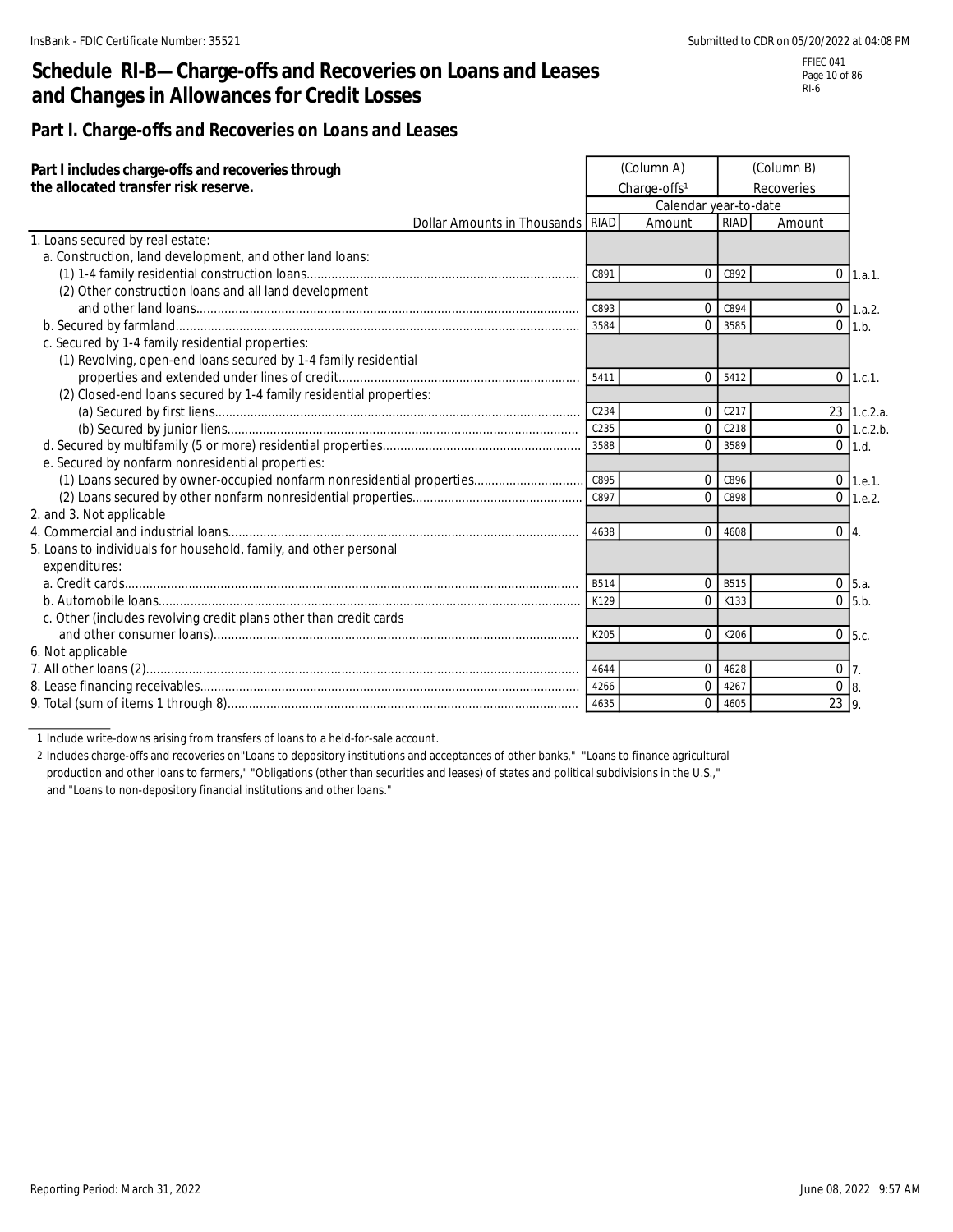# Schedule RI-B—Charge-offs and Recoveries on Loans and Leases and Changes in Allowances for Credit Losses

## Part I. Charge-offs and Recoveries on Loans and Leases

**Part I includes charge-offs and recoveries through the allocated transfer risk reserve.**

| Dollar Amounts in Thousands | RIAD | (Column A) Charge-offs[1] Calendar year-to-date Amount | RIAD | (Column B) Recoveries Calendar year-to-date Amount | |
|---|---|---|---|---|---|
| 1. Loans secured by real estate: | | | | | |
| a. Construction, land development, and other land loans: | | | | | |
| (1) 1-4 family residential construction loans | C891 | 0 | C892 | 0 | 1.a.1. |
| (2) Other construction loans and all land development and other land loans | C893 | 0 | C894 | 0 | 1.a.2. |
| b. Secured by farmland | 3584 | 0 | 3585 | 0 | 1.b. |
| c. Secured by 1-4 family residential properties: | | | | | |
| (1) Revolving, open-end loans secured by 1-4 family residential properties and extended under lines of credit | 5411 | 0 | 5412 | 0 | 1.c.1. |
| (2) Closed-end loans secured by 1-4 family residential properties: | | | | | |
| (a) Secured by first liens | C234 | 0 | C217 | 23 | 1.c.2.a. |
| (b) Secured by junior liens | C235 | 0 | C218 | 0 | 1.c.2.b. |
| d. Secured by multifamily (5 or more) residential properties | 3588 | 0 | 3589 | 0 | 1.d. |
| e. Secured by nonfarm nonresidential properties: | | | | | |
| (1) Loans secured by owner-occupied nonfarm nonresidential properties | C895 | 0 | C896 | 0 | 1.e.1. |
| (2) Loans secured by other nonfarm nonresidential properties | C897 | 0 | C898 | 0 | 1.e.2. |
| 2. and 3. Not applicable | | | | | |
| 4. Commercial and industrial loans | 4638 | 0 | 4608 | 0 | 4. |
| 5. Loans to individuals for household, family, and other personal expenditures: | | | | | |
| a. Credit cards | B514 | 0 | B515 | 0 | 5.a. |
| b. Automobile loans | K129 | 0 | K133 | 0 | 5.b. |
| c. Other (includes revolving credit plans other than credit cards and other consumer loans) | K205 | 0 | K206 | 0 | 5.c. |
| 6. Not applicable | | | | | |
| 7. All other loans (2) | 4644 | 0 | 4628 | 0 | 7. |
| 8. Lease financing receivables | 4266 | 0 | 4267 | 0 | 8. |
| 9. Total (sum of items 1 through 8) | 4635 | 0 | 4605 | 23 | 9. |

1 Include write-downs arising from transfers of loans to a held-for-sale account.

2 Includes charge-offs and recoveries on"Loans to depository institutions and acceptances of other banks," "Loans to finance agricultural production and other loans to farmers," "Obligations (other than securities and leases) of states and political subdivisions in the U.S.," and "Loans to non-depository financial institutions and other loans."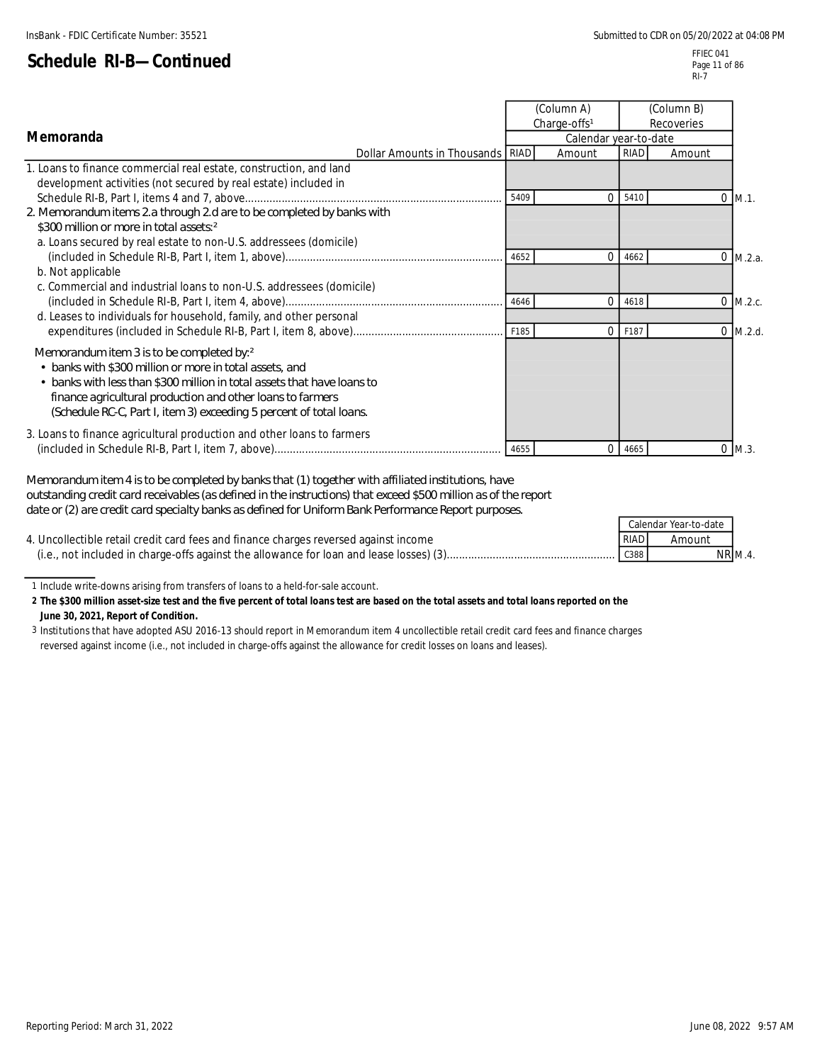## Schedule RI-B—Continued

FFIEC 041
RI-7

### Memoranda

| Dollar Amounts in Thousands | RIAD | (Column A) Charge-offs[1] Calendar year-to-date Amount | RIAD | (Column B) Recoveries Calendar year-to-date Amount | |
|---|---|---|---|---|---|
| 1. Loans to finance commercial real estate, construction, and land development activities (not secured by real estate) included in Schedule RI-B, Part I, items 4 and 7, above | 5409 | 0 | 5410 | 0 | M.1. |
| 2. Memorandum items 2.a through 2.d are to be completed by banks with $300 million or more in total assets:[2] | | | | | |
| a. Loans secured by real estate to non-U.S. addressees (domicile) (included in Schedule RI-B, Part I, item 1, above) | 4652 | 0 | 4662 | 0 | M.2.a. |
| b. Not applicable | | | | | |
| c. Commercial and industrial loans to non-U.S. addressees (domicile) (included in Schedule RI-B, Part I, item 4, above) | 4646 | 0 | 4618 | 0 | M.2.c. |
| d. Leases to individuals for household, family, and other personal expenditures (included in Schedule RI-B, Part I, item 8, above) | F185 | 0 | F187 | 0 | M.2.d. |
| Memorandum item 3 is to be completed by:[2]<br>• banks with $300 million or more in total assets, and<br>• banks with less than $300 million in total assets that have loans to finance agricultural production and other loans to farmers (Schedule RC-C, Part I, item 3) exceeding 5 percent of total loans. | | | | | |
| 3. Loans to finance agricultural production and other loans to farmers (included in Schedule RI-B, Part I, item 7, above) | 4655 | 0 | 4665 | 0 | M.3. |

Memorandum item 4 is to be completed by banks that (1) together with affiliated institutions, have outstanding credit card receivables (as defined in the instructions) that exceed $500 million as of the report date or (2) are credit card specialty banks as defined for Uniform Bank Performance Report purposes.

| | RIAD | Calendar Year-to-date Amount | |
|---|---|---|---|
| 4. Uncollectible retail credit card fees and finance charges reversed against income (i.e., not included in charge-offs against the allowance for loan and lease losses) (3) | C388 | NR | M.4. |

1 Include write-downs arising from transfers of loans to a held-for-sale account.

**2 The $300 million asset-size test and the five percent of total loans test are based on the total assets and total loans reported on the June 30, 2021, Report of Condition.**

3 Institutions that have adopted ASU 2016-13 should report in Memorandum item 4 uncollectible retail credit card fees and finance charges reversed against income (i.e., not included in charge-offs against the allowance for credit losses on loans and leases).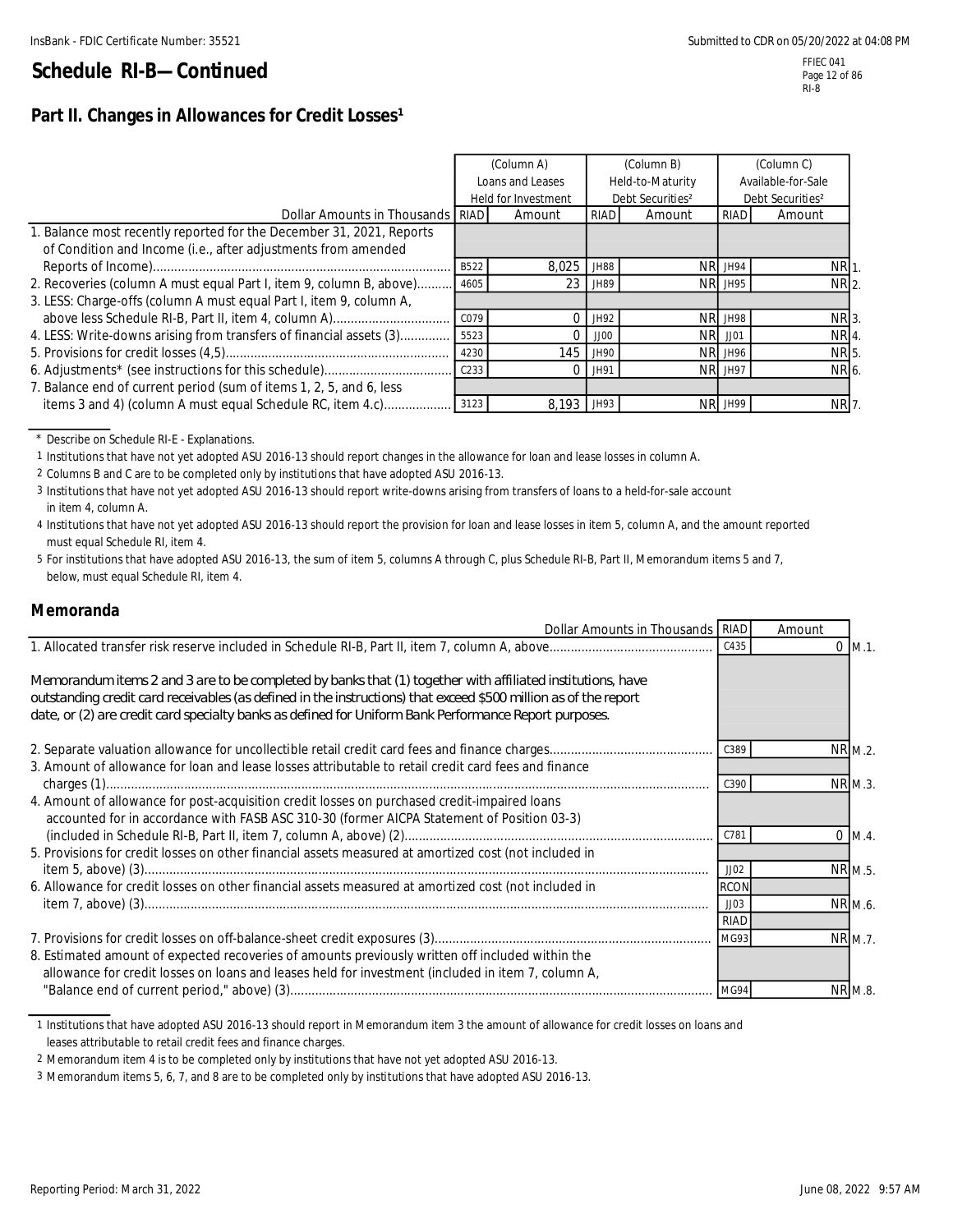# Schedule RI-B—Continued

## Part II. Changes in Allowances for Credit Losses[1]

| Dollar Amounts in Thousands | (Column A) Loans and Leases Held for Investment RIAD | Amount | (Column B) Held-to-Maturity Debt Securities[2] RIAD | Amount | (Column C) Available-for-Sale Debt Securities[2] RIAD | Amount | |
|---|---|---|---|---|---|---|---|
| 1. Balance most recently reported for the December 31, 2021, Reports of Condition and Income (i.e., after adjustments from amended Reports of Income) | B522 | 8,025 | JH88 | NR | JH94 | NR | 1. |
| 2. Recoveries (column A must equal Part I, item 9, column B, above) | 4605 | 23 | JH89 | NR | JH95 | NR | 2. |
| 3. LESS: Charge-offs (column A must equal Part I, item 9, column A, above less Schedule RI-B, Part II, item 4, column A) | C079 | 0 | JH92 | NR | JH98 | NR | 3. |
| 4. LESS: Write-downs arising from transfers of financial assets (3) | 5523 | 0 | JJ00 | NR | JJ01 | NR | 4. |
| 5. Provisions for credit losses (4,5) | 4230 | 145 | JH90 | NR | JH96 | NR | 5. |
| 6. Adjustments* (see instructions for this schedule) | C233 | 0 | JH91 | NR | JH97 | NR | 6. |
| 7. Balance end of current period (sum of items 1, 2, 5, and 6, less items 3 and 4) (column A must equal Schedule RC, item 4.c) | 3123 | 8,193 | JH93 | NR | JH99 | NR | 7. |

\* Describe on Schedule RI-E - Explanations.

1 Institutions that have not yet adopted ASU 2016-13 should report changes in the allowance for loan and lease losses in column A.

2 Columns B and C are to be completed only by institutions that have adopted ASU 2016-13.

3 Institutions that have not yet adopted ASU 2016-13 should report write-downs arising from transfers of loans to a held-for-sale account in item 4, column A.

4 Institutions that have not yet adopted ASU 2016-13 should report the provision for loan and lease losses in item 5, column A, and the amount reported must equal Schedule RI, item 4.

5 For institutions that have adopted ASU 2016-13, the sum of item 5, columns A through C, plus Schedule RI-B, Part II, Memorandum items 5 and 7, below, must equal Schedule RI, item 4.

### Memoranda

| Dollar Amounts in Thousands | RIAD | Amount | |
|---|---|---|---|
| 1. Allocated transfer risk reserve included in Schedule RI-B, Part II, item 7, column A, above | C435 | 0 | M.1. |
| Memorandum items 2 and 3 are to be completed by banks that (1) together with affiliated institutions, have outstanding credit card receivables (as defined in the instructions) that exceed $500 million as of the report date, or (2) are credit card specialty banks as defined for Uniform Bank Performance Report purposes. | | | |
| 2. Separate valuation allowance for uncollectible retail credit card fees and finance charges | C389 | NR | M.2. |
| 3. Amount of allowance for loan and lease losses attributable to retail credit card fees and finance charges (1) | C390 | NR | M.3. |
| 4. Amount of allowance for post-acquisition credit losses on purchased credit-impaired loans accounted for in accordance with FASB ASC 310-30 (former AICPA Statement of Position 03-3) (included in Schedule RI-B, Part II, item 7, column A, above) (2) | C781 | 0 | M.4. |
| 5. Provisions for credit losses on other financial assets measured at amortized cost (not included in item 5, above) (3) | JJ02 | NR | M.5. |
| 6. Allowance for credit losses on other financial assets measured at amortized cost (not included in item 7, above) (3) | RCON JJ03 | NR | M.6. |
| 7. Provisions for credit losses on off-balance-sheet credit exposures (3) | RIAD MG93 | NR | M.7. |
| 8. Estimated amount of expected recoveries of amounts previously written off included within the allowance for credit losses on loans and leases held for investment (included in item 7, column A, "Balance end of current period," above) (3) | MG94 | NR | M.8. |

1 Institutions that have adopted ASU 2016-13 should report in Memorandum item 3 the amount of allowance for credit losses on loans and leases attributable to retail credit card fees and finance charges.

2 Memorandum item 4 is to be completed only by institutions that have not yet adopted ASU 2016-13.

3 Memorandum items 5, 6, 7, and 8 are to be completed only by institutions that have adopted ASU 2016-13.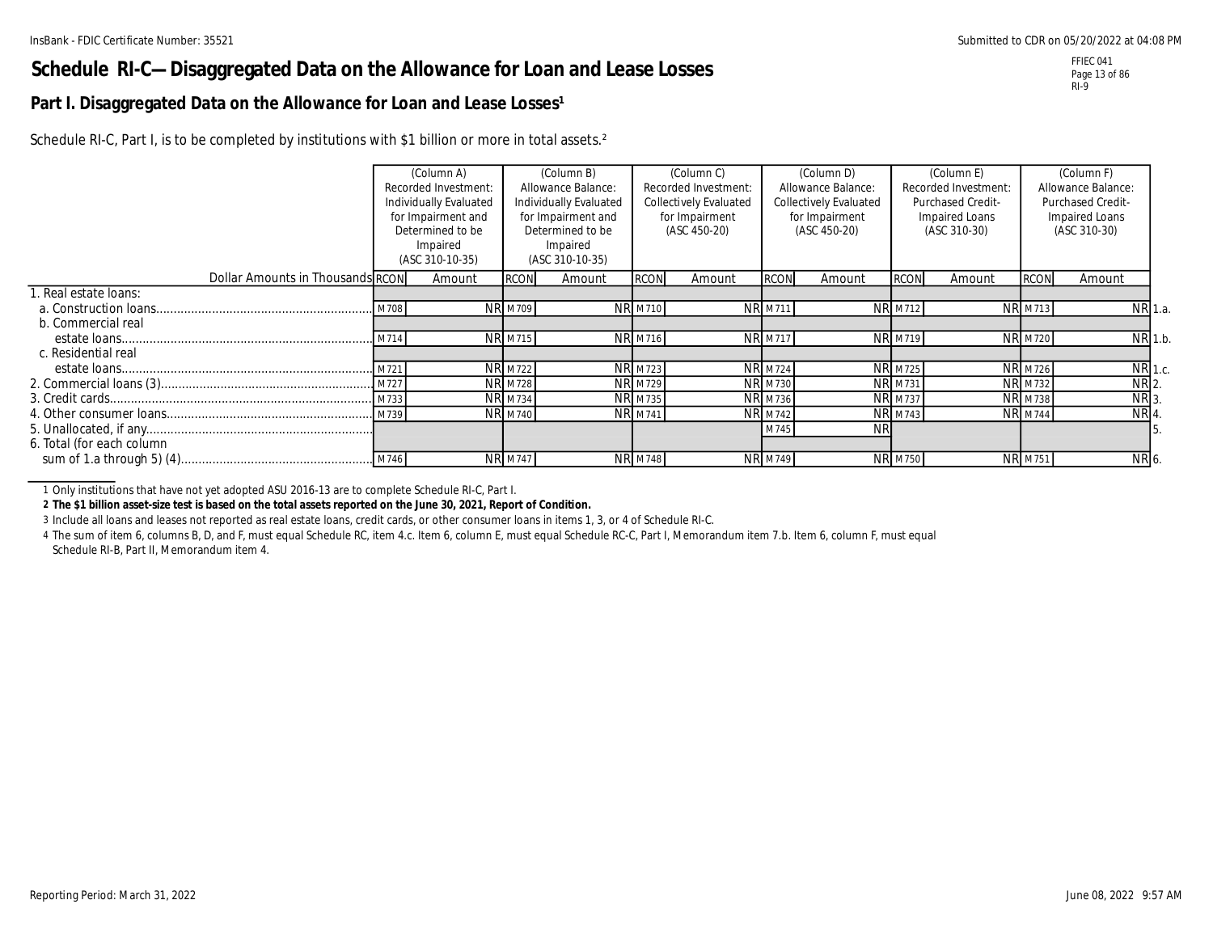# Schedule RI-C—Disaggregated Data on the Allowance for Loan and Lease Losses

## Part I. Disaggregated Data on the Allowance for Loan and Lease Losses[1]

Schedule RI-C, Part I, is to be completed by institutions with $1 billion or more in total assets.[2]

| Dollar Amounts in Thousands | (Column A) Recorded Investment: Individually Evaluated for Impairment and Determined to be Impaired (ASC 310-10-35) RCON | Amount | (Column B) Allowance Balance: Individually Evaluated for Impairment and Determined to be Impaired (ASC 310-10-35) RCON | Amount | (Column C) Recorded Investment: Collectively Evaluated for Impairment (ASC 450-20) RCON | Amount | (Column D) Allowance Balance: Collectively Evaluated for Impairment (ASC 450-20) RCON | Amount | (Column E) Recorded Investment: Purchased Credit-Impaired Loans (ASC 310-30) RCON | Amount | (Column F) Allowance Balance: Purchased Credit-Impaired Loans (ASC 310-30) RCON | Amount | |
|---|---|---|---|---|---|---|---|---|---|---|---|---|---|
| 1. Real estate loans: | | | | | | | | | | | | | |
| a. Construction loans | M708 | NR | M709 | NR | M710 | NR | M711 | NR | M712 | NR | M713 | NR | 1.a. |
| b. Commercial real estate loans | M714 | NR | M715 | NR | M716 | NR | M717 | NR | M719 | NR | M720 | NR | 1.b. |
| c. Residential real estate loans | M721 | NR | M722 | NR | M723 | NR | M724 | NR | M725 | NR | M726 | NR | 1.c. |
| 2. Commercial loans (3) | M727 | NR | M728 | NR | M729 | NR | M730 | NR | M731 | NR | M732 | NR | 2. |
| 3. Credit cards | M733 | NR | M734 | NR | M735 | NR | M736 | NR | M737 | NR | M738 | NR | 3. |
| 4. Other consumer loans | M739 | NR | M740 | NR | M741 | NR | M742 | NR | M743 | NR | M744 | NR | 4. |
| 5. Unallocated, if any | | | | | | | M745 | NR | | | | | 5. |
| 6. Total (for each column sum of 1.a through 5) (4) | M746 | NR | M747 | NR | M748 | NR | M749 | NR | M750 | NR | M751 | NR | 6. |

1 Only institutions that have not yet adopted ASU 2016-13 are to complete Schedule RI-C, Part I.

**2 The $1 billion asset-size test is based on the total assets reported on the June 30, 2021, Report of Condition.**

3 Include all loans and leases not reported as real estate loans, credit cards, or other consumer loans in items 1, 3, or 4 of Schedule RI-C.

4 The sum of item 6, columns B, D, and F, must equal Schedule RC, item 4.c. Item 6, column E, must equal Schedule RC-C, Part I, Memorandum item 7.b. Item 6, column F, must equal Schedule RI-B, Part II, Memorandum item 4.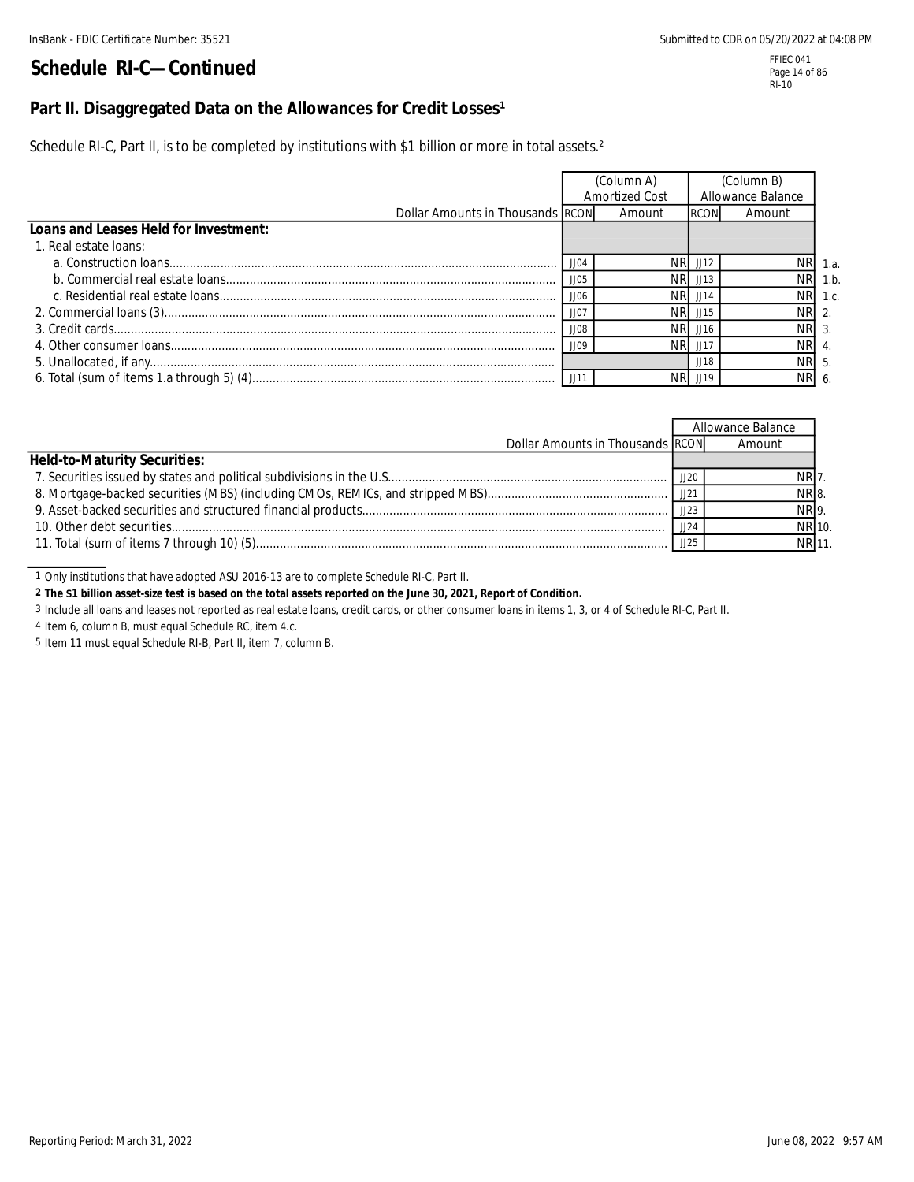## Schedule RI-C—Continued

### Part II. Disaggregated Data on the Allowances for Credit Losses[1]

Schedule RI-C, Part II, is to be completed by institutions with $1 billion or more in total assets.[2]

| Dollar Amounts in Thousands | (Column A) Amortized Cost | | (Column B) Allowance Balance | | |
|---|---|---|---|---|---|
| | RCON | Amount | RCON | Amount | |
| **Loans and Leases Held for Investment:** | | | | | |
| 1. Real estate loans: | | | | | |
| a. Construction loans | JJ04 | NR | JJ12 | NR | 1.a. |
| b. Commercial real estate loans | JJ05 | NR | JJ13 | NR | 1.b. |
| c. Residential real estate loans | JJ06 | NR | JJ14 | NR | 1.c. |
| 2. Commercial loans (3) | JJ07 | NR | JJ15 | NR | 2. |
| 3. Credit cards | JJ08 | NR | JJ16 | NR | 3. |
| 4. Other consumer loans | JJ09 | NR | JJ17 | NR | 4. |
| 5. Unallocated, if any | | | JJ18 | NR | 5. |
| 6. Total (sum of items 1.a through 5) (4) | JJ11 | NR | JJ19 | NR | 6. |

| Dollar Amounts in Thousands | Allowance Balance | | |
|---|---|---|---|
| | RCON | Amount | |
| **Held-to-Maturity Securities:** | | | |
| 7. Securities issued by states and political subdivisions in the U.S. | JJ20 | NR | 7. |
| 8. Mortgage-backed securities (MBS) (including CMOs, REMICs, and stripped MBS) | JJ21 | NR | 8. |
| 9. Asset-backed securities and structured financial products | JJ23 | NR | 9. |
| 10. Other debt securities | JJ24 | NR | 10. |
| 11. Total (sum of items 7 through 10) (5) | JJ25 | NR | 11. |

1 Only institutions that have adopted ASU 2016-13 are to complete Schedule RI-C, Part II.

**2 The $1 billion asset-size test is based on the total assets reported on the June 30, 2021, Report of Condition.**

3 Include all loans and leases not reported as real estate loans, credit cards, or other consumer loans in items 1, 3, or 4 of Schedule RI-C, Part II.

4 Item 6, column B, must equal Schedule RC, item 4.c.

5 Item 11 must equal Schedule RI-B, Part II, item 7, column B.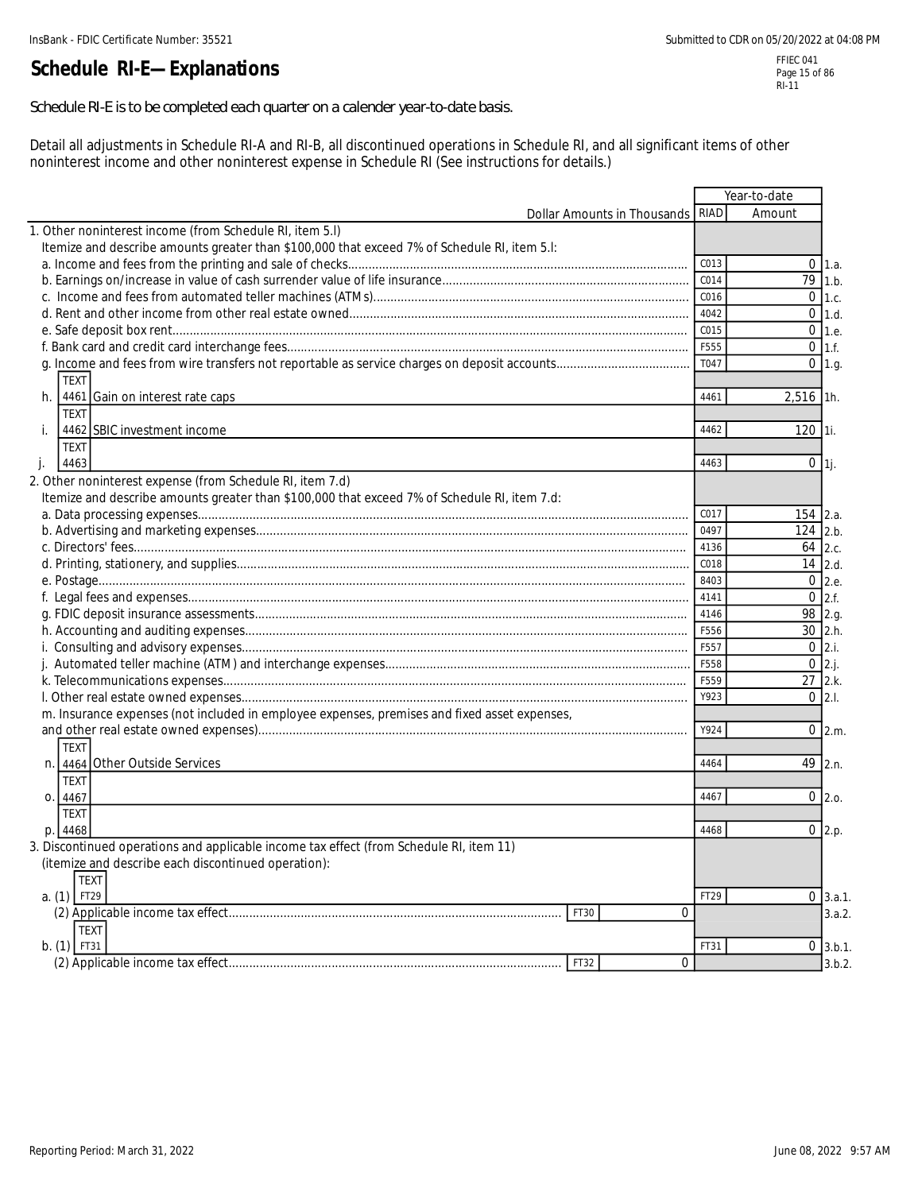# Schedule RI-E—Explanations

Schedule RI-E is to be completed each quarter on a calender year-to-date basis.

Detail all adjustments in Schedule RI-A and RI-B, all discontinued operations in Schedule RI, and all significant items of other noninterest income and other noninterest expense in Schedule RI (See instructions for details.)

| Dollar Amounts in Thousands | RIAD | Year-to-date Amount | |
|---|---|---|---|
| 1. Other noninterest income (from Schedule RI, item 5.l) Itemize and describe amounts greater than $100,000 that exceed 7% of Schedule RI, item 5.l: | | | |
| a. Income and fees from the printing and sale of checks | C013 | 0 | 1.a. |
| b. Earnings on/increase in value of cash surrender value of life insurance | C014 | 79 | 1.b. |
| c. Income and fees from automated teller machines (ATMs) | C016 | 0 | 1.c. |
| d. Rent and other income from other real estate owned | 4042 | 0 | 1.d. |
| e. Safe deposit box rent | C015 | 0 | 1.e. |
| f. Bank card and credit card interchange fees | F555 | 0 | 1.f. |
| g. Income and fees from wire transfers not reportable as service charges on deposit accounts | T047 | 0 | 1.g. |
| h. TEXT 4461 Gain on interest rate caps | 4461 | 2,516 | 1h. |
| i. TEXT 4462 SBIC investment income | 4462 | 120 | 1i. |
| j. TEXT 4463 | 4463 | 0 | 1j. |
| 2. Other noninterest expense (from Schedule RI, item 7.d) Itemize and describe amounts greater than $100,000 that exceed 7% of Schedule RI, item 7.d: | | | |
| a. Data processing expenses | C017 | 154 | 2.a. |
| b. Advertising and marketing expenses | 0497 | 124 | 2.b. |
| c. Directors' fees | 4136 | 64 | 2.c. |
| d. Printing, stationery, and supplies | C018 | 14 | 2.d. |
| e. Postage | 8403 | 0 | 2.e. |
| f. Legal fees and expenses | 4141 | 0 | 2.f. |
| g. FDIC deposit insurance assessments | 4146 | 98 | 2.g. |
| h. Accounting and auditing expenses | F556 | 30 | 2.h. |
| i. Consulting and advisory expenses | F557 | 0 | 2.i. |
| j. Automated teller machine (ATM) and interchange expenses | F558 | 0 | 2.j. |
| k. Telecommunications expenses | F559 | 27 | 2.k. |
| l. Other real estate owned expenses | Y923 | 0 | 2.l. |
| m. Insurance expenses (not included in employee expenses, premises and fixed asset expenses, and other real estate owned expenses) | Y924 | 0 | 2.m. |
| n. TEXT 4464 Other Outside Services | 4464 | 49 | 2.n. |
| o. TEXT 4467 | 4467 | 0 | 2.o. |
| p. TEXT 4468 | 4468 | 0 | 2.p. |
| 3. Discontinued operations and applicable income tax effect (from Schedule RI, item 11) (itemize and describe each discontinued operation): | | | |
| a. (1) TEXT FT29 | FT29 | 0 | 3.a.1. |
| (2) Applicable income tax effect — FT30: 0 | | | 3.a.2. |
| b. (1) TEXT FT31 | FT31 | 0 | 3.b.1. |
| (2) Applicable income tax effect — FT32: 0 | | | 3.b.2. |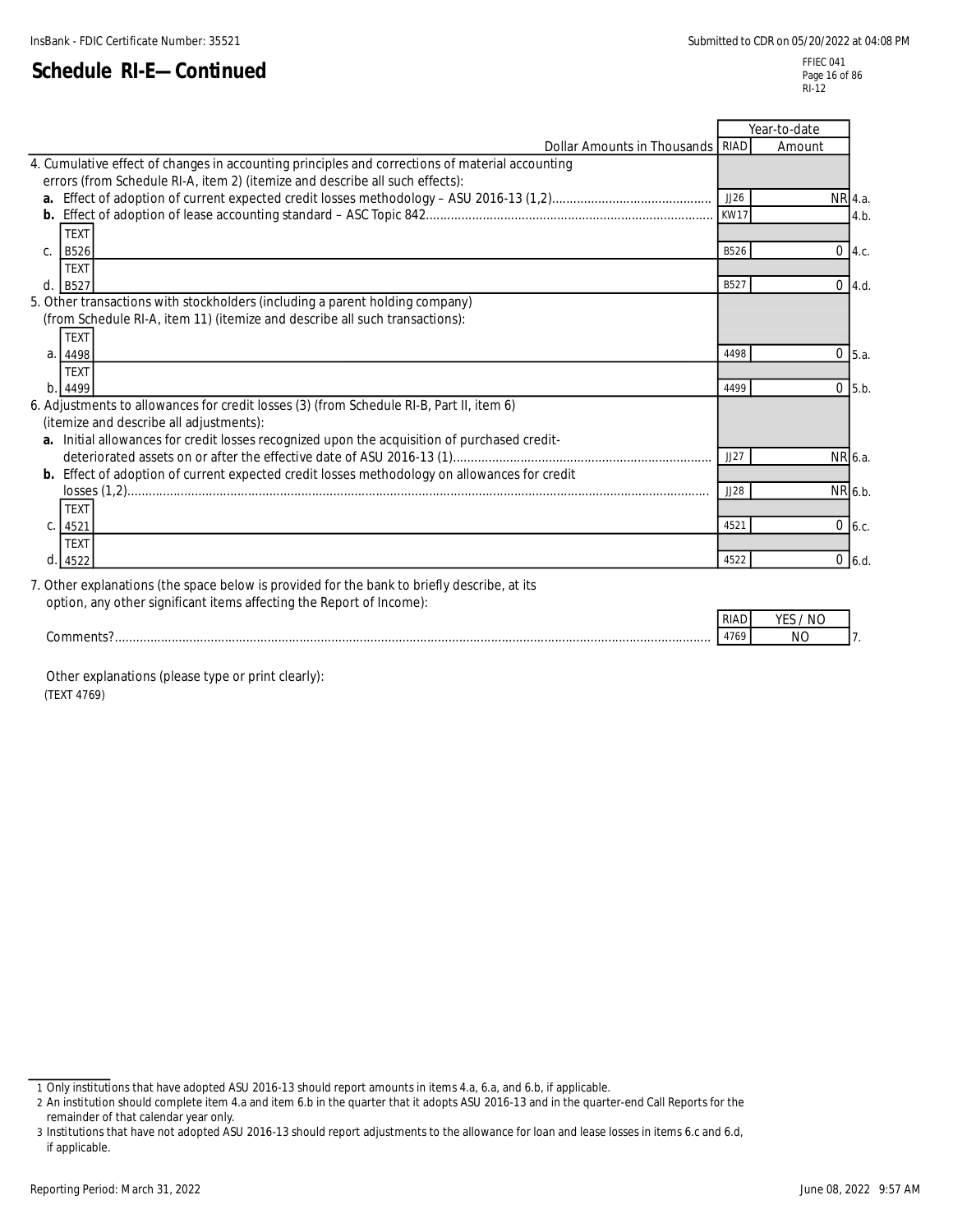## Schedule RI-E—Continued

| Dollar Amounts in Thousands | RIAD | Year-to-date Amount | |
|---|---|---|---|
| 4. Cumulative effect of changes in accounting principles and corrections of material accounting errors (from Schedule RI-A, item 2) (itemize and describe all such effects): | | | |
| **a.** Effect of adoption of current expected credit losses methodology – ASU 2016-13 (1,2) | JJ26 | NR | 4.a. |
| **b.** Effect of adoption of lease accounting standard – ASC Topic 842 | KW17 | | 4.b. |
| c. TEXT B526 | B526 | 0 | 4.c. |
| d. TEXT B527 | B527 | 0 | 4.d. |
| 5. Other transactions with stockholders (including a parent holding company) (from Schedule RI-A, item 11) (itemize and describe all such transactions): | | | |
| a. TEXT 4498 | 4498 | 0 | 5.a. |
| b. TEXT 4499 | 4499 | 0 | 5.b. |
| 6. Adjustments to allowances for credit losses (3) (from Schedule RI-B, Part II, item 6) (itemize and describe all adjustments): | | | |
| **a.** Initial allowances for credit losses recognized upon the acquisition of purchased credit-deteriorated assets on or after the effective date of ASU 2016-13 (1) | JJ27 | NR | 6.a. |
| **b.** Effect of adoption of current expected credit losses methodology on allowances for credit losses (1,2) | JJ28 | NR | 6.b. |
| c. TEXT 4521 | 4521 | 0 | 6.c. |
| d. TEXT 4522 | 4522 | 0 | 6.d. |

7. Other explanations (the space below is provided for the bank to briefly describe, at its option, any other significant items affecting the Report of Income):

| | RIAD | YES / NO | |
|---|---|---|---|
| Comments? | 4769 | NO | 7. |

Other explanations (please type or print clearly):
(TEXT 4769)

---

1 Only institutions that have adopted ASU 2016-13 should report amounts in items 4.a, 6.a, and 6.b, if applicable.
2 An institution should complete item 4.a and item 6.b in the quarter that it adopts ASU 2016-13 and in the quarter-end Call Reports for the remainder of that calendar year only.
3 Institutions that have not adopted ASU 2016-13 should report adjustments to the allowance for loan and lease losses in items 6.c and 6.d, if applicable.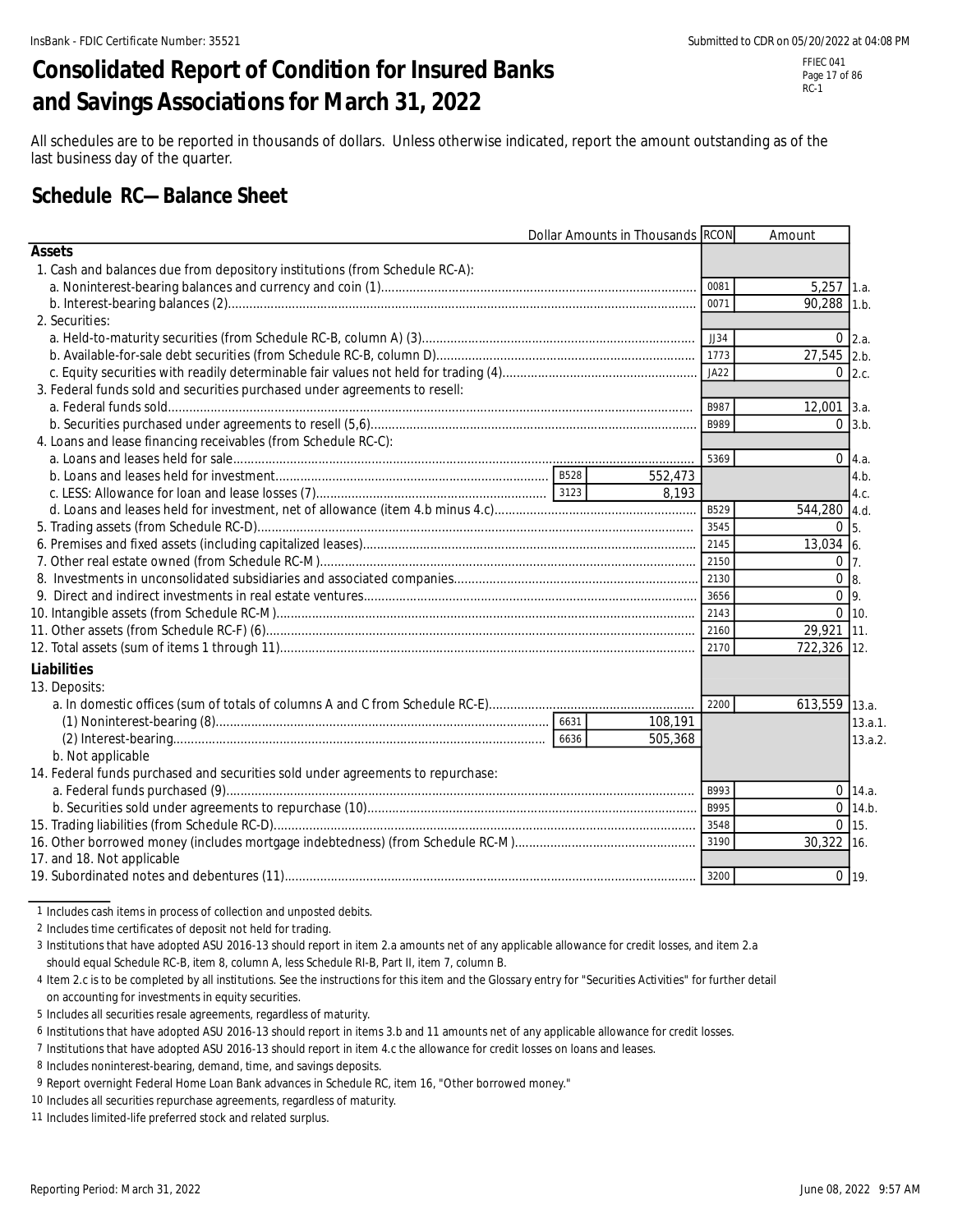# Consolidated Report of Condition for Insured Banks and Savings Associations for March 31, 2022

FFIEC 041
RC-1

All schedules are to be reported in thousands of dollars. Unless otherwise indicated, report the amount outstanding as of the last business day of the quarter.

## Schedule RC—Balance Sheet

| Dollar Amounts in Thousands | | | RCON | Amount | |
|---|---|---|---|---|---|
| **Assets** | | | | | |
| 1. Cash and balances due from depository institutions (from Schedule RC-A): | | | | | |
| a. Noninterest-bearing balances and currency and coin (1) | | | 0081 | 5,257 | 1.a. |
| b. Interest-bearing balances (2) | | | 0071 | 90,288 | 1.b. |
| 2. Securities: | | | | | |
| a. Held-to-maturity securities (from Schedule RC-B, column A) (3) | | | JJ34 | 0 | 2.a. |
| b. Available-for-sale debt securities (from Schedule RC-B, column D) | | | 1773 | 27,545 | 2.b. |
| c. Equity securities with readily determinable fair values not held for trading (4) | | | JA22 | 0 | 2.c. |
| 3. Federal funds sold and securities purchased under agreements to resell: | | | | | |
| a. Federal funds sold | | | B987 | 12,001 | 3.a. |
| b. Securities purchased under agreements to resell (5,6) | | | B989 | 0 | 3.b. |
| 4. Loans and lease financing receivables (from Schedule RC-C): | | | | | |
| a. Loans and leases held for sale | | | 5369 | 0 | 4.a. |
| b. Loans and leases held for investment | B528 | 552,473 | | | 4.b. |
| c. LESS: Allowance for loan and lease losses (7) | 3123 | 8,193 | | | 4.c. |
| d. Loans and leases held for investment, net of allowance (item 4.b minus 4.c) | | | B529 | 544,280 | 4.d. |
| 5. Trading assets (from Schedule RC-D) | | | 3545 | 0 | 5. |
| 6. Premises and fixed assets (including capitalized leases) | | | 2145 | 13,034 | 6. |
| 7. Other real estate owned (from Schedule RC-M) | | | 2150 | 0 | 7. |
| 8. Investments in unconsolidated subsidiaries and associated companies | | | 2130 | 0 | 8. |
| 9. Direct and indirect investments in real estate ventures | | | 3656 | 0 | 9. |
| 10. Intangible assets (from Schedule RC-M) | | | 2143 | 0 | 10. |
| 11. Other assets (from Schedule RC-F) (6) | | | 2160 | 29,921 | 11. |
| 12. Total assets (sum of items 1 through 11) | | | 2170 | 722,326 | 12. |
| **Liabilities** | | | | | |
| 13. Deposits: | | | | | |
| a. In domestic offices (sum of totals of columns A and C from Schedule RC-E) | | | 2200 | 613,559 | 13.a. |
| (1) Noninterest-bearing (8) | 6631 | 108,191 | | | 13.a.1. |
| (2) Interest-bearing | 6636 | 505,368 | | | 13.a.2. |
| b. Not applicable | | | | | |
| 14. Federal funds purchased and securities sold under agreements to repurchase: | | | | | |
| a. Federal funds purchased (9) | | | B993 | 0 | 14.a. |
| b. Securities sold under agreements to repurchase (10) | | | B995 | 0 | 14.b. |
| 15. Trading liabilities (from Schedule RC-D) | | | 3548 | 0 | 15. |
| 16. Other borrowed money (includes mortgage indebtedness) (from Schedule RC-M) | | | 3190 | 30,322 | 16. |
| 17. and 18. Not applicable | | | | | |
| 19. Subordinated notes and debentures (11) | | | 3200 | 0 | 19. |

1 Includes cash items in process of collection and unposted debits.

2 Includes time certificates of deposit not held for trading.

3 Institutions that have adopted ASU 2016-13 should report in item 2.a amounts net of any applicable allowance for credit losses, and item 2.a should equal Schedule RC-B, item 8, column A, less Schedule RI-B, Part II, item 7, column B.

4 Item 2.c is to be completed by all institutions. See the instructions for this item and the Glossary entry for "Securities Activities" for further detail on accounting for investments in equity securities.

5 Includes all securities resale agreements, regardless of maturity.

6 Institutions that have adopted ASU 2016-13 should report in items 3.b and 11 amounts net of any applicable allowance for credit losses.

7 Institutions that have adopted ASU 2016-13 should report in item 4.c the allowance for credit losses on loans and leases.

8 Includes noninterest-bearing, demand, time, and savings deposits.

9 Report overnight Federal Home Loan Bank advances in Schedule RC, item 16, "Other borrowed money."

10 Includes all securities repurchase agreements, regardless of maturity.

11 Includes limited-life preferred stock and related surplus.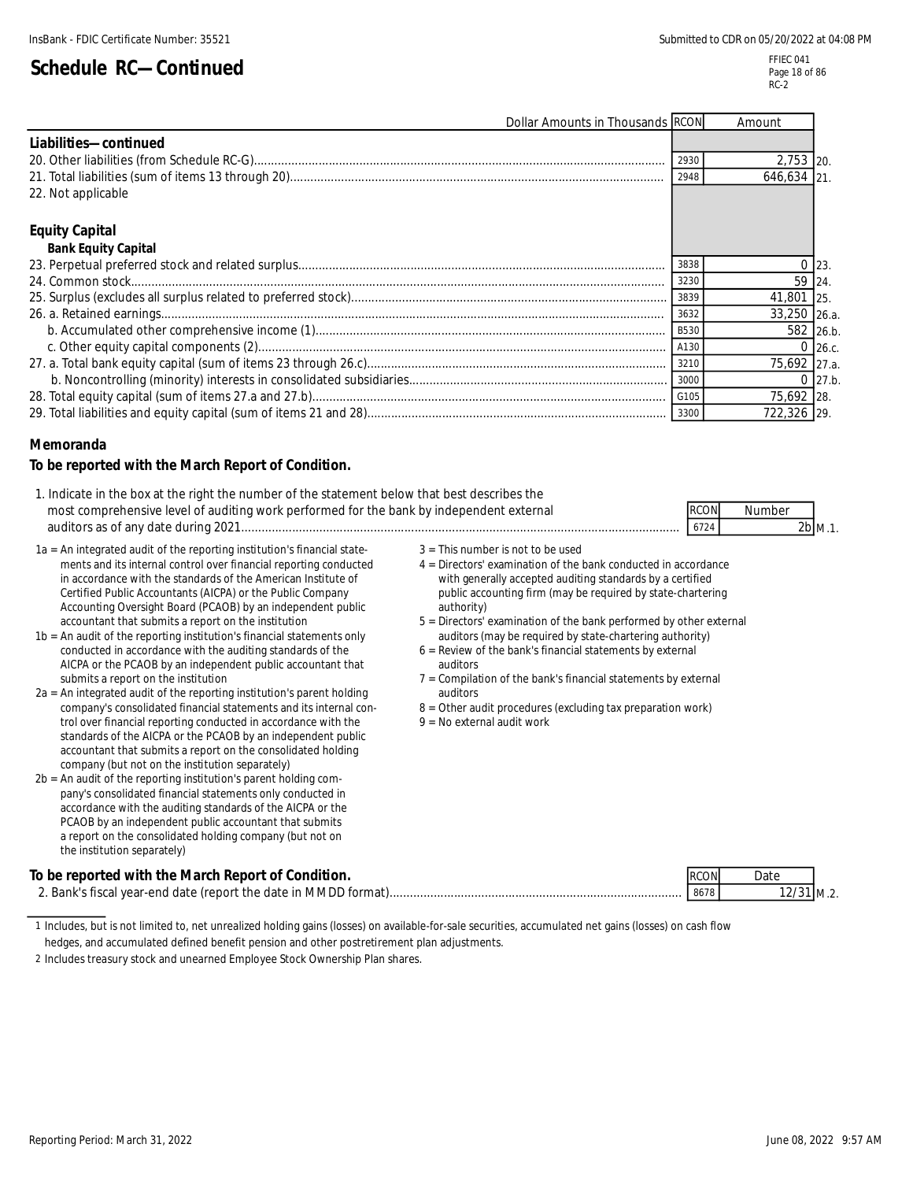## Schedule RC—Continued

| Dollar Amounts in Thousands | RCON | Amount | |
|---|---|---|---|
| **Liabilities—continued** | | | |
| 20. Other liabilities (from Schedule RC-G) | 2930 | 2,753 | 20. |
| 21. Total liabilities (sum of items 13 through 20) | 2948 | 646,634 | 21. |
| 22. Not applicable | | | |
| **Equity Capital** | | | |
| **Bank Equity Capital** | | | |
| 23. Perpetual preferred stock and related surplus | 3838 | 0 | 23. |
| 24. Common stock | 3230 | 59 | 24. |
| 25. Surplus (excludes all surplus related to preferred stock) | 3839 | 41,801 | 25. |
| 26. a. Retained earnings | 3632 | 33,250 | 26.a. |
| b. Accumulated other comprehensive income (1) | B530 | 582 | 26.b. |
| c. Other equity capital components (2) | A130 | 0 | 26.c. |
| 27. a. Total bank equity capital (sum of items 23 through 26.c) | 3210 | 75,692 | 27.a. |
| b. Noncontrolling (minority) interests in consolidated subsidiaries | 3000 | 0 | 27.b. |
| 28. Total equity capital (sum of items 27.a and 27.b) | G105 | 75,692 | 28. |
| 29. Total liabilities and equity capital (sum of items 21 and 28) | 3300 | 722,326 | 29. |

### Memoranda

**To be reported with the March Report of Condition.**

| | RCON | Number | |
|---|---|---|---|
| 1. Indicate in the box at the right the number of the statement below that best describes the most comprehensive level of auditing work performed for the bank by independent external auditors as of any date during 2021 | 6724 | 2b | M.1. |

1a = An integrated audit of the reporting institution's financial statements and its internal control over financial reporting conducted in accordance with the standards of the American Institute of Certified Public Accountants (AICPA) or the Public Company Accounting Oversight Board (PCAOB) by an independent public accountant that submits a report on the institution

1b = An audit of the reporting institution's financial statements only conducted in accordance with the auditing standards of the AICPA or the PCAOB by an independent public accountant that submits a report on the institution

2a = An integrated audit of the reporting institution's parent holding company's consolidated financial statements and its internal control over financial reporting conducted in accordance with the standards of the AICPA or the PCAOB by an independent public accountant that submits a report on the consolidated holding company (but not on the institution separately)

2b = An audit of the reporting institution's parent holding company's consolidated financial statements only conducted in accordance with the auditing standards of the AICPA or the PCAOB by an independent public accountant that submits a report on the consolidated holding company (but not on the institution separately)

3 = This number is not to be used

4 = Directors' examination of the bank conducted in accordance with generally accepted auditing standards by a certified public accounting firm (may be required by state-chartering authority)

5 = Directors' examination of the bank performed by other external auditors (may be required by state-chartering authority)

6 = Review of the bank's financial statements by external auditors

7 = Compilation of the bank's financial statements by external auditors

8 = Other audit procedures (excluding tax preparation work)

9 = No external audit work

**To be reported with the March Report of Condition.**

| | RCON | Date | |
|---|---|---|---|
| 2. Bank's fiscal year-end date (report the date in MMDD format) | 8678 | 12/31 | M.2. |

1 Includes, but is not limited to, net unrealized holding gains (losses) on available-for-sale securities, accumulated net gains (losses) on cash flow hedges, and accumulated defined benefit pension and other postretirement plan adjustments.

2 Includes treasury stock and unearned Employee Stock Ownership Plan shares.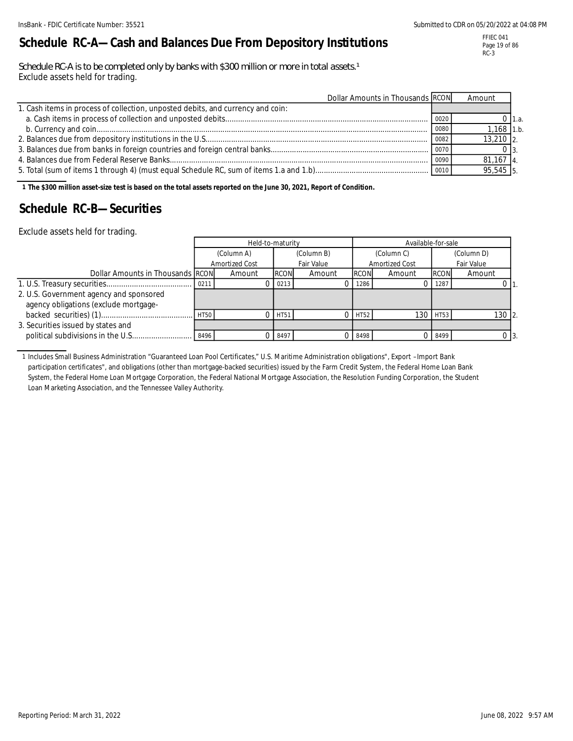# Schedule RC-A—Cash and Balances Due From Depository Institutions

Schedule RC-A is to be completed only by banks with $300 million or more in total assets.[1]
Exclude assets held for trading.

| Dollar Amounts in Thousands | RCON | Amount | |
|---|---|---|---|
| 1. Cash items in process of collection, unposted debits, and currency and coin: | | | |
| a. Cash items in process of collection and unposted debits | 0020 | 0 | 1.a. |
| b. Currency and coin | 0080 | 1,168 | 1.b. |
| 2. Balances due from depository institutions in the U.S. | 0082 | 13,210 | 2. |
| 3. Balances due from banks in foreign countries and foreign central banks | 0070 | 0 | 3. |
| 4. Balances due from Federal Reserve Banks | 0090 | 81,167 | 4. |
| 5. Total (sum of items 1 through 4) (must equal Schedule RC, sum of items 1.a and 1.b) | 0010 | 95,545 | 5. |

1 **The $300 million asset-size test is based on the total assets reported on the June 30, 2021, Report of Condition.**

# Schedule RC-B—Securities

Exclude assets held for trading.

| | Held-to-maturity | | | | Available-for-sale | | | | |
|---|---|---|---|---|---|---|---|---|---|
| | (Column A) Amortized Cost | | (Column B) Fair Value | | (Column C) Amortized Cost | | (Column D) Fair Value | | |
| Dollar Amounts in Thousands | RCON | Amount | RCON | Amount | RCON | Amount | RCON | Amount | |
| 1. U.S. Treasury securities | 0211 | 0 | 0213 | 0 | 1286 | 0 | 1287 | 0 | 1. |
| 2. U.S. Government agency and sponsored agency obligations (exclude mortgage-backed securities) (1) | HT50 | 0 | HT51 | 0 | HT52 | 130 | HT53 | 130 | 2. |
| 3. Securities issued by states and political subdivisions in the U.S. | 8496 | 0 | 8497 | 0 | 8498 | 0 | 8499 | 0 | 3. |

1 Includes Small Business Administration "Guaranteed Loan Pool Certificates," U.S. Maritime Administration obligations", Export –Import Bank participation certificates", and obligations (other than mortgage-backed securities) issued by the Farm Credit System, the Federal Home Loan Bank System, the Federal Home Loan Mortgage Corporation, the Federal National Mortgage Association, the Resolution Funding Corporation, the Student Loan Marketing Association, and the Tennessee Valley Authority.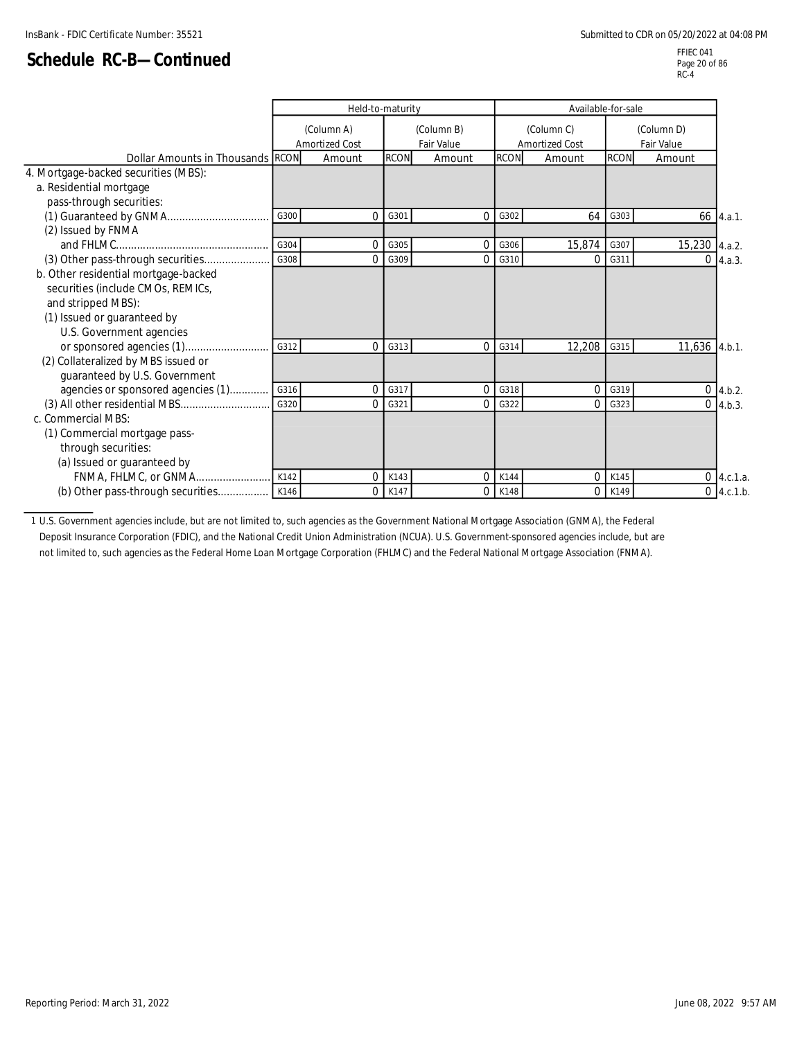# Schedule RC-B—Continued

| | Held-to-maturity | | | | Available-for-sale | | | | |
|---|---|---|---|---|---|---|---|---|---|
| | (Column A) Amortized Cost | | (Column B) Fair Value | | (Column C) Amortized Cost | | (Column D) Fair Value | | |
| Dollar Amounts in Thousands | RCON | Amount | RCON | Amount | RCON | Amount | RCON | Amount | |
| 4. Mortgage-backed securities (MBS): | | | | | | | | | |
| a. Residential mortgage pass-through securities: | | | | | | | | | |
| (1) Guaranteed by GNMA | G300 | 0 | G301 | 0 | G302 | 64 | G303 | 66 | 4.a.1. |
| (2) Issued by FNMA and FHLMC | G304 | 0 | G305 | 0 | G306 | 15,874 | G307 | 15,230 | 4.a.2. |
| (3) Other pass-through securities | G308 | 0 | G309 | 0 | G310 | 0 | G311 | 0 | 4.a.3. |
| b. Other residential mortgage-backed securities (include CMOs, REMICs, and stripped MBS): | | | | | | | | | |
| (1) Issued or guaranteed by U.S. Government agencies or sponsored agencies (1) | G312 | 0 | G313 | 0 | G314 | 12,208 | G315 | 11,636 | 4.b.1. |
| (2) Collateralized by MBS issued or guaranteed by U.S. Government agencies or sponsored agencies (1) | G316 | 0 | G317 | 0 | G318 | 0 | G319 | 0 | 4.b.2. |
| (3) All other residential MBS | G320 | 0 | G321 | 0 | G322 | 0 | G323 | 0 | 4.b.3. |
| c. Commercial MBS: | | | | | | | | | |
| (1) Commercial mortgage pass-through securities: | | | | | | | | | |
| (a) Issued or guaranteed by FNMA, FHLMC, or GNMA | K142 | 0 | K143 | 0 | K144 | 0 | K145 | 0 | 4.c.1.a. |
| (b) Other pass-through securities | K146 | 0 | K147 | 0 | K148 | 0 | K149 | 0 | 4.c.1.b. |

1 U.S. Government agencies include, but are not limited to, such agencies as the Government National Mortgage Association (GNMA), the Federal Deposit Insurance Corporation (FDIC), and the National Credit Union Administration (NCUA). U.S. Government-sponsored agencies include, but are not limited to, such agencies as the Federal Home Loan Mortgage Corporation (FHLMC) and the Federal National Mortgage Association (FNMA).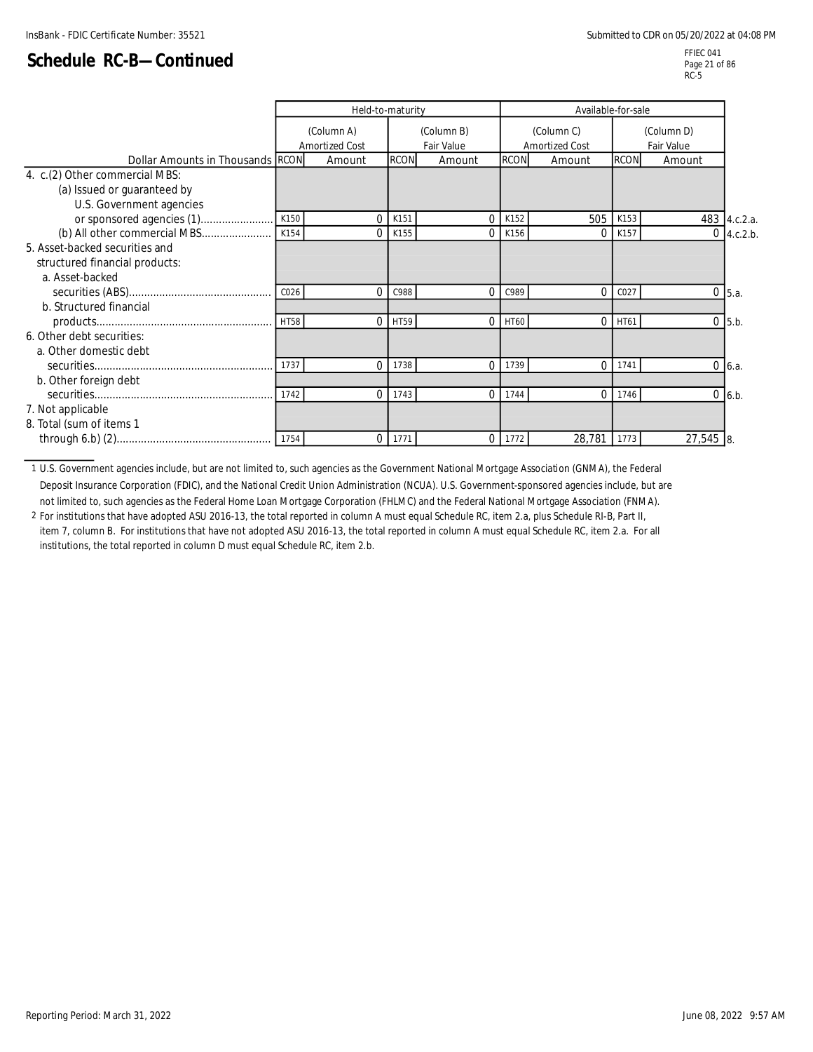## Schedule RC-B—Continued

FFIEC 041
RC-5

| Dollar Amounts in Thousands | Held-to-maturity | | | | Available-for-sale | | | | |
|---|---|---|---|---|---|---|---|---|---|
| | (Column A) Amortized Cost | | (Column B) Fair Value | | (Column C) Amortized Cost | | (Column D) Fair Value | | |
| | RCON | Amount | RCON | Amount | RCON | Amount | RCON | Amount | |
| 4. c.(2) Other commercial MBS: | | | | | | | | | |
| (a) Issued or guaranteed by U.S. Government agencies or sponsored agencies (1) | K150 | 0 | K151 | 0 | K152 | 505 | K153 | 483 | 4.c.2.a. |
| (b) All other commercial MBS | K154 | 0 | K155 | 0 | K156 | 0 | K157 | 0 | 4.c.2.b. |
| 5. Asset-backed securities and structured financial products: | | | | | | | | | |
| a. Asset-backed securities (ABS) | C026 | 0 | C988 | 0 | C989 | 0 | C027 | 0 | 5.a. |
| b. Structured financial products | HT58 | 0 | HT59 | 0 | HT60 | 0 | HT61 | 0 | 5.b. |
| 6. Other debt securities: | | | | | | | | | |
| a. Other domestic debt securities | 1737 | 0 | 1738 | 0 | 1739 | 0 | 1741 | 0 | 6.a. |
| b. Other foreign debt securities | 1742 | 0 | 1743 | 0 | 1744 | 0 | 1746 | 0 | 6.b. |
| 7. Not applicable | | | | | | | | | |
| 8. Total (sum of items 1 through 6.b) (2) | 1754 | 0 | 1771 | 0 | 1772 | 28,781 | 1773 | 27,545 | 8. |

1 U.S. Government agencies include, but are not limited to, such agencies as the Government National Mortgage Association (GNMA), the Federal Deposit Insurance Corporation (FDIC), and the National Credit Union Administration (NCUA). U.S. Government-sponsored agencies include, but are not limited to, such agencies as the Federal Home Loan Mortgage Corporation (FHLMC) and the Federal National Mortgage Association (FNMA).

2 For institutions that have adopted ASU 2016-13, the total reported in column A must equal Schedule RC, item 2.a, plus Schedule RI-B, Part II, item 7, column B. For institutions that have not adopted ASU 2016-13, the total reported in column A must equal Schedule RC, item 2.a. For all institutions, the total reported in column D must equal Schedule RC, item 2.b.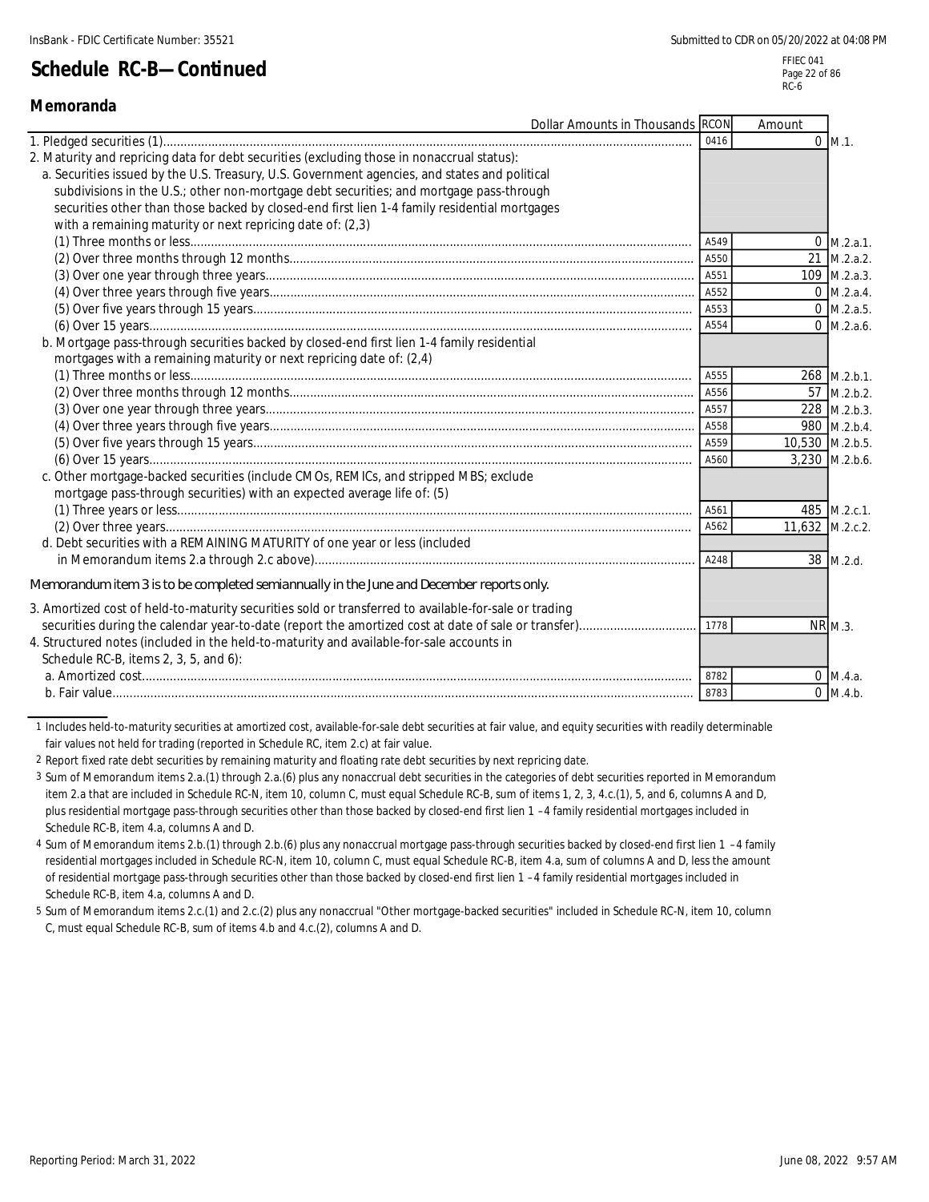# Schedule RC-B—Continued

## Memoranda

| Dollar Amounts in Thousands | RCON | Amount | |
|---|---|---|---|
| 1. Pledged securities (1) | 0416 | 0 | M.1. |
| 2. Maturity and repricing data for debt securities (excluding those in nonaccrual status): | | | |
| a. Securities issued by the U.S. Treasury, U.S. Government agencies, and states and political subdivisions in the U.S.; other non-mortgage debt securities; and mortgage pass-through securities other than those backed by closed-end first lien 1-4 family residential mortgages with a remaining maturity or next repricing date of: (2,3) | | | |
| (1) Three months or less | A549 | 0 | M.2.a.1. |
| (2) Over three months through 12 months | A550 | 21 | M.2.a.2. |
| (3) Over one year through three years | A551 | 109 | M.2.a.3. |
| (4) Over three years through five years | A552 | 0 | M.2.a.4. |
| (5) Over five years through 15 years | A553 | 0 | M.2.a.5. |
| (6) Over 15 years | A554 | 0 | M.2.a.6. |
| b. Mortgage pass-through securities backed by closed-end first lien 1-4 family residential mortgages with a remaining maturity or next repricing date of: (2,4) | | | |
| (1) Three months or less | A555 | 268 | M.2.b.1. |
| (2) Over three months through 12 months | A556 | 57 | M.2.b.2. |
| (3) Over one year through three years | A557 | 228 | M.2.b.3. |
| (4) Over three years through five years | A558 | 980 | M.2.b.4. |
| (5) Over five years through 15 years | A559 | 10,530 | M.2.b.5. |
| (6) Over 15 years | A560 | 3,230 | M.2.b.6. |
| c. Other mortgage-backed securities (include CMOs, REMICs, and stripped MBS; exclude mortgage pass-through securities) with an expected average life of: (5) | | | |
| (1) Three years or less | A561 | 485 | M.2.c.1. |
| (2) Over three years | A562 | 11,632 | M.2.c.2. |
| d. Debt securities with a REMAINING MATURITY of one year or less (included in Memorandum items 2.a through 2.c above) | A248 | 38 | M.2.d. |
| *Memorandum item 3 is to be completed semiannually in the June and December reports only.* | | | |
| 3. Amortized cost of held-to-maturity securities sold or transferred to available-for-sale or trading securities during the calendar year-to-date (report the amortized cost at date of sale or transfer) | 1778 | NR | M.3. |
| 4. Structured notes (included in the held-to-maturity and available-for-sale accounts in Schedule RC-B, items 2, 3, 5, and 6): | | | |
| a. Amortized cost | 8782 | 0 | M.4.a. |
| b. Fair value | 8783 | 0 | M.4.b. |

1 Includes held-to-maturity securities at amortized cost, available-for-sale debt securities at fair value, and equity securities with readily determinable fair values not held for trading (reported in Schedule RC, item 2.c) at fair value.

2 Report fixed rate debt securities by remaining maturity and floating rate debt securities by next repricing date.

3 Sum of Memorandum items 2.a.(1) through 2.a.(6) plus any nonaccrual debt securities in the categories of debt securities reported in Memorandum item 2.a that are included in Schedule RC-N, item 10, column C, must equal Schedule RC-B, sum of items 1, 2, 3, 4.c.(1), 5, and 6, columns A and D, plus residential mortgage pass-through securities other than those backed by closed-end first lien 1 –4 family residential mortgages included in Schedule RC-B, item 4.a, columns A and D.

4 Sum of Memorandum items 2.b.(1) through 2.b.(6) plus any nonaccrual mortgage pass-through securities backed by closed-end first lien 1 –4 family residential mortgages included in Schedule RC-N, item 10, column C, must equal Schedule RC-B, item 4.a, sum of columns A and D, less the amount of residential mortgage pass-through securities other than those backed by closed-end first lien 1 –4 family residential mortgages included in Schedule RC-B, item 4.a, columns A and D.

5 Sum of Memorandum items 2.c.(1) and 2.c.(2) plus any nonaccrual "Other mortgage-backed securities" included in Schedule RC-N, item 10, column C, must equal Schedule RC-B, sum of items 4.b and 4.c.(2), columns A and D.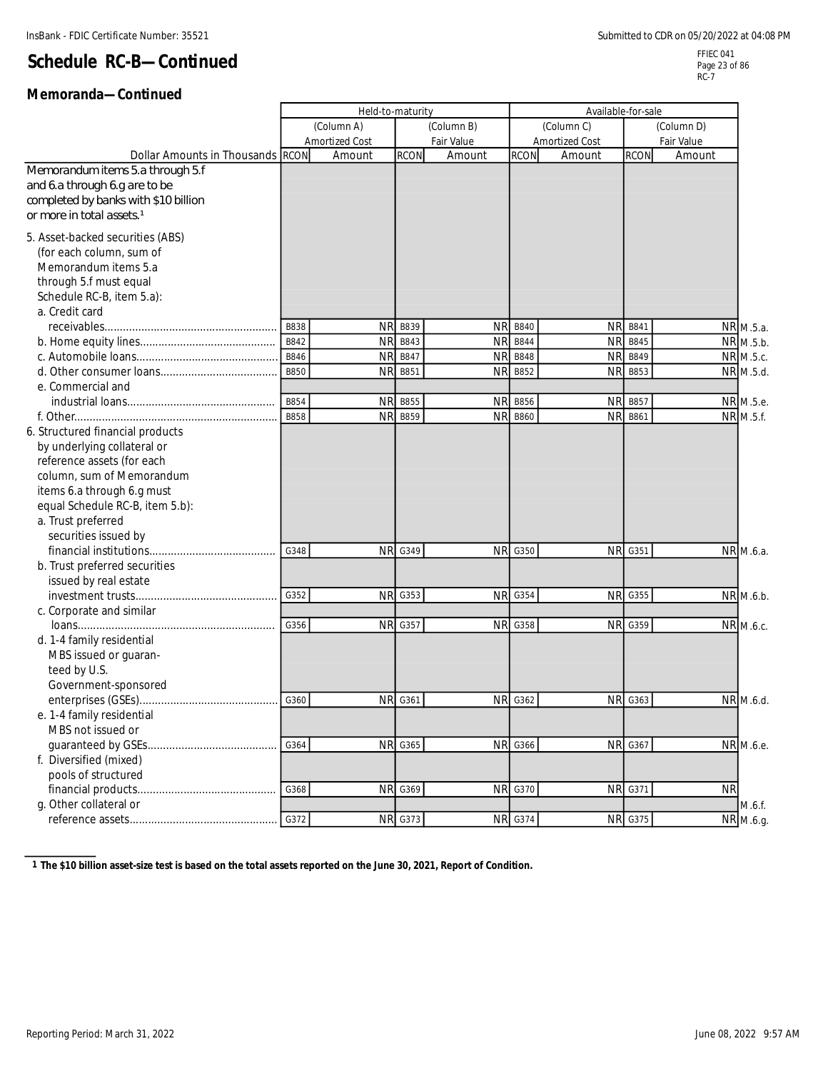InsBank - FDIC Certificate Number: 35521

Submitted to CDR on 05/20/2022 at 04:08 PM

# Schedule RC-B—Continued

FFIEC 041
RC-7

## Memoranda—Continued

| Dollar Amounts in Thousands | Held-to-maturity | | | | Available-for-sale | | | | |
|---|---|---|---|---|---|---|---|---|---|
| | (Column A) Amortized Cost | | (Column B) Fair Value | | (Column C) Amortized Cost | | (Column D) Fair Value | | |
| | RCON | Amount | RCON | Amount | RCON | Amount | RCON | Amount | |
| Memorandum items 5.a through 5.f and 6.a through 6.g are to be completed by banks with $10 billion or more in total assets.[1] | | | | | | | | | |
| 5. Asset-backed securities (ABS) (for each column, sum of Memorandum items 5.a through 5.f must equal Schedule RC-B, item 5.a): | | | | | | | | | |
| a. Credit card receivables | B838 | NR | B839 | NR | B840 | NR | B841 | NR | M.5.a. |
| b. Home equity lines | B842 | NR | B843 | NR | B844 | NR | B845 | NR | M.5.b. |
| c. Automobile loans | B846 | NR | B847 | NR | B848 | NR | B849 | NR | M.5.c. |
| d. Other consumer loans | B850 | NR | B851 | NR | B852 | NR | B853 | NR | M.5.d. |
| e. Commercial and industrial loans | B854 | NR | B855 | NR | B856 | NR | B857 | NR | M.5.e. |
| f. Other | B858 | NR | B859 | NR | B860 | NR | B861 | NR | M.5.f. |
| 6. Structured financial products by underlying collateral or reference assets (for each column, sum of Memorandum items 6.a through 6.g must equal Schedule RC-B, item 5.b): | | | | | | | | | |
| a. Trust preferred securities issued by financial institutions | G348 | NR | G349 | NR | G350 | NR | G351 | NR | M.6.a. |
| b. Trust preferred securities issued by real estate investment trusts | G352 | NR | G353 | NR | G354 | NR | G355 | NR | M.6.b. |
| c. Corporate and similar loans | G356 | NR | G357 | NR | G358 | NR | G359 | NR | M.6.c. |
| d. 1-4 family residential MBS issued or guaranteed by U.S. Government-sponsored enterprises (GSEs) | G360 | NR | G361 | NR | G362 | NR | G363 | NR | M.6.d. |
| e. 1-4 family residential MBS not issued or guaranteed by GSEs | G364 | NR | G365 | NR | G366 | NR | G367 | NR | M.6.e. |
| f. Diversified (mixed) pools of structured financial products | G368 | NR | G369 | NR | G370 | NR | G371 | NR | M.6.f. |
| g. Other collateral or reference assets | G372 | NR | G373 | NR | G374 | NR | G375 | NR | M.6.g. |

1 The $10 billion asset-size test is based on the total assets reported on the June 30, 2021, Report of Condition.

Reporting Period: March 31, 2022

June 08, 2022 9:57 AM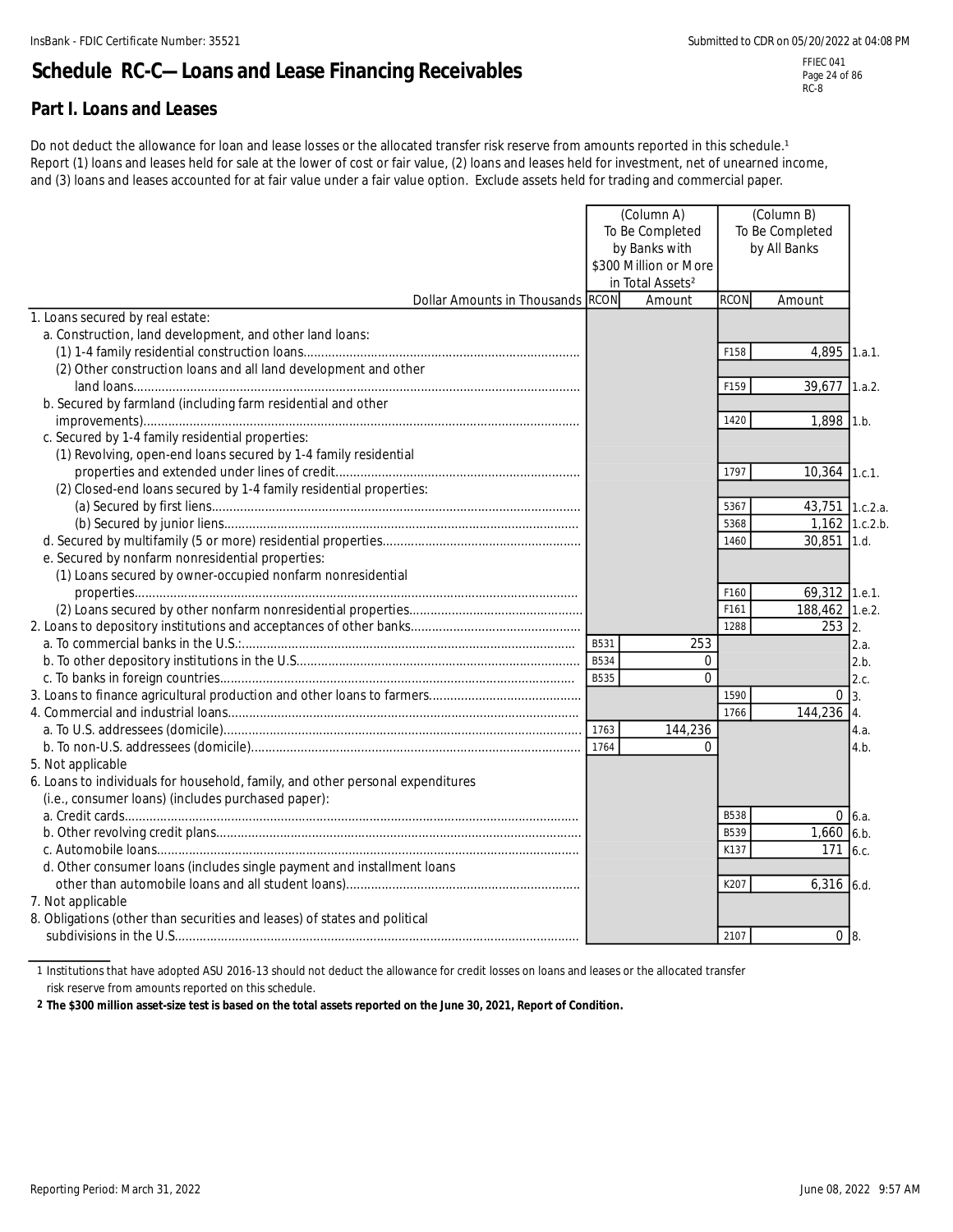# Schedule RC-C—Loans and Lease Financing Receivables

## Part I. Loans and Leases

Do not deduct the allowance for loan and lease losses or the allocated transfer risk reserve from amounts reported in this schedule.[1] Report (1) loans and leases held for sale at the lower of cost or fair value, (2) loans and leases held for investment, net of unearned income, and (3) loans and leases accounted for at fair value under a fair value option. Exclude assets held for trading and commercial paper.

| Dollar Amounts in Thousands | (Column A) To Be Completed by Banks with $300 Million or More in Total Assets[2] RCON | Amount | (Column B) To Be Completed by All Banks RCON | Amount | |
|---|---|---|---|---|---|
| 1. Loans secured by real estate: | | | | | |
| a. Construction, land development, and other land loans: | | | | | |
| (1) 1-4 family residential construction loans | | | F158 | 4,895 | 1.a.1. |
| (2) Other construction loans and all land development and other land loans | | | F159 | 39,677 | 1.a.2. |
| b. Secured by farmland (including farm residential and other improvements) | | | 1420 | 1,898 | 1.b. |
| c. Secured by 1-4 family residential properties: | | | | | |
| (1) Revolving, open-end loans secured by 1-4 family residential properties and extended under lines of credit | | | 1797 | 10,364 | 1.c.1. |
| (2) Closed-end loans secured by 1-4 family residential properties: | | | | | |
| (a) Secured by first liens | | | 5367 | 43,751 | 1.c.2.a. |
| (b) Secured by junior liens | | | 5368 | 1,162 | 1.c.2.b. |
| d. Secured by multifamily (5 or more) residential properties | | | 1460 | 30,851 | 1.d. |
| e. Secured by nonfarm nonresidential properties: | | | | | |
| (1) Loans secured by owner-occupied nonfarm nonresidential properties | | | F160 | 69,312 | 1.e.1. |
| (2) Loans secured by other nonfarm nonresidential properties | | | F161 | 188,462 | 1.e.2. |
| 2. Loans to depository institutions and acceptances of other banks | | | 1288 | 253 | 2. |
| a. To commercial banks in the U.S. | B531 | 253 | | | 2.a. |
| b. To other depository institutions in the U.S. | B534 | 0 | | | 2.b. |
| c. To banks in foreign countries | B535 | 0 | | | 2.c. |
| 3. Loans to finance agricultural production and other loans to farmers | | | 1590 | 0 | 3. |
| 4. Commercial and industrial loans | | | 1766 | 144,236 | 4. |
| a. To U.S. addressees (domicile) | 1763 | 144,236 | | | 4.a. |
| b. To non-U.S. addressees (domicile) | 1764 | 0 | | | 4.b. |
| 5. Not applicable | | | | | |
| 6. Loans to individuals for household, family, and other personal expenditures (i.e., consumer loans) (includes purchased paper): | | | | | |
| a. Credit cards | | | B538 | 0 | 6.a. |
| b. Other revolving credit plans | | | B539 | 1,660 | 6.b. |
| c. Automobile loans | | | K137 | 171 | 6.c. |
| d. Other consumer loans (includes single payment and installment loans other than automobile loans and all student loans) | | | K207 | 6,316 | 6.d. |
| 7. Not applicable | | | | | |
| 8. Obligations (other than securities and leases) of states and political subdivisions in the U.S. | | | 2107 | 0 | 8. |

1 Institutions that have adopted ASU 2016-13 should not deduct the allowance for credit losses on loans and leases or the allocated transfer risk reserve from amounts reported on this schedule.

**2 The $300 million asset-size test is based on the total assets reported on the June 30, 2021, Report of Condition.**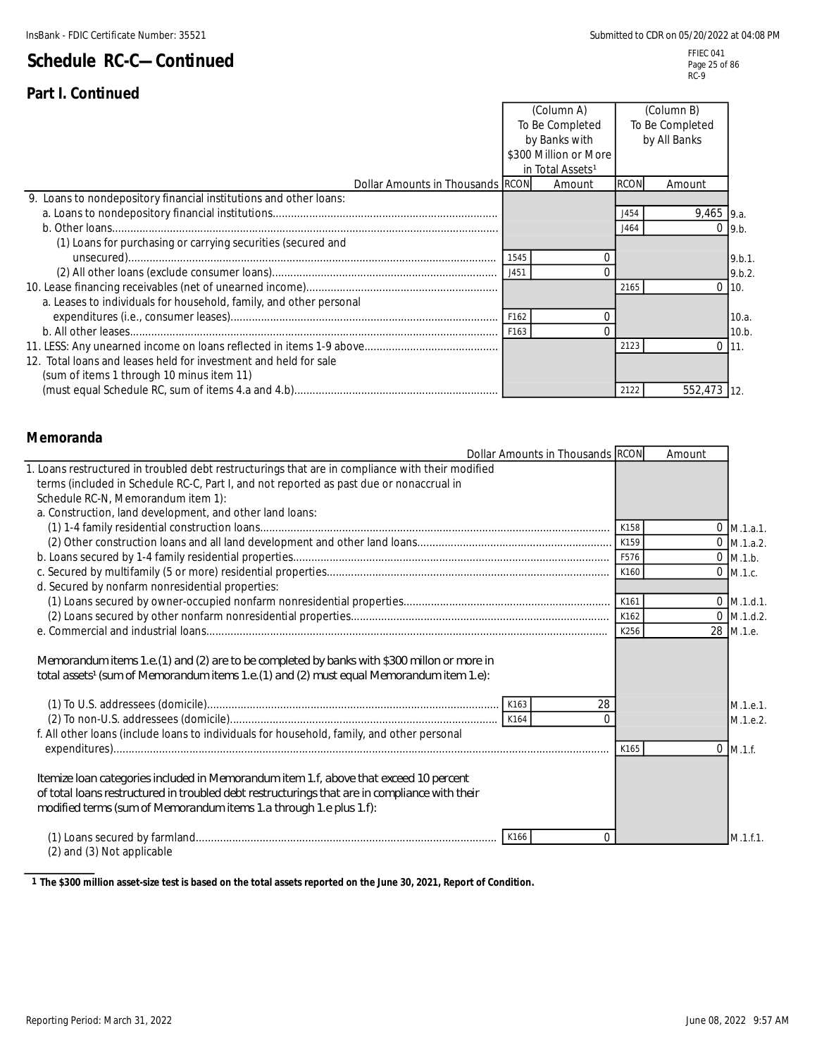InsBank - FDIC Certificate Number: 35521

Submitted to CDR on 05/20/2022 at 04:08 PM

# Schedule RC-C—Continued

FFIEC 041
RC-9

## Part I. Continued

| Dollar Amounts in Thousands | RCON | (Column A) To Be Completed by Banks with $300 Million or More in Total Assets[1] Amount | RCON | (Column B) To Be Completed by All Banks Amount | |
|---|---|---|---|---|---|
| 9. Loans to nondepository financial institutions and other loans: | | | | | |
| a. Loans to nondepository financial institutions | | | J454 | 9,465 | 9.a. |
| b. Other loans | | | J464 | 0 | 9.b. |
| (1) Loans for purchasing or carrying securities (secured and unsecured) | 1545 | 0 | | | 9.b.1. |
| (2) All other loans (exclude consumer loans) | J451 | 0 | | | 9.b.2. |
| 10. Lease financing receivables (net of unearned income) | | | 2165 | 0 | 10. |
| a. Leases to individuals for household, family, and other personal expenditures (i.e., consumer leases) | F162 | 0 | | | 10.a. |
| b. All other leases | F163 | 0 | | | 10.b. |
| 11. LESS: Any unearned income on loans reflected in items 1-9 above | | | 2123 | 0 | 11. |
| 12. Total loans and leases held for investment and held for sale (sum of items 1 through 10 minus item 11) (must equal Schedule RC, sum of items 4.a and 4.b) | | | 2122 | 552,473 | 12. |

## Memoranda

| Dollar Amounts in Thousands | RCON | Amount | RCON | Amount | |
|---|---|---|---|---|---|
| 1. Loans restructured in troubled debt restructurings that are in compliance with their modified terms (included in Schedule RC-C, Part I, and not reported as past due or nonaccrual in Schedule RC-N, Memorandum item 1): | | | | | |
| a. Construction, land development, and other land loans: | | | | | |
| (1) 1-4 family residential construction loans | | | K158 | 0 | M.1.a.1. |
| (2) Other construction loans and all land development and other land loans | | | K159 | 0 | M.1.a.2. |
| b. Loans secured by 1-4 family residential properties | | | F576 | 0 | M.1.b. |
| c. Secured by multifamily (5 or more) residential properties | | | K160 | 0 | M.1.c. |
| d. Secured by nonfarm nonresidential properties: | | | | | |
| (1) Loans secured by owner-occupied nonfarm nonresidential properties | | | K161 | 0 | M.1.d.1. |
| (2) Loans secured by other nonfarm nonresidential properties | | | K162 | 0 | M.1.d.2. |
| e. Commercial and industrial loans | | | K256 | 28 | M.1.e. |
| Memorandum items 1.e.(1) and (2) are to be completed by banks with $300 millon or more in total assets[1] (sum of Memorandum items 1.e.(1) and (2) must equal Memorandum item 1.e): | | | | | |
| (1) To U.S. addressees (domicile) | K163 | 28 | | | M.1.e.1. |
| (2) To non-U.S. addressees (domicile) | K164 | 0 | | | M.1.e.2. |
| f. All other loans (include loans to individuals for household, family, and other personal expenditures) | | | K165 | 0 | M.1.f. |
| Itemize loan categories included in Memorandum item 1.f, above that exceed 10 percent of total loans restructured in troubled debt restructurings that are in compliance with their modified terms (sum of Memorandum items 1.a through 1.e plus 1.f): | | | | | |
| (1) Loans secured by farmland | K166 | 0 | | | M.1.f.1. |
| (2) and (3) Not applicable | | | | | |

1 The $300 million asset-size test is based on the total assets reported on the June 30, 2021, Report of Condition.

Reporting Period: March 31, 2022

June 08, 2022 9:57 AM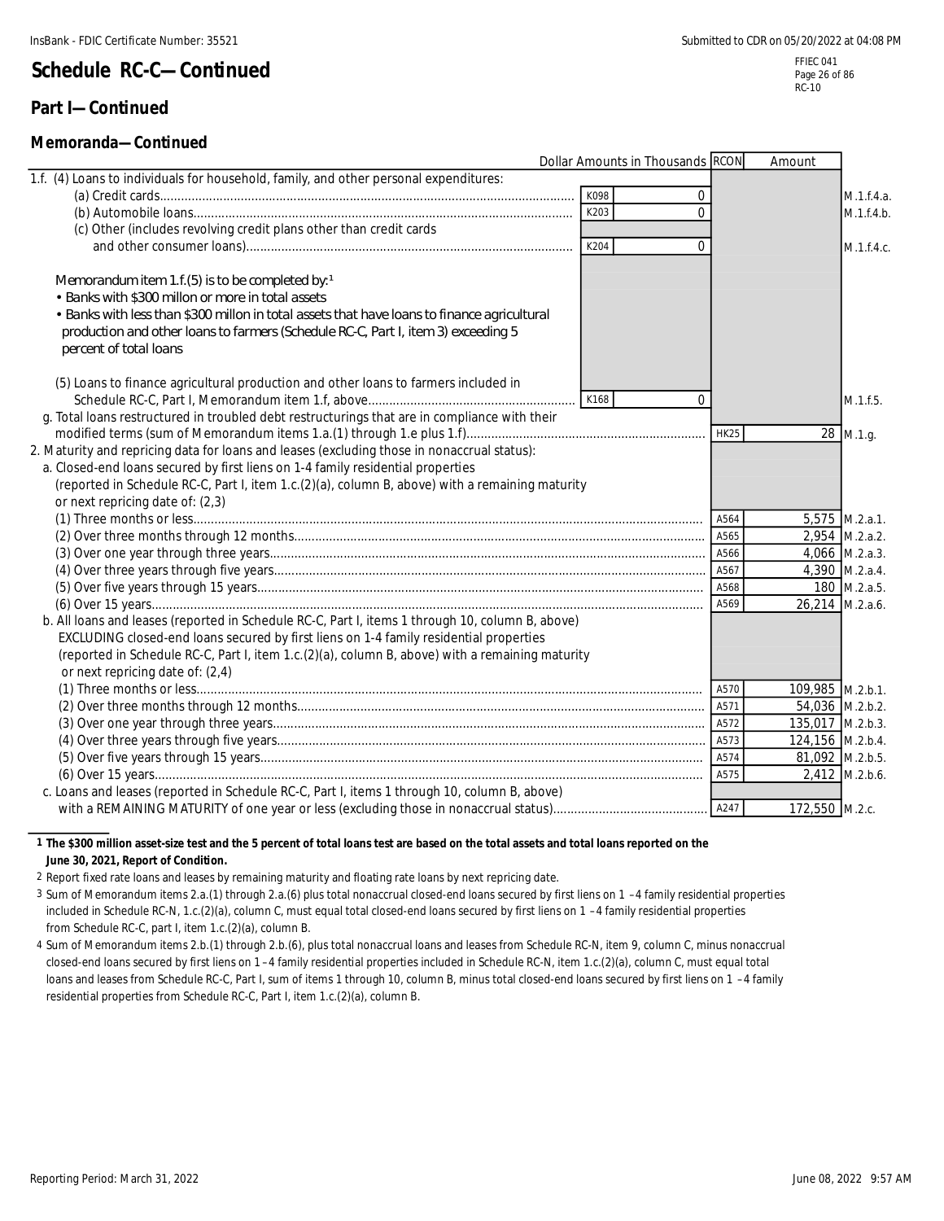# Schedule RC-C—Continued

## Part I—Continued

### Memoranda—Continued

| Dollar Amounts in Thousands | | | RCON | Amount | |
|---|---|---|---|---|---|
| 1.f. (4) Loans to individuals for household, family, and other personal expenditures: | | | | | |
| (a) Credit cards | K098 | 0 | | | M.1.f.4.a. |
| (b) Automobile loans | K203 | 0 | | | M.1.f.4.b. |
| (c) Other (includes revolving credit plans other than credit cards and other consumer loans) | K204 | 0 | | | M.1.f.4.c. |
| Memorandum item 1.f.(5) is to be completed by:[1] • Banks with $300 millon or more in total assets • Banks with less than $300 millon in total assets that have loans to finance agricultural production and other loans to farmers (Schedule RC-C, Part I, item 3) exceeding 5 percent of total loans | | | | | |
| (5) Loans to finance agricultural production and other loans to farmers included in Schedule RC-C, Part I, Memorandum item 1.f, above | K168 | 0 | | | M.1.f.5. |
| g. Total loans restructured in troubled debt restructurings that are in compliance with their modified terms (sum of Memorandum items 1.a.(1) through 1.e plus 1.f) | | | HK25 | 28 | M.1.g. |
| 2. Maturity and repricing data for loans and leases (excluding those in nonaccrual status): | | | | | |
| a. Closed-end loans secured by first liens on 1-4 family residential properties (reported in Schedule RC-C, Part I, item 1.c.(2)(a), column B, above) with a remaining maturity or next repricing date of: (2,3) | | | | | |
| (1) Three months or less | | | A564 | 5,575 | M.2.a.1. |
| (2) Over three months through 12 months | | | A565 | 2,954 | M.2.a.2. |
| (3) Over one year through three years | | | A566 | 4,066 | M.2.a.3. |
| (4) Over three years through five years | | | A567 | 4,390 | M.2.a.4. |
| (5) Over five years through 15 years | | | A568 | 180 | M.2.a.5. |
| (6) Over 15 years | | | A569 | 26,214 | M.2.a.6. |
| b. All loans and leases (reported in Schedule RC-C, Part I, items 1 through 10, column B, above) EXCLUDING closed-end loans secured by first liens on 1-4 family residential properties (reported in Schedule RC-C, Part I, item 1.c.(2)(a), column B, above) with a remaining maturity or next repricing date of: (2,4) | | | | | |
| (1) Three months or less | | | A570 | 109,985 | M.2.b.1. |
| (2) Over three months through 12 months | | | A571 | 54,036 | M.2.b.2. |
| (3) Over one year through three years | | | A572 | 135,017 | M.2.b.3. |
| (4) Over three years through five years | | | A573 | 124,156 | M.2.b.4. |
| (5) Over five years through 15 years | | | A574 | 81,092 | M.2.b.5. |
| (6) Over 15 years | | | A575 | 2,412 | M.2.b.6. |
| c. Loans and leases (reported in Schedule RC-C, Part I, items 1 through 10, column B, above) with a REMAINING MATURITY of one year or less (excluding those in nonaccrual status) | | | A247 | 172,550 | M.2.c. |

**1 The $300 million asset-size test and the 5 percent of total loans test are based on the total assets and total loans reported on the June 30, 2021, Report of Condition.**

2 Report fixed rate loans and leases by remaining maturity and floating rate loans by next repricing date.

3 Sum of Memorandum items 2.a.(1) through 2.a.(6) plus total nonaccrual closed-end loans secured by first liens on 1 –4 family residential properties included in Schedule RC-N, 1.c.(2)(a), column C, must equal total closed-end loans secured by first liens on 1 –4 family residential properties from Schedule RC-C, part I, item 1.c.(2)(a), column B.

4 Sum of Memorandum items 2.b.(1) through 2.b.(6), plus total nonaccrual loans and leases from Schedule RC-N, item 9, column C, minus nonaccrual closed-end loans secured by first liens on 1 –4 family residential properties included in Schedule RC-N, item 1.c.(2)(a), column C, must equal total loans and leases from Schedule RC-C, Part I, sum of items 1 through 10, column B, minus total closed-end loans secured by first liens on 1 –4 family residential properties from Schedule RC-C, Part I, item 1.c.(2)(a), column B.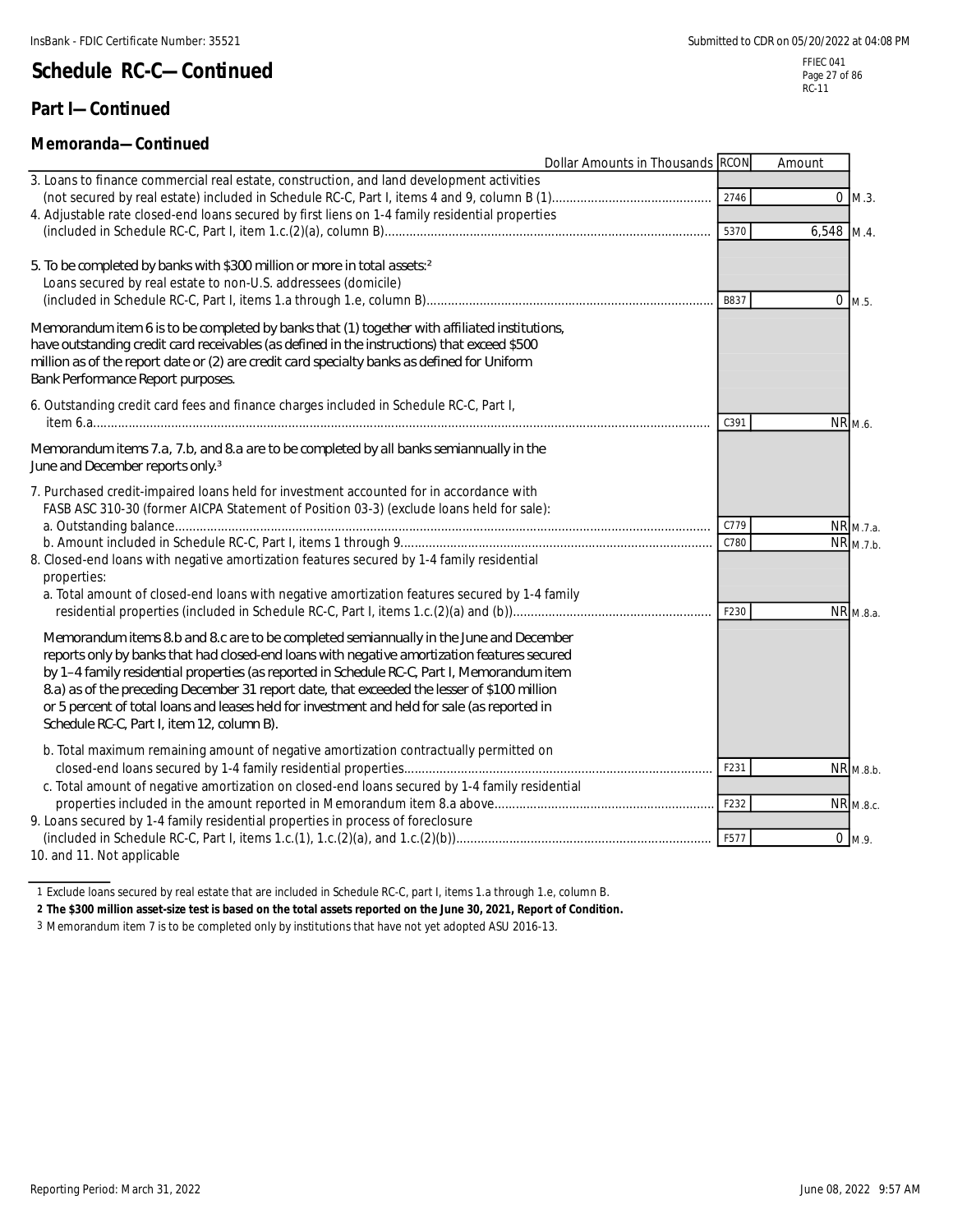# Schedule RC-C—Continued

## Part I—Continued

### Memoranda—Continued

| Dollar Amounts in Thousands | RCON | Amount | |
|---|---|---|---|
| 3. Loans to finance commercial real estate, construction, and land development activities (not secured by real estate) included in Schedule RC-C, Part I, items 4 and 9, column B (1) | 2746 | 0 | M.3. |
| 4. Adjustable rate closed-end loans secured by first liens on 1-4 family residential properties (included in Schedule RC-C, Part I, item 1.c.(2)(a), column B) | 5370 | 6,548 | M.4. |
| 5. To be completed by banks with $300 million or more in total assets:[2] Loans secured by real estate to non-U.S. addressees (domicile) (included in Schedule RC-C, Part I, items 1.a through 1.e, column B) | B837 | 0 | M.5. |
| Memorandum item 6 is to be completed by banks that (1) together with affiliated institutions, have outstanding credit card receivables (as defined in the instructions) that exceed $500 million as of the report date or (2) are credit card specialty banks as defined for Uniform Bank Performance Report purposes. | | | |
| 6. Outstanding credit card fees and finance charges included in Schedule RC-C, Part I, item 6.a | C391 | NR | M.6. |
| Memorandum items 7.a, 7.b, and 8.a are to be completed by all banks semiannually in the June and December reports only.[3] | | | |
| 7. Purchased credit-impaired loans held for investment accounted for in accordance with FASB ASC 310-30 (former AICPA Statement of Position 03-3) (exclude loans held for sale): | | | |
| a. Outstanding balance | C779 | NR | M.7.a. |
| b. Amount included in Schedule RC-C, Part I, items 1 through 9 | C780 | NR | M.7.b. |
| 8. Closed-end loans with negative amortization features secured by 1-4 family residential properties: | | | |
| a. Total amount of closed-end loans with negative amortization features secured by 1-4 family residential properties (included in Schedule RC-C, Part I, items 1.c.(2)(a) and (b)) | F230 | NR | M.8.a. |
| Memorandum items 8.b and 8.c are to be completed semiannually in the June and December reports only by banks that had closed-end loans with negative amortization features secured by 1–4 family residential properties (as reported in Schedule RC-C, Part I, Memorandum item 8.a) as of the preceding December 31 report date, that exceeded the lesser of $100 million or 5 percent of total loans and leases held for investment and held for sale (as reported in Schedule RC-C, Part I, item 12, column B). | | | |
| b. Total maximum remaining amount of negative amortization contractually permitted on closed-end loans secured by 1-4 family residential properties | F231 | NR | M.8.b. |
| c. Total amount of negative amortization on closed-end loans secured by 1-4 family residential properties included in the amount reported in Memorandum item 8.a above | F232 | NR | M.8.c. |
| 9. Loans secured by 1-4 family residential properties in process of foreclosure (included in Schedule RC-C, Part I, items 1.c.(1), 1.c.(2)(a), and 1.c.(2)(b)) | F577 | 0 | M.9. |

10. and 11. Not applicable

1 Exclude loans secured by real estate that are included in Schedule RC-C, part I, items 1.a through 1.e, column B.

**2 The $300 million asset-size test is based on the total assets reported on the June 30, 2021, Report of Condition.**

3 Memorandum item 7 is to be completed only by institutions that have not yet adopted ASU 2016-13.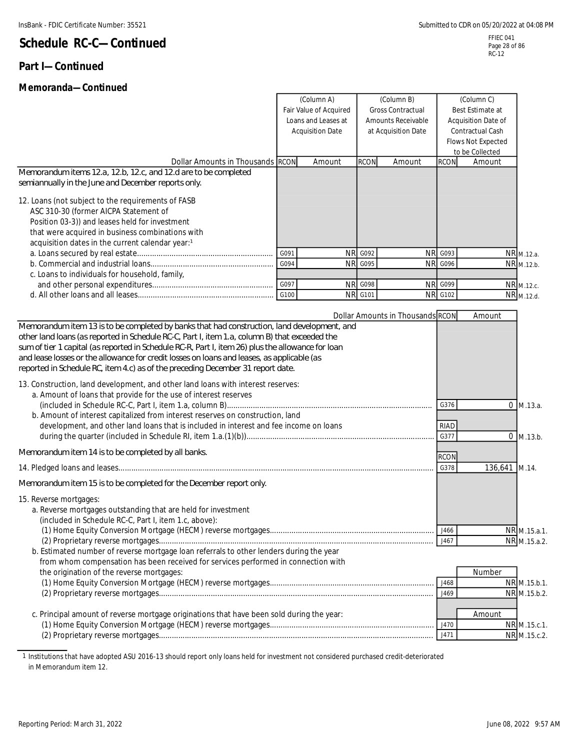# Schedule RC-C—Continued

## Part I—Continued

### Memoranda—Continued

| Dollar Amounts in Thousands | RCON | (Column A) Fair Value of Acquired Loans and Leases at Acquisition Date Amount | RCON | (Column B) Gross Contractual Amounts Receivable at Acquisition Date Amount | RCON | (Column C) Best Estimate at Acquisition Date of Contractual Cash Flows Not Expected to be Collected Amount | |
|---|---|---|---|---|---|---|---|
| Memorandum items 12.a, 12.b, 12.c, and 12.d are to be completed semiannually in the June and December reports only. | | | | | | | |
| 12. Loans (not subject to the requirements of FASB ASC 310-30 (former AICPA Statement of Position 03-3)) and leases held for investment that were acquired in business combinations with acquisition dates in the current calendar year:[1] | | | | | | | |
| a. Loans secured by real estate | G091 | NR | G092 | NR | G093 | NR | M.12.a. |
| b. Commercial and industrial loans | G094 | NR | G095 | NR | G096 | NR | M.12.b. |
| c. Loans to individuals for household, family, and other personal expenditures | G097 | NR | G098 | NR | G099 | NR | M.12.c. |
| d. All other loans and all leases | G100 | NR | G101 | NR | G102 | NR | M.12.d. |

| Dollar Amounts in Thousands | RCON | Amount | |
|---|---|---|---|
| Memorandum item 13 is to be completed by banks that had construction, land development, and other land loans (as reported in Schedule RC-C, Part I, item 1.a, column B) that exceeded the sum of tier 1 capital (as reported in Schedule RC-R, Part I, item 26) plus the allowance for loan and lease losses or the allowance for credit losses on loans and leases, as applicable (as reported in Schedule RC, item 4.c) as of the preceding December 31 report date. | | | |
| 13. Construction, land development, and other land loans with interest reserves: | | | |
| a. Amount of loans that provide for the use of interest reserves (included in Schedule RC-C, Part I, item 1.a, column B) | G376 | 0 | M.13.a. |
| b. Amount of interest capitalized from interest reserves on construction, land development, and other land loans that is included in interest and fee income on loans during the quarter (included in Schedule RI, item 1.a.(1)(b)) | RIAD G377 | 0 | M.13.b. |
| Memorandum item 14 is to be completed by all banks. | RCON | | |
| 14. Pledged loans and leases | G378 | 136,641 | M.14. |
| Memorandum item 15 is to be completed for the December report only. | | | |
| 15. Reverse mortgages: | | | |
| a. Reverse mortgages outstanding that are held for investment (included in Schedule RC-C, Part I, item 1.c, above): | | | |
| (1) Home Equity Conversion Mortgage (HECM) reverse mortgages | J466 | NR | M.15.a.1. |
| (2) Proprietary reverse mortgages | J467 | NR | M.15.a.2. |
| b. Estimated number of reverse mortgage loan referrals to other lenders during the year from whom compensation has been received for services performed in connection with the origination of the reverse mortgages: | | Number | |
| (1) Home Equity Conversion Mortgage (HECM) reverse mortgages | J468 | NR | M.15.b.1. |
| (2) Proprietary reverse mortgages | J469 | NR | M.15.b.2. |
| c. Principal amount of reverse mortgage originations that have been sold during the year: | | Amount | |
| (1) Home Equity Conversion Mortgage (HECM) reverse mortgages | J470 | NR | M.15.c.1. |
| (2) Proprietary reverse mortgages | J471 | NR | M.15.c.2. |

1 Institutions that have adopted ASU 2016-13 should report only loans held for investment not considered purchased credit-deteriorated in Memorandum item 12.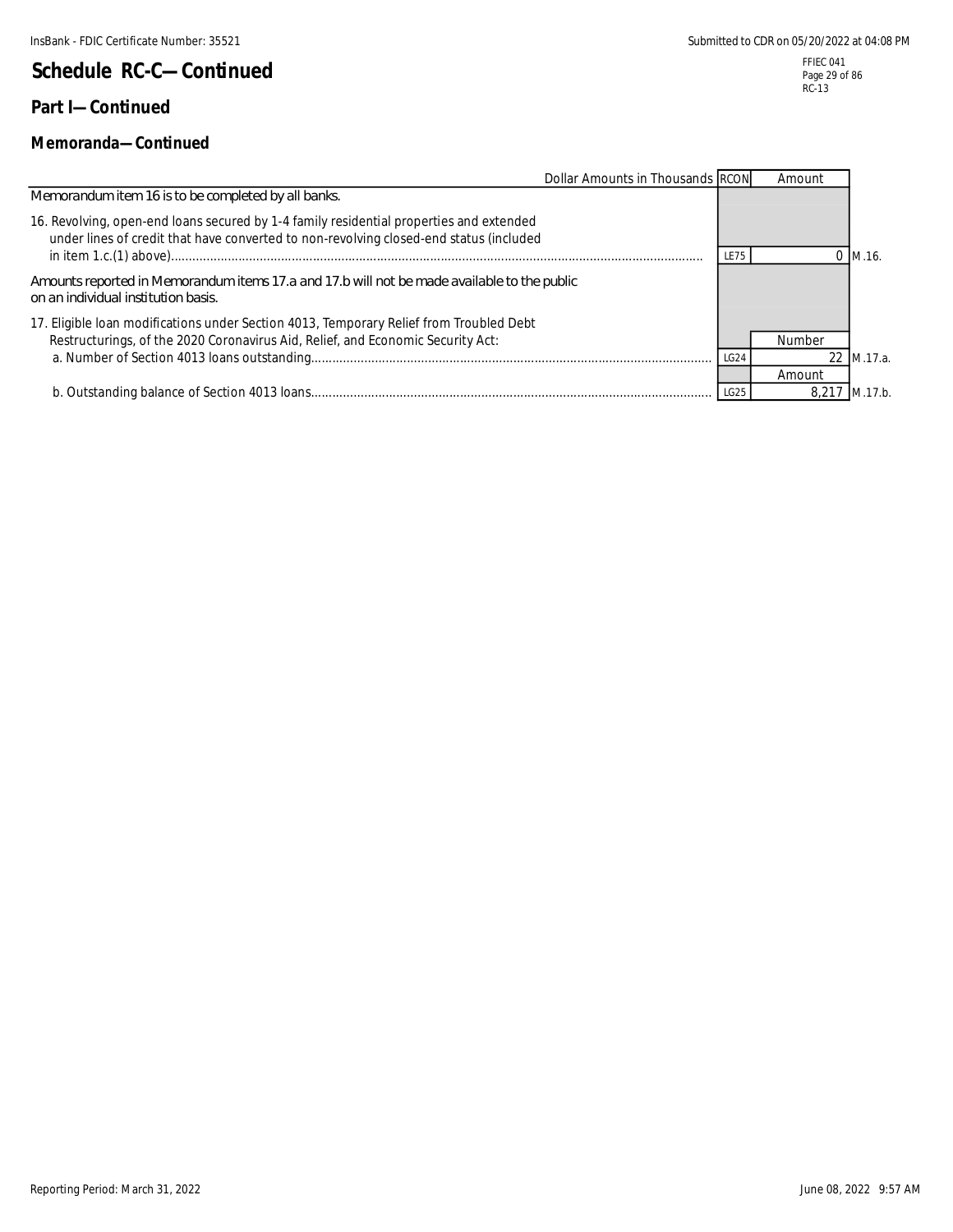# Schedule RC-C—Continued

## Part I—Continued

### Memoranda—Continued

| Dollar Amounts in Thousands | RCON | Amount | |
|---|---|---|---|
| Memorandum item 16 is to be completed by all banks. | | | |
| 16. Revolving, open-end loans secured by 1-4 family residential properties and extended under lines of credit that have converted to non-revolving closed-end status (included in item 1.c.(1) above) | LE75 | 0 | M.16. |
| Amounts reported in Memorandum items 17.a and 17.b will not be made available to the public on an individual institution basis. | | | |
| 17. Eligible loan modifications under Section 4013, Temporary Relief from Troubled Debt Restructurings, of the 2020 Coronavirus Aid, Relief, and Economic Security Act: | | Number | |
| a. Number of Section 4013 loans outstanding | LG24 | 22 | M.17.a. |
| | | Amount | |
| b. Outstanding balance of Section 4013 loans | LG25 | 8,217 | M.17.b. |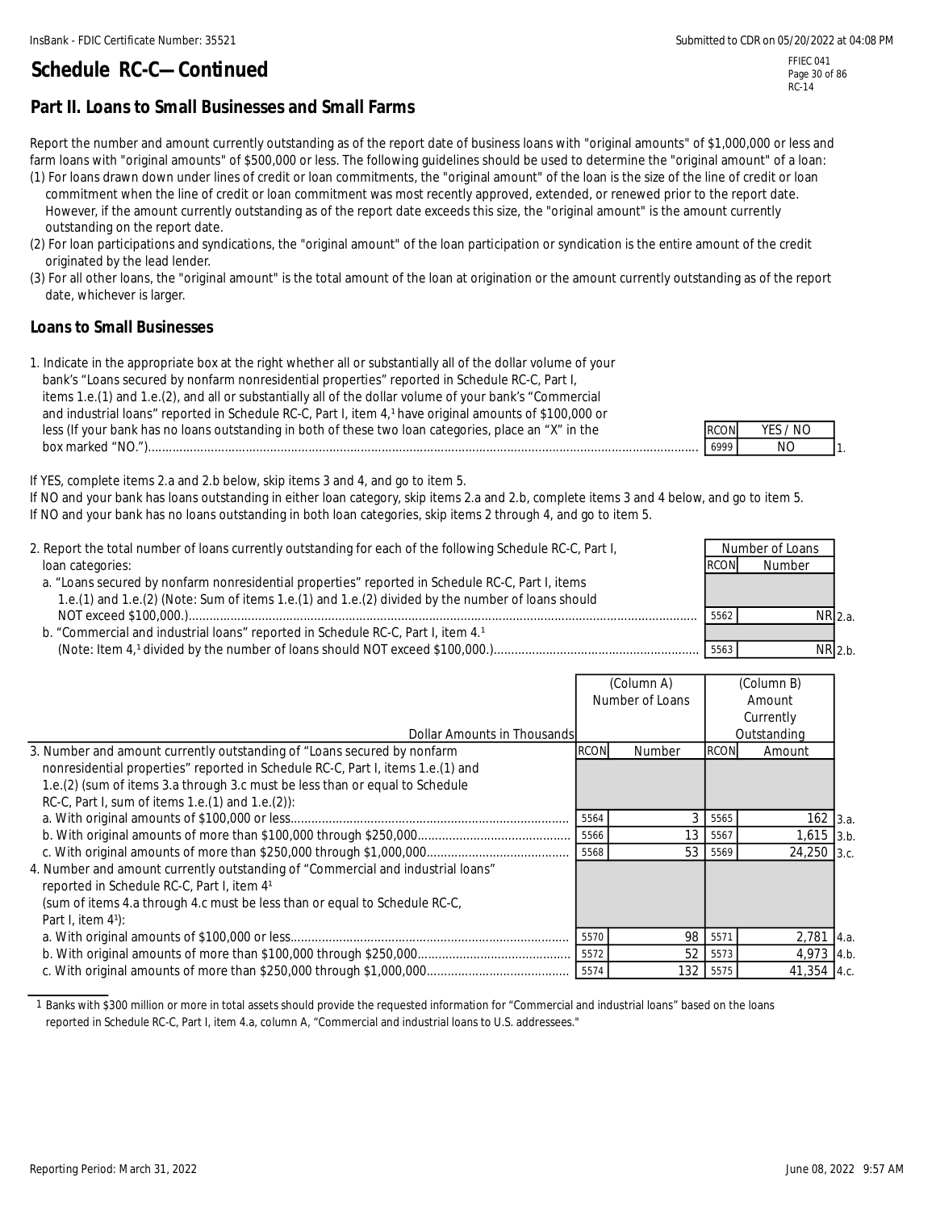## Schedule RC-C—Continued

### Part II. Loans to Small Businesses and Small Farms

Report the number and amount currently outstanding as of the report date of business loans with "original amounts" of $1,000,000 or less and farm loans with "original amounts" of $500,000 or less. The following guidelines should be used to determine the "original amount" of a loan:

(1) For loans drawn down under lines of credit or loan commitments, the "original amount" of the loan is the size of the line of credit or loan commitment when the line of credit or loan commitment was most recently approved, extended, or renewed prior to the report date. However, if the amount currently outstanding as of the report date exceeds this size, the "original amount" is the amount currently outstanding on the report date.

(2) For loan participations and syndications, the "original amount" of the loan participation or syndication is the entire amount of the credit originated by the lead lender.

(3) For all other loans, the "original amount" is the total amount of the loan at origination or the amount currently outstanding as of the report date, whichever is larger.

### Loans to Small Businesses

| | RCON | YES / NO | |
|---|---|---|---|
| 1. Indicate in the appropriate box at the right whether all or substantially all of the dollar volume of your bank's "Loans secured by nonfarm nonresidential properties" reported in Schedule RC-C, Part I, items 1.e.(1) and 1.e.(2), and all or substantially all of the dollar volume of your bank's "Commercial and industrial loans" reported in Schedule RC-C, Part I, item 4,[1] have original amounts of $100,000 or less (If your bank has no loans outstanding in both of these two loan categories, place an "X" in the box marked "NO.") | 6999 | NO | 1. |

If YES, complete items 2.a and 2.b below, skip items 3 and 4, and go to item 5.
If NO and your bank has loans outstanding in either loan category, skip items 2.a and 2.b, complete items 3 and 4 below, and go to item 5.
If NO and your bank has no loans outstanding in both loan categories, skip items 2 through 4, and go to item 5.

| | RCON | Number of Loans | |
|---|---|---|---|
| 2. Report the total number of loans currently outstanding for each of the following Schedule RC-C, Part I, loan categories: | | | |
| a. "Loans secured by nonfarm nonresidential properties" reported in Schedule RC-C, Part I, items 1.e.(1) and 1.e.(2) (Note: Sum of items 1.e.(1) and 1.e.(2) divided by the number of loans should NOT exceed $100,000.) | 5562 | NR | 2.a. |
| b. "Commercial and industrial loans" reported in Schedule RC-C, Part I, item 4.[1] (Note: Item 4,[1] divided by the number of loans should NOT exceed $100,000.) | 5563 | NR | 2.b. |

| Dollar Amounts in Thousands | RCON | (Column A) Number of Loans | RCON | (Column B) Amount Currently Outstanding | |
|---|---|---|---|---|---|
| 3. Number and amount currently outstanding of "Loans secured by nonfarm nonresidential properties" reported in Schedule RC-C, Part I, items 1.e.(1) and 1.e.(2) (sum of items 3.a through 3.c must be less than or equal to Schedule RC-C, Part I, sum of items 1.e.(1) and 1.e.(2)): | | | | | |
| a. With original amounts of $100,000 or less | 5564 | 3 | 5565 | 162 | 3.a. |
| b. With original amounts of more than $100,000 through $250,000 | 5566 | 13 | 5567 | 1,615 | 3.b. |
| c. With original amounts of more than $250,000 through $1,000,000 | 5568 | 53 | 5569 | 24,250 | 3.c. |
| 4. Number and amount currently outstanding of "Commercial and industrial loans" reported in Schedule RC-C, Part I, item 4[1] (sum of items 4.a through 4.c must be less than or equal to Schedule RC-C, Part I, item 4[1]): | | | | | |
| a. With original amounts of $100,000 or less | 5570 | 98 | 5571 | 2,781 | 4.a. |
| b. With original amounts of more than $100,000 through $250,000 | 5572 | 52 | 5573 | 4,973 | 4.b. |
| c. With original amounts of more than $250,000 through $1,000,000 | 5574 | 132 | 5575 | 41,354 | 4.c. |

1 Banks with $300 million or more in total assets should provide the requested information for "Commercial and industrial loans" based on the loans reported in Schedule RC-C, Part I, item 4.a, column A, "Commercial and industrial loans to U.S. addressees."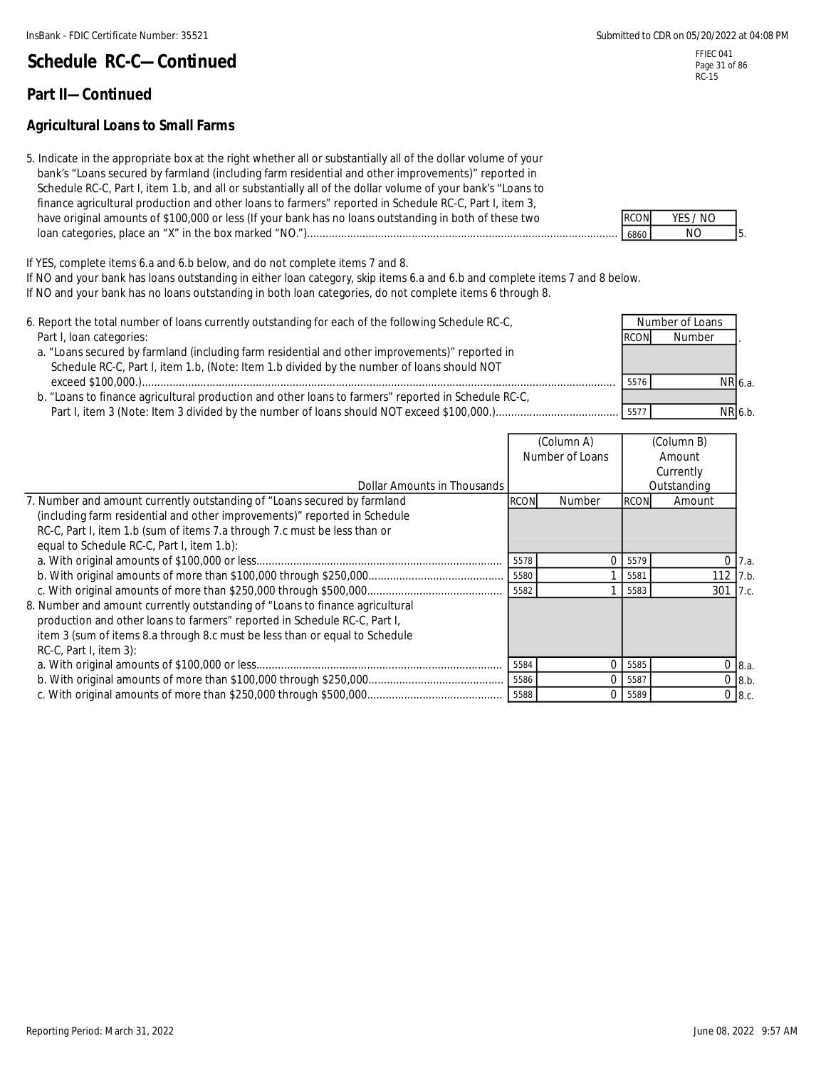## Schedule RC-C—Continued

### Part II—Continued

### Agricultural Loans to Small Farms

5. Indicate in the appropriate box at the right whether all or substantially all of the dollar volume of your bank's "Loans secured by farmland (including farm residential and other improvements)" reported in Schedule RC-C, Part I, item 1.b, and all or substantially all of the dollar volume of your bank's "Loans to finance agricultural production and other loans to farmers" reported in Schedule RC-C, Part I, item 3, have original amounts of $100,000 or less (If your bank has no loans outstanding in both of these two loan categories, place an "X" in the box marked "NO.")

| RCON | YES / NO | |
|---|---|---|
| 6860 | NO | 5. |

If YES, complete items 6.a and 6.b below, and do not complete items 7 and 8.
If NO and your bank has loans outstanding in either loan category, skip items 6.a and 6.b and complete items 7 and 8 below.
If NO and your bank has no loans outstanding in both loan categories, do not complete items 6 through 8.

| | RCON | Number of Loans | |
|---|---|---|---|
| 6. Report the total number of loans currently outstanding for each of the following Schedule RC-C, Part I, loan categories: | | | |
| a. "Loans secured by farmland (including farm residential and other improvements)" reported in Schedule RC-C, Part I, item 1.b, (Note: Item 1.b divided by the number of loans should NOT exceed $100,000.) | 5576 | NR | 6.a. |
| b. "Loans to finance agricultural production and other loans to farmers" reported in Schedule RC-C, Part I, item 3 (Note: Item 3 divided by the number of loans should NOT exceed $100,000.) | 5577 | NR | 6.b. |

| Dollar Amounts in Thousands | RCON | (Column A) Number of Loans | RCON | (Column B) Amount Currently Outstanding | |
|---|---|---|---|---|---|
| 7. Number and amount currently outstanding of "Loans secured by farmland (including farm residential and other improvements)" reported in Schedule RC-C, Part I, item 1.b (sum of items 7.a through 7.c must be less than or equal to Schedule RC-C, Part I, item 1.b): | | | | | |
| a. With original amounts of $100,000 or less | 5578 | 0 | 5579 | 0 | 7.a. |
| b. With original amounts of more than $100,000 through $250,000 | 5580 | 1 | 5581 | 112 | 7.b. |
| c. With original amounts of more than $250,000 through $500,000 | 5582 | 1 | 5583 | 301 | 7.c. |
| 8. Number and amount currently outstanding of "Loans to finance agricultural production and other loans to farmers" reported in Schedule RC-C, Part I, item 3 (sum of items 8.a through 8.c must be less than or equal to Schedule RC-C, Part I, item 3): | | | | | |
| a. With original amounts of $100,000 or less | 5584 | 0 | 5585 | 0 | 8.a. |
| b. With original amounts of more than $100,000 through $250,000 | 5586 | 0 | 5587 | 0 | 8.b. |
| c. With original amounts of more than $250,000 through $500,000 | 5588 | 0 | 5589 | 0 | 8.c. |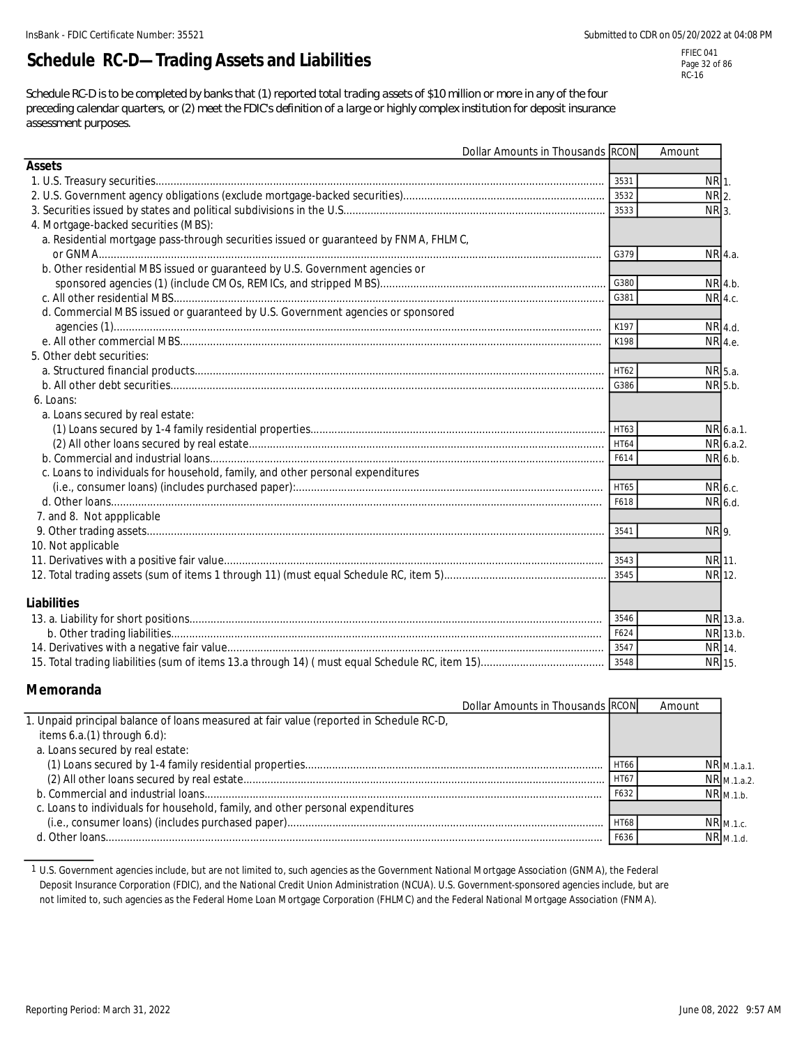# Schedule RC-D—Trading Assets and Liabilities

Schedule RC-D is to be completed by banks that (1) reported total trading assets of $10 million or more in any of the four preceding calendar quarters, or (2) meet the FDIC's definition of a large or highly complex institution for deposit insurance assessment purposes.

| Dollar Amounts in Thousands | RCON | Amount | |
|---|---|---|---|
| **Assets** | | | |
| 1. U.S. Treasury securities | 3531 | NR | 1. |
| 2. U.S. Government agency obligations (exclude mortgage-backed securities) | 3532 | NR | 2. |
| 3. Securities issued by states and political subdivisions in the U.S. | 3533 | NR | 3. |
| 4. Mortgage-backed securities (MBS): | | | |
| a. Residential mortgage pass-through securities issued or guaranteed by FNMA, FHLMC, or GNMA | G379 | NR | 4.a. |
| b. Other residential MBS issued or guaranteed by U.S. Government agencies or sponsored agencies (1) (include CMOs, REMICs, and stripped MBS) | G380 | NR | 4.b. |
| c. All other residential MBS | G381 | NR | 4.c. |
| d. Commercial MBS issued or guaranteed by U.S. Government agencies or sponsored agencies (1) | K197 | NR | 4.d. |
| e. All other commercial MBS | K198 | NR | 4.e. |
| 5. Other debt securities: | | | |
| a. Structured financial products | HT62 | NR | 5.a. |
| b. All other debt securities | G386 | NR | 5.b. |
| 6. Loans: | | | |
| a. Loans secured by real estate: | | | |
| (1) Loans secured by 1-4 family residential properties | HT63 | NR | 6.a.1. |
| (2) All other loans secured by real estate | HT64 | NR | 6.a.2. |
| b. Commercial and industrial loans | F614 | NR | 6.b. |
| c. Loans to individuals for household, family, and other personal expenditures (i.e., consumer loans) (includes purchased paper): | HT65 | NR | 6.c. |
| d. Other loans | F618 | NR | 6.d. |
| 7. and 8. Not appplicable | | | |
| 9. Other trading assets | 3541 | NR | 9. |
| 10. Not applicable | | | |
| 11. Derivatives with a positive fair value | 3543 | NR | 11. |
| 12. Total trading assets (sum of items 1 through 11) (must equal Schedule RC, item 5) | 3545 | NR | 12. |
| **Liabilities** | | | |
| 13. a. Liability for short positions | 3546 | NR | 13.a. |
| b. Other trading liabilities | F624 | NR | 13.b. |
| 14. Derivatives with a negative fair value | 3547 | NR | 14. |
| 15. Total trading liabilities (sum of items 13.a through 14) ( must equal Schedule RC, item 15) | 3548 | NR | 15. |

## Memoranda

| Dollar Amounts in Thousands | RCON | Amount | |
|---|---|---|---|
| 1. Unpaid principal balance of loans measured at fair value (reported in Schedule RC-D, items 6.a.(1) through 6.d): | | | |
| a. Loans secured by real estate: | | | |
| (1) Loans secured by 1-4 family residential properties | HT66 | NR | M.1.a.1. |
| (2) All other loans secured by real estate | HT67 | NR | M.1.a.2. |
| b. Commercial and industrial loans | F632 | NR | M.1.b. |
| c. Loans to individuals for household, family, and other personal expenditures (i.e., consumer loans) (includes purchased paper) | HT68 | NR | M.1.c. |
| d. Other loans | F636 | NR | M.1.d. |

1 U.S. Government agencies include, but are not limited to, such agencies as the Government National Mortgage Association (GNMA), the Federal Deposit Insurance Corporation (FDIC), and the National Credit Union Administration (NCUA). U.S. Government-sponsored agencies include, but are not limited to, such agencies as the Federal Home Loan Mortgage Corporation (FHLMC) and the Federal National Mortgage Association (FNMA).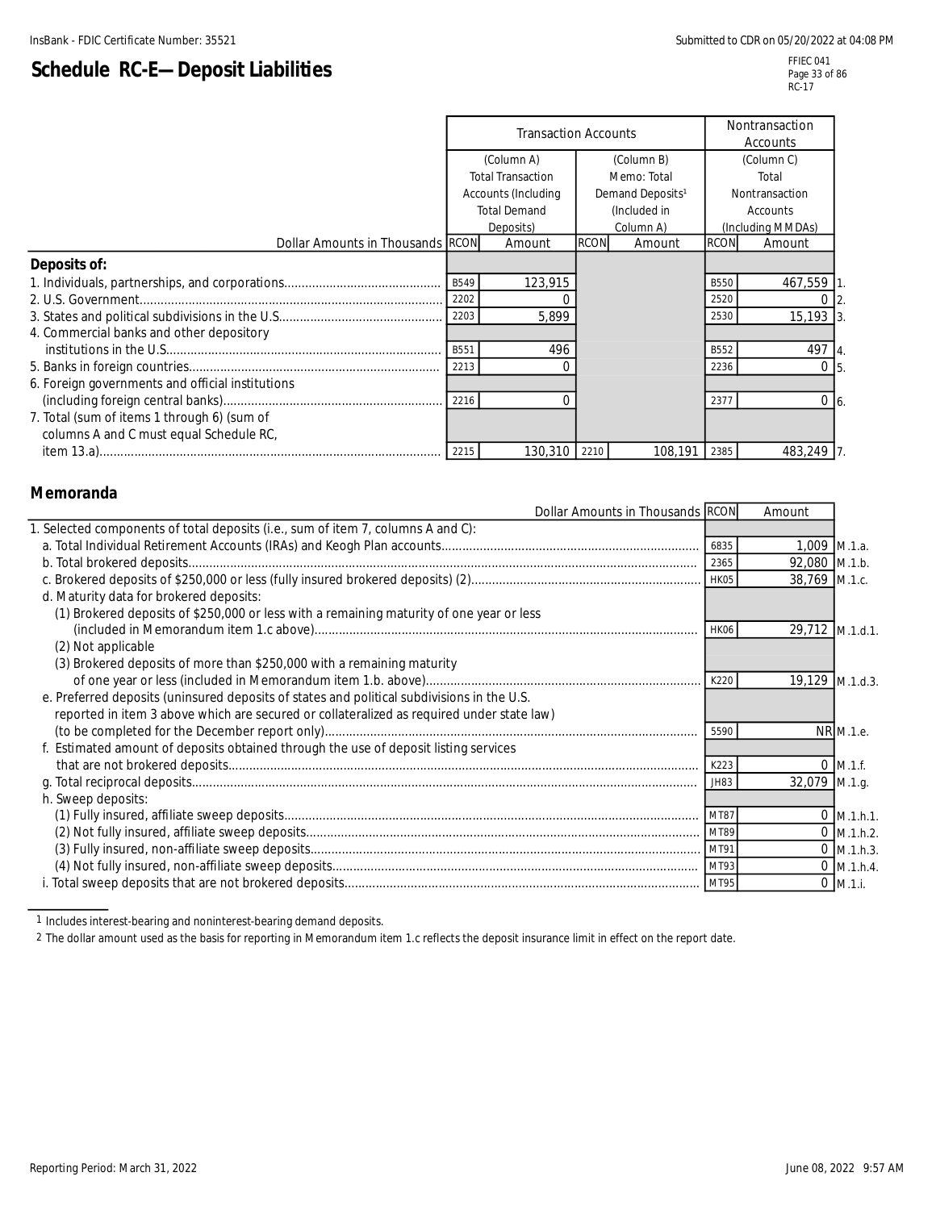# Schedule RC-E—Deposit Liabilities

| Dollar Amounts in Thousands | Transaction Accounts | | | | Nontransaction Accounts | | |
|---|---|---|---|---|---|---|---|
| | (Column A) Total Transaction Accounts (Including Total Demand Deposits) | | (Column B) Memo: Total Demand Deposits[1] (Included in Column A) | | (Column C) Total Nontransaction Accounts (Including MMDAs) | | |
| | RCON | Amount | RCON | Amount | RCON | Amount | |
| **Deposits of:** | | | | | | | |
| 1. Individuals, partnerships, and corporations | B549 | 123,915 | | | B550 | 467,559 | 1. |
| 2. U.S. Government | 2202 | 0 | | | 2520 | 0 | 2. |
| 3. States and political subdivisions in the U.S. | 2203 | 5,899 | | | 2530 | 15,193 | 3. |
| 4. Commercial banks and other depository institutions in the U.S. | B551 | 496 | | | B552 | 497 | 4. |
| 5. Banks in foreign countries | 2213 | 0 | | | 2236 | 0 | 5. |
| 6. Foreign governments and official institutions (including foreign central banks) | 2216 | 0 | | | 2377 | 0 | 6. |
| 7. Total (sum of items 1 through 6) (sum of columns A and C must equal Schedule RC, item 13.a) | 2215 | 130,310 | 2210 | 108,191 | 2385 | 483,249 | 7. |

## Memoranda

| Dollar Amounts in Thousands | RCON | Amount | |
|---|---|---|---|
| 1. Selected components of total deposits (i.e., sum of item 7, columns A and C): | | | |
| a. Total Individual Retirement Accounts (IRAs) and Keogh Plan accounts | 6835 | 1,009 | M.1.a. |
| b. Total brokered deposits | 2365 | 92,080 | M.1.b. |
| c. Brokered deposits of $250,000 or less (fully insured brokered deposits) (2) | HK05 | 38,769 | M.1.c. |
| d. Maturity data for brokered deposits: | | | |
| (1) Brokered deposits of $250,000 or less with a remaining maturity of one year or less (included in Memorandum item 1.c above) | HK06 | 29,712 | M.1.d.1. |
| (2) Not applicable | | | |
| (3) Brokered deposits of more than $250,000 with a remaining maturity of one year or less (included in Memorandum item 1.b. above) | K220 | 19,129 | M.1.d.3. |
| e. Preferred deposits (uninsured deposits of states and political subdivisions in the U.S. reported in item 3 above which are secured or collateralized as required under state law) (to be completed for the December report only) | 5590 | NR | M.1.e. |
| f. Estimated amount of deposits obtained through the use of deposit listing services that are not brokered deposits | K223 | 0 | M.1.f. |
| g. Total reciprocal deposits | JH83 | 32,079 | M.1.g. |
| h. Sweep deposits: | | | |
| (1) Fully insured, affiliate sweep deposits | MT87 | 0 | M.1.h.1. |
| (2) Not fully insured, affiliate sweep deposits | MT89 | 0 | M.1.h.2. |
| (3) Fully insured, non-affiliate sweep deposits | MT91 | 0 | M.1.h.3. |
| (4) Not fully insured, non-affiliate sweep deposits | MT93 | 0 | M.1.h.4. |
| i. Total sweep deposits that are not brokered deposits | MT95 | 0 | M.1.i. |

[1] Includes interest-bearing and noninterest-bearing demand deposits.

[2] The dollar amount used as the basis for reporting in Memorandum item 1.c reflects the deposit insurance limit in effect on the report date.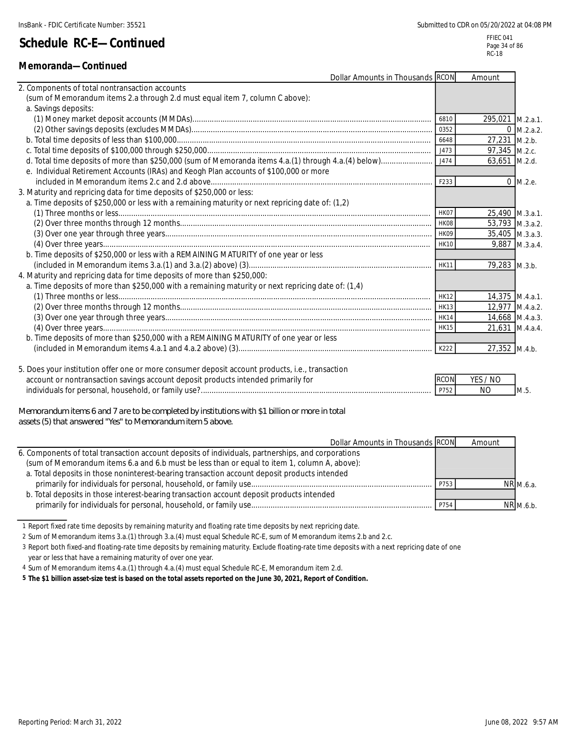# Schedule RC-E—Continued

## Memoranda—Continued

| Dollar Amounts in Thousands | RCON | Amount | |
|---|---|---|---|
| 2. Components of total nontransaction accounts (sum of Memorandum items 2.a through 2.d must equal item 7, column C above): | | | |
| a. Savings deposits: | | | |
| (1) Money market deposit accounts (MMDAs) | 6810 | 295,021 | M.2.a.1. |
| (2) Other savings deposits (excludes MMDAs) | 0352 | 0 | M.2.a.2. |
| b. Total time deposits of less than $100,000 | 6648 | 27,231 | M.2.b. |
| c. Total time deposits of $100,000 through $250,000 | J473 | 97,345 | M.2.c. |
| d. Total time deposits of more than $250,000 (sum of Memoranda items 4.a.(1) through 4.a.(4) below) | J474 | 63,651 | M.2.d. |
| e. Individual Retirement Accounts (IRAs) and Keogh Plan accounts of $100,000 or more included in Memorandum items 2.c and 2.d above | F233 | 0 | M.2.e. |
| 3. Maturity and repricing data for time deposits of $250,000 or less: | | | |
| a. Time deposits of $250,000 or less with a remaining maturity or next repricing date of: (1,2) | | | |
| (1) Three months or less | HK07 | 25,490 | M.3.a.1. |
| (2) Over three months through 12 months | HK08 | 53,793 | M.3.a.2. |
| (3) Over one year through three years | HK09 | 35,405 | M.3.a.3. |
| (4) Over three years | HK10 | 9,887 | M.3.a.4. |
| b. Time deposits of $250,000 or less with a REMAINING MATURITY of one year or less (included in Memorandum items 3.a.(1) and 3.a.(2) above) (3) | HK11 | 79,283 | M.3.b. |
| 4. Maturity and repricing data for time deposits of more than $250,000: | | | |
| a. Time deposits of more than $250,000 with a remaining maturity or next repricing date of: (1,4) | | | |
| (1) Three months or less | HK12 | 14,375 | M.4.a.1. |
| (2) Over three months through 12 months | HK13 | 12,977 | M.4.a.2. |
| (3) Over one year through three years | HK14 | 14,668 | M.4.a.3. |
| (4) Over three years | HK15 | 21,631 | M.4.a.4. |
| b. Time deposits of more than $250,000 with a REMAINING MATURITY of one year or less (included in Memorandum items 4.a.1 and 4.a.2 above) (3) | K222 | 27,352 | M.4.b. |

| | RCON | YES / NO | |
|---|---|---|---|
| 5. Does your institution offer one or more consumer deposit account products, i.e., transaction account or nontransaction savings account deposit products intended primarily for individuals for personal, household, or family use? | P752 | NO | M.5. |

Memorandum items 6 and 7 are to be completed by institutions with $1 billion or more in total assets (5) that answered "Yes" to Memorandum item 5 above.

| Dollar Amounts in Thousands | RCON | Amount | |
|---|---|---|---|
| 6. Components of total transaction account deposits of individuals, partnerships, and corporations (sum of Memorandum items 6.a and 6.b must be less than or equal to item 1, column A, above): | | | |
| a. Total deposits in those noninterest-bearing transaction account deposit products intended primarily for individuals for personal, household, or family use | P753 | NR | M.6.a. |
| b. Total deposits in those interest-bearing transaction account deposit products intended primarily for individuals for personal, household, or family use | P754 | NR | M.6.b. |

1 Report fixed rate time deposits by remaining maturity and floating rate time deposits by next repricing date.

2 Sum of Memorandum items 3.a.(1) through 3.a.(4) must equal Schedule RC-E, sum of Memorandum items 2.b and 2.c.

3 Report both fixed-and floating-rate time deposits by remaining maturity. Exclude floating-rate time deposits with a next repricing date of one year or less that have a remaining maturity of over one year.

4 Sum of Memorandum items 4.a.(1) through 4.a.(4) must equal Schedule RC-E, Memorandum item 2.d.

**5 The $1 billion asset-size test is based on the total assets reported on the June 30, 2021, Report of Condition.**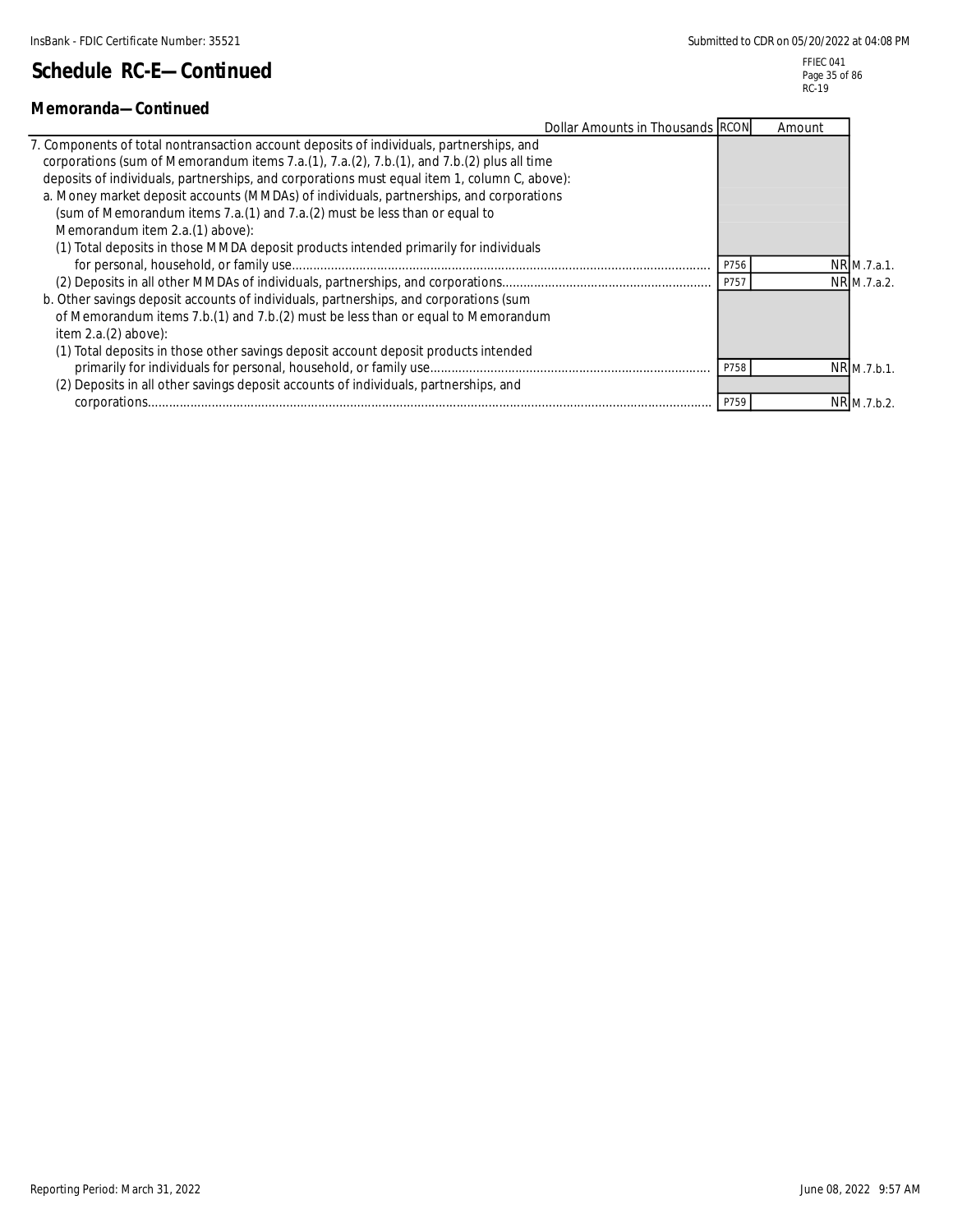# Schedule RC-E—Continued

## Memoranda—Continued

| Dollar Amounts in Thousands | RCON | Amount | |
|---|---|---|---|
| 7. Components of total nontransaction account deposits of individuals, partnerships, and corporations (sum of Memorandum items 7.a.(1), 7.a.(2), 7.b.(1), and 7.b.(2) plus all time deposits of individuals, partnerships, and corporations must equal item 1, column C, above): | | | |
| a. Money market deposit accounts (MMDAs) of individuals, partnerships, and corporations (sum of Memorandum items 7.a.(1) and 7.a.(2) must be less than or equal to Memorandum item 2.a.(1) above): | | | |
| (1) Total deposits in those MMDA deposit products intended primarily for individuals for personal, household, or family use | P756 | NR | M.7.a.1. |
| (2) Deposits in all other MMDAs of individuals, partnerships, and corporations | P757 | NR | M.7.a.2. |
| b. Other savings deposit accounts of individuals, partnerships, and corporations (sum of Memorandum items 7.b.(1) and 7.b.(2) must be less than or equal to Memorandum item 2.a.(2) above): | | | |
| (1) Total deposits in those other savings deposit account deposit products intended primarily for individuals for personal, household, or family use | P758 | NR | M.7.b.1. |
| (2) Deposits in all other savings deposit accounts of individuals, partnerships, and corporations | P759 | NR | M.7.b.2. |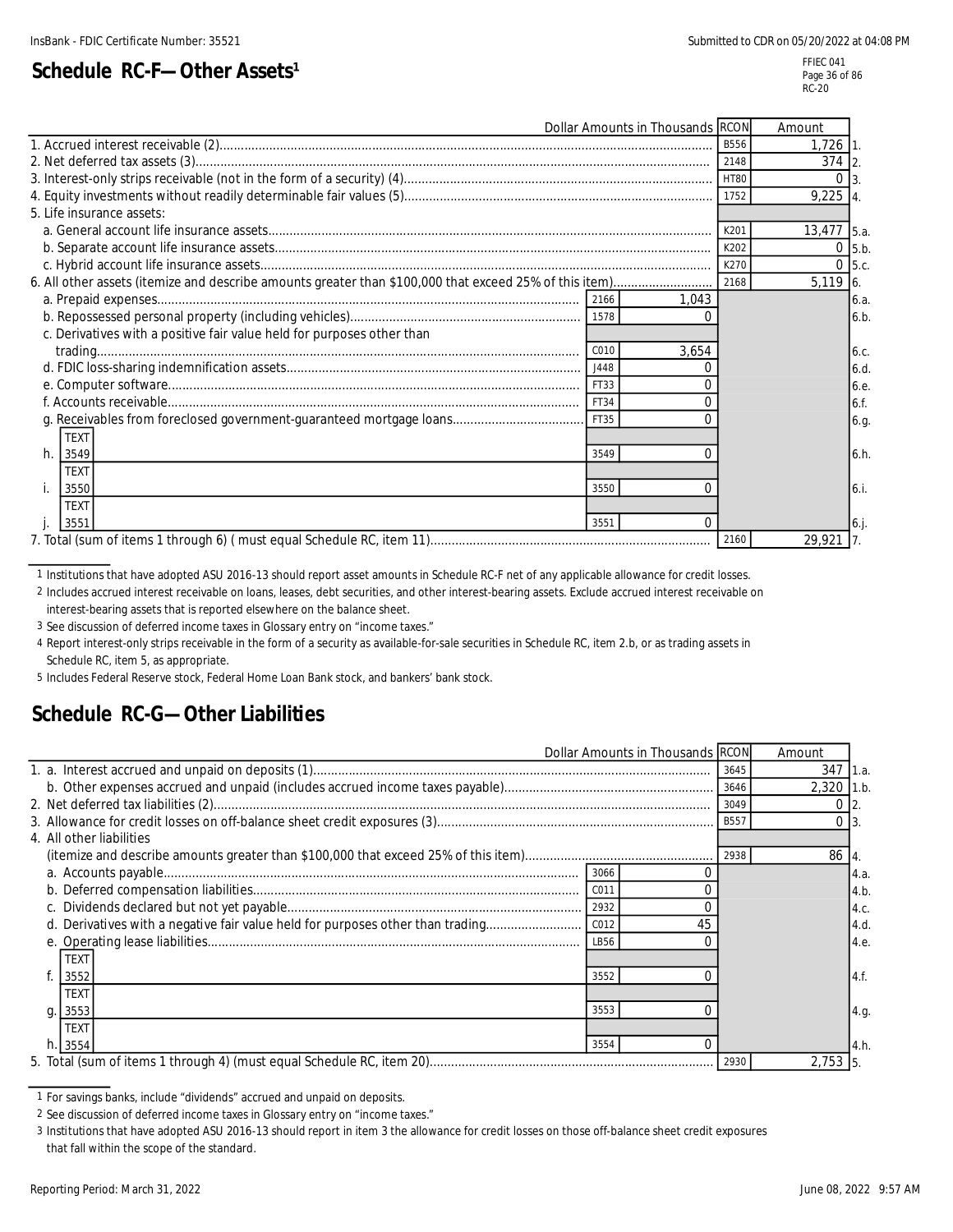# Schedule RC-F—Other Assets[1]

| | Dollar Amounts in Thousands | | RCON | Amount | |
|---|---|---|---|---|---|
| 1. Accrued interest receivable (2) | | | B556 | 1,726 | 1. |
| 2. Net deferred tax assets (3) | | | 2148 | 374 | 2. |
| 3. Interest-only strips receivable (not in the form of a security) (4) | | | HT80 | 0 | 3. |
| 4. Equity investments without readily determinable fair values (5) | | | 1752 | 9,225 | 4. |
| 5. Life insurance assets: | | | | | |
| a. General account life insurance assets | | | K201 | 13,477 | 5.a. |
| b. Separate account life insurance assets | | | K202 | 0 | 5.b. |
| c. Hybrid account life insurance assets | | | K270 | 0 | 5.c. |
| 6. All other assets (itemize and describe amounts greater than $100,000 that exceed 25% of this item) | | | 2168 | 5,119 | 6. |
| a. Prepaid expenses | 2166 | 1,043 | | | 6.a. |
| b. Repossessed personal property (including vehicles) | 1578 | 0 | | | 6.b. |
| c. Derivatives with a positive fair value held for purposes other than trading | C010 | 3,654 | | | 6.c. |
| d. FDIC loss-sharing indemnification assets | J448 | 0 | | | 6.d. |
| e. Computer software | FT33 | 0 | | | 6.e. |
| f. Accounts receivable | FT34 | 0 | | | 6.f. |
| g. Receivables from foreclosed government-guaranteed mortgage loans | FT35 | 0 | | | 6.g. |
| h. TEXT 3549 | 3549 | 0 | | | 6.h. |
| i. TEXT 3550 | 3550 | 0 | | | 6.i. |
| j. TEXT 3551 | 3551 | 0 | | | 6.j. |
| 7. Total (sum of items 1 through 6) ( must equal Schedule RC, item 11) | | | 2160 | 29,921 | 7. |

1 Institutions that have adopted ASU 2016-13 should report asset amounts in Schedule RC-F net of any applicable allowance for credit losses.

2 Includes accrued interest receivable on loans, leases, debt securities, and other interest-bearing assets. Exclude accrued interest receivable on interest-bearing assets that is reported elsewhere on the balance sheet.

3 See discussion of deferred income taxes in Glossary entry on "income taxes."

4 Report interest-only strips receivable in the form of a security as available-for-sale securities in Schedule RC, item 2.b, or as trading assets in Schedule RC, item 5, as appropriate.

5 Includes Federal Reserve stock, Federal Home Loan Bank stock, and bankers' bank stock.

# Schedule RC-G—Other Liabilities

| | Dollar Amounts in Thousands | | RCON | Amount | |
|---|---|---|---|---|---|
| 1. a. Interest accrued and unpaid on deposits (1) | | | 3645 | 347 | 1.a. |
| b. Other expenses accrued and unpaid (includes accrued income taxes payable) | | | 3646 | 2,320 | 1.b. |
| 2. Net deferred tax liabilities (2) | | | 3049 | 0 | 2. |
| 3. Allowance for credit losses on off-balance sheet credit exposures (3) | | | B557 | 0 | 3. |
| 4. All other liabilities (itemize and describe amounts greater than $100,000 that exceed 25% of this item) | | | 2938 | 86 | 4. |
| a. Accounts payable | 3066 | 0 | | | 4.a. |
| b. Deferred compensation liabilities | C011 | 0 | | | 4.b. |
| c. Dividends declared but not yet payable | 2932 | 0 | | | 4.c. |
| d. Derivatives with a negative fair value held for purposes other than trading | C012 | 45 | | | 4.d. |
| e. Operating lease liabilities | LB56 | 0 | | | 4.e. |
| f. TEXT 3552 | 3552 | 0 | | | 4.f. |
| g. TEXT 3553 | 3553 | 0 | | | 4.g. |
| h. TEXT 3554 | 3554 | 0 | | | 4.h. |
| 5. Total (sum of items 1 through 4) (must equal Schedule RC, item 20) | | | 2930 | 2,753 | 5. |

1 For savings banks, include "dividends" accrued and unpaid on deposits.

2 See discussion of deferred income taxes in Glossary entry on "income taxes."

3 Institutions that have adopted ASU 2016-13 should report in item 3 the allowance for credit losses on those off-balance sheet credit exposures that fall within the scope of the standard.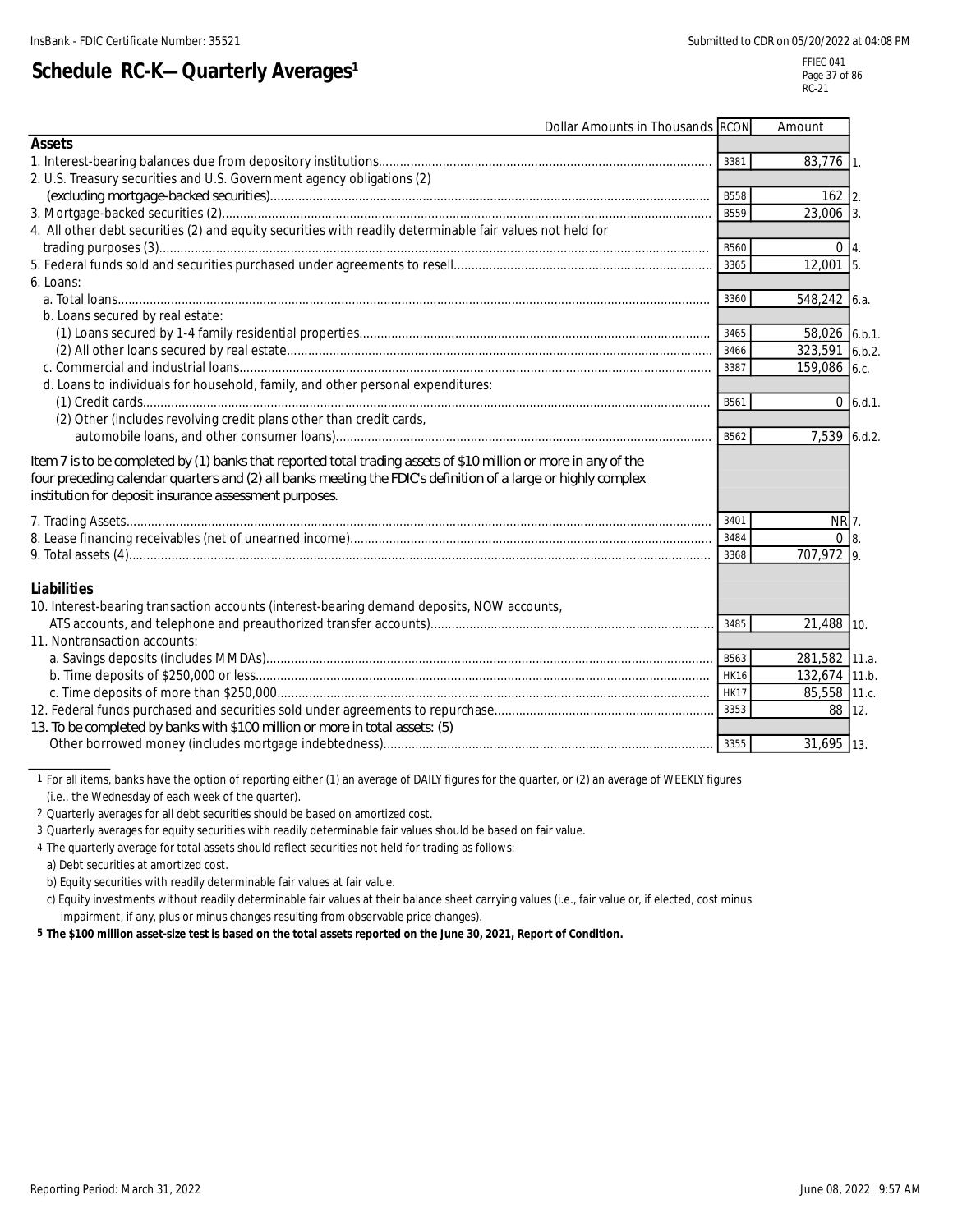# Schedule RC-K—Quarterly Averages[1]

| Dollar Amounts in Thousands | RCON | Amount | |
|---|---|---|---|
| **Assets** | | | |
| 1. Interest-bearing balances due from depository institutions | 3381 | 83,776 | 1. |
| 2. U.S. Treasury securities and U.S. Government agency obligations (2) (excluding mortgage-backed securities) | B558 | 162 | 2. |
| 3. Mortgage-backed securities (2) | B559 | 23,006 | 3. |
| 4. All other debt securities (2) and equity securities with readily determinable fair values not held for trading purposes (3) | B560 | 0 | 4. |
| 5. Federal funds sold and securities purchased under agreements to resell | 3365 | 12,001 | 5. |
| 6. Loans: | | | |
| a. Total loans | 3360 | 548,242 | 6.a. |
| b. Loans secured by real estate: | | | |
| (1) Loans secured by 1-4 family residential properties | 3465 | 58,026 | 6.b.1. |
| (2) All other loans secured by real estate | 3466 | 323,591 | 6.b.2. |
| c. Commercial and industrial loans | 3387 | 159,086 | 6.c. |
| d. Loans to individuals for household, family, and other personal expenditures: | | | |
| (1) Credit cards | B561 | 0 | 6.d.1. |
| (2) Other (includes revolving credit plans other than credit cards, automobile loans, and other consumer loans) | B562 | 7,539 | 6.d.2. |
| Item 7 is to be completed by (1) banks that reported total trading assets of $10 million or more in any of the four preceding calendar quarters and (2) all banks meeting the FDIC's definition of a large or highly complex institution for deposit insurance assessment purposes. | | | |
| 7. Trading Assets | 3401 | NR | 7. |
| 8. Lease financing receivables (net of unearned income) | 3484 | 0 | 8. |
| 9. Total assets (4) | 3368 | 707,972 | 9. |
| **Liabilities** | | | |
| 10. Interest-bearing transaction accounts (interest-bearing demand deposits, NOW accounts, ATS accounts, and telephone and preauthorized transfer accounts) | 3485 | 21,488 | 10. |
| 11. Nontransaction accounts: | | | |
| a. Savings deposits (includes MMDAs) | B563 | 281,582 | 11.a. |
| b. Time deposits of $250,000 or less | HK16 | 132,674 | 11.b. |
| c. Time deposits of more than $250,000 | HK17 | 85,558 | 11.c. |
| 12. Federal funds purchased and securities sold under agreements to repurchase | 3353 | 88 | 12. |
| 13. To be completed by banks with $100 million or more in total assets: (5) Other borrowed money (includes mortgage indebtedness) | 3355 | 31,695 | 13. |

1 For all items, banks have the option of reporting either (1) an average of DAILY figures for the quarter, or (2) an average of WEEKLY figures (i.e., the Wednesday of each week of the quarter).

2 Quarterly averages for all debt securities should be based on amortized cost.

3 Quarterly averages for equity securities with readily determinable fair values should be based on fair value.

4 The quarterly average for total assets should reflect securities not held for trading as follows:

a) Debt securities at amortized cost.

b) Equity securities with readily determinable fair values at fair value.

c) Equity investments without readily determinable fair values at their balance sheet carrying values (i.e., fair value or, if elected, cost minus impairment, if any, plus or minus changes resulting from observable price changes).

**5 The $100 million asset-size test is based on the total assets reported on the June 30, 2021, Report of Condition.**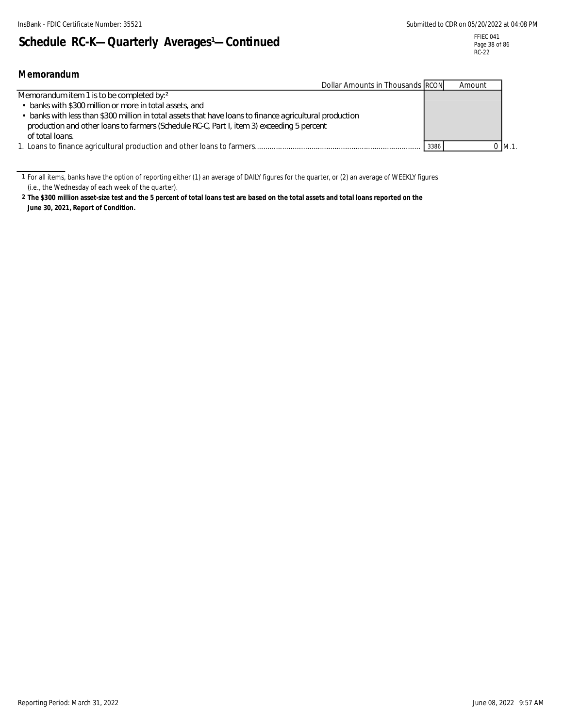## Schedule RC-K—Quarterly Averages[1]—Continued

### Memorandum

| Dollar Amounts in Thousands | RCON | Amount | |
|---|---|---|---|
| Memorandum item 1 is to be completed by:[2] <br>• banks with $300 million or more in total assets, and <br>• banks with less than $300 million in total assets that have loans to finance agricultural production and other loans to farmers (Schedule RC-C, Part I, item 3) exceeding 5 percent of total loans. | | | |
| 1. Loans to finance agricultural production and other loans to farmers | 3386 | 0 | M.1. |

1 For all items, banks have the option of reporting either (1) an average of DAILY figures for the quarter, or (2) an average of WEEKLY figures (i.e., the Wednesday of each week of the quarter).

2 **The $300 million asset-size test and the 5 percent of total loans test are based on the total assets and total loans reported on the June 30, 2021, Report of Condition.**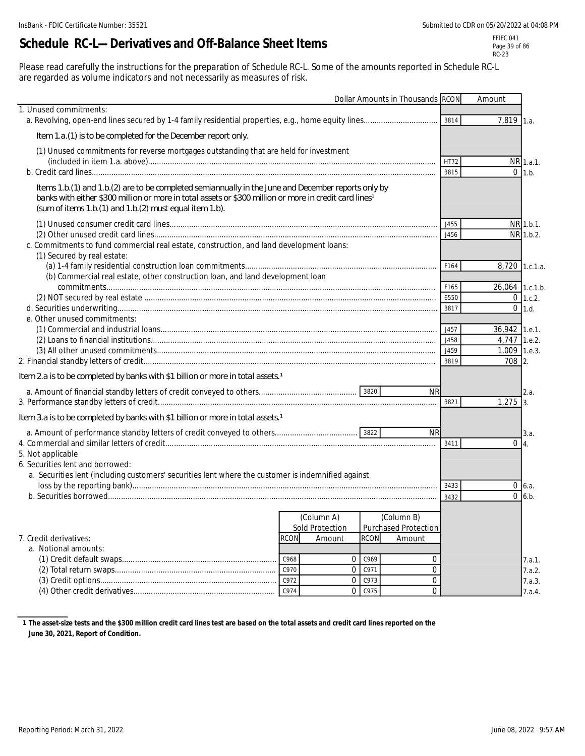# Schedule RC-L—Derivatives and Off-Balance Sheet Items

Please read carefully the instructions for the preparation of Schedule RC-L. Some of the amounts reported in Schedule RC-L are regarded as volume indicators and not necessarily as measures of risk.

| Dollar Amounts in Thousands | RCON | Amount | |
|---|---|---|---|
| 1. Unused commitments: | | | |
| a. Revolving, open-end lines secured by 1-4 family residential properties, e.g., home equity lines | 3814 | 7,819 | 1.a. |
| *Item 1.a.(1) is to be completed for the December report only.* | | | |
| (1) Unused commitments for reverse mortgages outstanding that are held for investment (included in item 1.a. above) | HT72 | NR | 1.a.1. |
| b. Credit card lines | 3815 | 0 | 1.b. |
| *Items 1.b.(1) and 1.b.(2) are to be completed semiannually in the June and December reports only by banks with either $300 million or more in total assets or $300 million or more in credit card lines[1] (sum of items 1.b.(1) and 1.b.(2) must equal item 1.b).* | | | |
| (1) Unused consumer credit card lines | J455 | NR | 1.b.1. |
| (2) Other unused credit card lines | J456 | NR | 1.b.2. |
| c. Commitments to fund commercial real estate, construction, and land development loans: | | | |
| (1) Secured by real estate: | | | |
| (a) 1-4 family residential construction loan commitments | F164 | 8,720 | 1.c.1.a. |
| (b) Commercial real estate, other construction loan, and land development loan commitments | F165 | 26,064 | 1.c.1.b. |
| (2) NOT secured by real estate | 6550 | 0 | 1.c.2. |
| d. Securities underwriting | 3817 | 0 | 1.d. |
| e. Other unused commitments: | | | |
| (1) Commercial and industrial loans | J457 | 36,942 | 1.e.1. |
| (2) Loans to financial institutions | J458 | 4,747 | 1.e.2. |
| (3) All other unused commitments | J459 | 1,009 | 1.e.3. |
| 2. Financial standby letters of credit | 3819 | 708 | 2. |
| *Item 2.a is to be completed by banks with $1 billion or more in total assets.[1]* | | | |
| a. Amount of financial standby letters of credit conveyed to others — 3820: NR | | | 2.a. |
| 3. Performance standby letters of credit | 3821 | 1,275 | 3. |
| *Item 3.a is to be completed by banks with $1 billion or more in total assets.[1]* | | | |
| a. Amount of performance standby letters of credit conveyed to others — 3822: NR | | | 3.a. |
| 4. Commercial and similar letters of credit | 3411 | 0 | 4. |
| 5. Not applicable | | | |
| 6. Securities lent and borrowed: | | | |
| a. Securities lent (including customers' securities lent where the customer is indemnified against loss by the reporting bank) | 3433 | 0 | 6.a. |
| b. Securities borrowed | 3432 | 0 | 6.b. |

| 7. Credit derivatives: | RCON | (Column A) Sold Protection Amount | RCON | (Column B) Purchased Protection Amount | |
|---|---|---|---|---|---|
| a. Notional amounts: | | | | | |
| (1) Credit default swaps | C968 | 0 | C969 | 0 | 7.a.1. |
| (2) Total return swaps | C970 | 0 | C971 | 0 | 7.a.2. |
| (3) Credit options | C972 | 0 | C973 | 0 | 7.a.3. |
| (4) Other credit derivatives | C974 | 0 | C975 | 0 | 7.a.4. |

**1 The asset-size tests and the $300 million credit card lines test are based on the total assets and credit card lines reported on the June 30, 2021, Report of Condition.**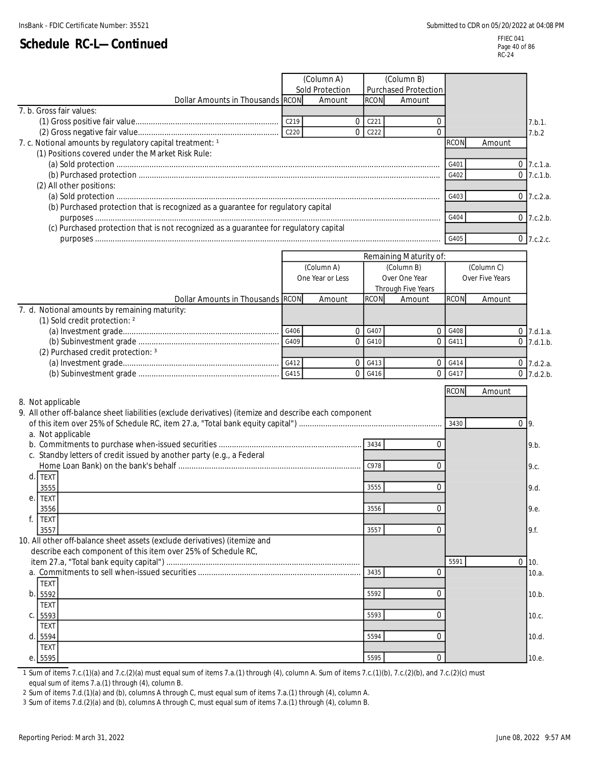# Schedule RC-L—Continued

| Dollar Amounts in Thousands | RCON | (Column A) Sold Protection Amount | RCON | (Column B) Purchased Protection Amount | |
|---|---|---|---|---|---|
| 7. b. Gross fair values: | | | | | |
| (1) Gross positive fair value | C219 | 0 | C221 | 0 | 7.b.1. |
| (2) Gross negative fair value | C220 | 0 | C222 | 0 | 7.b.2 |

| Dollar Amounts in Thousands | RCON | Amount | |
|---|---|---|---|
| 7. c. Notional amounts by regulatory capital treatment: [1] | | | |
| (1) Positions covered under the Market Risk Rule: | | | |
| (a) Sold protection | G401 | 0 | 7.c.1.a. |
| (b) Purchased protection | G402 | 0 | 7.c.1.b. |
| (2) All other positions: | | | |
| (a) Sold protection | G403 | 0 | 7.c.2.a. |
| (b) Purchased protection that is recognized as a guarantee for regulatory capital purposes | G404 | 0 | 7.c.2.b. |
| (c) Purchased protection that is not recognized as a guarantee for regulatory capital purposes | G405 | 0 | 7.c.2.c. |

| | Remaining Maturity of: | | | | | | |
|---|---|---|---|---|---|---|---|
| | (Column A) One Year or Less | | (Column B) Over One Year Through Five Years | | (Column C) Over Five Years | | |
| Dollar Amounts in Thousands | RCON | Amount | RCON | Amount | RCON | Amount | |
| 7. d. Notional amounts by remaining maturity: | | | | | | | |
| (1) Sold credit protection: [2] | | | | | | | |
| (a) Investment grade | G406 | 0 | G407 | 0 | G408 | 0 | 7.d.1.a. |
| (b) Subinvestment grade | G409 | 0 | G410 | 0 | G411 | 0 | 7.d.1.b. |
| (2) Purchased credit protection: [3] | | | | | | | |
| (a) Investment grade | G412 | 0 | G413 | 0 | G414 | 0 | 7.d.2.a. |
| (b) Subinvestment grade | G415 | 0 | G416 | 0 | G417 | 0 | 7.d.2.b. |

| Dollar Amounts in Thousands | RCON | Amount | RCON | Amount | |
|---|---|---|---|---|---|
| 8. Not applicable | | | | | |
| 9. All other off-balance sheet liabilities (exclude derivatives) (itemize and describe each component of this item over 25% of Schedule RC, item 27.a, "Total bank equity capital") | | | 3430 | 0 | 9. |
| a. Not applicable | | | | | |
| b. Commitments to purchase when-issued securities | 3434 | 0 | | | 9.b. |
| c. Standby letters of credit issued by another party (e.g., a Federal Home Loan Bank) on the bank's behalf | C978 | 0 | | | 9.c. |
| d. TEXT 3555 | 3555 | 0 | | | 9.d. |
| e. TEXT 3556 | 3556 | 0 | | | 9.e. |
| f. TEXT 3557 | 3557 | 0 | | | 9.f. |
| 10. All other off-balance sheet assets (exclude derivatives) (itemize and describe each component of this item over 25% of Schedule RC, item 27.a, "Total bank equity capital") | | | 5591 | 0 | 10. |
| a. Commitments to sell when-issued securities | 3435 | 0 | | | 10.a. |
| b. TEXT 5592 | 5592 | 0 | | | 10.b. |
| c. TEXT 5593 | 5593 | 0 | | | 10.c. |
| d. TEXT 5594 | 5594 | 0 | | | 10.d. |
| e. TEXT 5595 | 5595 | 0 | | | 10.e. |

1 Sum of items 7.c.(1)(a) and 7.c.(2)(a) must equal sum of items 7.a.(1) through (4), column A. Sum of items 7.c.(1)(b), 7.c.(2)(b), and 7.c.(2)(c) must equal sum of items 7.a.(1) through (4), column B.

2 Sum of items 7.d.(1)(a) and (b), columns A through C, must equal sum of items 7.a.(1) through (4), column A.

3 Sum of items 7.d.(2)(a) and (b), columns A through C, must equal sum of items 7.a.(1) through (4), column B.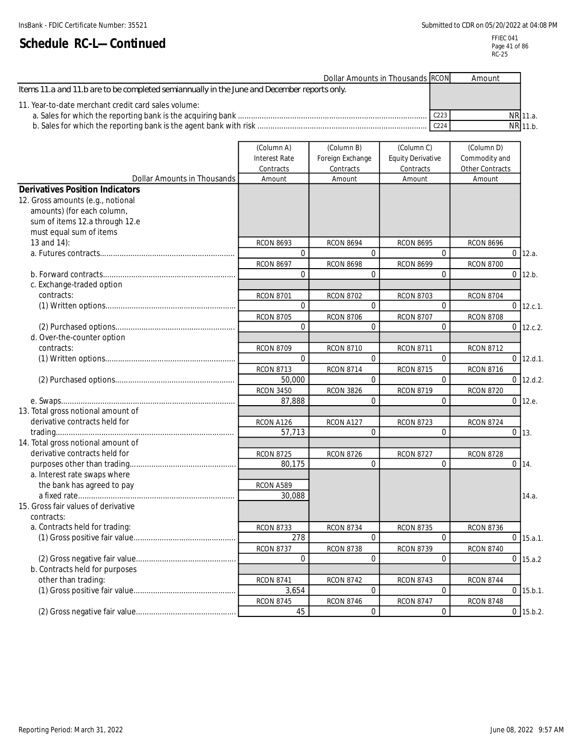InsBank - FDIC Certificate Number: 35521

Submitted to CDR on 05/20/2022 at 04:08 PM

# Schedule RC-L—Continued

FFIEC 041
RC-25

| Dollar Amounts in Thousands | RCON | Amount | |
|---|---|---|---|
| Items 11.a and 11.b are to be completed semiannually in the June and December reports only. | | | |
| 11. Year-to-date merchant credit card sales volume: | | | |
| a. Sales for which the reporting bank is the acquiring bank | C223 | NR | 11.a. |
| b. Sales for which the reporting bank is the agent bank with risk | C224 | NR | 11.b. |

| Dollar Amounts in Thousands | (Column A) Interest Rate Contracts Amount | (Column B) Foreign Exchange Contracts Amount | (Column C) Equity Derivative Contracts Amount | (Column D) Commodity and Other Contracts Amount | |
|---|---|---|---|---|---|
| **Derivatives Position Indicators** | | | | | |
| 12. Gross amounts (e.g., notional amounts) (for each column, sum of items 12.a through 12.e must equal sum of items 13 and 14): | | | | | |
| a. Futures contracts | RCON 8693 0 | RCON 8694 0 | RCON 8695 0 | RCON 8696 0 | 12.a. |
| b. Forward contracts | RCON 8697 0 | RCON 8698 0 | RCON 8699 0 | RCON 8700 0 | 12.b. |
| c. Exchange-traded option contracts: | | | | | |
| (1) Written options | RCON 8701 0 | RCON 8702 0 | RCON 8703 0 | RCON 8704 0 | 12.c.1. |
| (2) Purchased options | RCON 8705 0 | RCON 8706 0 | RCON 8707 0 | RCON 8708 0 | 12.c.2. |
| d. Over-the-counter option contracts: | | | | | |
| (1) Written options | RCON 8709 0 | RCON 8710 0 | RCON 8711 0 | RCON 8712 0 | 12.d.1. |
| (2) Purchased options | RCON 8713 50,000 | RCON 8714 0 | RCON 8715 0 | RCON 8716 0 | 12.d.2. |
| e. Swaps | RCON 3450 87,888 | RCON 3826 0 | RCON 8719 0 | RCON 8720 0 | 12.e. |
| 13. Total gross notional amount of derivative contracts held for trading | RCON A126 57,713 | RCON A127 0 | RCON 8723 0 | RCON 8724 0 | 13. |
| 14. Total gross notional amount of derivative contracts held for purposes other than trading | RCON 8725 80,175 | RCON 8726 0 | RCON 8727 0 | RCON 8728 0 | 14. |
| a. Interest rate swaps where the bank has agreed to pay a fixed rate | RCON A589 30,088 | | | | 14.a. |
| 15. Gross fair values of derivative contracts: | | | | | |
| a. Contracts held for trading: | | | | | |
| (1) Gross positive fair value | RCON 8733 278 | RCON 8734 0 | RCON 8735 0 | RCON 8736 0 | 15.a.1. |
| (2) Gross negative fair value | RCON 8737 0 | RCON 8738 0 | RCON 8739 0 | RCON 8740 0 | 15.a.2 |
| b. Contracts held for purposes other than trading: | | | | | |
| (1) Gross positive fair value | RCON 8741 3,654 | RCON 8742 0 | RCON 8743 0 | RCON 8744 0 | 15.b.1. |
| (2) Gross negative fair value | RCON 8745 45 | RCON 8746 0 | RCON 8747 0 | RCON 8748 0 | 15.b.2. |

Reporting Period: March 31, 2022

June 08, 2022 9:57 AM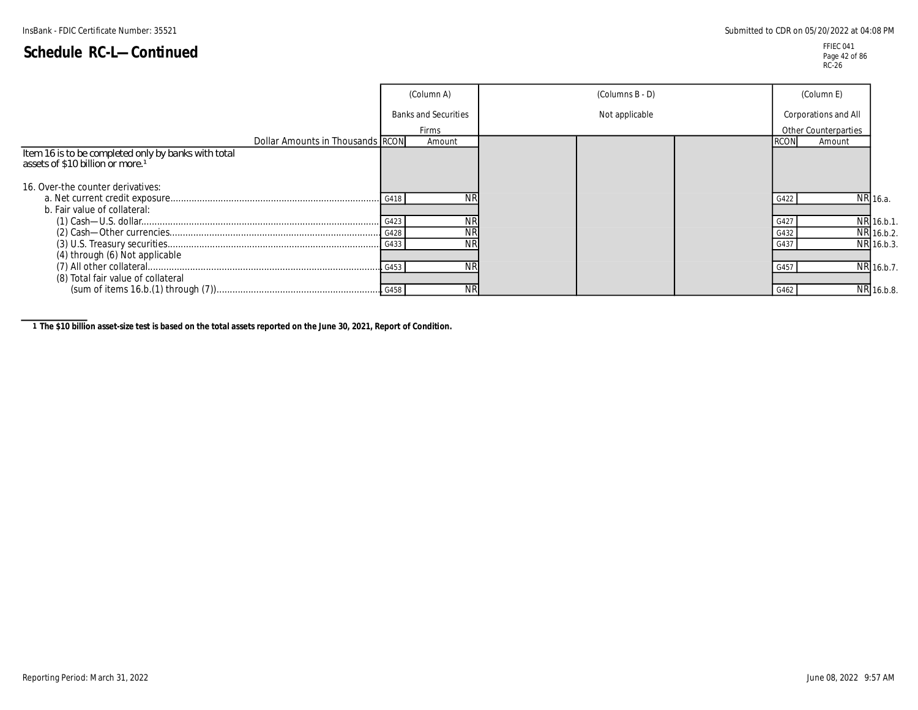# Schedule RC-L—Continued

| Dollar Amounts in Thousands | RCON | (Column A) Banks and Securities Firms Amount | (Columns B - D) Not applicable | | | RCON | (Column E) Corporations and All Other Counterparties Amount | |
|---|---|---|---|---|---|---|---|---|
| Item 16 is to be completed only by banks with total assets of $10 billion or more.[1] | | | | | | | | |
| 16. Over-the counter derivatives: | | | | | | | | |
| a. Net current credit exposure | G418 | NR | | | | G422 | NR | 16.a. |
| b. Fair value of collateral: | | | | | | | | |
| (1) Cash—U.S. dollar | G423 | NR | | | | G427 | NR | 16.b.1. |
| (2) Cash—Other currencies | G428 | NR | | | | G432 | NR | 16.b.2. |
| (3) U.S. Treasury securities | G433 | NR | | | | G437 | NR | 16.b.3. |
| (4) through (6) Not applicable | | | | | | | | |
| (7) All other collateral | G453 | NR | | | | G457 | NR | 16.b.7. |
| (8) Total fair value of collateral (sum of items 16.b.(1) through (7)) | G458 | NR | | | | G462 | NR | 16.b.8. |

1 **The $10 billion asset-size test is based on the total assets reported on the June 30, 2021, Report of Condition.**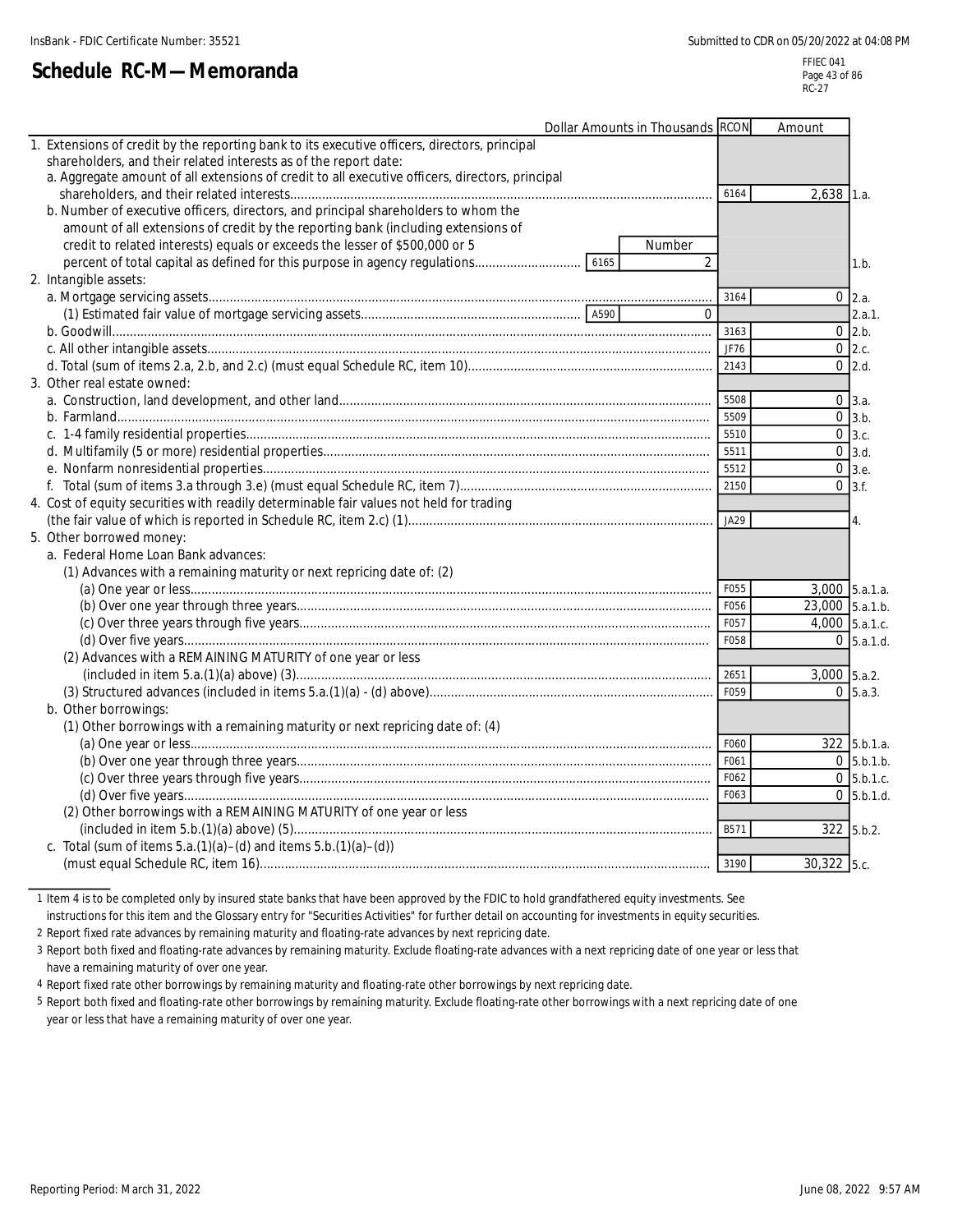# Schedule RC-M—Memoranda

| Dollar Amounts in Thousands | RCON | Amount | |
|---|---|---|---|
| 1. Extensions of credit by the reporting bank to its executive officers, directors, principal shareholders, and their related interests as of the report date: | | | |
| a. Aggregate amount of all extensions of credit to all executive officers, directors, principal shareholders, and their related interests | 6164 | 2,638 | 1.a. |
| b. Number of executive officers, directors, and principal shareholders to whom the amount of all extensions of credit by the reporting bank (including extensions of credit to related interests) equals or exceeds the lesser of $500,000 or 5 percent of total capital as defined for this purpose in agency regulations — 6165 Number: 2 | | | 1.b. |
| 2. Intangible assets: | | | |
| a. Mortgage servicing assets | 3164 | 0 | 2.a. |
| (1) Estimated fair value of mortgage servicing assets — A590: 0 | | | 2.a.1. |
| b. Goodwill | 3163 | 0 | 2.b. |
| c. All other intangible assets | JF76 | 0 | 2.c. |
| d. Total (sum of items 2.a, 2.b, and 2.c) (must equal Schedule RC, item 10) | 2143 | 0 | 2.d. |
| 3. Other real estate owned: | | | |
| a. Construction, land development, and other land | 5508 | 0 | 3.a. |
| b. Farmland | 5509 | 0 | 3.b. |
| c. 1-4 family residential properties | 5510 | 0 | 3.c. |
| d. Multifamily (5 or more) residential properties | 5511 | 0 | 3.d. |
| e. Nonfarm nonresidential properties | 5512 | 0 | 3.e. |
| f. Total (sum of items 3.a through 3.e) (must equal Schedule RC, item 7) | 2150 | 0 | 3.f. |
| 4. Cost of equity securities with readily determinable fair values not held for trading (the fair value of which is reported in Schedule RC, item 2.c) (1) | JA29 | | 4. |
| 5. Other borrowed money: | | | |
| a. Federal Home Loan Bank advances: | | | |
| (1) Advances with a remaining maturity or next repricing date of: (2) | | | |
| (a) One year or less | F055 | 3,000 | 5.a.1.a. |
| (b) Over one year through three years | F056 | 23,000 | 5.a.1.b. |
| (c) Over three years through five years | F057 | 4,000 | 5.a.1.c. |
| (d) Over five years | F058 | 0 | 5.a.1.d. |
| (2) Advances with a REMAINING MATURITY of one year or less (included in item 5.a.(1)(a) above) (3) | 2651 | 3,000 | 5.a.2. |
| (3) Structured advances (included in items 5.a.(1)(a) - (d) above) | F059 | 0 | 5.a.3. |
| b. Other borrowings: | | | |
| (1) Other borrowings with a remaining maturity or next repricing date of: (4) | | | |
| (a) One year or less | F060 | 322 | 5.b.1.a. |
| (b) Over one year through three years | F061 | 0 | 5.b.1.b. |
| (c) Over three years through five years | F062 | 0 | 5.b.1.c. |
| (d) Over five years | F063 | 0 | 5.b.1.d. |
| (2) Other borrowings with a REMAINING MATURITY of one year or less (included in item 5.b.(1)(a) above) (5) | B571 | 322 | 5.b.2. |
| c. Total (sum of items 5.a.(1)(a)–(d) and items 5.b.(1)(a)–(d)) (must equal Schedule RC, item 16) | 3190 | 30,322 | 5.c. |

1 Item 4 is to be completed only by insured state banks that have been approved by the FDIC to hold grandfathered equity investments. See instructions for this item and the Glossary entry for "Securities Activities" for further detail on accounting for investments in equity securities.

2 Report fixed rate advances by remaining maturity and floating-rate advances by next repricing date.

3 Report both fixed and floating-rate advances by remaining maturity. Exclude floating-rate advances with a next repricing date of one year or less that have a remaining maturity of over one year.

4 Report fixed rate other borrowings by remaining maturity and floating-rate other borrowings by next repricing date.

5 Report both fixed and floating-rate other borrowings by remaining maturity. Exclude floating-rate other borrowings with a next repricing date of one year or less that have a remaining maturity of over one year.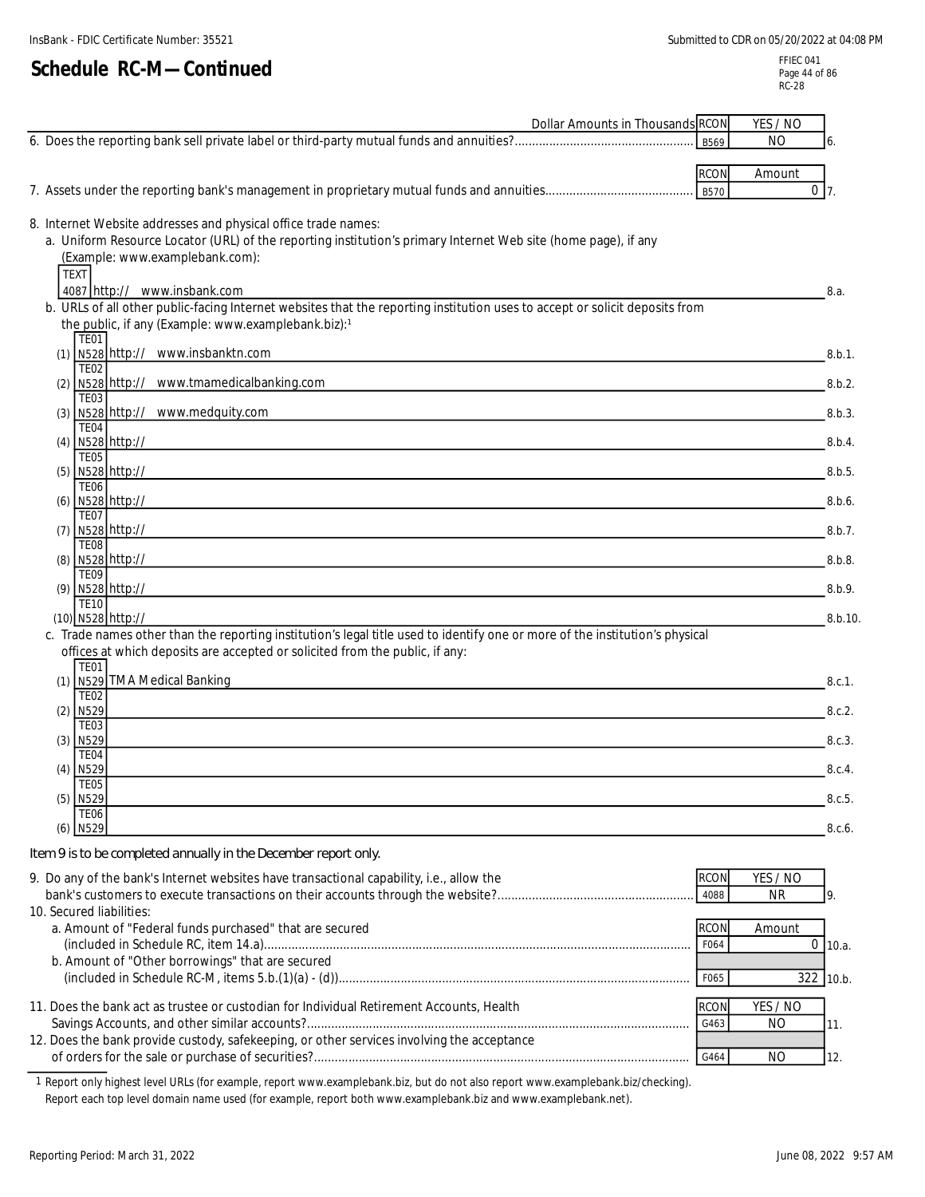# Schedule RC-M—Continued

| | Dollar Amounts in Thousands | RCON | YES / NO | |
|---|---|---|---|---|
| 6. Does the reporting bank sell private label or third-party mutual funds and annuities? | | B569 | NO | 6. |

| | | RCON | Amount | |
|---|---|---|---|---|
| 7. Assets under the reporting bank's management in proprietary mutual funds and annuities | | B570 | 0 | 7. |

8. Internet Website addresses and physical office trade names:

a. Uniform Resource Locator (URL) of the reporting institution's primary Internet Web site (home page), if any (Example: www.examplebank.com):

| TEXT 4087 | http:// www.insbank.com | 8.a. |
|---|---|---|

b. URLs of all other public-facing Internet websites that the reporting institution uses to accept or solicit deposits from the public, if any (Example: www.examplebank.biz):[1]

| | | | |
|---|---|---|---|
| (1) | TE01 N528 | http:// www.insbanktn.com | 8.b.1. |
| (2) | TE02 N528 | http:// www.tmamedicalbanking.com | 8.b.2. |
| (3) | TE03 N528 | http:// www.medquity.com | 8.b.3. |
| (4) | TE04 N528 | http:// | 8.b.4. |
| (5) | TE05 N528 | http:// | 8.b.5. |
| (6) | TE06 N528 | http:// | 8.b.6. |
| (7) | TE07 N528 | http:// | 8.b.7. |
| (8) | TE08 N528 | http:// | 8.b.8. |
| (9) | TE09 N528 | http:// | 8.b.9. |
| (10) | TE10 N528 | http:// | 8.b.10. |

c. Trade names other than the reporting institution's legal title used to identify one or more of the institution's physical offices at which deposits are accepted or solicited from the public, if any:

| | | | |
|---|---|---|---|
| (1) | TE01 N529 | TMA Medical Banking | 8.c.1. |
| (2) | TE02 N529 | | 8.c.2. |
| (3) | TE03 N529 | | 8.c.3. |
| (4) | TE04 N529 | | 8.c.4. |
| (5) | TE05 N529 | | 8.c.5. |
| (6) | TE06 N529 | | 8.c.6. |

*Item 9 is to be completed annually in the December report only.*

| | RCON | YES / NO | |
|---|---|---|---|
| 9. Do any of the bank's Internet websites have transactional capability, i.e., allow the bank's customers to execute transactions on their accounts through the website? | 4088 | NR | 9. |

| 10. Secured liabilities: | RCON | Amount | |
|---|---|---|---|
| a. Amount of "Federal funds purchased" that are secured (included in Schedule RC, item 14.a) | F064 | 0 | 10.a. |
| b. Amount of "Other borrowings" that are secured (included in Schedule RC-M, items 5.b.(1)(a) - (d)) | F065 | 322 | 10.b. |

| | RCON | YES / NO | |
|---|---|---|---|
| 11. Does the bank act as trustee or custodian for Individual Retirement Accounts, Health Savings Accounts, and other similar accounts? | G463 | NO | 11. |
| 12. Does the bank provide custody, safekeeping, or other services involving the acceptance of orders for the sale or purchase of securities? | G464 | NO | 12. |

[1] Report only highest level URLs (for example, report www.examplebank.biz, but do not also report www.examplebank.biz/checking). Report each top level domain name used (for example, report both www.examplebank.biz and www.examplebank.net).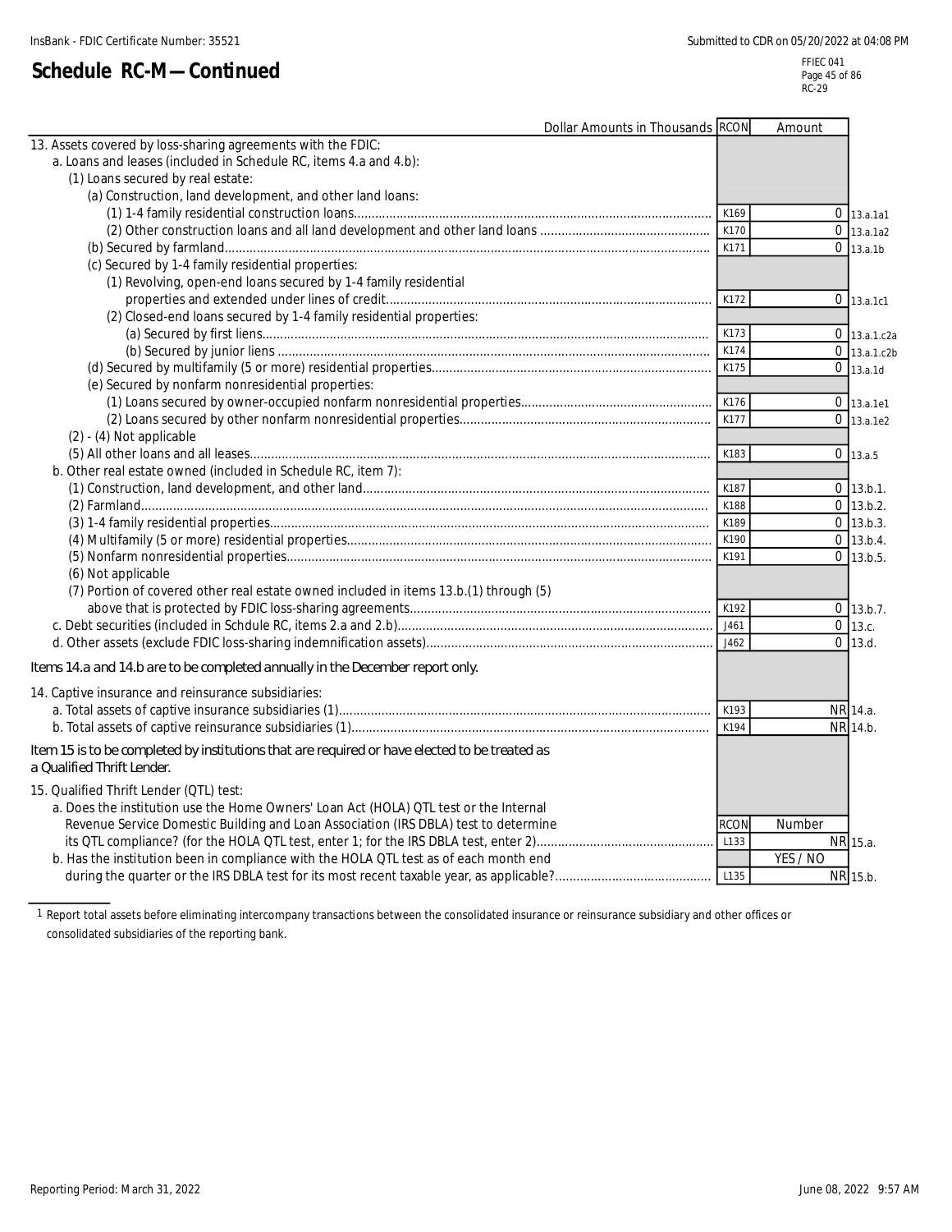# Schedule RC-M—Continued

| Dollar Amounts in Thousands | RCON | Amount | |
|---|---|---|---|
| 13. Assets covered by loss-sharing agreements with the FDIC: | | | |
| a. Loans and leases (included in Schedule RC, items 4.a and 4.b): | | | |
| (1) Loans secured by real estate: | | | |
| (a) Construction, land development, and other land loans: | | | |
| (1) 1-4 family residential construction loans | K169 | 0 | 13.a.1a1 |
| (2) Other construction loans and all land development and other land loans | K170 | 0 | 13.a.1a2 |
| (b) Secured by farmland | K171 | 0 | 13.a.1b |
| (c) Secured by 1-4 family residential properties: | | | |
| (1) Revolving, open-end loans secured by 1-4 family residential properties and extended under lines of credit | K172 | 0 | 13.a.1c1 |
| (2) Closed-end loans secured by 1-4 family residential properties: | | | |
| (a) Secured by first liens | K173 | 0 | 13.a.1.c2a |
| (b) Secured by junior liens | K174 | 0 | 13.a.1.c2b |
| (d) Secured by multifamily (5 or more) residential properties | K175 | 0 | 13.a.1d |
| (e) Secured by nonfarm nonresidential properties: | | | |
| (1) Loans secured by owner-occupied nonfarm nonresidential properties | K176 | 0 | 13.a.1e1 |
| (2) Loans secured by other nonfarm nonresidential properties | K177 | 0 | 13.a.1e2 |
| (2) - (4) Not applicable | | | |
| (5) All other loans and all leases | K183 | 0 | 13.a.5 |
| b. Other real estate owned (included in Schedule RC, item 7): | | | |
| (1) Construction, land development, and other land | K187 | 0 | 13.b.1. |
| (2) Farmland | K188 | 0 | 13.b.2. |
| (3) 1-4 family residential properties | K189 | 0 | 13.b.3. |
| (4) Multifamily (5 or more) residential properties | K190 | 0 | 13.b.4. |
| (5) Nonfarm nonresidential properties | K191 | 0 | 13.b.5. |
| (6) Not applicable | | | |
| (7) Portion of covered other real estate owned included in items 13.b.(1) through (5) above that is protected by FDIC loss-sharing agreements | K192 | 0 | 13.b.7. |
| c. Debt securities (included in Schdule RC, items 2.a and 2.b) | J461 | 0 | 13.c. |
| d. Other assets (exclude FDIC loss-sharing indemnification assets) | J462 | 0 | 13.d. |
| *Items 14.a and 14.b are to be completed annually in the December report only.* | | | |
| 14. Captive insurance and reinsurance subsidiaries: | | | |
| a. Total assets of captive insurance subsidiaries (1) | K193 | NR | 14.a. |
| b. Total assets of captive reinsurance subsidiaries (1) | K194 | NR | 14.b. |
| *Item 15 is to be completed by institutions that are required or have elected to be treated as a Qualified Thrift Lender.* | | | |
| 15. Qualified Thrift Lender (QTL) test: | | | |
| a. Does the institution use the Home Owners' Loan Act (HOLA) QTL test or the Internal Revenue Service Domestic Building and Loan Association (IRS DBLA) test to determine its QTL compliance? (for the HOLA QTL test, enter 1; for the IRS DBLA test, enter 2) | RCON L133 | Number NR | 15.a. |
| b. Has the institution been in compliance with the HOLA QTL test as of each month end during the quarter or the IRS DBLA test for its most recent taxable year, as applicable? | L135 | YES / NO NR | 15.b. |

1 Report total assets before eliminating intercompany transactions between the consolidated insurance or reinsurance subsidiary and other offices or consolidated subsidiaries of the reporting bank.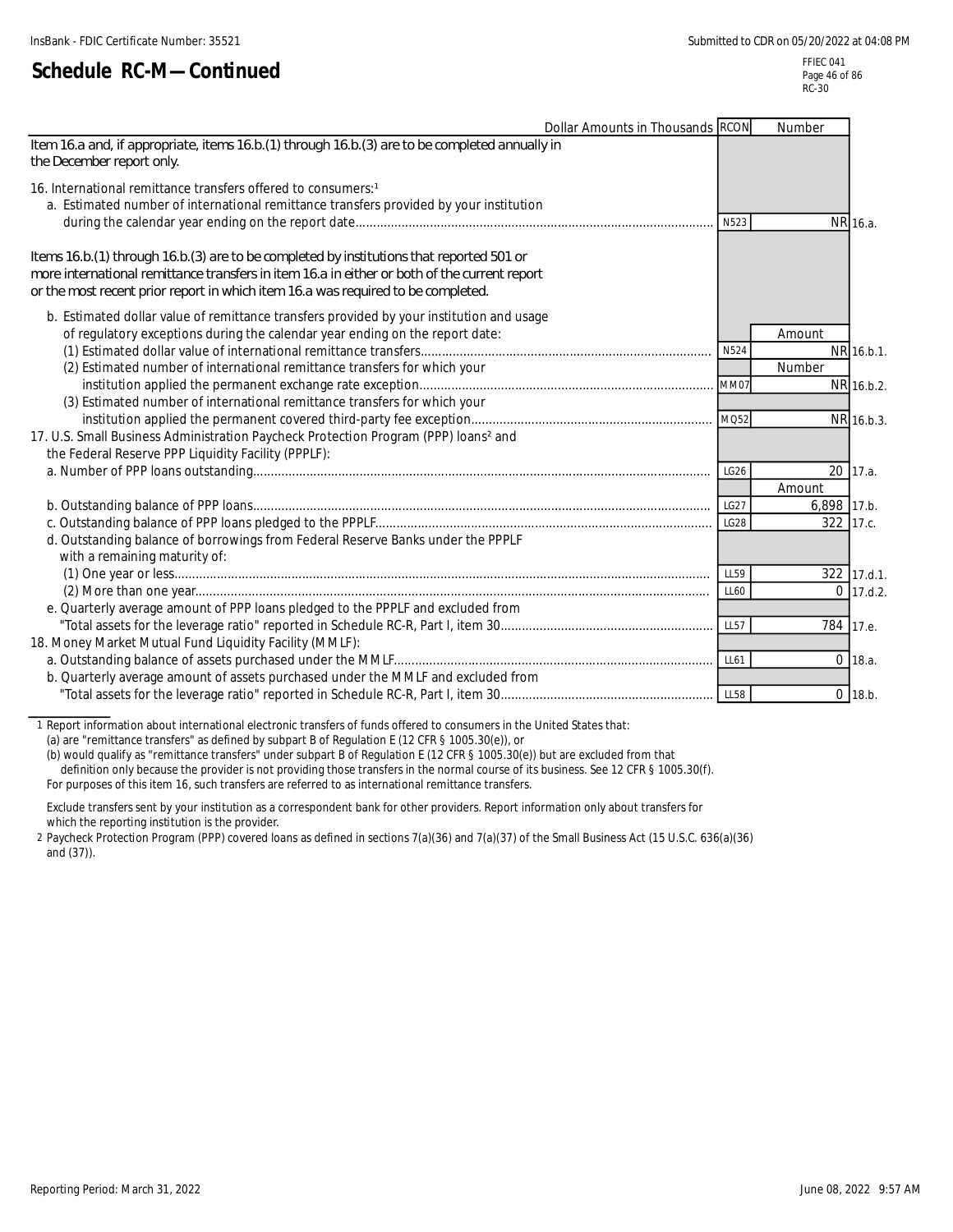## Schedule RC-M—Continued

| Dollar Amounts in Thousands | RCON | Number | |
|---|---|---|---|
| Item 16.a and, if appropriate, items 16.b.(1) through 16.b.(3) are to be completed annually in the December report only. | | | |
| 16. International remittance transfers offered to consumers:[1] | | | |
| a. Estimated number of international remittance transfers provided by your institution during the calendar year ending on the report date | N523 | NR | 16.a. |
| Items 16.b.(1) through 16.b.(3) are to be completed by institutions that reported 501 or more international remittance transfers in item 16.a in either or both of the current report or the most recent prior report in which item 16.a was required to be completed. | | | |
| b. Estimated dollar value of remittance transfers provided by your institution and usage of regulatory exceptions during the calendar year ending on the report date: | | Amount | |
| (1) Estimated dollar value of international remittance transfers | N524 | NR | 16.b.1. |
| (2) Estimated number of international remittance transfers for which your institution applied the permanent exchange rate exception | MM07 | Number NR | 16.b.2. |
| (3) Estimated number of international remittance transfers for which your institution applied the permanent covered third-party fee exception | MQ52 | NR | 16.b.3. |
| 17. U.S. Small Business Administration Paycheck Protection Program (PPP) loans[2] and the Federal Reserve PPP Liquidity Facility (PPPLF): | | | |
| a. Number of PPP loans outstanding | LG26 | 20 | 17.a. |
| | | Amount | |
| b. Outstanding balance of PPP loans | LG27 | 6,898 | 17.b. |
| c. Outstanding balance of PPP loans pledged to the PPPLF | LG28 | 322 | 17.c. |
| d. Outstanding balance of borrowings from Federal Reserve Banks under the PPPLF with a remaining maturity of: | | | |
| (1) One year or less | LL59 | 322 | 17.d.1. |
| (2) More than one year | LL60 | 0 | 17.d.2. |
| e. Quarterly average amount of PPP loans pledged to the PPPLF and excluded from "Total assets for the leverage ratio" reported in Schedule RC-R, Part I, item 30 | LL57 | 784 | 17.e. |
| 18. Money Market Mutual Fund Liquidity Facility (MMLF): | | | |
| a. Outstanding balance of assets purchased under the MMLF | LL61 | 0 | 18.a. |
| b. Quarterly average amount of assets purchased under the MMLF and excluded from "Total assets for the leverage ratio" reported in Schedule RC-R, Part I, item 30 | LL58 | 0 | 18.b. |

1 Report information about international electronic transfers of funds offered to consumers in the United States that:
(a) are "remittance transfers" as defined by subpart B of Regulation E (12 CFR § 1005.30(e)), or
(b) would qualify as "remittance transfers" under subpart B of Regulation E (12 CFR § 1005.30(e)) but are excluded from that definition only because the provider is not providing those transfers in the normal course of its business. See 12 CFR § 1005.30(f).
For purposes of this item 16, such transfers are referred to as international remittance transfers.

Exclude transfers sent by your institution as a correspondent bank for other providers. Report information only about transfers for which the reporting institution is the provider.

2 Paycheck Protection Program (PPP) covered loans as defined in sections 7(a)(36) and 7(a)(37) of the Small Business Act (15 U.S.C. 636(a)(36) and (37)).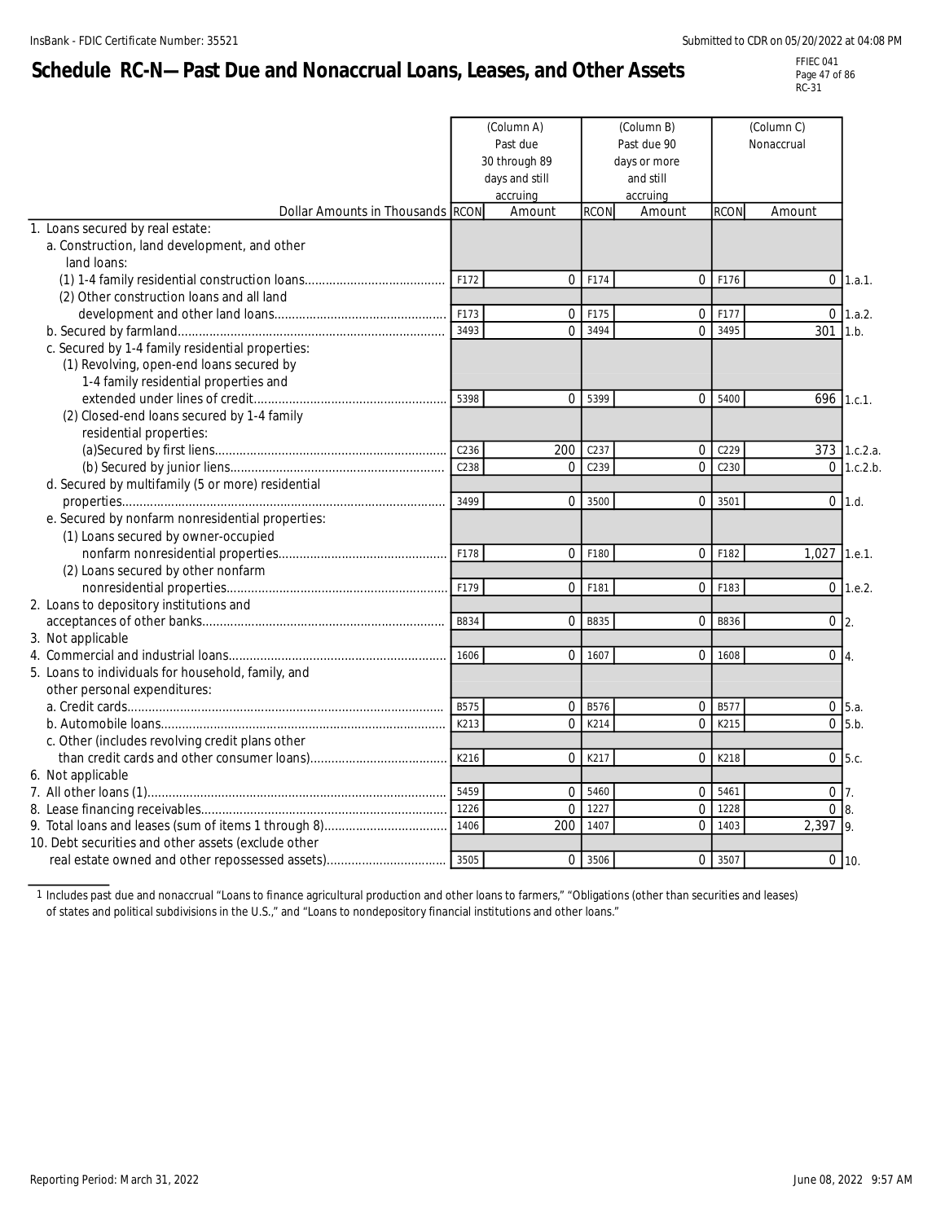# Schedule RC-N—Past Due and Nonaccrual Loans, Leases, and Other Assets

| Dollar Amounts in Thousands | RCON | (Column A) Past due 30 through 89 days and still accruing Amount | RCON | (Column B) Past due 90 days or more and still accruing Amount | RCON | (Column C) Nonaccrual Amount | |
|---|---|---|---|---|---|---|---|
| 1. Loans secured by real estate: | | | | | | | |
| a. Construction, land development, and other land loans: | | | | | | | |
| (1) 1-4 family residential construction loans | F172 | 0 | F174 | 0 | F176 | 0 | 1.a.1. |
| (2) Other construction loans and all land development and other land loans | F173 | 0 | F175 | 0 | F177 | 0 | 1.a.2. |
| b. Secured by farmland | 3493 | 0 | 3494 | 0 | 3495 | 301 | 1.b. |
| c. Secured by 1-4 family residential properties: | | | | | | | |
| (1) Revolving, open-end loans secured by 1-4 family residential properties and extended under lines of credit | 5398 | 0 | 5399 | 0 | 5400 | 696 | 1.c.1. |
| (2) Closed-end loans secured by 1-4 family residential properties: | | | | | | | |
| (a)Secured by first liens | C236 | 200 | C237 | 0 | C229 | 373 | 1.c.2.a. |
| (b) Secured by junior liens | C238 | 0 | C239 | 0 | C230 | 0 | 1.c.2.b. |
| d. Secured by multifamily (5 or more) residential properties | 3499 | 0 | 3500 | 0 | 3501 | 0 | 1.d. |
| e. Secured by nonfarm nonresidential properties: | | | | | | | |
| (1) Loans secured by owner-occupied nonfarm nonresidential properties | F178 | 0 | F180 | 0 | F182 | 1,027 | 1.e.1. |
| (2) Loans secured by other nonfarm nonresidential properties | F179 | 0 | F181 | 0 | F183 | 0 | 1.e.2. |
| 2. Loans to depository institutions and acceptances of other banks | B834 | 0 | B835 | 0 | B836 | 0 | 2. |
| 3. Not applicable | | | | | | | |
| 4. Commercial and industrial loans | 1606 | 0 | 1607 | 0 | 1608 | 0 | 4. |
| 5. Loans to individuals for household, family, and other personal expenditures: | | | | | | | |
| a. Credit cards | B575 | 0 | B576 | 0 | B577 | 0 | 5.a. |
| b. Automobile loans | K213 | 0 | K214 | 0 | K215 | 0 | 5.b. |
| c. Other (includes revolving credit plans other than credit cards and other consumer loans) | K216 | 0 | K217 | 0 | K218 | 0 | 5.c. |
| 6. Not applicable | | | | | | | |
| 7. All other loans (1) | 5459 | 0 | 5460 | 0 | 5461 | 0 | 7. |
| 8. Lease financing receivables | 1226 | 0 | 1227 | 0 | 1228 | 0 | 8. |
| 9. Total loans and leases (sum of items 1 through 8) | 1406 | 200 | 1407 | 0 | 1403 | 2,397 | 9. |
| 10. Debt securities and other assets (exclude other real estate owned and other repossessed assets) | 3505 | 0 | 3506 | 0 | 3507 | 0 | 10. |

1 Includes past due and nonaccrual "Loans to finance agricultural production and other loans to farmers," "Obligations (other than securities and leases) of states and political subdivisions in the U.S.," and "Loans to nondepository financial institutions and other loans."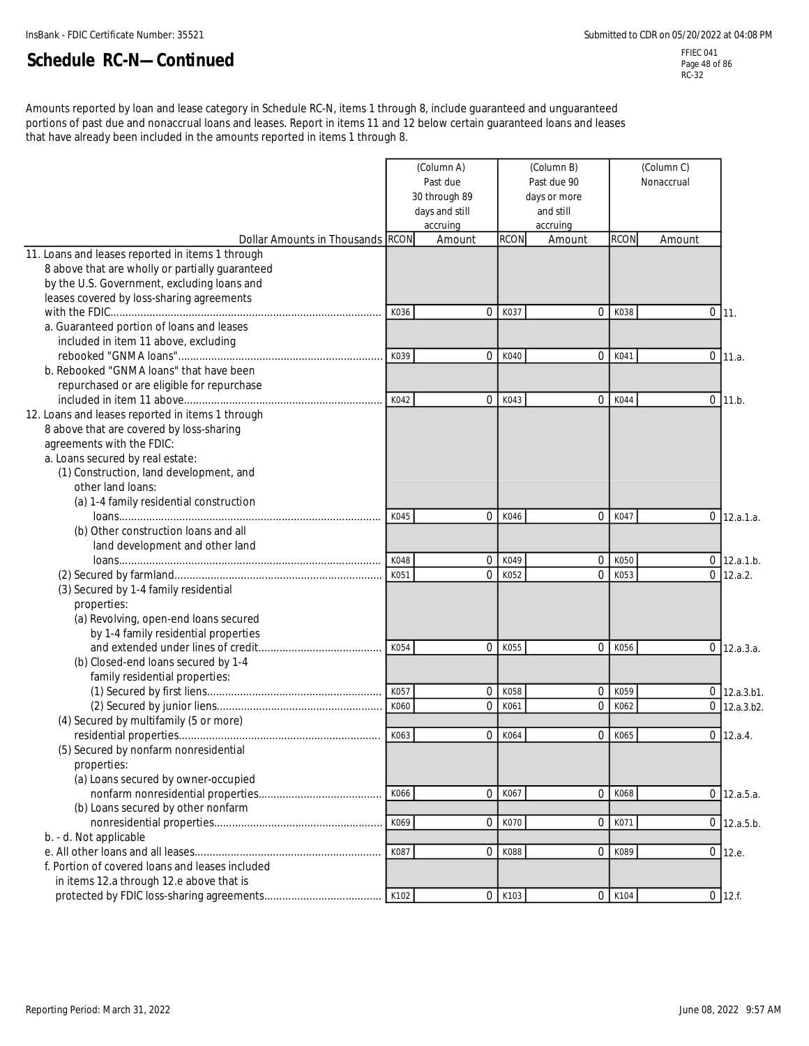## Schedule RC-N—Continued

Amounts reported by loan and lease category in Schedule RC-N, items 1 through 8, include guaranteed and unguaranteed portions of past due and nonaccrual loans and leases. Report in items 11 and 12 below certain guaranteed loans and leases that have already been included in the amounts reported in items 1 through 8.

| Dollar Amounts in Thousands | (Column A) Past due 30 through 89 days and still accruing RCON | Amount | (Column B) Past due 90 days or more and still accruing RCON | Amount | (Column C) Nonaccrual RCON | Amount | |
|---|---|---|---|---|---|---|---|
| 11. Loans and leases reported in items 1 through 8 above that are wholly or partially guaranteed by the U.S. Government, excluding loans and leases covered by loss-sharing agreements with the FDIC | K036 | 0 | K037 | 0 | K038 | 0 | 11. |
| a. Guaranteed portion of loans and leases included in item 11 above, excluding rebooked "GNMA loans" | K039 | 0 | K040 | 0 | K041 | 0 | 11.a. |
| b. Rebooked "GNMA loans" that have been repurchased or are eligible for repurchase included in item 11 above | K042 | 0 | K043 | 0 | K044 | 0 | 11.b. |
| 12. Loans and leases reported in items 1 through 8 above that are covered by loss-sharing agreements with the FDIC: | | | | | | | |
| a. Loans secured by real estate: | | | | | | | |
| (1) Construction, land development, and other land loans: | | | | | | | |
| (a) 1-4 family residential construction loans | K045 | 0 | K046 | 0 | K047 | 0 | 12.a.1.a. |
| (b) Other construction loans and all land development and other land loans | K048 | 0 | K049 | 0 | K050 | 0 | 12.a.1.b. |
| (2) Secured by farmland | K051 | 0 | K052 | 0 | K053 | 0 | 12.a.2. |
| (3) Secured by 1-4 family residential properties: | | | | | | | |
| (a) Revolving, open-end loans secured by 1-4 family residential properties and extended under lines of credit | K054 | 0 | K055 | 0 | K056 | 0 | 12.a.3.a. |
| (b) Closed-end loans secured by 1-4 family residential properties: | | | | | | | |
| (1) Secured by first liens | K057 | 0 | K058 | 0 | K059 | 0 | 12.a.3.b1. |
| (2) Secured by junior liens | K060 | 0 | K061 | 0 | K062 | 0 | 12.a.3.b2. |
| (4) Secured by multifamily (5 or more) residential properties | K063 | 0 | K064 | 0 | K065 | 0 | 12.a.4. |
| (5) Secured by nonfarm nonresidential properties: | | | | | | | |
| (a) Loans secured by owner-occupied nonfarm nonresidential properties | K066 | 0 | K067 | 0 | K068 | 0 | 12.a.5.a. |
| (b) Loans secured by other nonfarm nonresidential properties | K069 | 0 | K070 | 0 | K071 | 0 | 12.a.5.b. |
| b. - d. Not applicable | | | | | | | |
| e. All other loans and all leases | K087 | 0 | K088 | 0 | K089 | 0 | 12.e. |
| f. Portion of covered loans and leases included in items 12.a through 12.e above that is protected by FDIC loss-sharing agreements | K102 | 0 | K103 | 0 | K104 | 0 | 12.f. |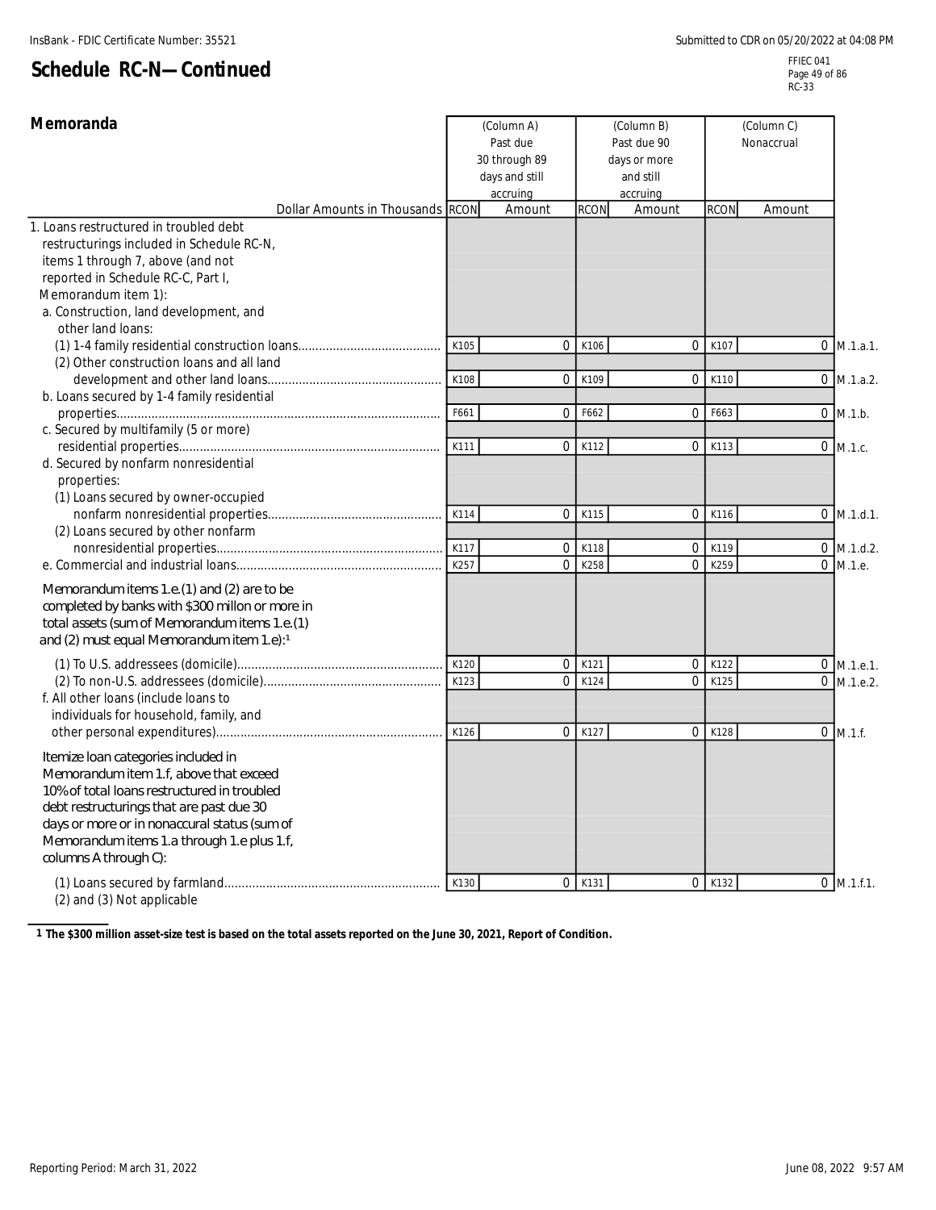# Schedule RC-N—Continued

## Memoranda

| Dollar Amounts in Thousands | RCON | (Column A) Past due 30 through 89 days and still accruing Amount | RCON | (Column B) Past due 90 days or more and still accruing Amount | RCON | (Column C) Nonaccrual Amount | |
|---|---|---|---|---|---|---|---|
| 1. Loans restructured in troubled debt restructurings included in Schedule RC-N, items 1 through 7, above (and not reported in Schedule RC-C, Part I, Memorandum item 1): | | | | | | | |
| a. Construction, land development, and other land loans: | | | | | | | |
| (1) 1-4 family residential construction loans | K105 | 0 | K106 | 0 | K107 | 0 | M.1.a.1. |
| (2) Other construction loans and all land development and other land loans | K108 | 0 | K109 | 0 | K110 | 0 | M.1.a.2. |
| b. Loans secured by 1-4 family residential properties | F661 | 0 | F662 | 0 | F663 | 0 | M.1.b. |
| c. Secured by multifamily (5 or more) residential properties | K111 | 0 | K112 | 0 | K113 | 0 | M.1.c. |
| d. Secured by nonfarm nonresidential properties: | | | | | | | |
| (1) Loans secured by owner-occupied nonfarm nonresidential properties | K114 | 0 | K115 | 0 | K116 | 0 | M.1.d.1. |
| (2) Loans secured by other nonfarm nonresidential properties | K117 | 0 | K118 | 0 | K119 | 0 | M.1.d.2. |
| e. Commercial and industrial loans | K257 | 0 | K258 | 0 | K259 | 0 | M.1.e. |
| Memorandum items 1.e.(1) and (2) are to be completed by banks with $300 millon or more in total assets (sum of Memorandum items 1.e.(1) and (2) must equal Memorandum item 1.e):[1] | | | | | | | |
| (1) To U.S. addressees (domicile) | K120 | 0 | K121 | 0 | K122 | 0 | M.1.e.1. |
| (2) To non-U.S. addressees (domicile) | K123 | 0 | K124 | 0 | K125 | 0 | M.1.e.2. |
| f. All other loans (include loans to individuals for household, family, and other personal expenditures) | K126 | 0 | K127 | 0 | K128 | 0 | M.1.f. |
| Itemize loan categories included in Memorandum item 1.f, above that exceed 10% of total loans restructured in troubled debt restructurings that are past due 30 days or more or in nonaccural status (sum of Memorandum items 1.a through 1.e plus 1.f, columns A through C): | | | | | | | |
| (1) Loans secured by farmland | K130 | 0 | K131 | 0 | K132 | 0 | M.1.f.1. |
| (2) and (3) Not applicable | | | | | | | |

1 The $300 million asset-size test is based on the total assets reported on the June 30, 2021, Report of Condition.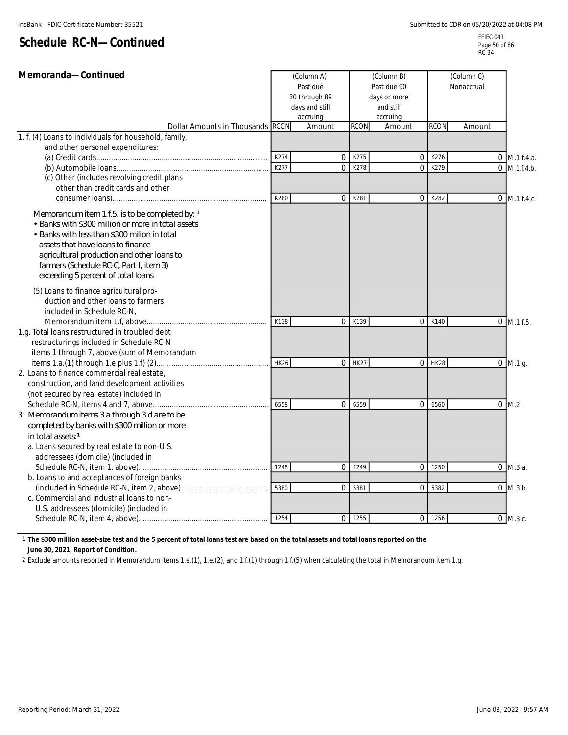## Schedule RC-N—Continued

### Memoranda—Continued

| Dollar Amounts in Thousands | RCON | (Column A) Past due 30 through 89 days and still accruing Amount | RCON | (Column B) Past due 90 days or more and still accruing Amount | RCON | (Column C) Nonaccrual Amount | |
|---|---|---|---|---|---|---|---|
| 1. f. (4) Loans to individuals for household, family, and other personal expenditures: | | | | | | | |
| (a) Credit cards | K274 | 0 | K275 | 0 | K276 | 0 | M.1.f.4.a. |
| (b) Automobile loans | K277 | 0 | K278 | 0 | K279 | 0 | M.1.f.4.b. |
| (c) Other (includes revolving credit plans other than credit cards and other consumer loans) | K280 | 0 | K281 | 0 | K282 | 0 | M.1.f.4.c. |
| Memorandum item 1.f.5. is to be completed by: [1] • Banks with \$300 million or more in total assets • Banks with less than \$300 milion in total assets that have loans to finance agricultural production and other loans to farmers (Schedule RC-C, Part I, item 3) exceeding 5 percent of total loans | | | | | | | |
| (5) Loans to finance agricultural production and other loans to farmers included in Schedule RC-N, Memorandum item 1.f, above | K138 | 0 | K139 | 0 | K140 | 0 | M.1.f.5. |
| 1.g. Total loans restructured in troubled debt restructurings included in Schedule RC-N items 1 through 7, above (sum of Memorandum items 1.a.(1) through 1.e plus 1.f) (2) | HK26 | 0 | HK27 | 0 | HK28 | 0 | M.1.g. |
| 2. Loans to finance commercial real estate, construction, and land development activities (not secured by real estate) included in Schedule RC-N, items 4 and 7, above | 6558 | 0 | 6559 | 0 | 6560 | 0 | M.2. |
| 3. Memorandum items 3.a through 3.d are to be completed by banks with \$300 million or more in total assets: [1] | | | | | | | |
| a. Loans secured by real estate to non-U.S. addressees (domicile) (included in Schedule RC-N, item 1, above) | 1248 | 0 | 1249 | 0 | 1250 | 0 | M.3.a. |
| b. Loans to and acceptances of foreign banks (included in Schedule RC-N, item 2, above) | 5380 | 0 | 5381 | 0 | 5382 | 0 | M.3.b. |
| c. Commercial and industrial loans to non-U.S. addressees (domicile) (included in Schedule RC-N, item 4, above) | 1254 | 0 | 1255 | 0 | 1256 | 0 | M.3.c. |

**1 The \$300 million asset-size test and the 5 percent of total loans test are based on the total assets and total loans reported on the June 30, 2021, Report of Condition.**

2 Exclude amounts reported in Memorandum items 1.e.(1), 1.e.(2), and 1.f.(1) through 1.f.(5) when calculating the total in Memorandum item 1.g.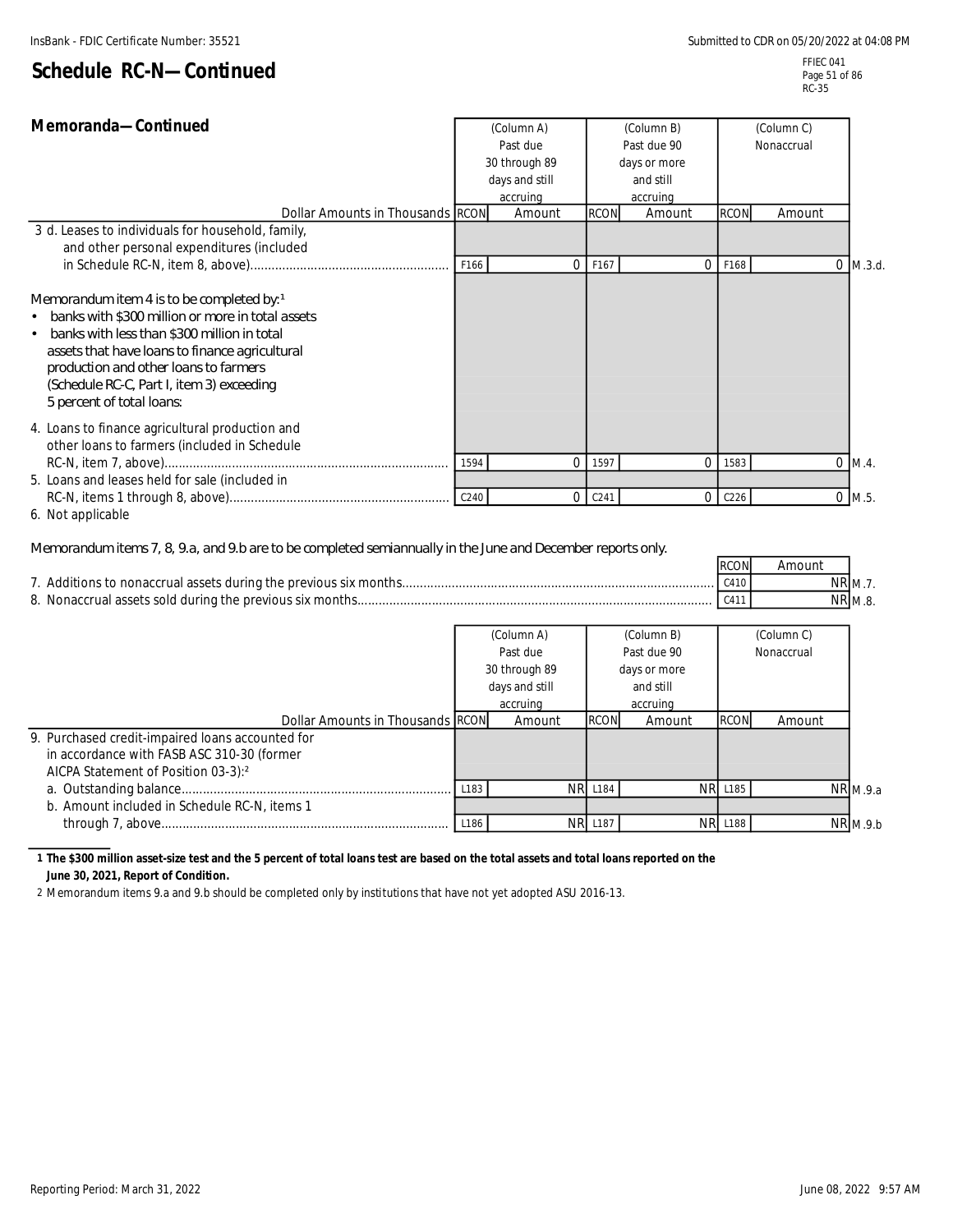# Schedule RC-N—Continued

## Memoranda—Continued

| Dollar Amounts in Thousands | RCON | (Column A) Past due 30 through 89 days and still accruing Amount | RCON | (Column B) Past due 90 days or more and still accruing Amount | RCON | (Column C) Nonaccrual Amount | |
|---|---|---|---|---|---|---|---|
| 3 d. Leases to individuals for household, family, and other personal expenditures (included in Schedule RC-N, item 8, above) | F166 | 0 | F167 | 0 | F168 | 0 | M.3.d. |
| Memorandum item 4 is to be completed by:[1] • banks with $300 million or more in total assets • banks with less than $300 million in total assets that have loans to finance agricultural production and other loans to farmers (Schedule RC-C, Part I, item 3) exceeding 5 percent of total loans: | | | | | | | |
| 4. Loans to finance agricultural production and other loans to farmers (included in Schedule RC-N, item 7, above) | 1594 | 0 | 1597 | 0 | 1583 | 0 | M.4. |
| 5. Loans and leases held for sale (included in RC-N, items 1 through 8, above) | C240 | 0 | C241 | 0 | C226 | 0 | M.5. |
| 6. Not applicable | | | | | | | |

Memorandum items 7, 8, 9.a, and 9.b are to be completed semiannually in the June and December reports only.

| | RCON | Amount | |
|---|---|---|---|
| 7. Additions to nonaccrual assets during the previous six months | C410 | NR | M.7. |
| 8. Nonaccrual assets sold during the previous six months | C411 | NR | M.8. |

| Dollar Amounts in Thousands | RCON | (Column A) Past due 30 through 89 days and still accruing Amount | RCON | (Column B) Past due 90 days or more and still accruing Amount | RCON | (Column C) Nonaccrual Amount | |
|---|---|---|---|---|---|---|---|
| 9. Purchased credit-impaired loans accounted for in accordance with FASB ASC 310-30 (former AICPA Statement of Position 03-3):[2] | | | | | | | |
| a. Outstanding balance | L183 | NR | L184 | NR | L185 | NR | M.9.a |
| b. Amount included in Schedule RC-N, items 1 through 7, above | L186 | NR | L187 | NR | L188 | NR | M.9.b |

**1 The $300 million asset-size test and the 5 percent of total loans test are based on the total assets and total loans reported on the June 30, 2021, Report of Condition.**

2 Memorandum items 9.a and 9.b should be completed only by institutions that have not yet adopted ASU 2016-13.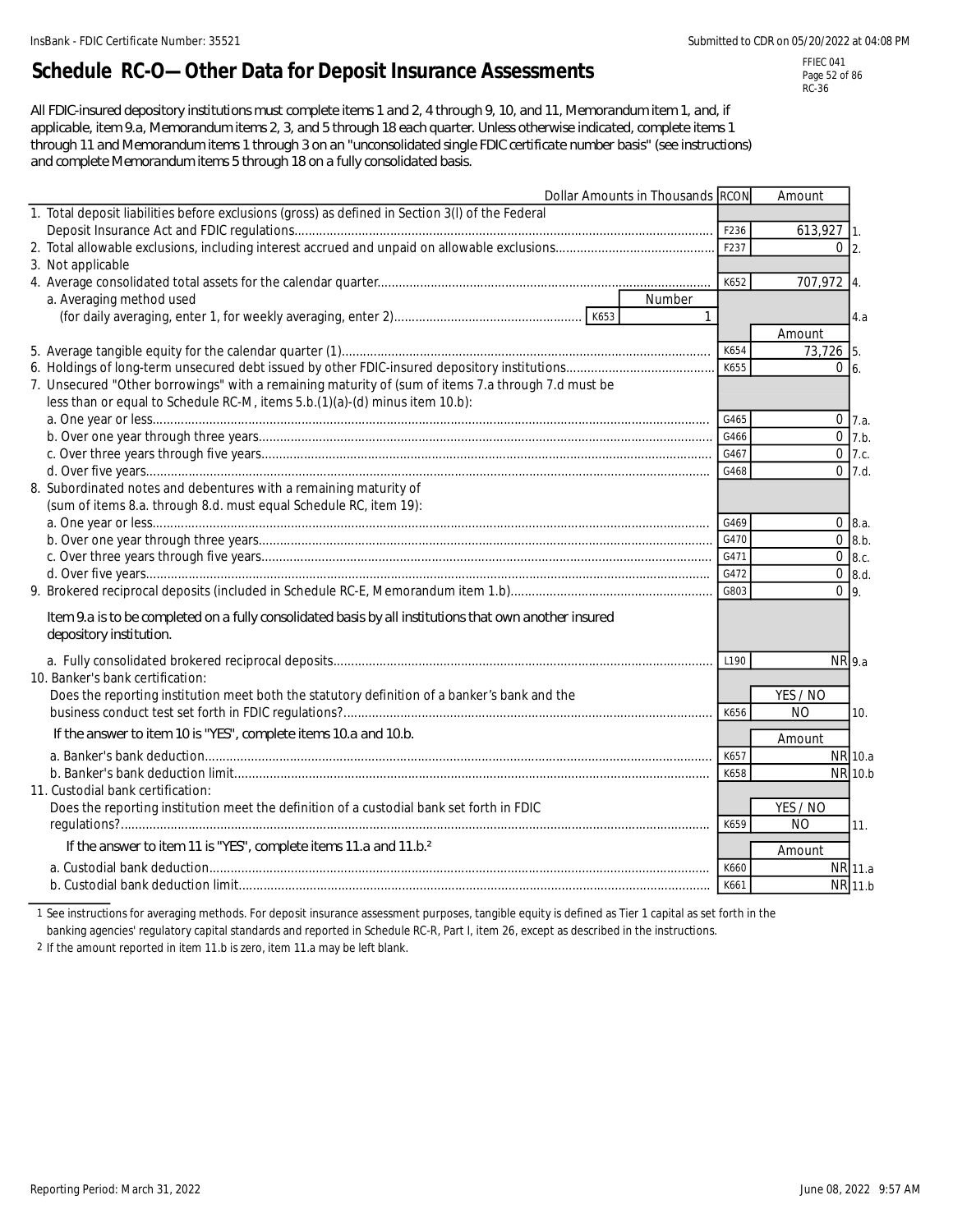# Schedule RC-O—Other Data for Deposit Insurance Assessments

FFIEC 041
RC-36

All FDIC-insured depository institutions must complete items 1 and 2, 4 through 9, 10, and 11, Memorandum item 1, and, if applicable, item 9.a, Memorandum items 2, 3, and 5 through 18 each quarter. Unless otherwise indicated, complete items 1 through 11 and Memorandum items 1 through 3 on an "unconsolidated single FDIC certificate number basis" (see instructions) and complete Memorandum items 5 through 18 on a fully consolidated basis.

| Dollar Amounts in Thousands | RCON | Amount | |
|---|---|---|---|
| 1. Total deposit liabilities before exclusions (gross) as defined in Section 3(l) of the Federal Deposit Insurance Act and FDIC regulations | F236 | 613,927 | 1. |
| 2. Total allowable exclusions, including interest accrued and unpaid on allowable exclusions | F237 | 0 | 2. |
| 3. Not applicable | | | |
| 4. Average consolidated total assets for the calendar quarter | K652 | 707,972 | 4. |
| a. Averaging method used (for daily averaging, enter 1, for weekly averaging, enter 2) | K653 | Number: 1 | 4.a |
| | | **Amount** | |
| 5. Average tangible equity for the calendar quarter (1) | K654 | 73,726 | 5. |
| 6. Holdings of long-term unsecured debt issued by other FDIC-insured depository institutions | K655 | 0 | 6. |
| 7. Unsecured "Other borrowings" with a remaining maturity of (sum of items 7.a through 7.d must be less than or equal to Schedule RC-M, items 5.b.(1)(a)-(d) minus item 10.b): | | | |
| a. One year or less | G465 | 0 | 7.a. |
| b. Over one year through three years | G466 | 0 | 7.b. |
| c. Over three years through five years | G467 | 0 | 7.c. |
| d. Over five years | G468 | 0 | 7.d. |
| 8. Subordinated notes and debentures with a remaining maturity of (sum of items 8.a. through 8.d. must equal Schedule RC, item 19): | | | |
| a. One year or less | G469 | 0 | 8.a. |
| b. Over one year through three years | G470 | 0 | 8.b. |
| c. Over three years through five years | G471 | 0 | 8.c. |
| d. Over five years | G472 | 0 | 8.d. |
| 9. Brokered reciprocal deposits (included in Schedule RC-E, Memorandum item 1.b) | G803 | 0 | 9. |
| Item 9.a is to be completed on a fully consolidated basis by all institutions that own another insured depository institution. | | | |
| a. Fully consolidated brokered reciprocal deposits | L190 | NR | 9.a |
| 10. Banker's bank certification: Does the reporting institution meet both the statutory definition of a banker's bank and the business conduct test set forth in FDIC regulations? | K656 | YES / NO: NO | 10. |
| If the answer to item 10 is "YES", complete items 10.a and 10.b. | | **Amount** | |
| a. Banker's bank deduction | K657 | NR | 10.a |
| b. Banker's bank deduction limit | K658 | NR | 10.b |
| 11. Custodial bank certification: Does the reporting institution meet the definition of a custodial bank set forth in FDIC regulations? | K659 | YES / NO: NO | 11. |
| If the answer to item 11 is "YES", complete items 11.a and 11.b.[2] | | **Amount** | |
| a. Custodial bank deduction | K660 | NR | 11.a |
| b. Custodial bank deduction limit | K661 | NR | 11.b |

1 See instructions for averaging methods. For deposit insurance assessment purposes, tangible equity is defined as Tier 1 capital as set forth in the banking agencies' regulatory capital standards and reported in Schedule RC-R, Part I, item 26, except as described in the instructions.

2 If the amount reported in item 11.b is zero, item 11.a may be left blank.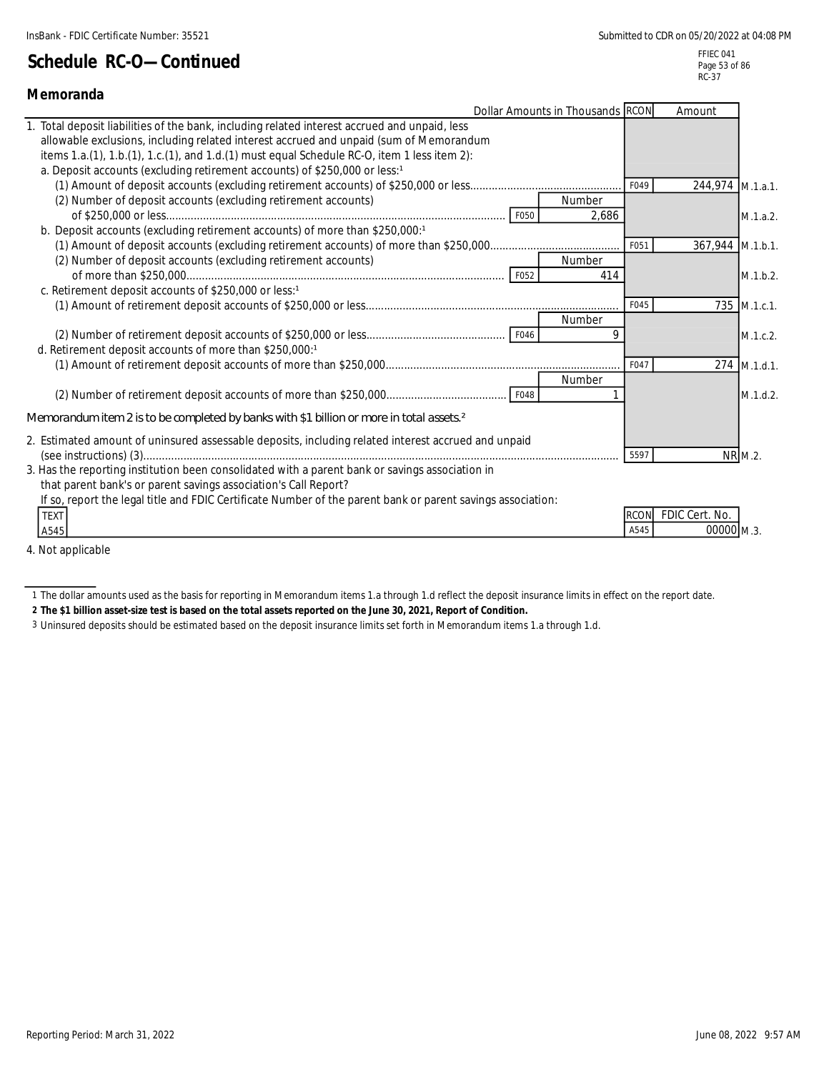# Schedule RC-O—Continued

## Memoranda

| | | | Dollar Amounts in Thousands | RCON | Amount | |
|---|---|---|---|---|---|---|
| 1. Total deposit liabilities of the bank, including related interest accrued and unpaid, less allowable exclusions, including related interest accrued and unpaid (sum of Memorandum items 1.a.(1), 1.b.(1), 1.c.(1), and 1.d.(1) must equal Schedule RC-O, item 1 less item 2): | | | | | | |
| a. Deposit accounts (excluding retirement accounts) of $250,000 or less:[1] | | | | | | |
| (1) Amount of deposit accounts (excluding retirement accounts) of $250,000 or less | | | | F049 | 244,974 | M.1.a.1. |
| (2) Number of deposit accounts (excluding retirement accounts) of $250,000 or less | F050 | Number | 2,686 | | | M.1.a.2. |
| b. Deposit accounts (excluding retirement accounts) of more than $250,000:[1] | | | | | | |
| (1) Amount of deposit accounts (excluding retirement accounts) of more than $250,000 | | | | F051 | 367,944 | M.1.b.1. |
| (2) Number of deposit accounts (excluding retirement accounts) of more than $250,000 | F052 | Number | 414 | | | M.1.b.2. |
| c. Retirement deposit accounts of $250,000 or less:[1] | | | | | | |
| (1) Amount of retirement deposit accounts of $250,000 or less | | | | F045 | 735 | M.1.c.1. |
| (2) Number of retirement deposit accounts of $250,000 or less | F046 | Number | 9 | | | M.1.c.2. |
| d. Retirement deposit accounts of more than $250,000:[1] | | | | | | |
| (1) Amount of retirement deposit accounts of more than $250,000 | | | | F047 | 274 | M.1.d.1. |
| (2) Number of retirement deposit accounts of more than $250,000 | F048 | Number | 1 | | | M.1.d.2. |
| *Memorandum item 2 is to be completed by banks with $1 billion or more in total assets.*[2] | | | | | | |
| 2. Estimated amount of uninsured assessable deposits, including related interest accrued and unpaid (see instructions) (3) | | | | 5597 | NR | M.2. |
| 3. Has the reporting institution been consolidated with a parent bank or savings association in that parent bank's or parent savings association's Call Report? If so, report the legal title and FDIC Certificate Number of the parent bank or parent savings association: | | | | | | |
| TEXT A545 | | | | RCON A545 | FDIC Cert. No. 00000 | M.3. |

4. Not applicable

1 The dollar amounts used as the basis for reporting in Memorandum items 1.a through 1.d reflect the deposit insurance limits in effect on the report date.

**2 The $1 billion asset-size test is based on the total assets reported on the June 30, 2021, Report of Condition.**

3 Uninsured deposits should be estimated based on the deposit insurance limits set forth in Memorandum items 1.a through 1.d.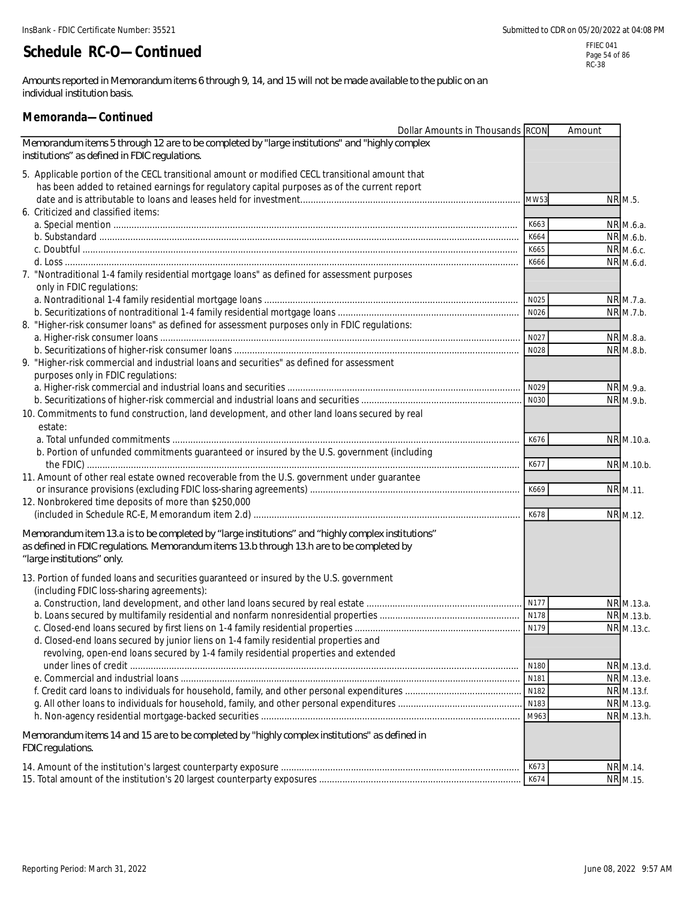# Schedule RC-O—Continued

Amounts reported in Memorandum items 6 through 9, 14, and 15 will not be made available to the public on an individual institution basis.

## Memoranda—Continued

| Dollar Amounts in Thousands | RCON | Amount | |
|---|---|---|---|
| Memorandum items 5 through 12 are to be completed by "large institutions" and "highly complex institutions" as defined in FDIC regulations. | | | |
| 5. Applicable portion of the CECL transitional amount or modified CECL transitional amount that has been added to retained earnings for regulatory capital purposes as of the current report date and is attributable to loans and leases held for investment | MW53 | NR | M.5. |
| 6. Criticized and classified items: | | | |
| a. Special mention | K663 | NR | M.6.a. |
| b. Substandard | K664 | NR | M.6.b. |
| c. Doubtful | K665 | NR | M.6.c. |
| d. Loss | K666 | NR | M.6.d. |
| 7. "Nontraditional 1-4 family residential mortgage loans" as defined for assessment purposes only in FDIC regulations: | | | |
| a. Nontraditional 1-4 family residential mortgage loans | N025 | NR | M.7.a. |
| b. Securitizations of nontraditional 1-4 family residential mortgage loans | N026 | NR | M.7.b. |
| 8. "Higher-risk consumer loans" as defined for assessment purposes only in FDIC regulations: | | | |
| a. Higher-risk consumer loans | N027 | NR | M.8.a. |
| b. Securitizations of higher-risk consumer loans | N028 | NR | M.8.b. |
| 9. "Higher-risk commercial and industrial loans and securities" as defined for assessment purposes only in FDIC regulations: | | | |
| a. Higher-risk commercial and industrial loans and securities | N029 | NR | M.9.a. |
| b. Securitizations of higher-risk commercial and industrial loans and securities | N030 | NR | M.9.b. |
| 10. Commitments to fund construction, land development, and other land loans secured by real estate: | | | |
| a. Total unfunded commitments | K676 | NR | M.10.a. |
| b. Portion of unfunded commitments guaranteed or insured by the U.S. government (including the FDIC) | K677 | NR | M.10.b. |
| 11. Amount of other real estate owned recoverable from the U.S. government under guarantee or insurance provisions (excluding FDIC loss-sharing agreements) | K669 | NR | M.11. |
| 12. Nonbrokered time deposits of more than $250,000 (included in Schedule RC-E, Memorandum item 2.d) | K678 | NR | M.12. |
| Memorandum item 13.a is to be completed by "large institutions" and "highly complex institutions" as defined in FDIC regulations. Memorandum items 13.b through 13.h are to be completed by "large institutions" only. | | | |
| 13. Portion of funded loans and securities guaranteed or insured by the U.S. government (including FDIC loss-sharing agreements): | | | |
| a. Construction, land development, and other land loans secured by real estate | N177 | NR | M.13.a. |
| b. Loans secured by multifamily residential and nonfarm nonresidential properties | N178 | NR | M.13.b. |
| c. Closed-end loans secured by first liens on 1-4 family residential properties | N179 | NR | M.13.c. |
| d. Closed-end loans secured by junior liens on 1-4 family residential properties and revolving, open-end loans secured by 1-4 family residential properties and extended under lines of credit | N180 | NR | M.13.d. |
| e. Commercial and industrial loans | N181 | NR | M.13.e. |
| f. Credit card loans to individuals for household, family, and other personal expenditures | N182 | NR | M.13.f. |
| g. All other loans to individuals for household, family, and other personal expenditures | N183 | NR | M.13.g. |
| h. Non-agency residential mortgage-backed securities | M963 | NR | M.13.h. |
| Memorandum items 14 and 15 are to be completed by "highly complex institutions" as defined in FDIC regulations. | | | |
| 14. Amount of the institution's largest counterparty exposure | K673 | NR | M.14. |
| 15. Total amount of the institution's 20 largest counterparty exposures | K674 | NR | M.15. |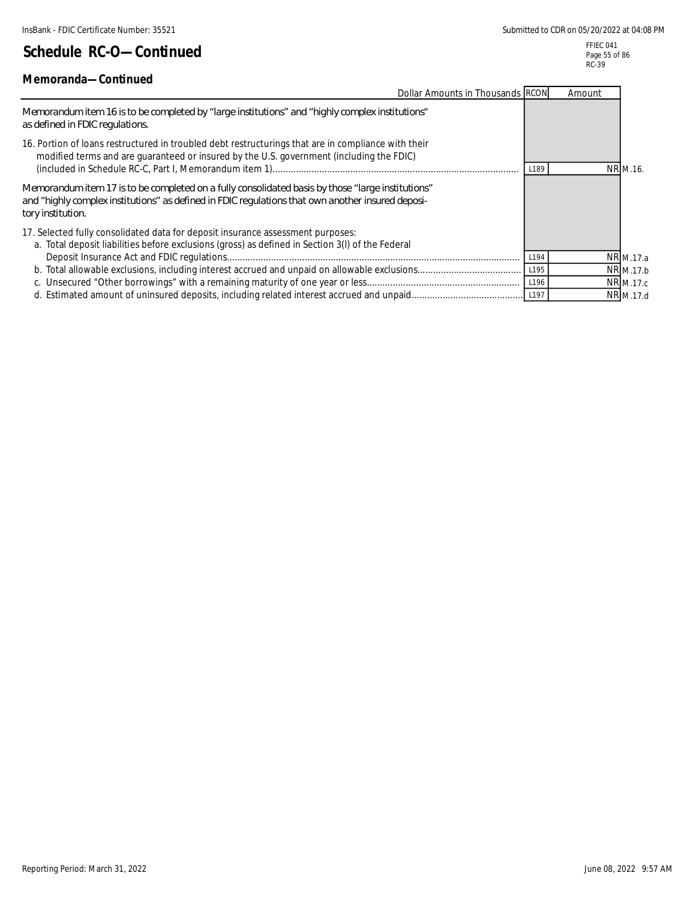# Schedule RC-O—Continued

## Memoranda—Continued

| Dollar Amounts in Thousands | RCON | Amount | |
|---|---|---|---|
| Memorandum item 16 is to be completed by "large institutions" and "highly complex institutions" as defined in FDIC regulations. | | | |
| 16. Portion of loans restructured in troubled debt restructurings that are in compliance with their modified terms and are guaranteed or insured by the U.S. government (including the FDIC) (included in Schedule RC-C, Part I, Memorandum item 1) | L189 | NR | M.16. |
| Memorandum item 17 is to be completed on a fully consolidated basis by those "large institutions" and "highly complex institutions" as defined in FDIC regulations that own another insured depository institution. | | | |
| 17. Selected fully consolidated data for deposit insurance assessment purposes: | | | |
| a. Total deposit liabilities before exclusions (gross) as defined in Section 3(l) of the Federal Deposit Insurance Act and FDIC regulations | L194 | NR | M.17.a |
| b. Total allowable exclusions, including interest accrued and unpaid on allowable exclusions | L195 | NR | M.17.b |
| c. Unsecured "Other borrowings" with a remaining maturity of one year or less | L196 | NR | M.17.c |
| d. Estimated amount of uninsured deposits, including related interest accrued and unpaid | L197 | NR | M.17.d |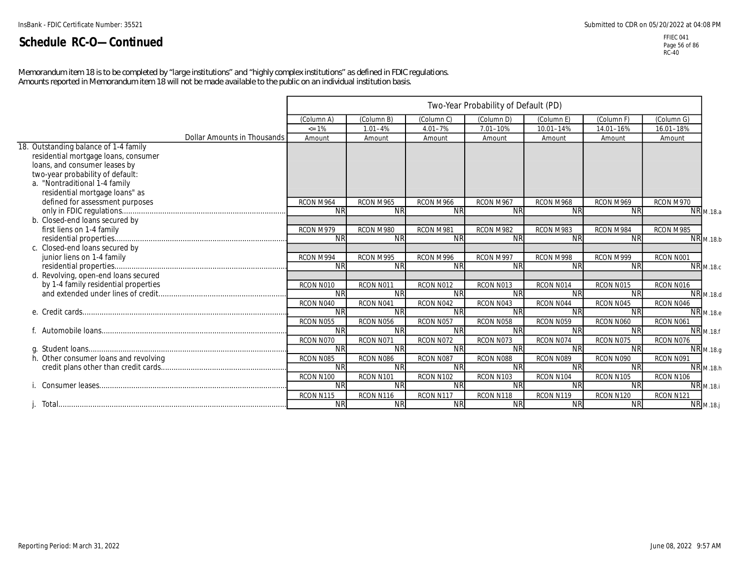# Schedule RC-O—Continued

Memorandum item 18 is to be completed by "large institutions" and "highly complex institutions" as defined in FDIC regulations.
Amounts reported in Memorandum item 18 will not be made available to the public on an individual institution basis.

| Dollar Amounts in Thousands | Two-Year Probability of Default (PD) (Column A) <=1% Amount | (Column B) 1.01–4% Amount | (Column C) 4.01–7% Amount | (Column D) 7.01–10% Amount | (Column E) 10.01–14% Amount | (Column F) 14.01–16% Amount | (Column G) 16.01–18% Amount | |
|---|---|---|---|---|---|---|---|---|
| 18. Outstanding balance of 1-4 family residential mortgage loans, consumer loans, and consumer leases by two-year probability of default: | | | | | | | | |
| a. "Nontraditional 1-4 family residential mortgage loans" as defined for assessment purposes only in FDIC regulations | RCON M964 NR | RCON M965 NR | RCON M966 NR | RCON M967 NR | RCON M968 NR | RCON M969 NR | RCON M970 NR | M.18.a |
| b. Closed-end loans secured by first liens on 1-4 family residential properties | RCON M979 NR | RCON M980 NR | RCON M981 NR | RCON M982 NR | RCON M983 NR | RCON M984 NR | RCON M985 NR | M.18.b |
| c. Closed-end loans secured by junior liens on 1-4 family residential properties | RCON M994 NR | RCON M995 NR | RCON M996 NR | RCON M997 NR | RCON M998 NR | RCON M999 NR | RCON N001 NR | M.18.c |
| d. Revolving, open-end loans secured by 1-4 family residential properties and extended under lines of credit | RCON N010 NR | RCON N011 NR | RCON N012 NR | RCON N013 NR | RCON N014 NR | RCON N015 NR | RCON N016 NR | M.18.d |
| e. Credit cards | RCON N040 NR | RCON N041 NR | RCON N042 NR | RCON N043 NR | RCON N044 NR | RCON N045 NR | RCON N046 NR | M.18.e |
| f. Automobile loans | RCON N055 NR | RCON N056 NR | RCON N057 NR | RCON N058 NR | RCON N059 NR | RCON N060 NR | RCON N061 NR | M.18.f |
| g. Student loans | RCON N070 NR | RCON N071 NR | RCON N072 NR | RCON N073 NR | RCON N074 NR | RCON N075 NR | RCON N076 NR | M.18.g |
| h. Other consumer loans and revolving credit plans other than credit cards | RCON N085 NR | RCON N086 NR | RCON N087 NR | RCON N088 NR | RCON N089 NR | RCON N090 NR | RCON N091 NR | M.18.h |
| i. Consumer leases | RCON N100 NR | RCON N101 NR | RCON N102 NR | RCON N103 NR | RCON N104 NR | RCON N105 NR | RCON N106 NR | M.18.i |
| j. Total | RCON N115 NR | RCON N116 NR | RCON N117 NR | RCON N118 NR | RCON N119 NR | RCON N120 NR | RCON N121 NR | M.18.j |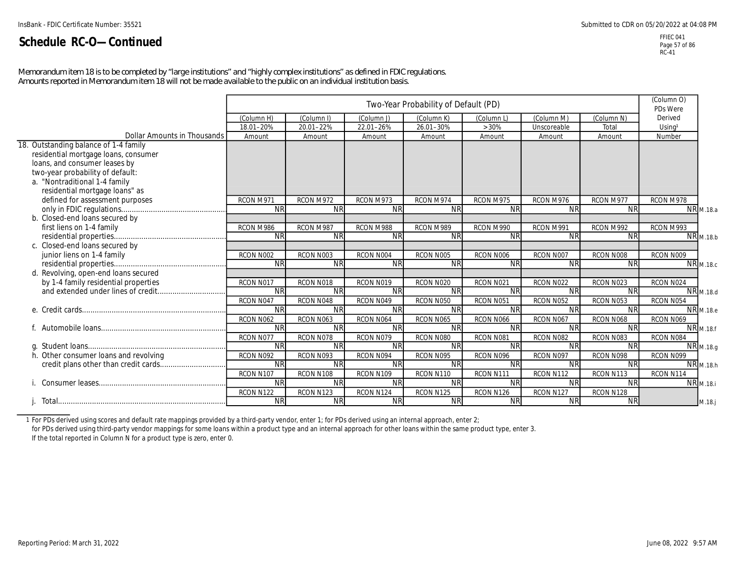## Schedule RC-O—Continued

Memorandum item 18 is to be completed by "large institutions" and "highly complex institutions" as defined in FDIC regulations.
Amounts reported in Memorandum item 18 will not be made available to the public on an individual institution basis.

| Dollar Amounts in Thousands | Two-Year Probability of Default (PD) | | | | | | | (Column O) PDs Were Derived Using[1] | |
|---|---|---|---|---|---|---|---|---|---|
| | (Column H) 18.01–20% | (Column I) 20.01–22% | (Column J) 22.01–26% | (Column K) 26.01–30% | (Column L) >30% | (Column M) Unscoreable | (Column N) Total | | |
| | Amount | Amount | Amount | Amount | Amount | Amount | Amount | Number | |
| 18. Outstanding balance of 1-4 family residential mortgage loans, consumer loans, and consumer leases by two-year probability of default: | | | | | | | | | |
| a. "Nontraditional 1-4 family residential mortgage loans" as defined for assessment purposes only in FDIC regulations | RCON M971 NR | RCON M972 NR | RCON M973 NR | RCON M974 NR | RCON M975 NR | RCON M976 NR | RCON M977 NR | RCON M978 NR | M.18.a |
| b. Closed-end loans secured by first liens on 1-4 family residential properties | RCON M986 NR | RCON M987 NR | RCON M988 NR | RCON M989 NR | RCON M990 NR | RCON M991 NR | RCON M992 NR | RCON M993 NR | M.18.b |
| c. Closed-end loans secured by junior liens on 1-4 family residential properties | RCON N002 NR | RCON N003 NR | RCON N004 NR | RCON N005 NR | RCON N006 NR | RCON N007 NR | RCON N008 NR | RCON N009 NR | M.18.c |
| d. Revolving, open-end loans secured by 1-4 family residential properties and extended under lines of credit | RCON N017 NR | RCON N018 NR | RCON N019 NR | RCON N020 NR | RCON N021 NR | RCON N022 NR | RCON N023 NR | RCON N024 NR | M.18.d |
| e. Credit cards | RCON N047 NR | RCON N048 NR | RCON N049 NR | RCON N050 NR | RCON N051 NR | RCON N052 NR | RCON N053 NR | RCON N054 NR | M.18.e |
| f. Automobile loans | RCON N062 NR | RCON N063 NR | RCON N064 NR | RCON N065 NR | RCON N066 NR | RCON N067 NR | RCON N068 NR | RCON N069 NR | M.18.f |
| g. Student loans | RCON N077 NR | RCON N078 NR | RCON N079 NR | RCON N080 NR | RCON N081 NR | RCON N082 NR | RCON N083 NR | RCON N084 NR | M.18.g |
| h. Other consumer loans and revolving credit plans other than credit cards | RCON N092 NR | RCON N093 NR | RCON N094 NR | RCON N095 NR | RCON N096 NR | RCON N097 NR | RCON N098 NR | RCON N099 NR | M.18.h |
| i. Consumer leases | RCON N107 NR | RCON N108 NR | RCON N109 NR | RCON N110 NR | RCON N111 NR | RCON N112 NR | RCON N113 NR | RCON N114 NR | M.18.i |
| j. Total | RCON N122 NR | RCON N123 NR | RCON N124 NR | RCON N125 NR | RCON N126 NR | RCON N127 NR | RCON N128 NR | | M.18.j |

1 For PDs derived using scores and default rate mappings provided by a third-party vendor, enter 1; for PDs derived using an internal approach, enter 2; for PDs derived using third-party vendor mappings for some loans within a product type and an internal approach for other loans within the same product type, enter 3. If the total reported in Column N for a product type is zero, enter 0.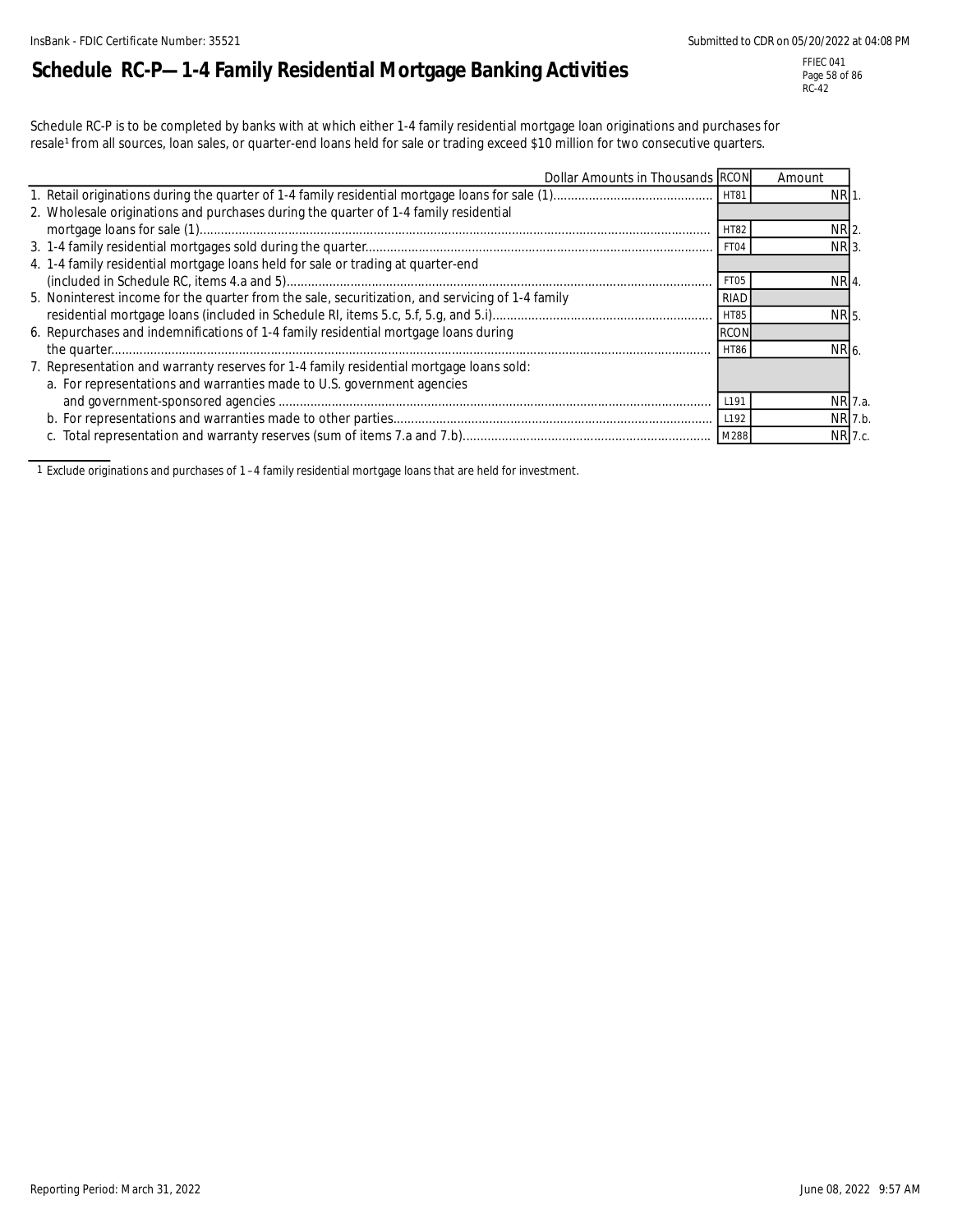# Schedule RC-P—1-4 Family Residential Mortgage Banking Activities

Schedule RC-P is to be completed by banks with at which either 1-4 family residential mortgage loan originations and purchases for resale[1] from all sources, loan sales, or quarter-end loans held for sale or trading exceed $10 million for two consecutive quarters.

| Dollar Amounts in Thousands | RCON | Amount | |
|---|---|---|---|
| 1. Retail originations during the quarter of 1-4 family residential mortgage loans for sale (1) | HT81 | NR | 1. |
| 2. Wholesale originations and purchases during the quarter of 1-4 family residential mortgage loans for sale (1) | HT82 | NR | 2. |
| 3. 1-4 family residential mortgages sold during the quarter | FT04 | NR | 3. |
| 4. 1-4 family residential mortgage loans held for sale or trading at quarter-end (included in Schedule RC, items 4.a and 5) | FT05 | NR | 4. |
| 5. Noninterest income for the quarter from the sale, securitization, and servicing of 1-4 family residential mortgage loans (included in Schedule RI, items 5.c, 5.f, 5.g, and 5.i) | RIAD HT85 | NR | 5. |
| 6. Repurchases and indemnifications of 1-4 family residential mortgage loans during the quarter | RCON HT86 | NR | 6. |
| 7. Representation and warranty reserves for 1-4 family residential mortgage loans sold: | | | |
| a. For representations and warranties made to U.S. government agencies and government-sponsored agencies | L191 | NR | 7.a. |
| b. For representations and warranties made to other parties | L192 | NR | 7.b. |
| c. Total representation and warranty reserves (sum of items 7.a and 7.b) | M288 | NR | 7.c. |

1 Exclude originations and purchases of 1–4 family residential mortgage loans that are held for investment.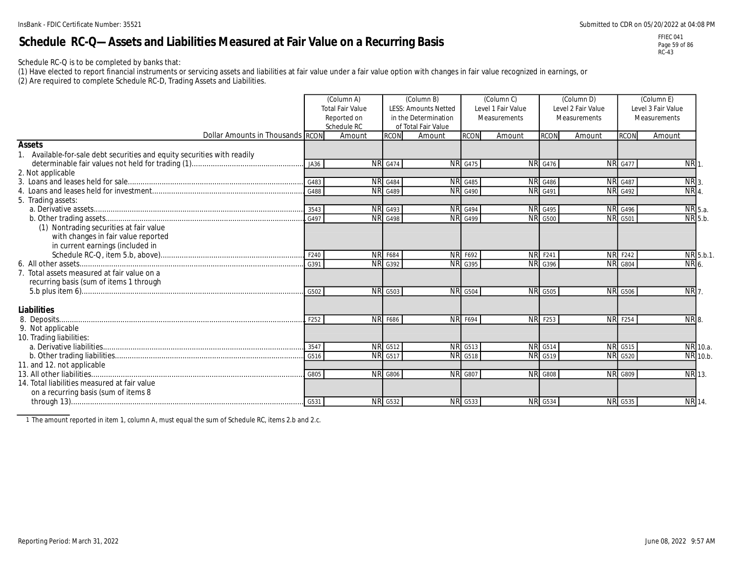# Schedule RC-Q—Assets and Liabilities Measured at Fair Value on a Recurring Basis

Schedule RC-Q is to be completed by banks that:
(1) Have elected to report financial instruments or servicing assets and liabilities at fair value under a fair value option with changes in fair value recognized in earnings, or
(2) Are required to complete Schedule RC-D, Trading Assets and Liabilities.

| Dollar Amounts in Thousands | (Column A) Total Fair Value Reported on Schedule RC RCON | Amount | (Column B) LESS: Amounts Netted in the Determination of Total Fair Value RCON | Amount | (Column C) Level 1 Fair Value Measurements RCON | Amount | (Column D) Level 2 Fair Value Measurements RCON | Amount | (Column E) Level 3 Fair Value Measurements RCON | Amount | |
|---|---|---|---|---|---|---|---|---|---|---|---|
| **Assets** | | | | | | | | | | | |
| 1. Available-for-sale debt securities and equity securities with readily determinable fair values not held for trading (1) | JA36 | NR | G474 | NR | G475 | NR | G476 | NR | G477 | NR | 1. |
| 2. Not applicable | | | | | | | | | | | |
| 3. Loans and leases held for sale | G483 | NR | G484 | NR | G485 | NR | G486 | NR | G487 | NR | 3. |
| 4. Loans and leases held for investment | G488 | NR | G489 | NR | G490 | NR | G491 | NR | G492 | NR | 4. |
| 5. Trading assets: | | | | | | | | | | | |
| a. Derivative assets | 3543 | NR | G493 | NR | G494 | NR | G495 | NR | G496 | NR | 5.a. |
| b. Other trading assets | G497 | NR | G498 | NR | G499 | NR | G500 | NR | G501 | NR | 5.b. |
| (1) Nontrading securities at fair value with changes in fair value reported in current earnings (included in Schedule RC-Q, item 5.b, above) | F240 | NR | F684 | NR | F692 | NR | F241 | NR | F242 | NR | 5.b.1. |
| 6. All other assets | G391 | NR | G392 | NR | G395 | NR | G396 | NR | G804 | NR | 6. |
| 7. Total assets measured at fair value on a recurring basis (sum of items 1 through 5.b plus item 6) | G502 | NR | G503 | NR | G504 | NR | G505 | NR | G506 | NR | 7. |
| **Liabilities** | | | | | | | | | | | |
| 8. Deposits | F252 | NR | F686 | NR | F694 | NR | F253 | NR | F254 | NR | 8. |
| 9. Not applicable | | | | | | | | | | | |
| 10. Trading liabilities: | | | | | | | | | | | |
| a. Derivative liabilities | 3547 | NR | G512 | NR | G513 | NR | G514 | NR | G515 | NR | 10.a. |
| b. Other trading liabilities | G516 | NR | G517 | NR | G518 | NR | G519 | NR | G520 | NR | 10.b. |
| 11. and 12. not applicable | | | | | | | | | | | |
| 13. All other liabilities | G805 | NR | G806 | NR | G807 | NR | G808 | NR | G809 | NR | 13. |
| 14. Total liabilities measured at fair value on a recurring basis (sum of items 8 through 13) | G531 | NR | G532 | NR | G533 | NR | G534 | NR | G535 | NR | 14. |

1 The amount reported in item 1, column A, must equal the sum of Schedule RC, items 2.b and 2.c.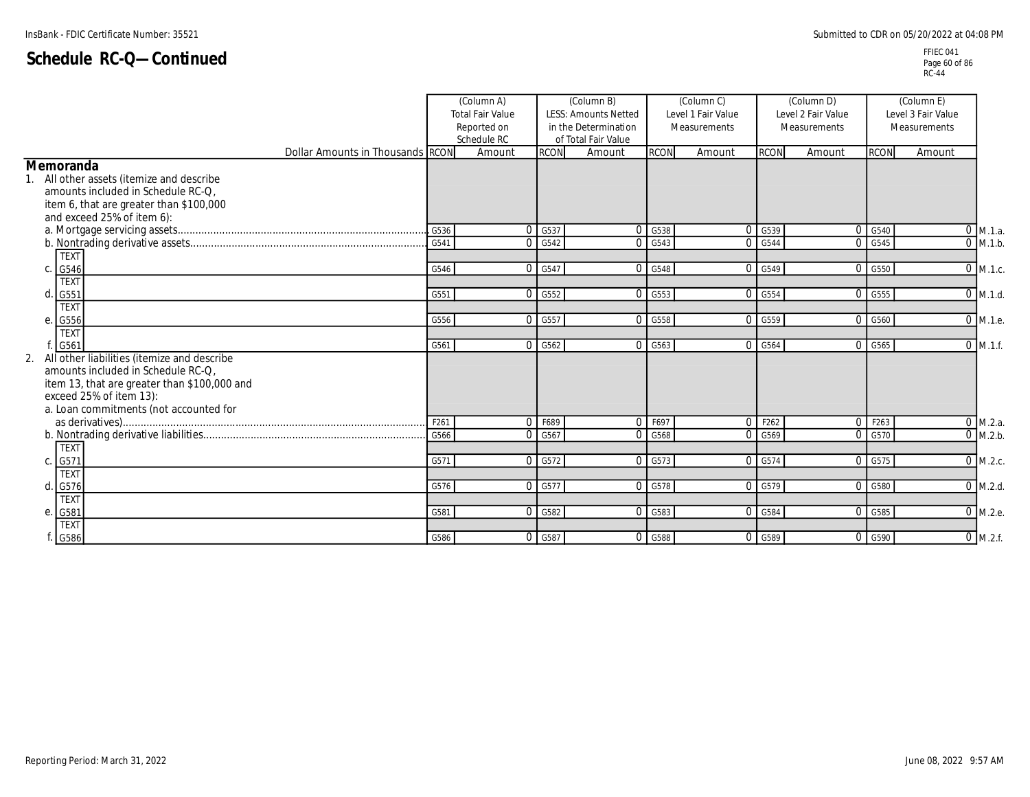# Schedule RC-Q—Continued

| Dollar Amounts in Thousands | (Column A) Total Fair Value Reported on Schedule RC | | (Column B) LESS: Amounts Netted in the Determination of Total Fair Value | | (Column C) Level 1 Fair Value Measurements | | (Column D) Level 2 Fair Value Measurements | | (Column E) Level 3 Fair Value Measurements | | |
|---|---|---|---|---|---|---|---|---|---|---|---|
| | RCON | Amount | RCON | Amount | RCON | Amount | RCON | Amount | RCON | Amount | |
| **Memoranda** | | | | | | | | | | | |
| 1. All other assets (itemize and describe amounts included in Schedule RC-Q, item 6, that are greater than $100,000 and exceed 25% of item 6): | | | | | | | | | | | |
| a. Mortgage servicing assets | G536 | 0 | G537 | 0 | G538 | 0 | G539 | 0 | G540 | 0 | M.1.a. |
| b. Nontrading derivative assets | G541 | 0 | G542 | 0 | G543 | 0 | G544 | 0 | G545 | 0 | M.1.b. |
| c. TEXT G546 | G546 | 0 | G547 | 0 | G548 | 0 | G549 | 0 | G550 | 0 | M.1.c. |
| d. TEXT G551 | G551 | 0 | G552 | 0 | G553 | 0 | G554 | 0 | G555 | 0 | M.1.d. |
| e. TEXT G556 | G556 | 0 | G557 | 0 | G558 | 0 | G559 | 0 | G560 | 0 | M.1.e. |
| f. TEXT G561 | G561 | 0 | G562 | 0 | G563 | 0 | G564 | 0 | G565 | 0 | M.1.f. |
| 2. All other liabilities (itemize and describe amounts included in Schedule RC-Q, item 13, that are greater than $100,000 and exceed 25% of item 13): | | | | | | | | | | | |
| a. Loan commitments (not accounted for as derivatives) | F261 | 0 | F689 | 0 | F697 | 0 | F262 | 0 | F263 | 0 | M.2.a. |
| b. Nontrading derivative liabilities | G566 | 0 | G567 | 0 | G568 | 0 | G569 | 0 | G570 | 0 | M.2.b. |
| c. TEXT G571 | G571 | 0 | G572 | 0 | G573 | 0 | G574 | 0 | G575 | 0 | M.2.c. |
| d. TEXT G576 | G576 | 0 | G577 | 0 | G578 | 0 | G579 | 0 | G580 | 0 | M.2.d. |
| e. TEXT G581 | G581 | 0 | G582 | 0 | G583 | 0 | G584 | 0 | G585 | 0 | M.2.e. |
| f. TEXT G586 | G586 | 0 | G587 | 0 | G588 | 0 | G589 | 0 | G590 | 0 | M.2.f. |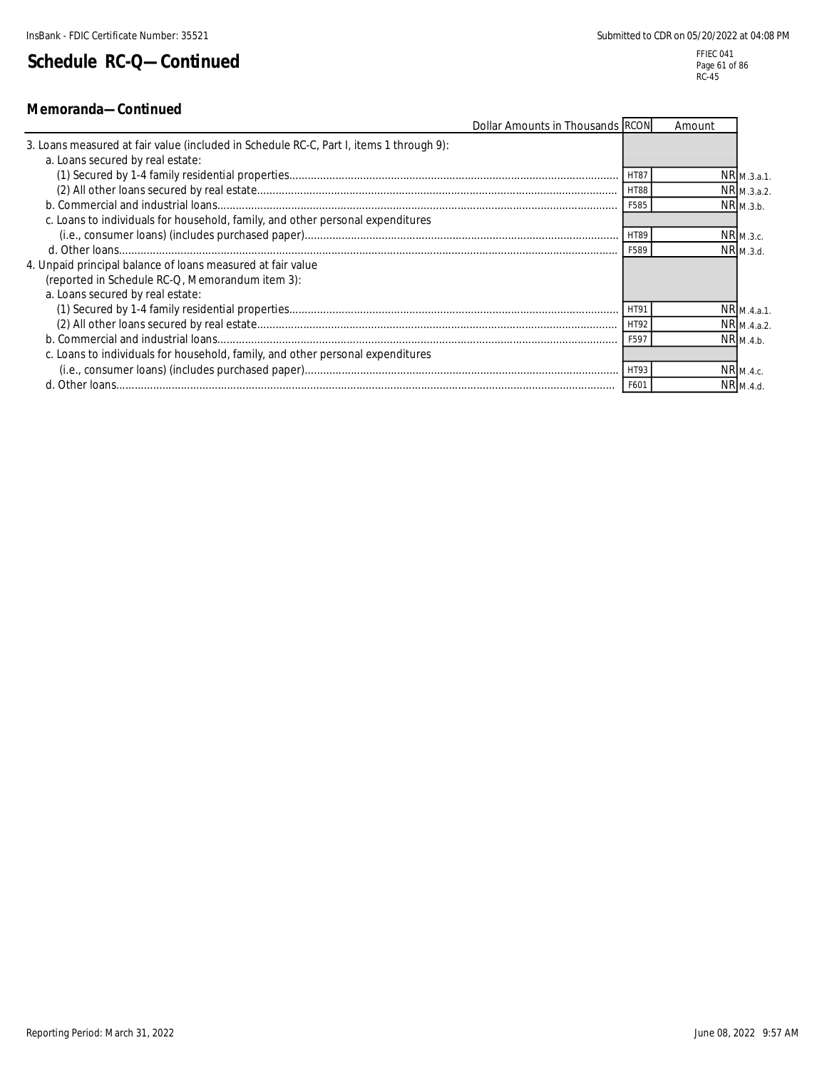# Schedule RC-Q—Continued

## Memoranda—Continued

| Dollar Amounts in Thousands | RCON | Amount | |
|---|---|---|---|
| 3. Loans measured at fair value (included in Schedule RC-C, Part I, items 1 through 9): | | | |
| a. Loans secured by real estate: | | | |
| (1) Secured by 1-4 family residential properties | HT87 | NR | M.3.a.1. |
| (2) All other loans secured by real estate | HT88 | NR | M.3.a.2. |
| b. Commercial and industrial loans | F585 | NR | M.3.b. |
| c. Loans to individuals for household, family, and other personal expenditures (i.e., consumer loans) (includes purchased paper) | HT89 | NR | M.3.c. |
| d. Other loans | F589 | NR | M.3.d. |
| 4. Unpaid principal balance of loans measured at fair value (reported in Schedule RC-Q, Memorandum item 3): | | | |
| a. Loans secured by real estate: | | | |
| (1) Secured by 1-4 family residential properties | HT91 | NR | M.4.a.1. |
| (2) All other loans secured by real estate | HT92 | NR | M.4.a.2. |
| b. Commercial and industrial loans | F597 | NR | M.4.b. |
| c. Loans to individuals for household, family, and other personal expenditures (i.e., consumer loans) (includes purchased paper) | HT93 | NR | M.4.c. |
| d. Other loans | F601 | NR | M.4.d. |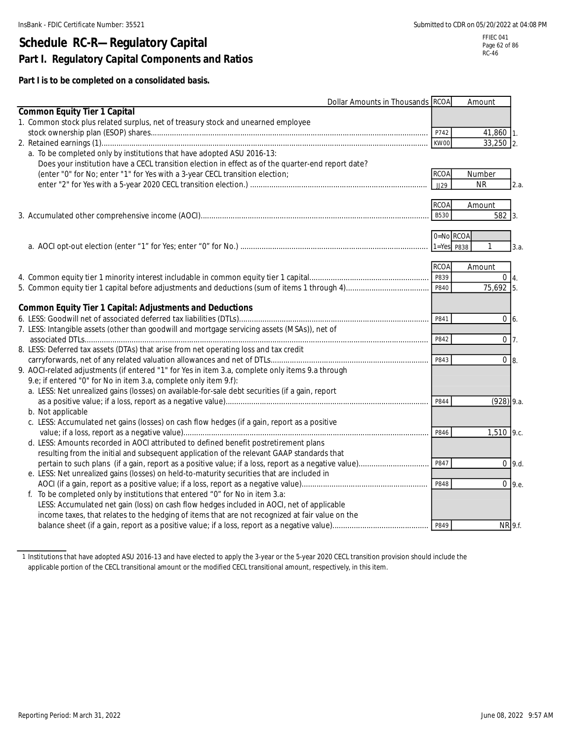# Schedule RC-R—Regulatory Capital

## Part I. Regulatory Capital Components and Ratios

**Part I is to be completed on a consolidated basis.**

| Dollar Amounts in Thousands | RCOA | Amount | |
|---|---|---|---|
| **Common Equity Tier 1 Capital** | | | |
| 1. Common stock plus related surplus, net of treasury stock and unearned employee stock ownership plan (ESOP) shares | P742 | 41,860 | 1. |
| 2. Retained earnings (1) | KW00 | 33,250 | 2. |
| a. To be completed only by institutions that have adopted ASU 2016-13: Does your institution have a CECL transition election in effect as of the quarter-end report date? (enter "0" for No; enter "1" for Yes with a 3-year CECL transition election; enter "2" for Yes with a 5-year 2020 CECL transition election.) | RCOA JJ29 | Number NR | 2.a. |
| 3. Accumulated other comprehensive income (AOCI) | B530 | 582 | 3. |
| a. AOCI opt-out election (enter "1" for Yes; enter "0" for No.) | 0=No 1=Yes RCOA P838 | 1 | 3.a. |
| 4. Common equity tier 1 minority interest includable in common equity tier 1 capital | P839 | 0 | 4. |
| 5. Common equity tier 1 capital before adjustments and deductions (sum of items 1 through 4) | P840 | 75,692 | 5. |
| **Common Equity Tier 1 Capital: Adjustments and Deductions** | | | |
| 6. LESS: Goodwill net of associated deferred tax liabilities (DTLs) | P841 | 0 | 6. |
| 7. LESS: Intangible assets (other than goodwill and mortgage servicing assets (MSAs)), net of associated DTLs | P842 | 0 | 7. |
| 8. LESS: Deferred tax assets (DTAs) that arise from net operating loss and tax credit carryforwards, net of any related valuation allowances and net of DTLs | P843 | 0 | 8. |
| 9. AOCI-related adjustments (if entered "1" for Yes in item 3.a, complete only items 9.a through 9.e; if entered "0" for No in item 3.a, complete only item 9.f): | | | |
| a. LESS: Net unrealized gains (losses) on available-for-sale debt securities (if a gain, report as a positive value; if a loss, report as a negative value) | P844 | (928) | 9.a. |
| b. Not applicable | | | |
| c. LESS: Accumulated net gains (losses) on cash flow hedges (if a gain, report as a positive value; if a loss, report as a negative value) | P846 | 1,510 | 9.c. |
| d. LESS: Amounts recorded in AOCI attributed to defined benefit postretirement plans resulting from the initial and subsequent application of the relevant GAAP standards that pertain to such plans (if a gain, report as a positive value; if a loss, report as a negative value) | P847 | 0 | 9.d. |
| e. LESS: Net unrealized gains (losses) on held-to-maturity securities that are included in AOCI (if a gain, report as a positive value; if a loss, report as a negative value) | P848 | 0 | 9.e. |
| f. To be completed only by institutions that entered "0" for No in item 3.a: LESS: Accumulated net gain (loss) on cash flow hedges included in AOCI, net of applicable income taxes, that relates to the hedging of items that are not recognized at fair value on the balance sheet (if a gain, report as a positive value; if a loss, report as a negative value) | P849 | NR | 9.f. |

1 Institutions that have adopted ASU 2016-13 and have elected to apply the 3-year or the 5-year 2020 CECL transition provision should include the applicable portion of the CECL transitional amount or the modified CECL transitional amount, respectively, in this item.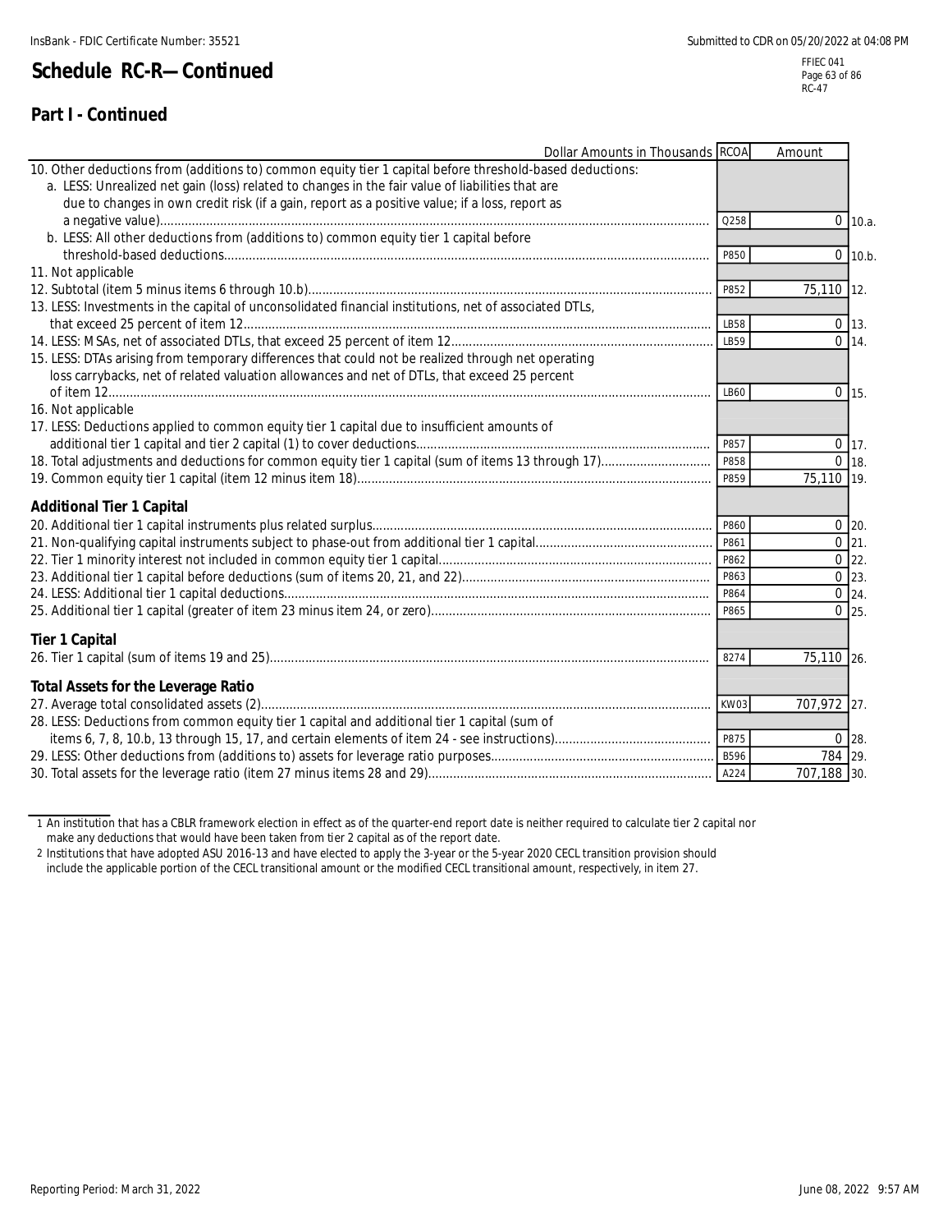## Schedule RC-R—Continued

### Part I - Continued

| Dollar Amounts in Thousands | RCOA | Amount | |
|---|---|---|---|
| 10. Other deductions from (additions to) common equity tier 1 capital before threshold-based deductions: | | | |
| a. LESS: Unrealized net gain (loss) related to changes in the fair value of liabilities that are due to changes in own credit risk (if a gain, report as a positive value; if a loss, report as a negative value) | Q258 | 0 | 10.a. |
| b. LESS: All other deductions from (additions to) common equity tier 1 capital before threshold-based deductions | P850 | 0 | 10.b. |
| 11. Not applicable | | | |
| 12. Subtotal (item 5 minus items 6 through 10.b) | P852 | 75,110 | 12. |
| 13. LESS: Investments in the capital of unconsolidated financial institutions, net of associated DTLs, that exceed 25 percent of item 12 | LB58 | 0 | 13. |
| 14. LESS: MSAs, net of associated DTLs, that exceed 25 percent of item 12 | LB59 | 0 | 14. |
| 15. LESS: DTAs arising from temporary differences that could not be realized through net operating loss carrybacks, net of related valuation allowances and net of DTLs, that exceed 25 percent of item 12 | LB60 | 0 | 15. |
| 16. Not applicable | | | |
| 17. LESS: Deductions applied to common equity tier 1 capital due to insufficient amounts of additional tier 1 capital and tier 2 capital (1) to cover deductions | P857 | 0 | 17. |
| 18. Total adjustments and deductions for common equity tier 1 capital (sum of items 13 through 17) | P858 | 0 | 18. |
| 19. Common equity tier 1 capital (item 12 minus item 18) | P859 | 75,110 | 19. |
| **Additional Tier 1 Capital** | | | |
| 20. Additional tier 1 capital instruments plus related surplus | P860 | 0 | 20. |
| 21. Non-qualifying capital instruments subject to phase-out from additional tier 1 capital | P861 | 0 | 21. |
| 22. Tier 1 minority interest not included in common equity tier 1 capital | P862 | 0 | 22. |
| 23. Additional tier 1 capital before deductions (sum of items 20, 21, and 22) | P863 | 0 | 23. |
| 24. LESS: Additional tier 1 capital deductions | P864 | 0 | 24. |
| 25. Additional tier 1 capital (greater of item 23 minus item 24, or zero) | P865 | 0 | 25. |
| **Tier 1 Capital** | | | |
| 26. Tier 1 capital (sum of items 19 and 25) | 8274 | 75,110 | 26. |
| **Total Assets for the Leverage Ratio** | | | |
| 27. Average total consolidated assets (2) | KW03 | 707,972 | 27. |
| 28. LESS: Deductions from common equity tier 1 capital and additional tier 1 capital (sum of items 6, 7, 8, 10.b, 13 through 15, 17, and certain elements of item 24 - see instructions) | P875 | 0 | 28. |
| 29. LESS: Other deductions from (additions to) assets for leverage ratio purposes | B596 | 784 | 29. |
| 30. Total assets for the leverage ratio (item 27 minus items 28 and 29) | A224 | 707,188 | 30. |

1 An institution that has a CBLR framework election in effect as of the quarter-end report date is neither required to calculate tier 2 capital nor make any deductions that would have been taken from tier 2 capital as of the report date.

2 Institutions that have adopted ASU 2016-13 and have elected to apply the 3-year or the 5-year 2020 CECL transition provision should include the applicable portion of the CECL transitional amount or the modified CECL transitional amount, respectively, in item 27.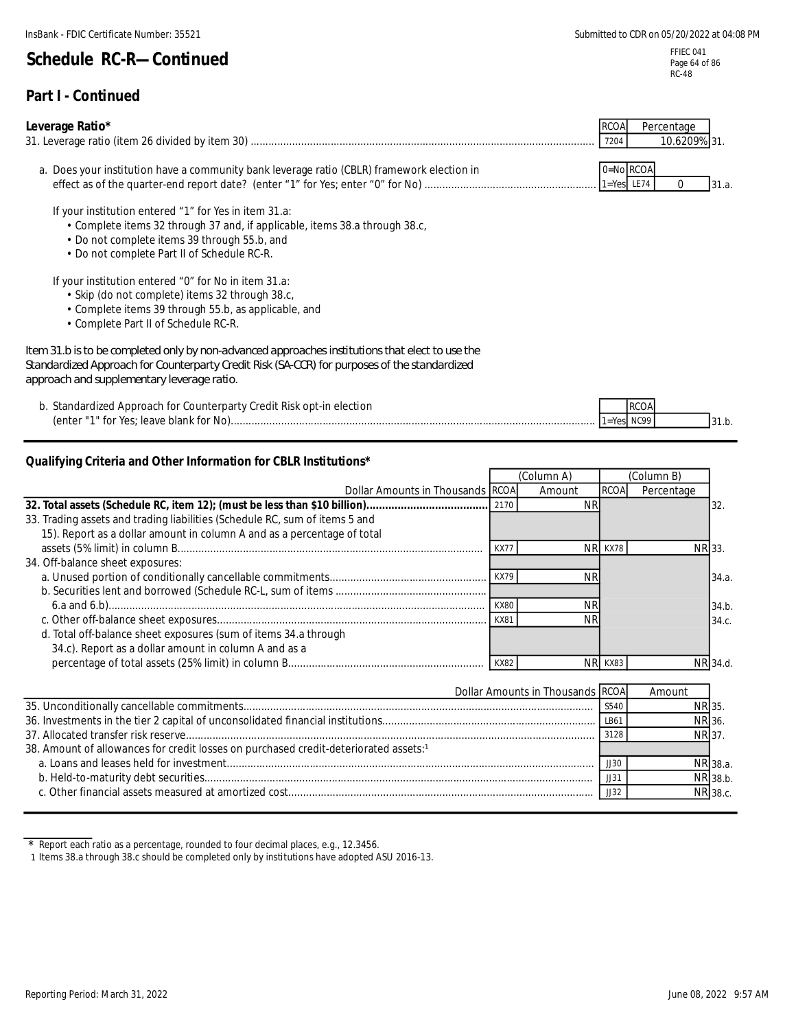## Schedule RC-R—Continued

### Part I - Continued

**Leverage Ratio***

| | | RCOA | Percentage | |
|---|---|---|---|---|
| 31. Leverage ratio (item 26 divided by item 30) | | 7204 | 10.6209% | 31. |
| a. Does your institution have a community bank leverage ratio (CBLR) framework election in effect as of the quarter-end report date? (enter "1" for Yes; enter "0" for No) | 0=No 1=Yes | LE74 | 0 | 31.a. |

If your institution entered "1" for Yes in item 31.a:

- Complete items 32 through 37 and, if applicable, items 38.a through 38.c,
- Do not complete items 39 through 55.b, and
- Do not complete Part II of Schedule RC-R.

If your institution entered "0" for No in item 31.a:

- Skip (do not complete) items 32 through 38.c,
- Complete items 39 through 55.b, as applicable, and
- Complete Part II of Schedule RC-R.

Item 31.b is to be completed only by non-advanced approaches institutions that elect to use the Standardized Approach for Counterparty Credit Risk (SA-CCR) for purposes of the standardized approach and supplementary leverage ratio.

| | | RCOA | | |
|---|---|---|---|---|
| b. Standardized Approach for Counterparty Credit Risk opt-in election (enter "1" for Yes; leave blank for No) | 1=Yes | NC99 | | 31.b. |

**Qualifying Criteria and Other Information for CBLR Institutions***

| Dollar Amounts in Thousands | RCOA | (Column A) Amount | RCOA | (Column B) Percentage | |
|---|---|---|---|---|---|
| **32. Total assets (Schedule RC, item 12); (must be less than $10 billion)** | 2170 | NR | | | 32. |
| 33. Trading assets and trading liabilities (Schedule RC, sum of items 5 and 15). Report as a dollar amount in column A and as a percentage of total assets (5% limit) in column B | KX77 | NR | KX78 | NR | 33. |
| 34. Off-balance sheet exposures: | | | | | |
| a. Unused portion of conditionally cancellable commitments | KX79 | NR | | | 34.a. |
| b. Securities lent and borrowed (Schedule RC-L, sum of items 6.a and 6.b) | KX80 | NR | | | 34.b. |
| c. Other off-balance sheet exposures | KX81 | NR | | | 34.c. |
| d. Total off-balance sheet exposures (sum of items 34.a through 34.c). Report as a dollar amount in column A and as a percentage of total assets (25% limit) in column B | KX82 | NR | KX83 | NR | 34.d. |

| Dollar Amounts in Thousands | RCOA | Amount | |
|---|---|---|---|
| 35. Unconditionally cancellable commitments | S540 | NR | 35. |
| 36. Investments in the tier 2 capital of unconsolidated financial institutions | LB61 | NR | 36. |
| 37. Allocated transfer risk reserve | 3128 | NR | 37. |
| 38. Amount of allowances for credit losses on purchased credit-deteriorated assets:[1] | | | |
| a. Loans and leases held for investment | JJ30 | NR | 38.a. |
| b. Held-to-maturity debt securities | JJ31 | NR | 38.b. |
| c. Other financial assets measured at amortized cost | JJ32 | NR | 38.c. |

\* Report each ratio as a percentage, rounded to four decimal places, e.g., 12.3456.

1 Items 38.a through 38.c should be completed only by institutions have adopted ASU 2016-13.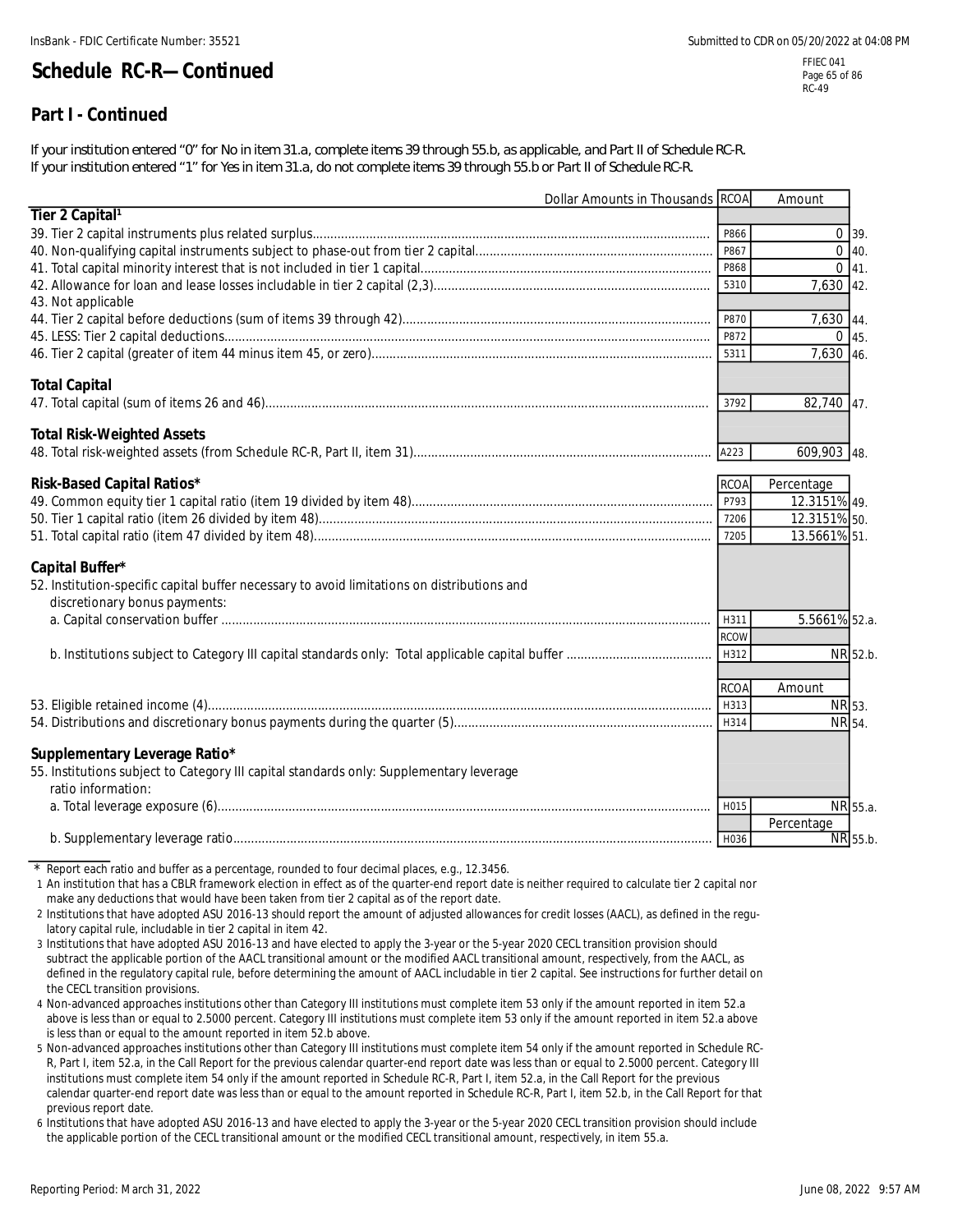## Schedule RC-R—Continued

### Part I - Continued

If your institution entered "0" for No in item 31.a, complete items 39 through 55.b, as applicable, and Part II of Schedule RC-R.
If your institution entered "1" for Yes in item 31.a, do not complete items 39 through 55.b or Part II of Schedule RC-R.

| Dollar Amounts in Thousands | RCOA | Amount | |
|---|---|---|---|
| **Tier 2 Capital**[1] | | | |
| 39. Tier 2 capital instruments plus related surplus | P866 | 0 | 39. |
| 40. Non-qualifying capital instruments subject to phase-out from tier 2 capital | P867 | 0 | 40. |
| 41. Total capital minority interest that is not included in tier 1 capital | P868 | 0 | 41. |
| 42. Allowance for loan and lease losses includable in tier 2 capital (2,3) | 5310 | 7,630 | 42. |
| 43. Not applicable | | | |
| 44. Tier 2 capital before deductions (sum of items 39 through 42) | P870 | 7,630 | 44. |
| 45. LESS: Tier 2 capital deductions | P872 | 0 | 45. |
| 46. Tier 2 capital (greater of item 44 minus item 45, or zero) | 5311 | 7,630 | 46. |
| **Total Capital** | | | |
| 47. Total capital (sum of items 26 and 46) | 3792 | 82,740 | 47. |
| **Total Risk-Weighted Assets** | | | |
| 48. Total risk-weighted assets (from Schedule RC-R, Part II, item 31) | A223 | 609,903 | 48. |
| **Risk-Based Capital Ratios*** | RCOA | Percentage | |
| 49. Common equity tier 1 capital ratio (item 19 divided by item 48) | P793 | 12.3151% | 49. |
| 50. Tier 1 capital ratio (item 26 divided by item 48) | 7206 | 12.3151% | 50. |
| 51. Total capital ratio (item 47 divided by item 48) | 7205 | 13.5661% | 51. |
| **Capital Buffer*** | | | |
| 52. Institution-specific capital buffer necessary to avoid limitations on distributions and discretionary bonus payments: | | | |
| a. Capital conservation buffer | H311 | 5.5661% | 52.a. |
| | RCOW | | |
| b. Institutions subject to Category III capital standards only: Total applicable capital buffer | H312 | NR | 52.b. |
| | RCOA | Amount | |
| 53. Eligible retained income (4) | H313 | NR | 53. |
| 54. Distributions and discretionary bonus payments during the quarter (5) | H314 | NR | 54. |
| **Supplementary Leverage Ratio*** | | | |
| 55. Institutions subject to Category III capital standards only: Supplementary leverage ratio information: | | | |
| a. Total leverage exposure (6) | H015 | NR | 55.a. |
| | | Percentage | |
| b. Supplementary leverage ratio | H036 | NR | 55.b. |

\* Report each ratio and buffer as a percentage, rounded to four decimal places, e.g., 12.3456.

1 An institution that has a CBLR framework election in effect as of the quarter-end report date is neither required to calculate tier 2 capital nor make any deductions that would have been taken from tier 2 capital as of the report date.

2 Institutions that have adopted ASU 2016-13 should report the amount of adjusted allowances for credit losses (AACL), as defined in the regulatory capital rule, includable in tier 2 capital in item 42.

3 Institutions that have adopted ASU 2016-13 and have elected to apply the 3-year or the 5-year 2020 CECL transition provision should subtract the applicable portion of the AACL transitional amount or the modified AACL transitional amount, respectively, from the AACL, as defined in the regulatory capital rule, before determining the amount of AACL includable in tier 2 capital. See instructions for further detail on the CECL transition provisions.

4 Non-advanced approaches institutions other than Category III institutions must complete item 53 only if the amount reported in item 52.a above is less than or equal to 2.5000 percent. Category III institutions must complete item 53 only if the amount reported in item 52.a above is less than or equal to the amount reported in item 52.b above.

5 Non-advanced approaches institutions other than Category III institutions must complete item 54 only if the amount reported in Schedule RC-R, Part I, item 52.a, in the Call Report for the previous calendar quarter-end report date was less than or equal to 2.5000 percent. Category III institutions must complete item 54 only if the amount reported in Schedule RC-R, Part I, item 52.a, in the Call Report for the previous calendar quarter-end report date was less than or equal to the amount reported in Schedule RC-R, Part I, item 52.b, in the Call Report for that previous report date.

6 Institutions that have adopted ASU 2016-13 and have elected to apply the 3-year or the 5-year 2020 CECL transition provision should include the applicable portion of the CECL transitional amount or the modified CECL transitional amount, respectively, in item 55.a.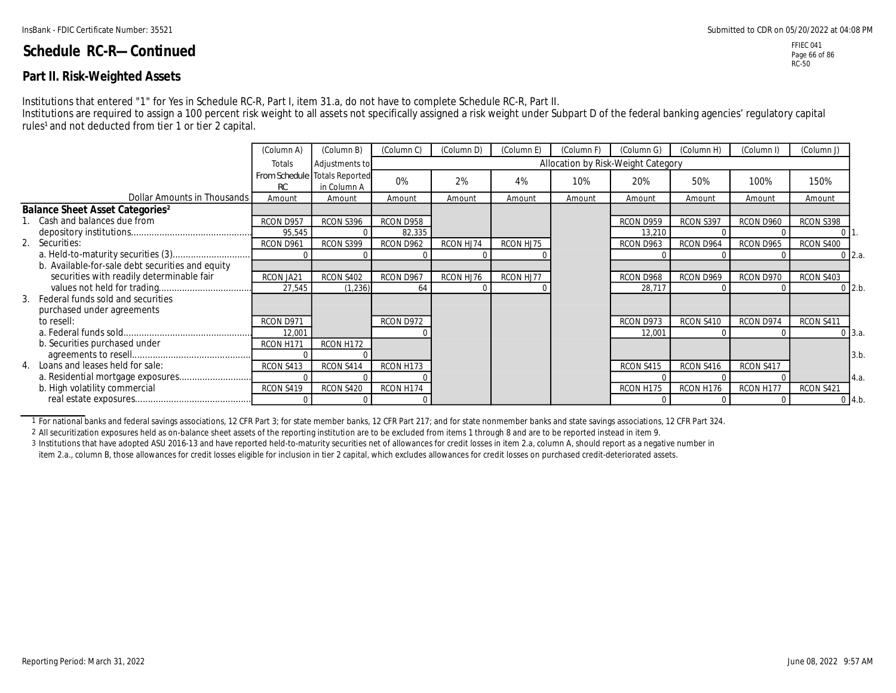# Schedule RC-R—Continued

## Part II. Risk-Weighted Assets

Institutions that entered "1" for Yes in Schedule RC-R, Part I, item 31.a, do not have to complete Schedule RC-R, Part II.
Institutions are required to assign a 100 percent risk weight to all assets not specifically assigned a risk weight under Subpart D of the federal banking agencies' regulatory capital rules[1] and not deducted from tier 1 or tier 2 capital.

| Dollar Amounts in Thousands | (Column A) Totals From Schedule RC Amount | (Column B) Adjustments to Totals Reported in Column A Amount | (Column C) 0% Amount | (Column D) 2% Amount | (Column E) 4% Amount | (Column F) 10% Amount | (Column G) 20% Amount | (Column H) 50% Amount | (Column I) 100% Amount | (Column J) 150% Amount | |
|---|---|---|---|---|---|---|---|---|---|---|---|
| | | | Allocation by Risk-Weight Category | | | | | | | | |
| **Balance Sheet Asset Categories[2]** | | | | | | | | | | | |
| 1. Cash and balances due from depository institutions | RCON D957 95,545 | RCON S396 0 | RCON D958 82,335 | | | | RCON D959 13,210 | RCON S397 0 | RCON D960 0 | RCON S398 0 | 1. |
| 2. Securities: | | | | | | | | | | | |
| a. Held-to-maturity securities (3) | RCON D961 0 | RCON S399 0 | RCON D962 0 | RCON HJ74 0 | RCON HJ75 0 | | RCON D963 0 | RCON D964 0 | RCON D965 0 | RCON S400 0 | 2.a. |
| b. Available-for-sale debt securities and equity securities with readily determinable fair values not held for trading | RCON JA21 27,545 | RCON S402 (1,236) | RCON D967 64 | RCON HJ76 0 | RCON HJ77 0 | | RCON D968 28,717 | RCON D969 0 | RCON D970 0 | RCON S403 0 | 2.b. |
| 3. Federal funds sold and securities purchased under agreements to resell: | | | | | | | | | | | |
| a. Federal funds sold | RCON D971 12,001 | | RCON D972 0 | | | | RCON D973 12,001 | RCON S410 0 | RCON D974 0 | RCON S411 0 | 3.a. |
| b. Securities purchased under agreements to resell | RCON H171 0 | RCON H172 0 | | | | | | | | | 3.b. |
| 4. Loans and leases held for sale: | | | | | | | | | | | |
| a. Residential mortgage exposures | RCON S413 0 | RCON S414 0 | RCON H173 0 | | | | RCON S415 0 | RCON S416 0 | RCON S417 0 | | 4.a. |
| b. High volatility commercial real estate exposures | RCON S419 0 | RCON S420 0 | RCON H174 0 | | | | RCON H175 0 | RCON H176 0 | RCON H177 0 | RCON S421 0 | 4.b. |

1 For national banks and federal savings associations, 12 CFR Part 3; for state member banks, 12 CFR Part 217; and for state nonmember banks and state savings associations, 12 CFR Part 324.

2 All securitization exposures held as on-balance sheet assets of the reporting institution are to be excluded from items 1 through 8 and are to be reported instead in item 9.

3 Institutions that have adopted ASU 2016-13 and have reported held-to-maturity securities net of allowances for credit losses in item 2.a, column A, should report as a negative number in item 2.a., column B, those allowances for credit losses eligible for inclusion in tier 2 capital, which excludes allowances for credit losses on purchased credit-deteriorated assets.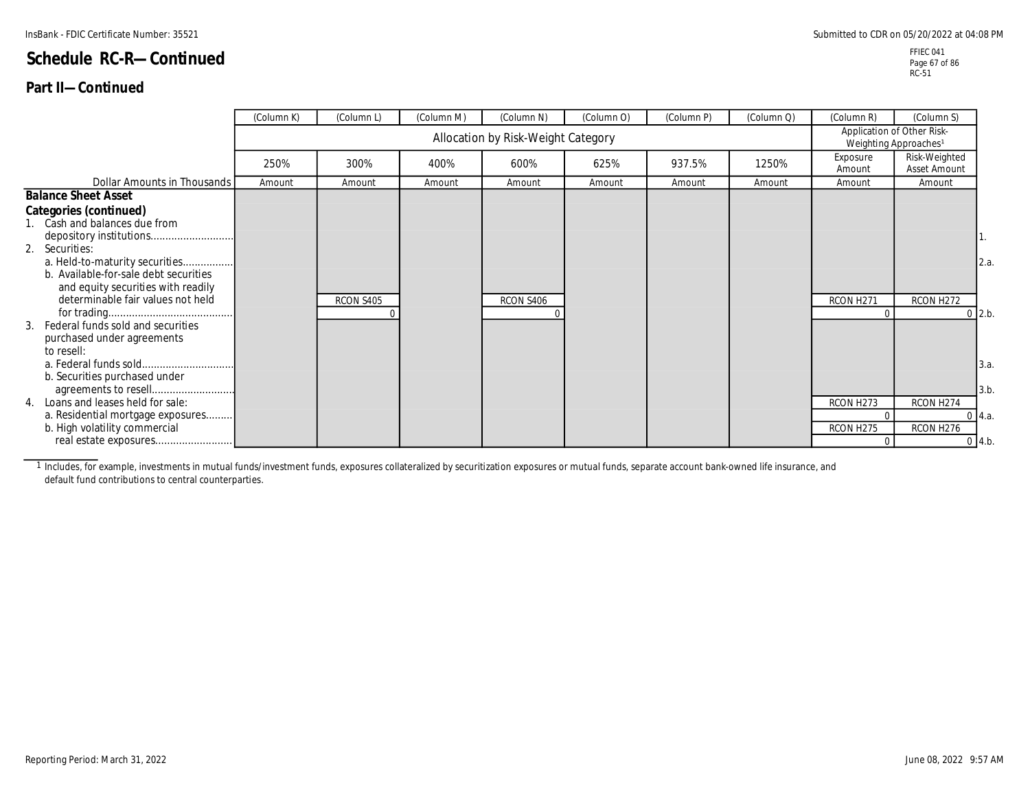# Schedule RC-R—Continued

## Part II—Continued

| Dollar Amounts in Thousands | (Column K) 250% Amount | (Column L) 300% Amount | (Column M) 400% Amount | (Column N) 600% Amount | (Column O) 625% Amount | (Column P) 937.5% Amount | (Column Q) 1250% Amount | (Column R) Exposure Amount | (Column S) Risk-Weighted Asset Amount | |
|---|---|---|---|---|---|---|---|---|---|---|
| | Allocation by Risk-Weight Category | | | | | | | Application of Other Risk-Weighting Approaches[1] | | |
| **Balance Sheet Asset Categories (continued)** | | | | | | | | | | |
| 1. Cash and balances due from depository institutions | | | | | | | | | | 1. |
| 2. Securities: | | | | | | | | | | |
| a. Held-to-maturity securities | | | | | | | | | | 2.a. |
| b. Available-for-sale debt securities and equity securities with readily determinable fair values not held for trading | | RCON S405 0 | | RCON S406 0 | | | | RCON H271 0 | RCON H272 0 | 2.b. |
| 3. Federal funds sold and securities purchased under agreements to resell: | | | | | | | | | | |
| a. Federal funds sold | | | | | | | | | | 3.a. |
| b. Securities purchased under agreements to resell | | | | | | | | | | 3.b. |
| 4. Loans and leases held for sale: | | | | | | | | | | |
| a. Residential mortgage exposures | | | | | | | | RCON H273 0 | RCON H274 0 | 4.a. |
| b. High volatility commercial real estate exposures | | | | | | | | RCON H275 0 | RCON H276 0 | 4.b. |

[1] Includes, for example, investments in mutual funds/investment funds, exposures collateralized by securitization exposures or mutual funds, separate account bank-owned life insurance, and default fund contributions to central counterparties.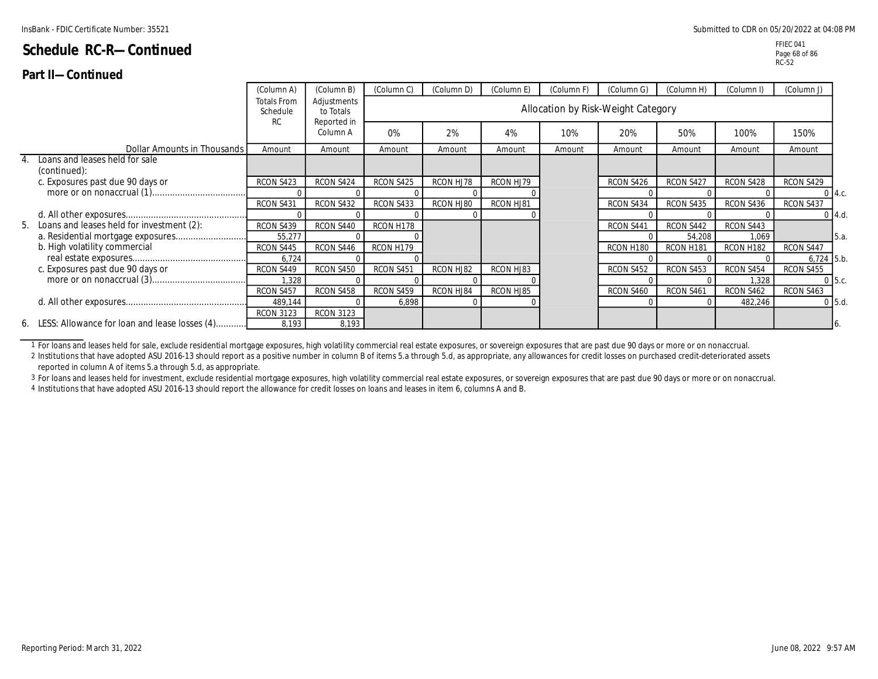# Schedule RC-R—Continued

## Part II—Continued

| Dollar Amounts in Thousands | (Column A) Totals From Schedule RC | (Column B) Adjustments to Totals Reported in Column A | (Column C) 0% | (Column D) 2% | (Column E) 4% | (Column F) 10% | (Column G) 20% | (Column H) 50% | (Column I) 100% | (Column J) 150% | |
|---|---|---|---|---|---|---|---|---|---|---|---|
| | | | Allocation by Risk-Weight Category | | | | | | | | |
| | Amount | Amount | Amount | Amount | Amount | Amount | Amount | Amount | Amount | Amount | |
| 4. Loans and leases held for sale (continued): | | | | | | | | | | | |
| c. Exposures past due 90 days or more or on nonaccrual (1) | RCON S423 0 | RCON S424 0 | RCON S425 0 | RCON HJ78 0 | RCON HJ79 0 | | RCON S426 0 | RCON S427 0 | RCON S428 0 | RCON S429 0 | 4.c. |
| d. All other exposures | RCON S431 0 | RCON S432 0 | RCON S433 0 | RCON HJ80 0 | RCON HJ81 0 | | RCON S434 0 | RCON S435 0 | RCON S436 0 | RCON S437 0 | 4.d. |
| 5. Loans and leases held for investment (2): | | | | | | | | | | | |
| a. Residential mortgage exposures | RCON S439 55,277 | RCON S440 0 | RCON H178 0 | | | | RCON S441 0 | RCON S442 54,208 | RCON S443 1,069 | | 5.a. |
| b. High volatility commercial real estate exposures | RCON S445 6,724 | RCON S446 0 | RCON H179 0 | | | | RCON H180 0 | RCON H181 0 | RCON H182 0 | RCON S447 6,724 | 5.b. |
| c. Exposures past due 90 days or more or on nonaccrual (3) | RCON S449 1,328 | RCON S450 0 | RCON S451 0 | RCON HJ82 0 | RCON HJ83 0 | | RCON S452 0 | RCON S453 0 | RCON S454 1,328 | RCON S455 0 | 5.c. |
| d. All other exposures | RCON S457 489,144 | RCON S458 0 | RCON S459 6,898 | RCON HJ84 0 | RCON HJ85 0 | | RCON S460 0 | RCON S461 0 | RCON S462 482,246 | RCON S463 0 | 5.d. |
| 6. LESS: Allowance for loan and lease losses (4) | RCON 3123 8,193 | RCON 3123 8,193 | | | | | | | | | 6. |

1 For loans and leases held for sale, exclude residential mortgage exposures, high volatility commercial real estate exposures, or sovereign exposures that are past due 90 days or more or on nonaccrual.

2 Institutions that have adopted ASU 2016-13 should report as a positive number in column B of items 5.a through 5.d, as appropriate, any allowances for credit losses on purchased credit-deteriorated assets reported in column A of items 5.a through 5.d, as appropriate.

3 For loans and leases held for investment, exclude residential mortgage exposures, high volatility commercial real estate exposures, or sovereign exposures that are past due 90 days or more or on nonaccrual.

4 Institutions that have adopted ASU 2016-13 should report the allowance for credit losses on loans and leases in item 6, columns A and B.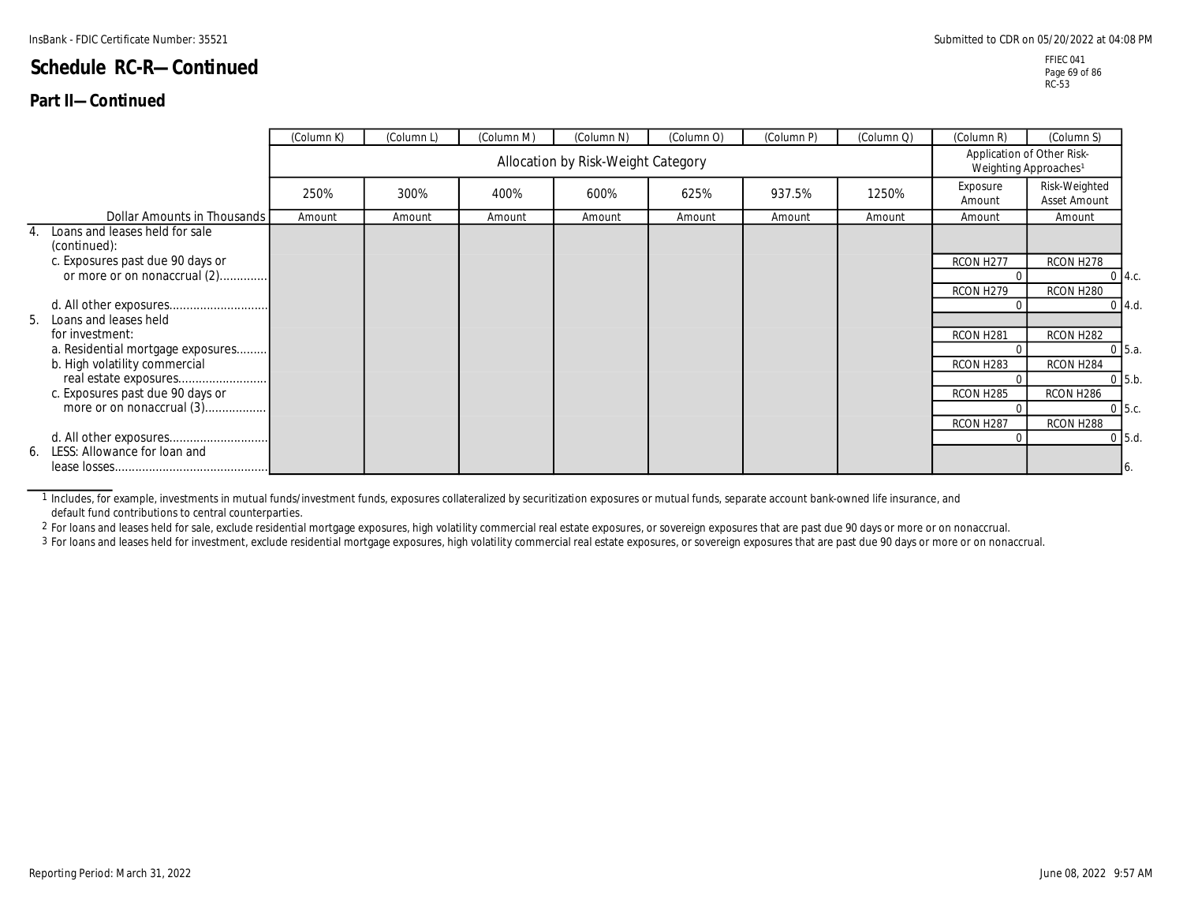InsBank - FDIC Certificate Number: 35521

# Schedule RC-R—Continued

## Part II—Continued

| Dollar Amounts in Thousands | (Column K) 250% Amount | (Column L) 300% Amount | (Column M) 400% Amount | (Column N) 600% Amount | (Column O) 625% Amount | (Column P) 937.5% Amount | (Column Q) 1250% Amount | (Column R) Application of Other Risk-Weighting Approaches[1] Exposure Amount | (Column S) Application of Other Risk-Weighting Approaches[1] Risk-Weighted Asset Amount | |
|---|---|---|---|---|---|---|---|---|---|---|
| 4. Loans and leases held for sale (continued): | | | | | | | | | | |
| c. Exposures past due 90 days or or more or on nonaccrual (2) | | | | | | | | RCON H277 0 | RCON H278 0 | 4.c. |
| d. All other exposures | | | | | | | | RCON H279 0 | RCON H280 0 | 4.d. |
| 5. Loans and leases held for investment: | | | | | | | | | | |
| a. Residential mortgage exposures | | | | | | | | RCON H281 0 | RCON H282 0 | 5.a. |
| b. High volatility commercial real estate exposures | | | | | | | | RCON H283 0 | RCON H284 0 | 5.b. |
| c. Exposures past due 90 days or more or on nonaccrual (3) | | | | | | | | RCON H285 0 | RCON H286 0 | 5.c. |
| d. All other exposures | | | | | | | | RCON H287 0 | RCON H288 0 | 5.d. |
| 6. LESS: Allowance for loan and lease losses | | | | | | | | | | 6. |

Columns K through Q: Allocation by Risk-Weight Category.

1 Includes, for example, investments in mutual funds/investment funds, exposures collateralized by securitization exposures or mutual funds, separate account bank-owned life insurance, and default fund contributions to central counterparties.

2 For loans and leases held for sale, exclude residential mortgage exposures, high volatility commercial real estate exposures, or sovereign exposures that are past due 90 days or more or on nonaccrual.

3 For loans and leases held for investment, exclude residential mortgage exposures, high volatility commercial real estate exposures, or sovereign exposures that are past due 90 days or more or on nonaccrual.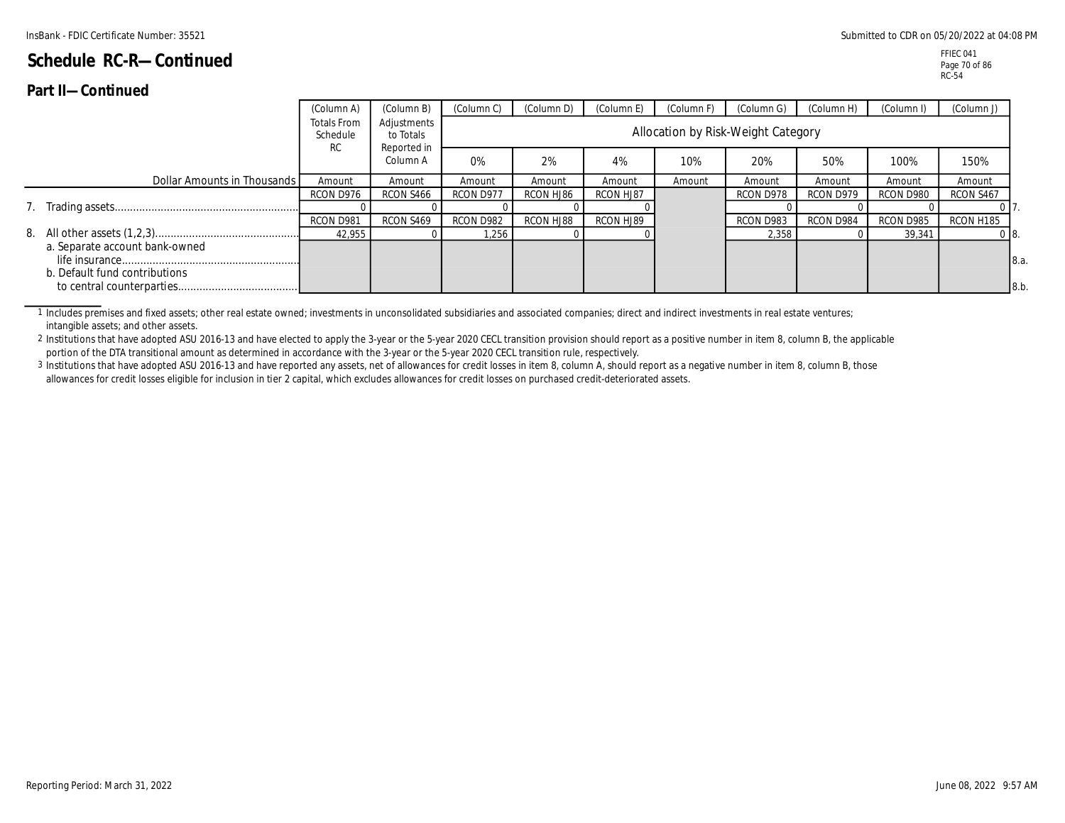# Schedule RC-R—Continued

## Part II—Continued

| Dollar Amounts in Thousands | (Column A) Totals From Schedule RC | (Column B) Adjustments to Totals Reported in Column A | (Column C) 0% | (Column D) 2% | (Column E) 4% | (Column F) 10% | (Column G) 20% | (Column H) 50% | (Column I) 100% | (Column J) 150% | |
|---|---|---|---|---|---|---|---|---|---|---|---|
| | | | Allocation by Risk-Weight Category | | | | | | | | |
| | Amount | Amount | Amount | Amount | Amount | Amount | Amount | Amount | Amount | Amount | |
| | RCON D976 | RCON S466 | RCON D977 | RCON HJ86 | RCON HJ87 | | RCON D978 | RCON D979 | RCON D980 | RCON S467 | |
| 7. Trading assets | 0 | 0 | 0 | 0 | 0 | | 0 | 0 | 0 | 0 | 7. |
| | RCON D981 | RCON S469 | RCON D982 | RCON HJ88 | RCON HJ89 | | RCON D983 | RCON D984 | RCON D985 | RCON H185 | |
| 8. All other assets (1,2,3) | 42,955 | 0 | 1,256 | 0 | 0 | | 2,358 | 0 | 39,341 | 0 | 8. |
| a. Separate account bank-owned life insurance | | | | | | | | | | | 8.a. |
| b. Default fund contributions to central counterparties | | | | | | | | | | | 8.b. |

1 Includes premises and fixed assets; other real estate owned; investments in unconsolidated subsidiaries and associated companies; direct and indirect investments in real estate ventures; intangible assets; and other assets.

2 Institutions that have adopted ASU 2016-13 and have elected to apply the 3-year or the 5-year 2020 CECL transition provision should report as a positive number in item 8, column B, the applicable portion of the DTA transitional amount as determined in accordance with the 3-year or the 5-year 2020 CECL transition rule, respectively.

3 Institutions that have adopted ASU 2016-13 and have reported any assets, net of allowances for credit losses in item 8, column A, should report as a negative number in item 8, column B, those allowances for credit losses eligible for inclusion in tier 2 capital, which excludes allowances for credit losses on purchased credit-deteriorated assets.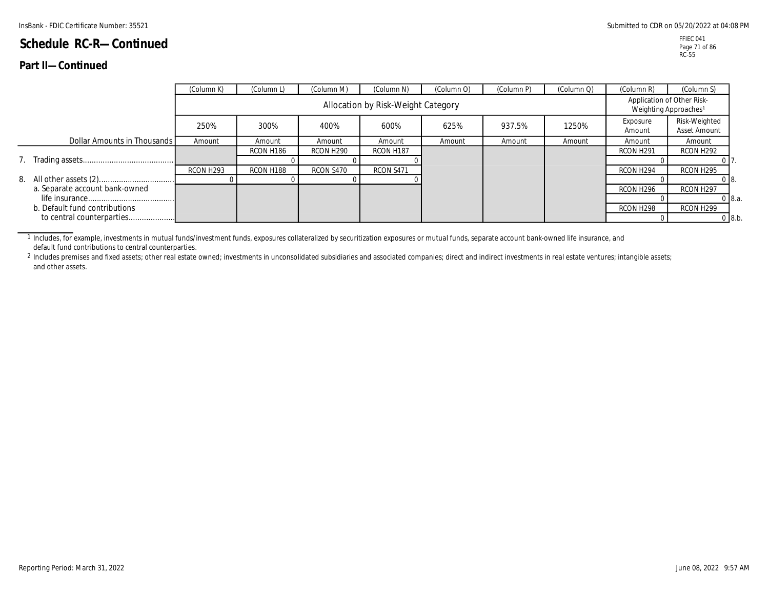# Schedule RC-R—Continued

## Part II—Continued

| Dollar Amounts in Thousands | (Column K) 250% Amount | (Column L) 300% Amount | (Column M) 400% Amount | (Column N) 600% Amount | (Column O) 625% Amount | (Column P) 937.5% Amount | (Column Q) 1250% Amount | (Column R) Application of Other Risk-Weighting Approaches[1] Exposure Amount | (Column S) Application of Other Risk-Weighting Approaches[1] Risk-Weighted Asset Amount | |
|---|---|---|---|---|---|---|---|---|---|---|
| 7. Trading assets | | RCON H186 0 | RCON H290 0 | RCON H187 0 | | | | RCON H291 0 | RCON H292 0 | 7. |
| 8. All other assets (2) | RCON H293 0 | RCON H188 0 | RCON S470 0 | RCON S471 0 | | | | RCON H294 0 | RCON H295 0 | 8. |
| a. Separate account bank-owned life insurance | | | | | | | | RCON H296 0 | RCON H297 0 | 8.a. |
| b. Default fund contributions to central counterparties | | | | | | | | RCON H298 0 | RCON H299 0 | 8.b. |

1 Includes, for example, investments in mutual funds/investment funds, exposures collateralized by securitization exposures or mutual funds, separate account bank-owned life insurance, and default fund contributions to central counterparties.

2 Includes premises and fixed assets; other real estate owned; investments in unconsolidated subsidiaries and associated companies; direct and indirect investments in real estate ventures; intangible assets; and other assets.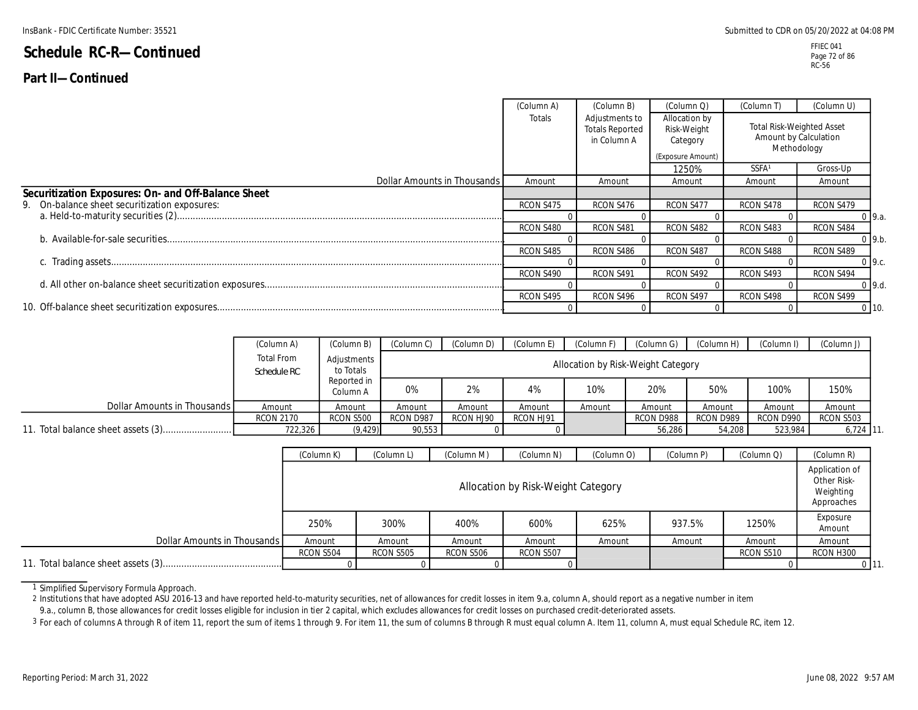InsBank - FDIC Certificate Number: 35521

Submitted to CDR on 05/20/2022 at 04:08 PM

# Schedule RC-R—Continued

FFIEC 041
RC-56

## Part II—Continued

| Dollar Amounts in Thousands | (Column A) Totals | (Column B) Adjustments to Totals Reported in Column A | (Column Q) Allocation by Risk-Weight Category (Exposure Amount) | (Column T) Total Risk-Weighted Asset Amount by Calculation Methodology | (Column U) | |
|---|---|---|---|---|---|---|
| | | | 1250% | SSFA[1] | Gross-Up | |
| | Amount | Amount | Amount | Amount | Amount | |
| **Securitization Exposures: On- and Off-Balance Sheet** | | | | | | |
| 9. On-balance sheet securitization exposures: | RCON S475 | RCON S476 | RCON S477 | RCON S478 | RCON S479 | |
| a. Held-to-maturity securities (2) | 0 | 0 | 0 | 0 | 0 | 9.a. |
| | RCON S480 | RCON S481 | RCON S482 | RCON S483 | RCON S484 | |
| b. Available-for-sale securities | 0 | 0 | 0 | 0 | 0 | 9.b. |
| | RCON S485 | RCON S486 | RCON S487 | RCON S488 | RCON S489 | |
| c. Trading assets | 0 | 0 | 0 | 0 | 0 | 9.c. |
| | RCON S490 | RCON S491 | RCON S492 | RCON S493 | RCON S494 | |
| d. All other on-balance sheet securitization exposures | 0 | 0 | 0 | 0 | 0 | 9.d. |
| | RCON S495 | RCON S496 | RCON S497 | RCON S498 | RCON S499 | |
| 10. Off-balance sheet securitization exposures | 0 | 0 | 0 | 0 | 0 | 10. |

| Dollar Amounts in Thousands | (Column A) Total From Schedule RC | (Column B) Adjustments to Totals Reported in Column A | (Column C) Allocation by Risk-Weight Category | (Column D) | (Column E) | (Column F) | (Column G) | (Column H) | (Column I) | (Column J) | |
|---|---|---|---|---|---|---|---|---|---|---|---|
| | | | 0% | 2% | 4% | 10% | 20% | 50% | 100% | 150% | |
| | Amount | Amount | Amount | Amount | Amount | Amount | Amount | Amount | Amount | Amount | |
| | RCON 2170 | RCON S500 | RCON D987 | RCON HJ90 | RCON HJ91 | | RCON D988 | RCON D989 | RCON D990 | RCON S503 | |
| 11. Total balance sheet assets (3) | 722,326 | (9,429) | 90,553 | 0 | 0 | | 56,286 | 54,208 | 523,984 | 6,724 | 11. |

| Dollar Amounts in Thousands | (Column K) Allocation by Risk-Weight Category | (Column L) | (Column M) | (Column N) | (Column O) | (Column P) | (Column Q) | (Column R) Application of Other Risk-Weighting Approaches | |
|---|---|---|---|---|---|---|---|---|---|
| | 250% | 300% | 400% | 600% | 625% | 937.5% | 1250% | Exposure Amount | |
| | Amount | Amount | Amount | Amount | Amount | Amount | Amount | Amount | |
| | RCON S504 | RCON S505 | RCON S506 | RCON S507 | | | RCON S510 | RCON H300 | |
| 11. Total balance sheet assets (3) | 0 | 0 | 0 | 0 | | | 0 | 0 | 11. |

1 Simplified Supervisory Formula Approach.

2 Institutions that have adopted ASU 2016-13 and have reported held-to-maturity securities, net of allowances for credit losses in item 9.a, column A, should report as a negative number in item 9.a., column B, those allowances for credit losses eligible for inclusion in tier 2 capital, which excludes allowances for credit losses on purchased credit-deteriorated assets.

3 For each of columns A through R of item 11, report the sum of items 1 through 9. For item 11, the sum of columns B through R must equal column A. Item 11, column A, must equal Schedule RC, item 12.

Reporting Period: March 31, 2022

June 08, 2022 9:57 AM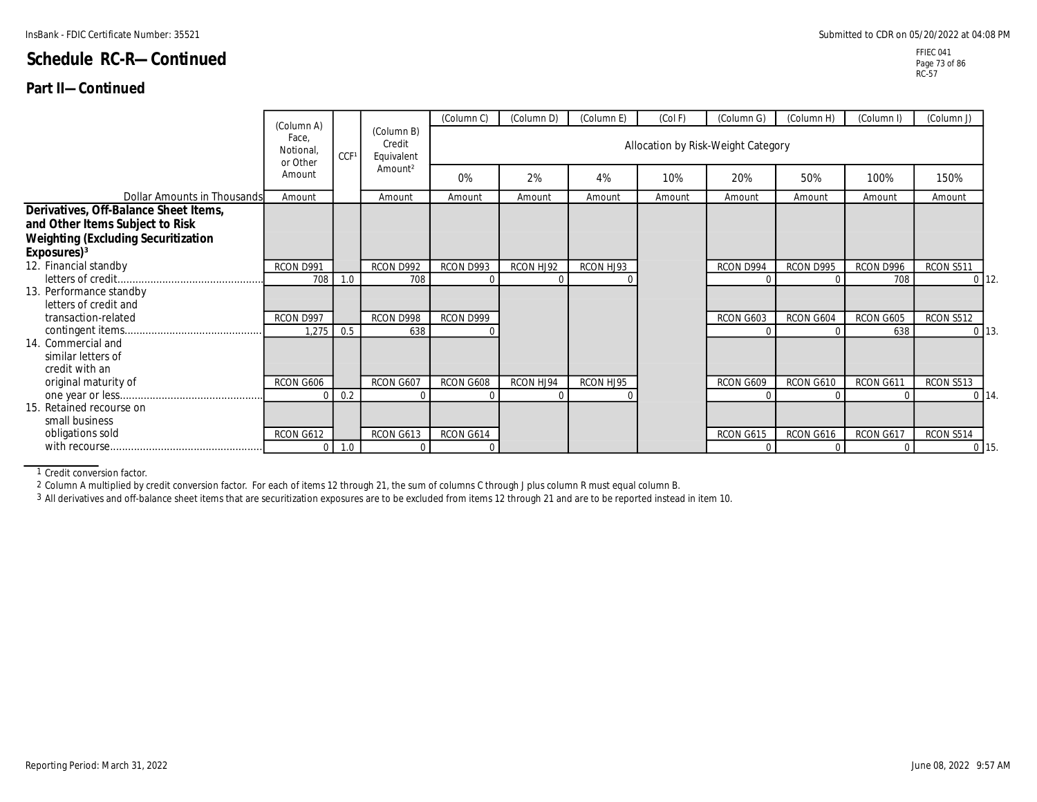InsBank - FDIC Certificate Number: 35521

Submitted to CDR on 05/20/2022 at 04:08 PM

# Schedule RC-R—Continued

FFIEC 041
RC-57

## Part II—Continued

| Dollar Amounts in Thousands | (Column A) Face, Notional, or Other Amount | CCF[1] | (Column B) Credit Equivalent Amount[2] | (Column C) 0% | (Column D) 2% | (Column E) 4% | (Col F) 10% | (Column G) 20% | (Column H) 50% | (Column I) 100% | (Column J) 150% | |
|---|---|---|---|---|---|---|---|---|---|---|---|---|
| | | | | Allocation by Risk-Weight Category | | | | | | | | |
| | Amount | | Amount | Amount | Amount | Amount | Amount | Amount | Amount | Amount | Amount | |
| **Derivatives, Off-Balance Sheet Items, and Other Items Subject to Risk Weighting (Excluding Securitization Exposures)[3]** | | | | | | | | | | | | |
| 12. Financial standby letters of credit | RCON D991 708 | 1.0 | RCON D992 708 | RCON D993 0 | RCON HJ92 0 | RCON HJ93 0 | | RCON D994 0 | RCON D995 0 | RCON D996 708 | RCON S511 0 | 12. |
| 13. Performance standby letters of credit and transaction-related contingent items | RCON D997 1,275 | 0.5 | RCON D998 638 | RCON D999 0 | | | | RCON G603 0 | RCON G604 0 | RCON G605 638 | RCON S512 0 | 13. |
| 14. Commercial and similar letters of credit with an original maturity of one year or less | RCON G606 0 | 0.2 | RCON G607 0 | RCON G608 0 | RCON HJ94 0 | RCON HJ95 0 | | RCON G609 0 | RCON G610 0 | RCON G611 0 | RCON S513 0 | 14. |
| 15. Retained recourse on small business obligations sold with recourse | RCON G612 0 | 1.0 | RCON G613 0 | RCON G614 0 | | | | RCON G615 0 | RCON G616 0 | RCON G617 0 | RCON S514 0 | 15. |

1 Credit conversion factor.

2 Column A multiplied by credit conversion factor. For each of items 12 through 21, the sum of columns C through J plus column R must equal column B.

3 All derivatives and off-balance sheet items that are securitization exposures are to be excluded from items 12 through 21 and are to be reported instead in item 10.

Reporting Period: March 31, 2022

June 08, 2022 9:57 AM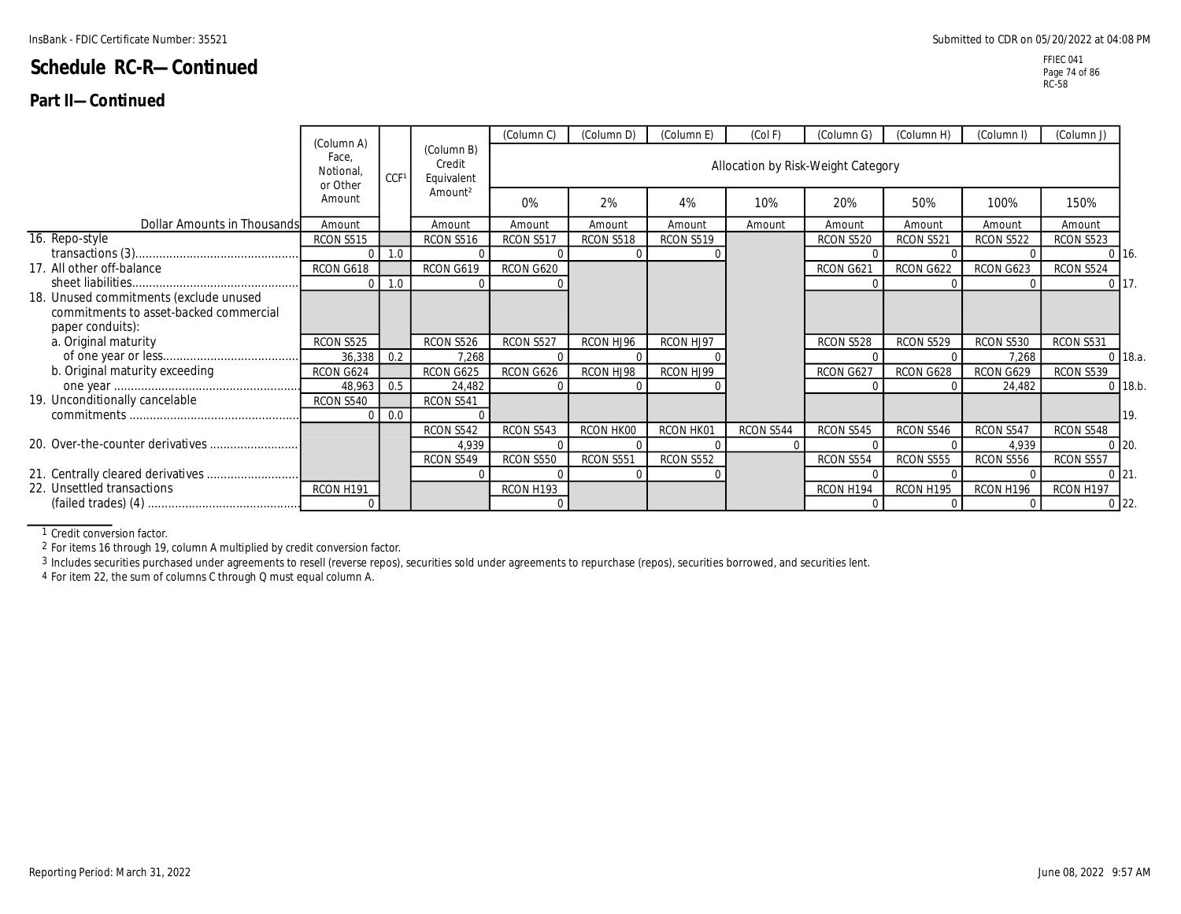# Schedule RC-R—Continued

## Part II—Continued

| Dollar Amounts in Thousands | (Column A) Face, Notional, or Other Amount | CCF[1] | (Column B) Credit Equivalent Amount[2] | (Column C) 0% | (Column D) 2% | (Column E) 4% | (Col F) 10% | (Column G) 20% | (Column H) 50% | (Column I) 100% | (Column J) 150% | |
|---|---|---|---|---|---|---|---|---|---|---|---|---|
| | | | | Allocation by Risk-Weight Category | | | | | | | | |
| | Amount | | Amount | Amount | Amount | Amount | Amount | Amount | Amount | Amount | Amount | |
| 16. Repo-style transactions (3) | RCON S515 0 | 1.0 | RCON S516 0 | RCON S517 0 | RCON S518 0 | RCON S519 0 | | RCON S520 0 | RCON S521 0 | RCON S522 0 | RCON S523 0 | 16. |
| 17. All other off-balance sheet liabilities | RCON G618 0 | 1.0 | RCON G619 0 | RCON G620 0 | | | | RCON G621 0 | RCON G622 0 | RCON G623 0 | RCON S524 0 | 17. |
| 18. Unused commitments (exclude unused commitments to asset-backed commercial paper conduits): | | | | | | | | | | | | |
| a. Original maturity of one year or less | RCON S525 36,338 | 0.2 | RCON S526 7,268 | RCON S527 0 | RCON HJ96 0 | RCON HJ97 0 | | RCON S528 0 | RCON S529 0 | RCON S530 7,268 | RCON S531 0 | 18.a. |
| b. Original maturity exceeding one year | RCON G624 48,963 | 0.5 | RCON G625 24,482 | RCON G626 0 | RCON HJ98 0 | RCON HJ99 0 | | RCON G627 0 | RCON G628 0 | RCON G629 24,482 | RCON S539 0 | 18.b. |
| 19. Unconditionally cancelable commitments | RCON S540 0 | 0.0 | RCON S541 0 | | | | | | | | | 19. |
| 20. Over-the-counter derivatives | | | RCON S542 4,939 | RCON S543 0 | RCON HK00 0 | RCON HK01 0 | RCON S544 0 | RCON S545 0 | RCON S546 0 | RCON S547 4,939 | RCON S548 0 | 20. |
| 21. Centrally cleared derivatives | | | RCON S549 0 | RCON S550 0 | RCON S551 0 | RCON S552 0 | | RCON S554 0 | RCON S555 0 | RCON S556 0 | RCON S557 0 | 21. |
| 22. Unsettled transactions (failed trades) (4) | RCON H191 0 | | | RCON H193 0 | | | | RCON H194 0 | RCON H195 0 | RCON H196 0 | RCON H197 0 | 22. |

1 Credit conversion factor.

2 For items 16 through 19, column A multiplied by credit conversion factor.

3 Includes securities purchased under agreements to resell (reverse repos), securities sold under agreements to repurchase (repos), securities borrowed, and securities lent.

4 For item 22, the sum of columns C through Q must equal column A.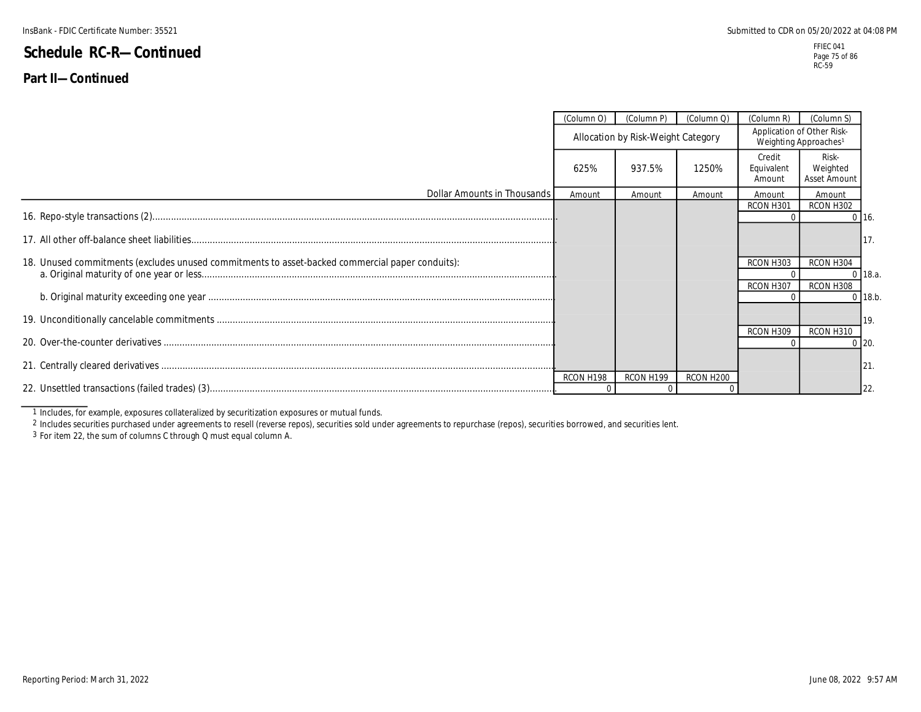## Schedule RC-R—Continued

### Part II—Continued

| Dollar Amounts in Thousands | (Column O) | (Column P) | (Column Q) | (Column R) | (Column S) | |
|---|---|---|---|---|---|---|
| | Allocation by Risk-Weight Category | | | Application of Other Risk-Weighting Approaches[1] | | |
| | 625% | 937.5% | 1250% | Credit Equivalent Amount | Risk-Weighted Asset Amount | |
| | Amount | Amount | Amount | Amount | Amount | |
| 16. Repo-style transactions (2) | | | | RCON H301<br>0 | RCON H302<br>0 | 16. |
| 17. All other off-balance sheet liabilities | | | | | | 17. |
| 18. Unused commitments (excludes unused commitments to asset-backed commercial paper conduits): | | | | | | |
| a. Original maturity of one year or less | | | | RCON H303<br>0 | RCON H304<br>0 | 18.a. |
| b. Original maturity exceeding one year | | | | RCON H307<br>0 | RCON H308<br>0 | 18.b. |
| 19. Unconditionally cancelable commitments | | | | | | 19. |
| 20. Over-the-counter derivatives | | | | RCON H309<br>0 | RCON H310<br>0 | 20. |
| 21. Centrally cleared derivatives | | | | | | 21. |
| 22. Unsettled transactions (failed trades) (3) | RCON H198<br>0 | RCON H199<br>0 | RCON H200<br>0 | | | 22. |

1 Includes, for example, exposures collateralized by securitization exposures or mutual funds.
2 Includes securities purchased under agreements to resell (reverse repos), securities sold under agreements to repurchase (repos), securities borrowed, and securities lent.
3 For item 22, the sum of columns C through Q must equal column A.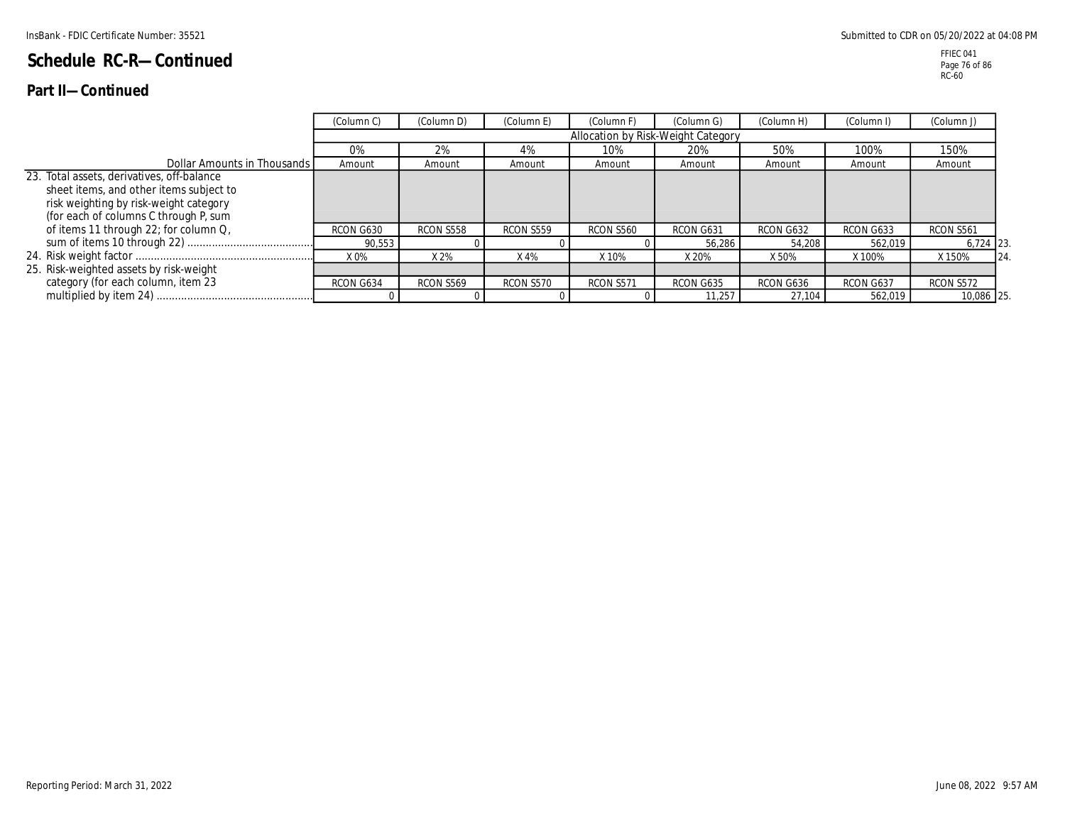# Schedule RC-R—Continued

## Part II—Continued

| Dollar Amounts in Thousands | (Column C) | (Column D) | (Column E) | (Column F) | (Column G) | (Column H) | (Column I) | (Column J) | |
|---|---|---|---|---|---|---|---|---|---|
| | Allocation by Risk-Weight Category | | | | | | | | |
| | 0% | 2% | 4% | 10% | 20% | 50% | 100% | 150% | |
| | Amount | Amount | Amount | Amount | Amount | Amount | Amount | Amount | |
| 23. Total assets, derivatives, off-balance sheet items, and other items subject to risk weighting by risk-weight category (for each of columns C through P, sum of items 11 through 22; for column Q, sum of items 10 through 22) | RCON G630<br>90,553 | RCON S558<br>0 | RCON S559<br>0 | RCON S560<br>0 | RCON G631<br>56,286 | RCON G632<br>54,208 | RCON G633<br>562,019 | RCON S561<br>6,724 | 23. |
| 24. Risk weight factor | X 0% | X 2% | X 4% | X 10% | X 20% | X 50% | X 100% | X 150% | 24. |
| 25. Risk-weighted assets by risk-weight category (for each column, item 23 multiplied by item 24) | RCON G634<br>0 | RCON S569<br>0 | RCON S570<br>0 | RCON S571<br>0 | RCON G635<br>11,257 | RCON G636<br>27,104 | RCON G637<br>562,019 | RCON S572<br>10,086 | 25. |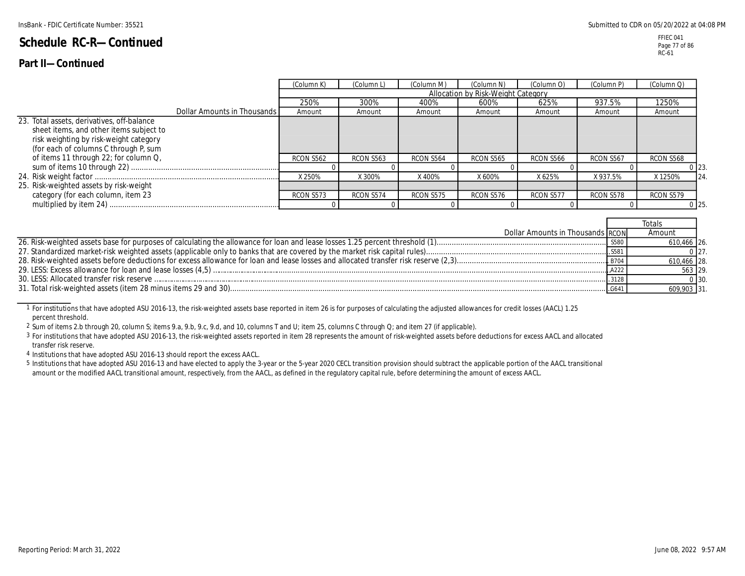# Schedule RC-R—Continued

## Part II—Continued

| Dollar Amounts in Thousands | (Column K) 250% Amount | (Column L) 300% Amount | (Column M) 400% Amount | (Column N) 600% Amount | (Column O) 625% Amount | (Column P) 937.5% Amount | (Column Q) 1250% Amount | |
|---|---|---|---|---|---|---|---|---|
| | Allocation by Risk-Weight Category | | | | | | | |
| 23. Total assets, derivatives, off-balance sheet items, and other items subject to risk weighting by risk-weight category (for each of columns C through P, sum of items 11 through 22; for column Q, sum of items 10 through 22) | RCON S562 0 | RCON S563 0 | RCON S564 0 | RCON S565 0 | RCON S566 0 | RCON S567 0 | RCON S568 0 | 23. |
| 24. Risk weight factor | X 250% | X 300% | X 400% | X 600% | X 625% | X 937.5% | X 1250% | 24. |
| 25. Risk-weighted assets by risk-weight category (for each column, item 23 multiplied by item 24) | RCON S573 0 | RCON S574 0 | RCON S575 0 | RCON S576 0 | RCON S577 0 | RCON S578 0 | RCON S579 0 | 25. |

| Dollar Amounts in Thousands | RCON | Totals Amount | |
|---|---|---|---|
| 26. Risk-weighted assets base for purposes of calculating the allowance for loan and lease losses 1.25 percent threshold (1) | S580 | 610,466 | 26. |
| 27. Standardized market-risk weighted assets (applicable only to banks that are covered by the market risk capital rules) | S581 | 0 | 27. |
| 28. Risk-weighted assets before deductions for excess allowance for loan and lease losses and allocated transfer risk reserve (2,3) | B704 | 610,466 | 28. |
| 29. LESS: Excess allowance for loan and lease losses (4,5) | A222 | 563 | 29. |
| 30. LESS: Allocated transfer risk reserve | 3128 | 0 | 30. |
| 31. Total risk-weighted assets (item 28 minus items 29 and 30) | G641 | 609,903 | 31. |

1 For institutions that have adopted ASU 2016-13, the risk-weighted assets base reported in item 26 is for purposes of calculating the adjusted allowances for credit losses (AACL) 1.25 percent threshold.

2 Sum of items 2.b through 20, column S; items 9.a, 9.b, 9.c, 9.d, and 10, columns T and U; item 25, columns C through Q; and item 27 (if applicable).

3 For institutions that have adopted ASU 2016-13, the risk-weighted assets reported in item 28 represents the amount of risk-weighted assets before deductions for excess AACL and allocated transfer risk reserve.

4 Institutions that have adopted ASU 2016-13 should report the excess AACL.

5 Institutions that have adopted ASU 2016-13 and have elected to apply the 3-year or the 5-year 2020 CECL transition provision should subtract the applicable portion of the AACL transitional amount or the modified AACL transitional amount, respectively, from the AACL, as defined in the regulatory capital rule, before determining the amount of excess AACL.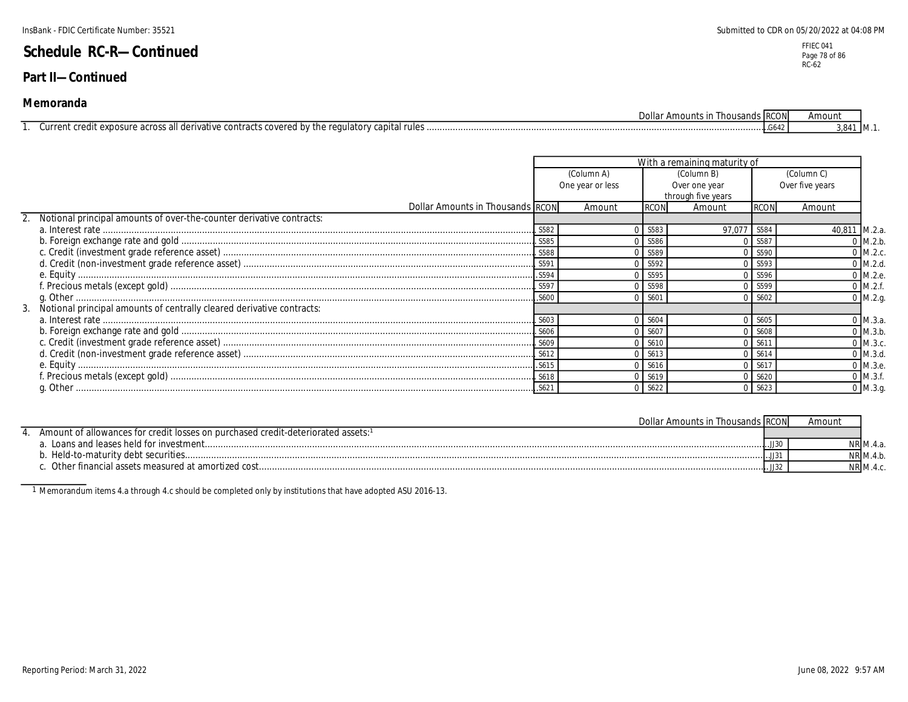# Schedule RC-R—Continued

## Part II—Continued

### Memoranda

| | Dollar Amounts in Thousands | RCON | Amount | |
|---|---|---|---|---|
| 1. | Current credit exposure across all derivative contracts covered by the regulatory capital rules | G642 | 3,841 | M.1. |

| | Dollar Amounts in Thousands | With a remaining maturity of | | | | | | |
|---|---|---|---|---|---|---|---|---|
| | | (Column A) One year or less | | (Column B) Over one year through five years | | (Column C) Over five years | | |
| | | RCON | Amount | RCON | Amount | RCON | Amount | |
| 2. | Notional principal amounts of over-the-counter derivative contracts: | | | | | | | |
| | a. Interest rate | S582 | 0 | S583 | 97,077 | S584 | 40,811 | M.2.a. |
| | b. Foreign exchange rate and gold | S585 | 0 | S586 | 0 | S587 | 0 | M.2.b. |
| | c. Credit (investment grade reference asset) | S588 | 0 | S589 | 0 | S590 | 0 | M.2.c. |
| | d. Credit (non-investment grade reference asset) | S591 | 0 | S592 | 0 | S593 | 0 | M.2.d. |
| | e. Equity | S594 | 0 | S595 | 0 | S596 | 0 | M.2.e. |
| | f. Precious metals (except gold) | S597 | 0 | S598 | 0 | S599 | 0 | M.2.f. |
| | g. Other | S600 | 0 | S601 | 0 | S602 | 0 | M.2.g. |
| 3. | Notional principal amounts of centrally cleared derivative contracts: | | | | | | | |
| | a. Interest rate | S603 | 0 | S604 | 0 | S605 | 0 | M.3.a. |
| | b. Foreign exchange rate and gold | S606 | 0 | S607 | 0 | S608 | 0 | M.3.b. |
| | c. Credit (investment grade reference asset) | S609 | 0 | S610 | 0 | S611 | 0 | M.3.c. |
| | d. Credit (non-investment grade reference asset) | S612 | 0 | S613 | 0 | S614 | 0 | M.3.d. |
| | e. Equity | S615 | 0 | S616 | 0 | S617 | 0 | M.3.e. |
| | f. Precious metals (except gold) | S618 | 0 | S619 | 0 | S620 | 0 | M.3.f. |
| | g. Other | S621 | 0 | S622 | 0 | S623 | 0 | M.3.g. |

| | Dollar Amounts in Thousands | RCON | Amount | |
|---|---|---|---|---|
| 4. | Amount of allowances for credit losses on purchased credit-deteriorated assets:[1] | | | |
| | a. Loans and leases held for investment | JJ30 | NR | M.4.a. |
| | b. Held-to-maturity debt securities | JJ31 | NR | M.4.b. |
| | c. Other financial assets measured at amortized cost | JJ32 | NR | M.4.c. |

[1] Memorandum items 4.a through 4.c should be completed only by institutions that have adopted ASU 2016-13.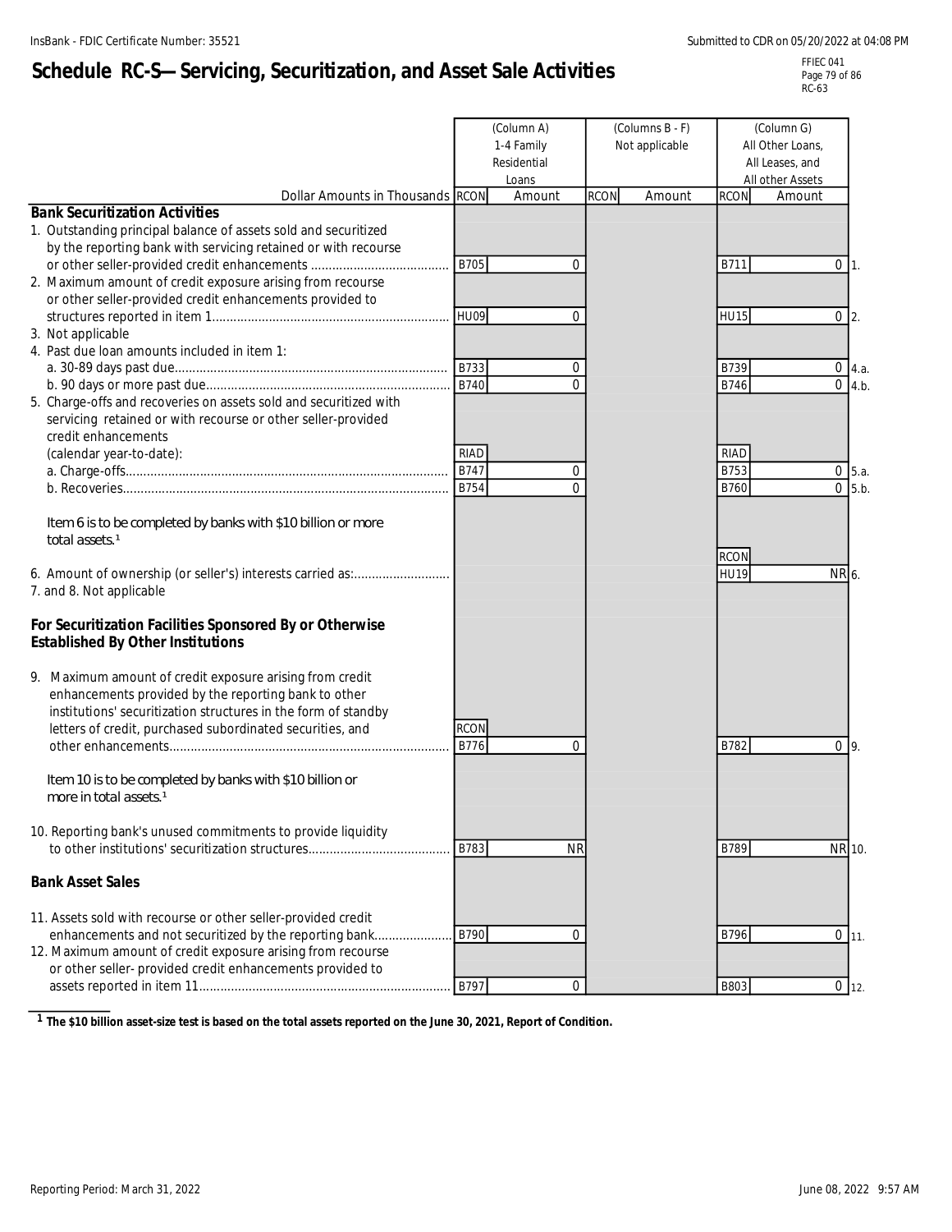# Schedule RC-S—Servicing, Securitization, and Asset Sale Activities

| Dollar Amounts in Thousands | (Column A) 1-4 Family Residential Loans RCON | Amount | (Columns B - F) Not applicable RCON | Amount | (Column G) All Other Loans, All Leases, and All other Assets RCON | Amount | |
|---|---|---|---|---|---|---|---|
| **Bank Securitization Activities** | | | | | | | |
| 1. Outstanding principal balance of assets sold and securitized by the reporting bank with servicing retained or with recourse or other seller-provided credit enhancements | B705 | 0 | | | B711 | 0 | 1. |
| 2. Maximum amount of credit exposure arising from recourse or other seller-provided credit enhancements provided to structures reported in item 1 | HU09 | 0 | | | HU15 | 0 | 2. |
| 3. Not applicable | | | | | | | |
| 4. Past due loan amounts included in item 1: | | | | | | | |
| a. 30-89 days past due | B733 | 0 | | | B739 | 0 | 4.a. |
| b. 90 days or more past due | B740 | 0 | | | B746 | 0 | 4.b. |
| 5. Charge-offs and recoveries on assets sold and securitized with servicing retained or with recourse or other seller-provided credit enhancements (calendar year-to-date): | RIAD | | | | RIAD | | |
| a. Charge-offs | B747 | 0 | | | B753 | 0 | 5.a. |
| b. Recoveries | B754 | 0 | | | B760 | 0 | 5.b. |
| Item 6 is to be completed by banks with $10 billion or more total assets.[1] | | | | | RCON | | |
| 6. Amount of ownership (or seller's) interests carried as: | | | | | HU19 | NR | 6. |
| 7. and 8. Not applicable | | | | | | | |
| **For Securitization Facilities Sponsored By or Otherwise Established By Other Institutions** | | | | | | | |
| 9. Maximum amount of credit exposure arising from credit enhancements provided by the reporting bank to other institutions' securitization structures in the form of standby letters of credit, purchased subordinated securities, and other enhancements | RCON B776 | 0 | | | B782 | 0 | 9. |
| Item 10 is to be completed by banks with $10 billion or more in total assets.[1] | | | | | | | |
| 10. Reporting bank's unused commitments to provide liquidity to other institutions' securitization structures | B783 | NR | | | B789 | NR | 10. |
| **Bank Asset Sales** | | | | | | | |
| 11. Assets sold with recourse or other seller-provided credit enhancements and not securitized by the reporting bank | B790 | 0 | | | B796 | 0 | 11. |
| 12. Maximum amount of credit exposure arising from recourse or other seller- provided credit enhancements provided to assets reported in item 11 | B797 | 0 | | | B803 | 0 | 12. |

[1] **The $10 billion asset-size test is based on the total assets reported on the June 30, 2021, Report of Condition.**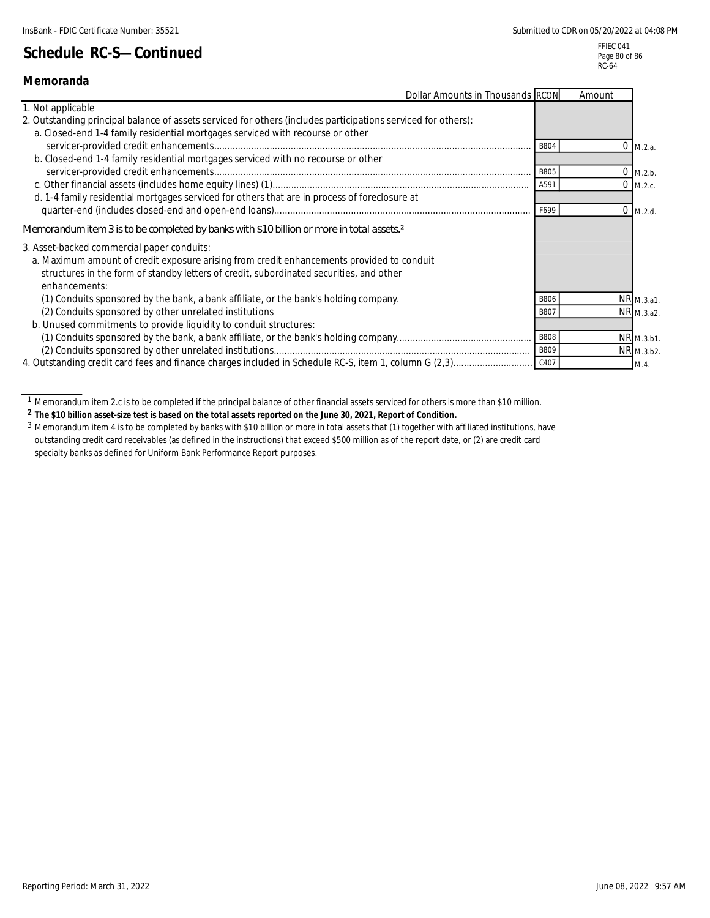# Schedule RC-S—Continued

## Memoranda

| Dollar Amounts in Thousands | RCON | Amount | |
|---|---|---|---|
| 1. Not applicable | | | |
| 2. Outstanding principal balance of assets serviced for others (includes participations serviced for others): | | | |
| a. Closed-end 1-4 family residential mortgages serviced with recourse or other servicer-provided credit enhancements | B804 | 0 | M.2.a. |
| b. Closed-end 1-4 family residential mortgages serviced with no recourse or other servicer-provided credit enhancements | B805 | 0 | M.2.b. |
| c. Other financial assets (includes home equity lines) (1) | A591 | 0 | M.2.c. |
| d. 1-4 family residential mortgages serviced for others that are in process of foreclosure at quarter-end (includes closed-end and open-end loans) | F699 | 0 | M.2.d. |
| *Memorandum item 3 is to be completed by banks with $10 billion or more in total assets.*[2] | | | |
| 3. Asset-backed commercial paper conduits: | | | |
| a. Maximum amount of credit exposure arising from credit enhancements provided to conduit structures in the form of standby letters of credit, subordinated securities, and other enhancements: | | | |
| (1) Conduits sponsored by the bank, a bank affiliate, or the bank's holding company. | B806 | NR | M.3.a1. |
| (2) Conduits sponsored by other unrelated institutions | B807 | NR | M.3.a2. |
| b. Unused commitments to provide liquidity to conduit structures: | | | |
| (1) Conduits sponsored by the bank, a bank affiliate, or the bank's holding company | B808 | NR | M.3.b1. |
| (2) Conduits sponsored by other unrelated institutions | B809 | NR | M.3.b2. |
| 4. Outstanding credit card fees and finance charges included in Schedule RC-S, item 1, column G (2,3) | C407 | | M.4. |

[1] Memorandum item 2.c is to be completed if the principal balance of other financial assets serviced for others is more than $10 million.

**[2] The $10 billion asset-size test is based on the total assets reported on the June 30, 2021, Report of Condition.**

[3] Memorandum item 4 is to be completed by banks with $10 billion or more in total assets that (1) together with affiliated institutions, have outstanding credit card receivables (as defined in the instructions) that exceed $500 million as of the report date, or (2) are credit card specialty banks as defined for Uniform Bank Performance Report purposes.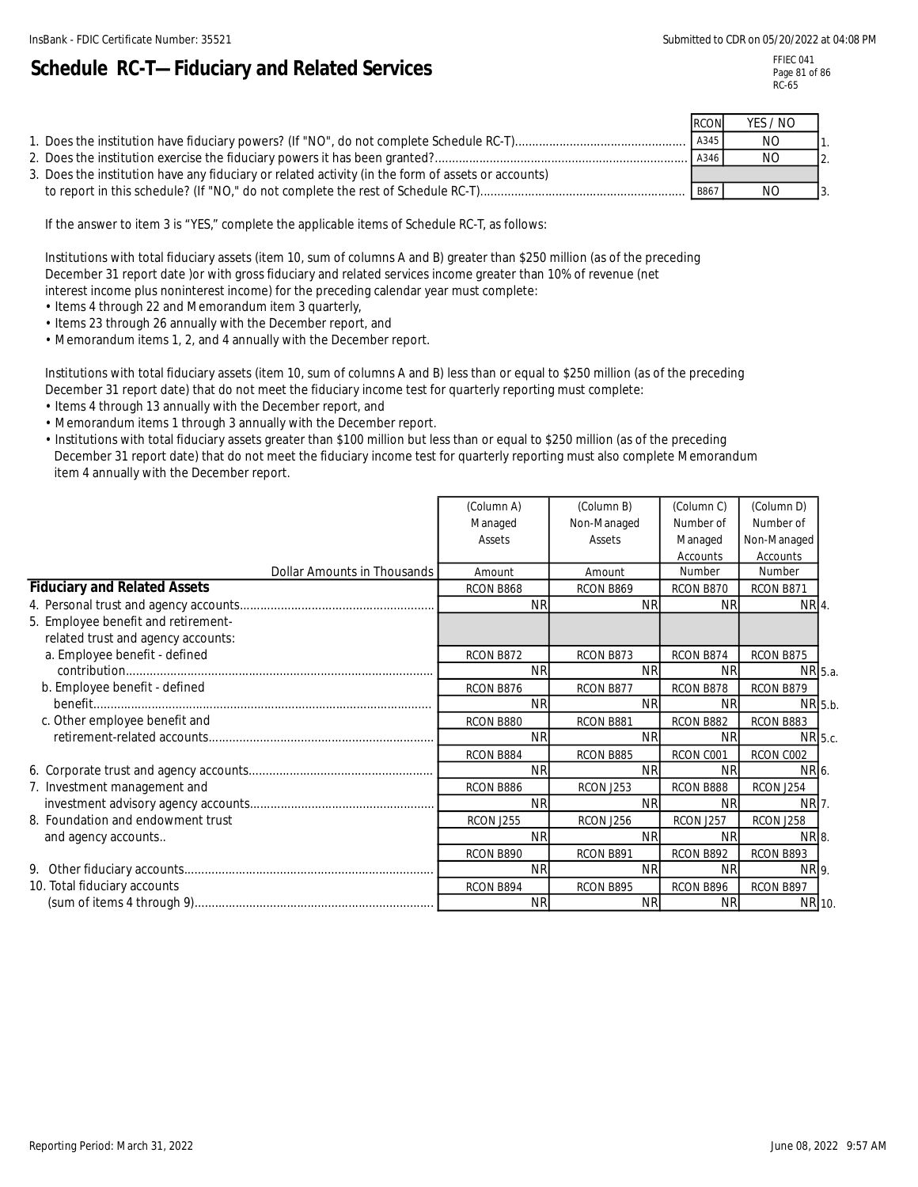# Schedule RC-T—Fiduciary and Related Services

| | RCON | YES / NO | |
|---|---|---|---|
| 1. Does the institution have fiduciary powers? (If "NO", do not complete Schedule RC-T) | A345 | NO | 1. |
| 2. Does the institution exercise the fiduciary powers it has been granted? | A346 | NO | 2. |
| 3. Does the institution have any fiduciary or related activity (in the form of assets or accounts) to report in this schedule? (If "NO," do not complete the rest of Schedule RC-T) | B867 | NO | 3. |

If the answer to item 3 is "YES," complete the applicable items of Schedule RC-T, as follows:

Institutions with total fiduciary assets (item 10, sum of columns A and B) greater than $250 million (as of the preceding December 31 report date )or with gross fiduciary and related services income greater than 10% of revenue (net interest income plus noninterest income) for the preceding calendar year must complete:

- Items 4 through 22 and Memorandum item 3 quarterly,
- Items 23 through 26 annually with the December report, and
- Memorandum items 1, 2, and 4 annually with the December report.

Institutions with total fiduciary assets (item 10, sum of columns A and B) less than or equal to $250 million (as of the preceding December 31 report date) that do not meet the fiduciary income test for quarterly reporting must complete:

- Items 4 through 13 annually with the December report, and
- Memorandum items 1 through 3 annually with the December report.
- Institutions with total fiduciary assets greater than $100 million but less than or equal to $250 million (as of the preceding December 31 report date) that do not meet the fiduciary income test for quarterly reporting must also complete Memorandum item 4 annually with the December report.

| Dollar Amounts in Thousands | (Column A) Managed Assets | (Column B) Non-Managed Assets | (Column C) Number of Managed Accounts | (Column D) Number of Non-Managed Accounts | |
|---|---|---|---|---|---|
| | Amount | Amount | Number | Number | |
| **Fiduciary and Related Assets** | RCON B868 | RCON B869 | RCON B870 | RCON B871 | |
| 4. Personal trust and agency accounts | NR | NR | NR | NR | 4. |
| 5. Employee benefit and retirement-related trust and agency accounts: | | | | | |
| a. Employee benefit - defined contribution | RCON B872<br>NR | RCON B873<br>NR | RCON B874<br>NR | RCON B875<br>NR | 5.a. |
| b. Employee benefit - defined benefit | RCON B876<br>NR | RCON B877<br>NR | RCON B878<br>NR | RCON B879<br>NR | 5.b. |
| c. Other employee benefit and retirement-related accounts | RCON B880<br>NR | RCON B881<br>NR | RCON B882<br>NR | RCON B883<br>NR | 5.c. |
| 6. Corporate trust and agency accounts | RCON B884<br>NR | RCON B885<br>NR | RCON C001<br>NR | RCON C002<br>NR | 6. |
| 7. Investment management and investment advisory agency accounts | RCON B886<br>NR | RCON J253<br>NR | RCON B888<br>NR | RCON J254<br>NR | 7. |
| 8. Foundation and endowment trust and agency accounts.. | RCON J255<br>NR | RCON J256<br>NR | RCON J257<br>NR | RCON J258<br>NR | 8. |
| 9. Other fiduciary accounts | RCON B890<br>NR | RCON B891<br>NR | RCON B892<br>NR | RCON B893<br>NR | 9. |
| 10. Total fiduciary accounts (sum of items 4 through 9) | RCON B894<br>NR | RCON B895<br>NR | RCON B896<br>NR | RCON B897<br>NR | 10. |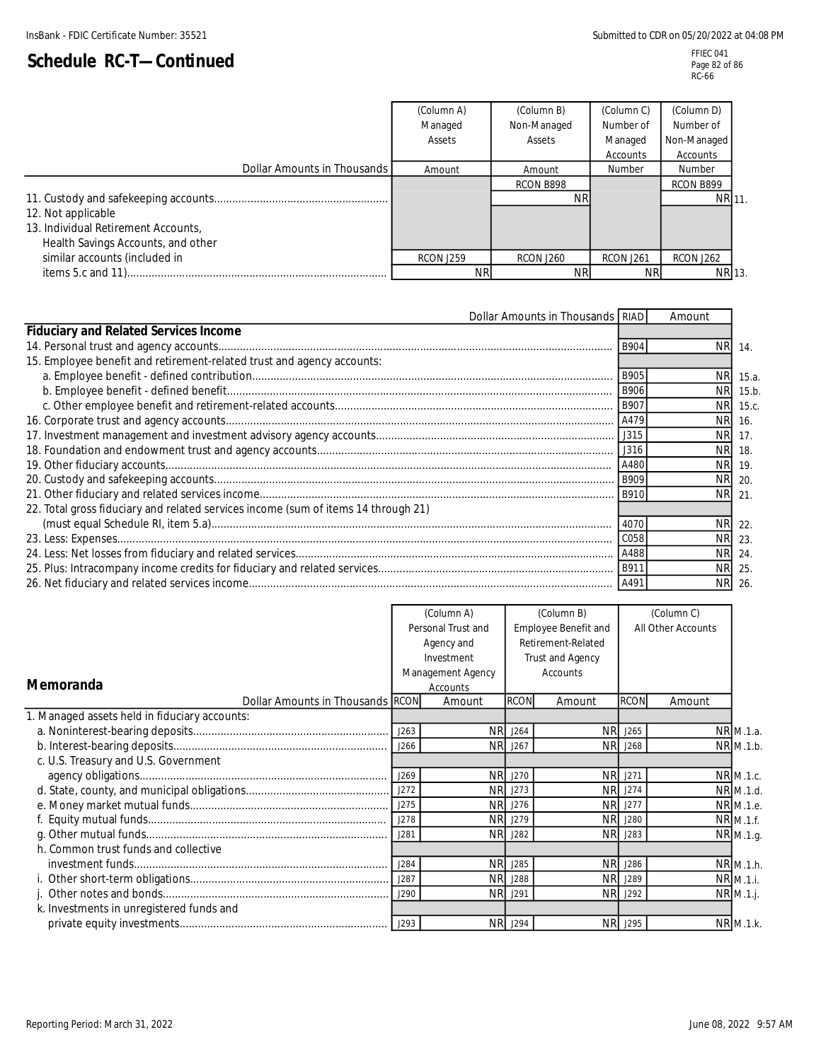# Schedule RC-T—Continued

| Dollar Amounts in Thousands | (Column A) Managed Assets | (Column B) Non-Managed Assets | (Column C) Number of Managed Accounts | (Column D) Number of Non-Managed Accounts | |
|---|---|---|---|---|---|
| | Amount | Amount | Number | Number | |
| 11. Custody and safekeeping accounts | | RCON B898 NR | | RCON B899 NR | 11. |
| 12. Not applicable | | | | | |
| 13. Individual Retirement Accounts, Health Savings Accounts, and other similar accounts (included in items 5.c and 11) | RCON J259 NR | RCON J260 NR | RCON J261 NR | RCON J262 NR | 13. |

| Dollar Amounts in Thousands | RIAD | Amount | |
|---|---|---|---|
| **Fiduciary and Related Services Income** | | | |
| 14. Personal trust and agency accounts | B904 | NR | 14. |
| 15. Employee benefit and retirement-related trust and agency accounts: | | | |
| a. Employee benefit - defined contribution | B905 | NR | 15.a. |
| b. Employee benefit - defined benefit | B906 | NR | 15.b. |
| c. Other employee benefit and retirement-related accounts | B907 | NR | 15.c. |
| 16. Corporate trust and agency accounts | A479 | NR | 16. |
| 17. Investment management and investment advisory agency accounts | J315 | NR | 17. |
| 18. Foundation and endowment trust and agency accounts | J316 | NR | 18. |
| 19. Other fiduciary accounts | A480 | NR | 19. |
| 20. Custody and safekeeping accounts | B909 | NR | 20. |
| 21. Other fiduciary and related services income | B910 | NR | 21. |
| 22. Total gross fiduciary and related services income (sum of items 14 through 21) (must equal Schedule RI, item 5.a) | 4070 | NR | 22. |
| 23. Less: Expenses | C058 | NR | 23. |
| 24. Less: Net losses from fiduciary and related services | A488 | NR | 24. |
| 25. Plus: Intracompany income credits for fiduciary and related services | B911 | NR | 25. |
| 26. Net fiduciary and related services income | A491 | NR | 26. |

**Memoranda**

| Dollar Amounts in Thousands | RCON | (Column A) Personal Trust and Agency and Investment Management Agency Accounts Amount | RCON | (Column B) Employee Benefit and Retirement-Related Trust and Agency Accounts Amount | RCON | (Column C) All Other Accounts Amount | |
|---|---|---|---|---|---|---|---|
| 1. Managed assets held in fiduciary accounts: | | | | | | | |
| a. Noninterest-bearing deposits | J263 | NR | J264 | NR | J265 | NR | M.1.a. |
| b. Interest-bearing deposits | J266 | NR | J267 | NR | J268 | NR | M.1.b. |
| c. U.S. Treasury and U.S. Government agency obligations | J269 | NR | J270 | NR | J271 | NR | M.1.c. |
| d. State, county, and municipal obligations | J272 | NR | J273 | NR | J274 | NR | M.1.d. |
| e. Money market mutual funds | J275 | NR | J276 | NR | J277 | NR | M.1.e. |
| f. Equity mutual funds | J278 | NR | J279 | NR | J280 | NR | M.1.f. |
| g. Other mutual funds | J281 | NR | J282 | NR | J283 | NR | M.1.g. |
| h. Common trust funds and collective investment funds | J284 | NR | J285 | NR | J286 | NR | M.1.h. |
| i. Other short-term obligations | J287 | NR | J288 | NR | J289 | NR | M.1.i. |
| j. Other notes and bonds | J290 | NR | J291 | NR | J292 | NR | M.1.j. |
| k. Investments in unregistered funds and private equity investments | J293 | NR | J294 | NR | J295 | NR | M.1.k. |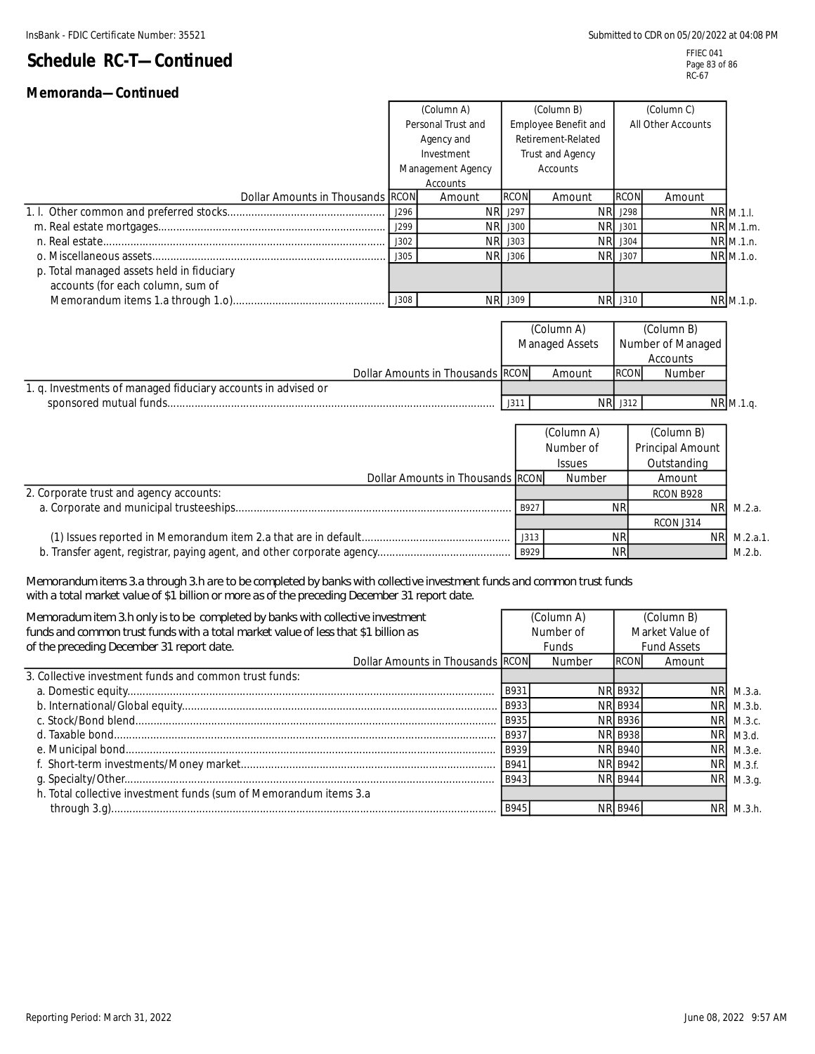# Schedule RC-T—Continued

## Memoranda—Continued

| Dollar Amounts in Thousands | RCON | (Column A) Personal Trust and Agency and Investment Management Agency Accounts Amount | RCON | (Column B) Employee Benefit and Retirement-Related Trust and Agency Accounts Amount | RCON | (Column C) All Other Accounts Amount | |
|---|---|---|---|---|---|---|---|
| 1. l. Other common and preferred stocks | J296 | NR | J297 | NR | J298 | NR | M.1.l. |
| m. Real estate mortgages | J299 | NR | J300 | NR | J301 | NR | M.1.m. |
| n. Real estate | J302 | NR | J303 | NR | J304 | NR | M.1.n. |
| o. Miscellaneous assets | J305 | NR | J306 | NR | J307 | NR | M.1.o. |
| p. Total managed assets held in fiduciary accounts (for each column, sum of Memorandum items 1.a through 1.o) | J308 | NR | J309 | NR | J310 | NR | M.1.p. |

| Dollar Amounts in Thousands | RCON | (Column A) Managed Assets Amount | RCON | (Column B) Number of Managed Accounts Number | |
|---|---|---|---|---|---|
| 1. q. Investments of managed fiduciary accounts in advised or sponsored mutual funds | J311 | NR | J312 | NR | M.1.q. |

| Dollar Amounts in Thousands | RCON | (Column A) Number of Issues Number | (Column B) Principal Amount Outstanding Amount | |
|---|---|---|---|---|
| 2. Corporate trust and agency accounts: | | | | |
| a. Corporate and municipal trusteeships | B927 | NR | RCON B928 NR | M.2.a. |
| (1) Issues reported in Memorandum item 2.a that are in default | J313 | NR | RCON J314 NR | M.2.a.1. |
| b. Transfer agent, registrar, paying agent, and other corporate agency | B929 | NR | | M.2.b. |

Memorandum items 3.a through 3.h are to be completed by banks with collective investment funds and common trust funds with a total market value of $1 billion or more as of the preceding December 31 report date.

Memoradum item 3.h only is to be completed by banks with collective investment funds and common trust funds with a total market value of less that $1 billion as of the preceding December 31 report date.

| Dollar Amounts in Thousands | RCON | (Column A) Number of Funds Number | RCON | (Column B) Market Value of Fund Assets Amount | |
|---|---|---|---|---|---|
| 3. Collective investment funds and common trust funds: | | | | | |
| a. Domestic equity | B931 | NR | B932 | NR | M.3.a. |
| b. International/Global equity | B933 | NR | B934 | NR | M.3.b. |
| c. Stock/Bond blend | B935 | NR | B936 | NR | M.3.c. |
| d. Taxable bond | B937 | NR | B938 | NR | M3.d. |
| e. Municipal bond | B939 | NR | B940 | NR | M.3.e. |
| f. Short-term investments/Money market | B941 | NR | B942 | NR | M.3.f. |
| g. Specialty/Other | B943 | NR | B944 | NR | M.3.g. |
| h. Total collective investment funds (sum of Memorandum items 3.a through 3.g) | B945 | NR | B946 | NR | M.3.h. |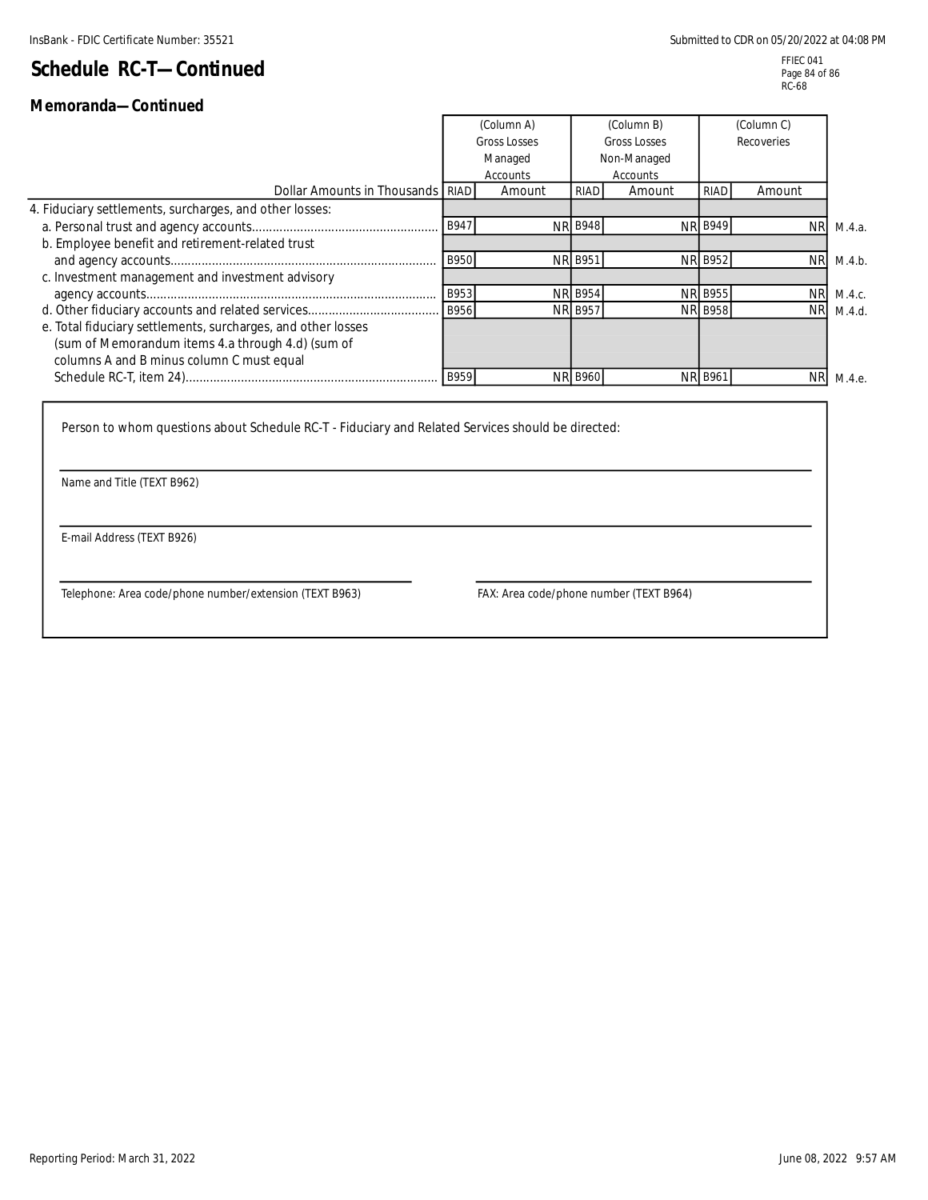## Schedule RC-T—Continued

FFIEC 041
RC-68

### Memoranda—Continued

| Dollar Amounts in Thousands | (Column A) Gross Losses Managed Accounts | | (Column B) Gross Losses Non-Managed Accounts | | (Column C) Recoveries | | |
|---|---|---|---|---|---|---|---|
| | RIAD | Amount | RIAD | Amount | RIAD | Amount | |
| 4. Fiduciary settlements, surcharges, and other losses: | | | | | | | |
| a. Personal trust and agency accounts | B947 | NR | B948 | NR | B949 | NR | M.4.a. |
| b. Employee benefit and retirement-related trust and agency accounts | B950 | NR | B951 | NR | B952 | NR | M.4.b. |
| c. Investment management and investment advisory agency accounts | B953 | NR | B954 | NR | B955 | NR | M.4.c. |
| d. Other fiduciary accounts and related services | B956 | NR | B957 | NR | B958 | NR | M.4.d. |
| e. Total fiduciary settlements, surcharges, and other losses (sum of Memorandum items 4.a through 4.d) (sum of columns A and B minus column C must equal Schedule RC-T, item 24) | B959 | NR | B960 | NR | B961 | NR | M.4.e. |

Person to whom questions about Schedule RC-T - Fiduciary and Related Services should be directed:

Name and Title (TEXT B962)

E-mail Address (TEXT B926)

Telephone: Area code/phone number/extension (TEXT B963)

FAX: Area code/phone number (TEXT B964)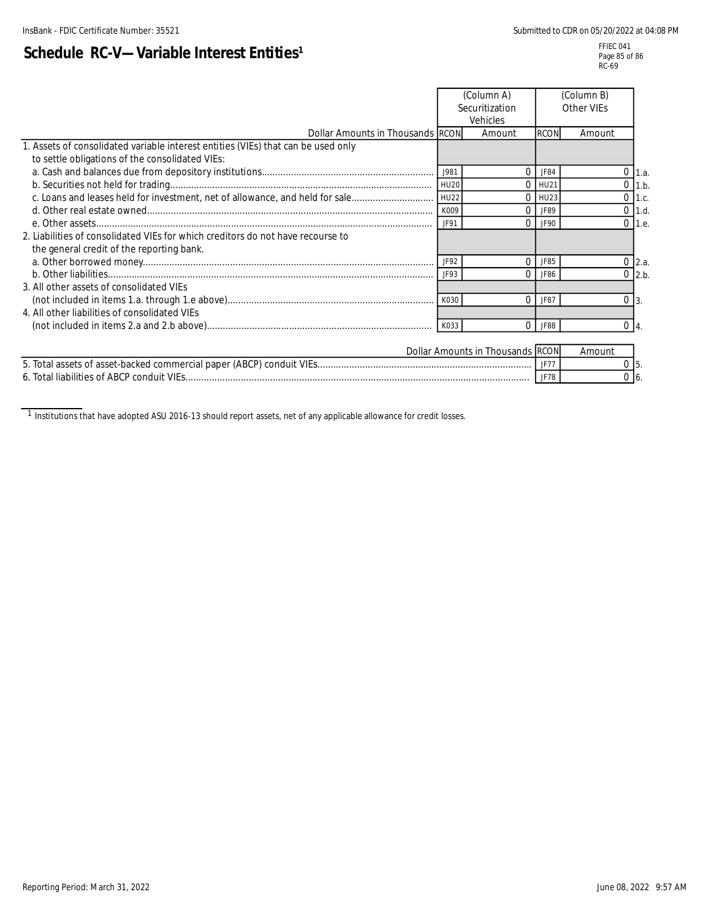# Schedule RC-V—Variable Interest Entities[1]

| Dollar Amounts in Thousands | RCON | (Column A) Securitization Vehicles Amount | RCON | (Column B) Other VIEs Amount | |
|---|---|---|---|---|---|
| 1. Assets of consolidated variable interest entities (VIEs) that can be used only to settle obligations of the consolidated VIEs: | | | | | |
| a. Cash and balances due from depository institutions | J981 | 0 | JF84 | 0 | 1.a. |
| b. Securities not held for trading | HU20 | 0 | HU21 | 0 | 1.b. |
| c. Loans and leases held for investment, net of allowance, and held for sale | HU22 | 0 | HU23 | 0 | 1.c. |
| d. Other real estate owned | K009 | 0 | JF89 | 0 | 1.d. |
| e. Other assets | JF91 | 0 | JF90 | 0 | 1.e. |
| 2. Liabilities of consolidated VIEs for which creditors do not have recourse to the general credit of the reporting bank. | | | | | |
| a. Other borrowed money | JF92 | 0 | JF85 | 0 | 2.a. |
| b. Other liabilities | JF93 | 0 | JF86 | 0 | 2.b. |
| 3. All other assets of consolidated VIEs (not included in items 1.a. through 1.e above) | K030 | 0 | JF87 | 0 | 3. |
| 4. All other liabilities of consolidated VIEs (not included in items 2.a and 2.b above) | K033 | 0 | JF88 | 0 | 4. |

| Dollar Amounts in Thousands | RCON | Amount | |
|---|---|---|---|
| 5. Total assets of asset-backed commercial paper (ABCP) conduit VIEs | JF77 | 0 | 5. |
| 6. Total liabilities of ABCP conduit VIEs | JF78 | 0 | 6. |

[1] Institutions that have adopted ASU 2016-13 should report assets, net of any applicable allowance for credit losses.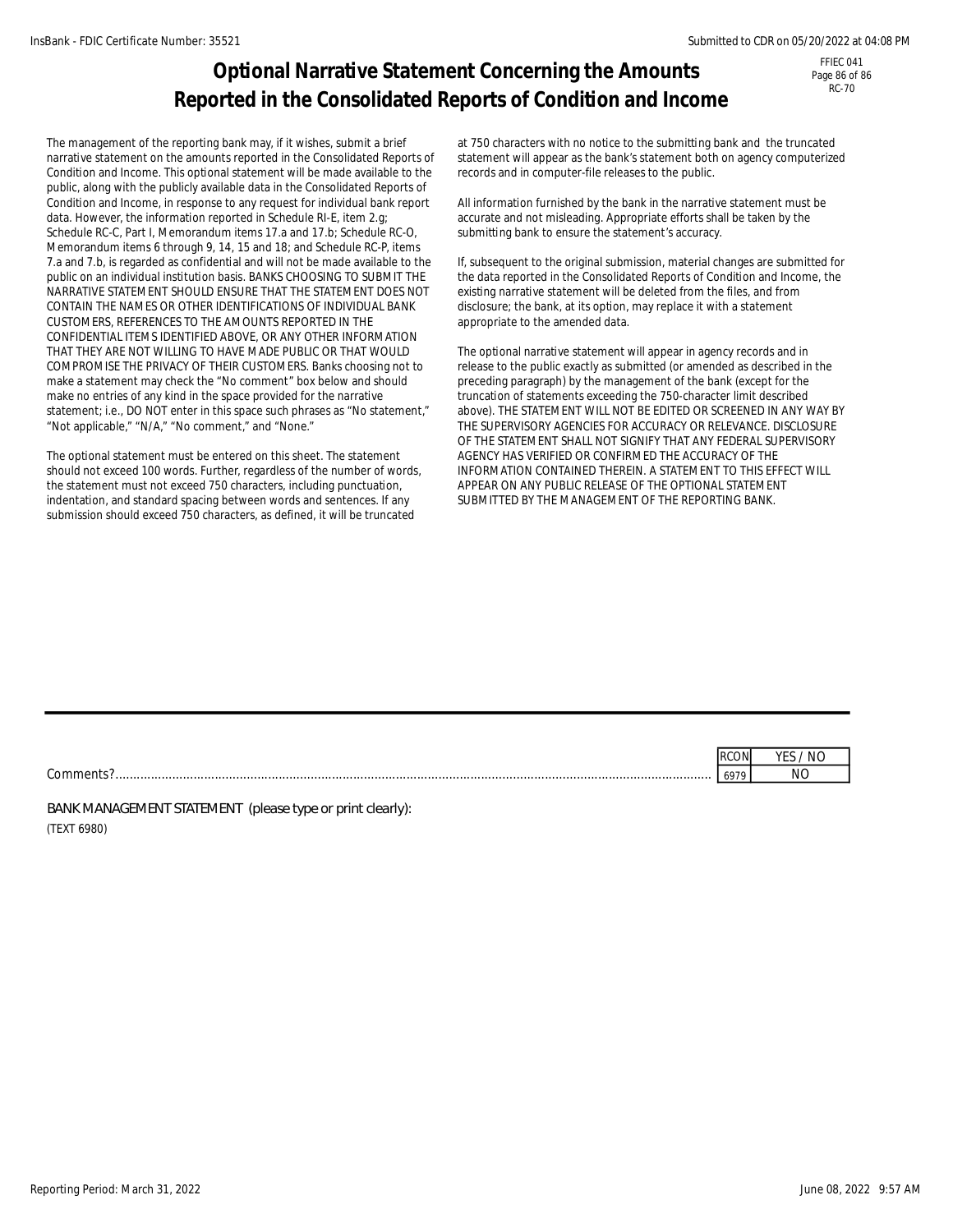# Optional Narrative Statement Concerning the Amounts Reported in the Consolidated Reports of Condition and Income

The management of the reporting bank may, if it wishes, submit a brief narrative statement on the amounts reported in the Consolidated Reports of Condition and Income. This optional statement will be made available to the public, along with the publicly available data in the Consolidated Reports of Condition and Income, in response to any request for individual bank report data. However, the information reported in Schedule RI-E, item 2.g; Schedule RC-C, Part I, Memorandum items 17.a and 17.b; Schedule RC-O, Memorandum items 6 through 9, 14, 15 and 18; and Schedule RC-P, items 7.a and 7.b, is regarded as confidential and will not be made available to the public on an individual institution basis. BANKS CHOOSING TO SUBMIT THE NARRATIVE STATEMENT SHOULD ENSURE THAT THE STATEMENT DOES NOT CONTAIN THE NAMES OR OTHER IDENTIFICATIONS OF INDIVIDUAL BANK CUSTOMERS, REFERENCES TO THE AMOUNTS REPORTED IN THE CONFIDENTIAL ITEMS IDENTIFIED ABOVE, OR ANY OTHER INFORMATION THAT THEY ARE NOT WILLING TO HAVE MADE PUBLIC OR THAT WOULD COMPROMISE THE PRIVACY OF THEIR CUSTOMERS. Banks choosing not to make a statement may check the "No comment" box below and should make no entries of any kind in the space provided for the narrative statement; i.e., DO NOT enter in this space such phrases as "No statement," "Not applicable," "N/A," "No comment," and "None."

The optional statement must be entered on this sheet. The statement should not exceed 100 words. Further, regardless of the number of words, the statement must not exceed 750 characters, including punctuation, indentation, and standard spacing between words and sentences. If any submission should exceed 750 characters, as defined, it will be truncated at 750 characters with no notice to the submitting bank and the truncated statement will appear as the bank's statement both on agency computerized records and in computer-file releases to the public.

All information furnished by the bank in the narrative statement must be accurate and not misleading. Appropriate efforts shall be taken by the submitting bank to ensure the statement's accuracy.

If, subsequent to the original submission, material changes are submitted for the data reported in the Consolidated Reports of Condition and Income, the existing narrative statement will be deleted from the files, and from disclosure; the bank, at its option, may replace it with a statement appropriate to the amended data.

The optional narrative statement will appear in agency records and in release to the public exactly as submitted (or amended as described in the preceding paragraph) by the management of the bank (except for the truncation of statements exceeding the 750-character limit described above). THE STATEMENT WILL NOT BE EDITED OR SCREENED IN ANY WAY BY THE SUPERVISORY AGENCIES FOR ACCURACY OR RELEVANCE. DISCLOSURE OF THE STATEMENT SHALL NOT SIGNIFY THAT ANY FEDERAL SUPERVISORY AGENCY HAS VERIFIED OR CONFIRMED THE ACCURACY OF THE INFORMATION CONTAINED THEREIN. A STATEMENT TO THIS EFFECT WILL APPEAR ON ANY PUBLIC RELEASE OF THE OPTIONAL STATEMENT SUBMITTED BY THE MANAGEMENT OF THE REPORTING BANK.

| | RCON | YES / NO |
|---|---|---|
| Comments? | 6979 | NO |

BANK MANAGEMENT STATEMENT (please type or print clearly):
(TEXT 6980)